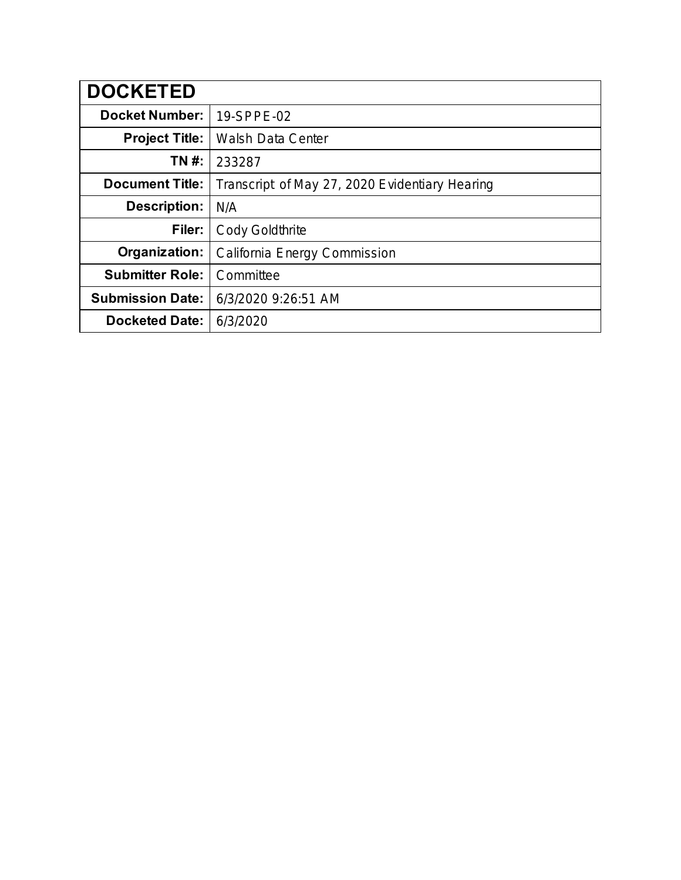| DOCKETED | |
|---|---|
| **Docket Number:** | 19-SPPE-02 |
| **Project Title:** | Walsh Data Center |
| **TN #:** | 233287 |
| **Document Title:** | Transcript of May 27, 2020 Evidentiary Hearing |
| **Description:** | N/A |
| **Filer:** | Cody Goldthrite |
| **Organization:** | California Energy Commission |
| **Submitter Role:** | Committee |
| **Submission Date:** | 6/3/2020 9:26:51 AM |
| **Docketed Date:** | 6/3/2020 |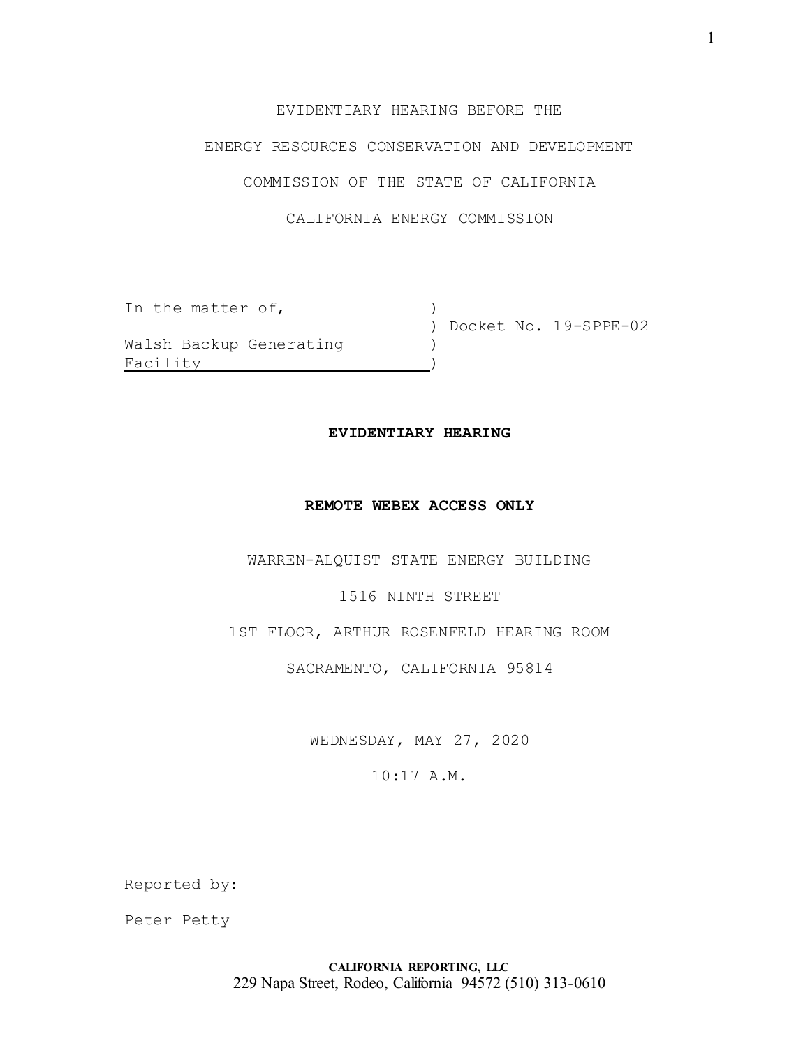EVIDENTIARY HEARING BEFORE THE

ENERGY RESOURCES CONSERVATION AND DEVELOPMENT

COMMISSION OF THE STATE OF CALIFORNIA

CALIFORNIA ENERGY COMMISSION

| | |
|---|---|
| In the matter of, | ) |
| | ) Docket No. 19-SPPE-02 |
| Walsh Backup Generating | ) |
| Facility | ) |

**EVIDENTIARY HEARING**

**REMOTE WEBEX ACCESS ONLY**

WARREN-ALQUIST STATE ENERGY BUILDING

1516 NINTH STREET

1ST FLOOR, ARTHUR ROSENFELD HEARING ROOM

SACRAMENTO, CALIFORNIA 95814

WEDNESDAY, MAY 27, 2020

10:17 A.M.

Reported by:

Peter Petty

**CALIFORNIA REPORTING, LLC**
229 Napa Street, Rodeo, California 94572 (510) 313-0610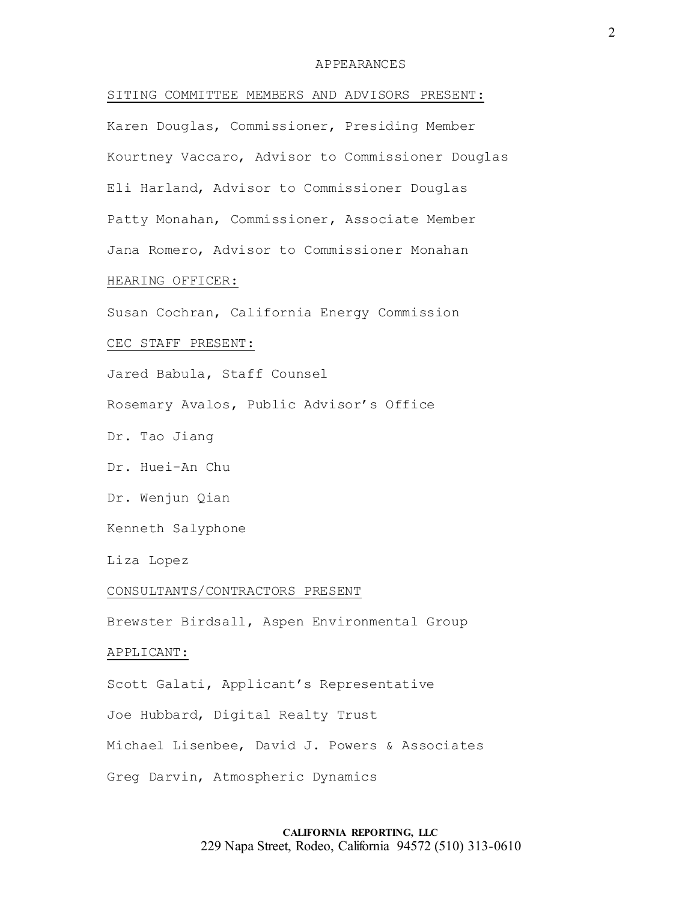# APPEARANCES

SITING COMMITTEE MEMBERS AND ADVISORS PRESENT:

Karen Douglas, Commissioner, Presiding Member

Kourtney Vaccaro, Advisor to Commissioner Douglas

Eli Harland, Advisor to Commissioner Douglas

Patty Monahan, Commissioner, Associate Member

Jana Romero, Advisor to Commissioner Monahan

HEARING OFFICER:

Susan Cochran, California Energy Commission

CEC STAFF PRESENT:

Jared Babula, Staff Counsel

Rosemary Avalos, Public Advisor's Office

Dr. Tao Jiang

Dr. Huei-An Chu

Dr. Wenjun Qian

Kenneth Salyphone

Liza Lopez

CONSULTANTS/CONTRACTORS PRESENT

Brewster Birdsall, Aspen Environmental Group

APPLICANT:

Scott Galati, Applicant's Representative

Joe Hubbard, Digital Realty Trust

Michael Lisenbee, David J. Powers & Associates

Greg Darvin, Atmospheric Dynamics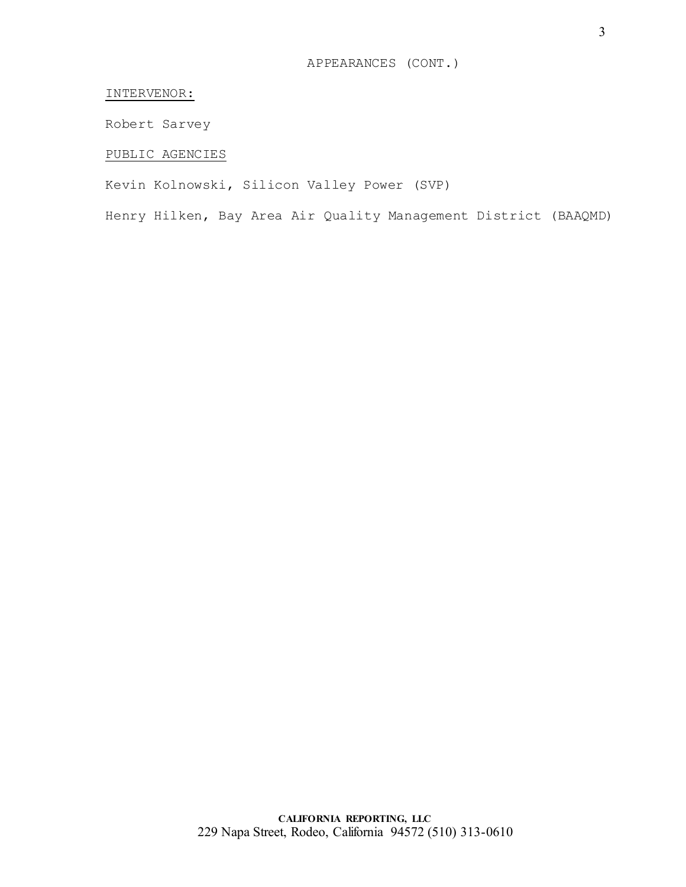APPEARANCES (CONT.)

INTERVENOR:

Robert Sarvey

PUBLIC AGENCIES

Kevin Kolnowski, Silicon Valley Power (SVP)

Henry Hilken, Bay Area Air Quality Management District (BAAQMD)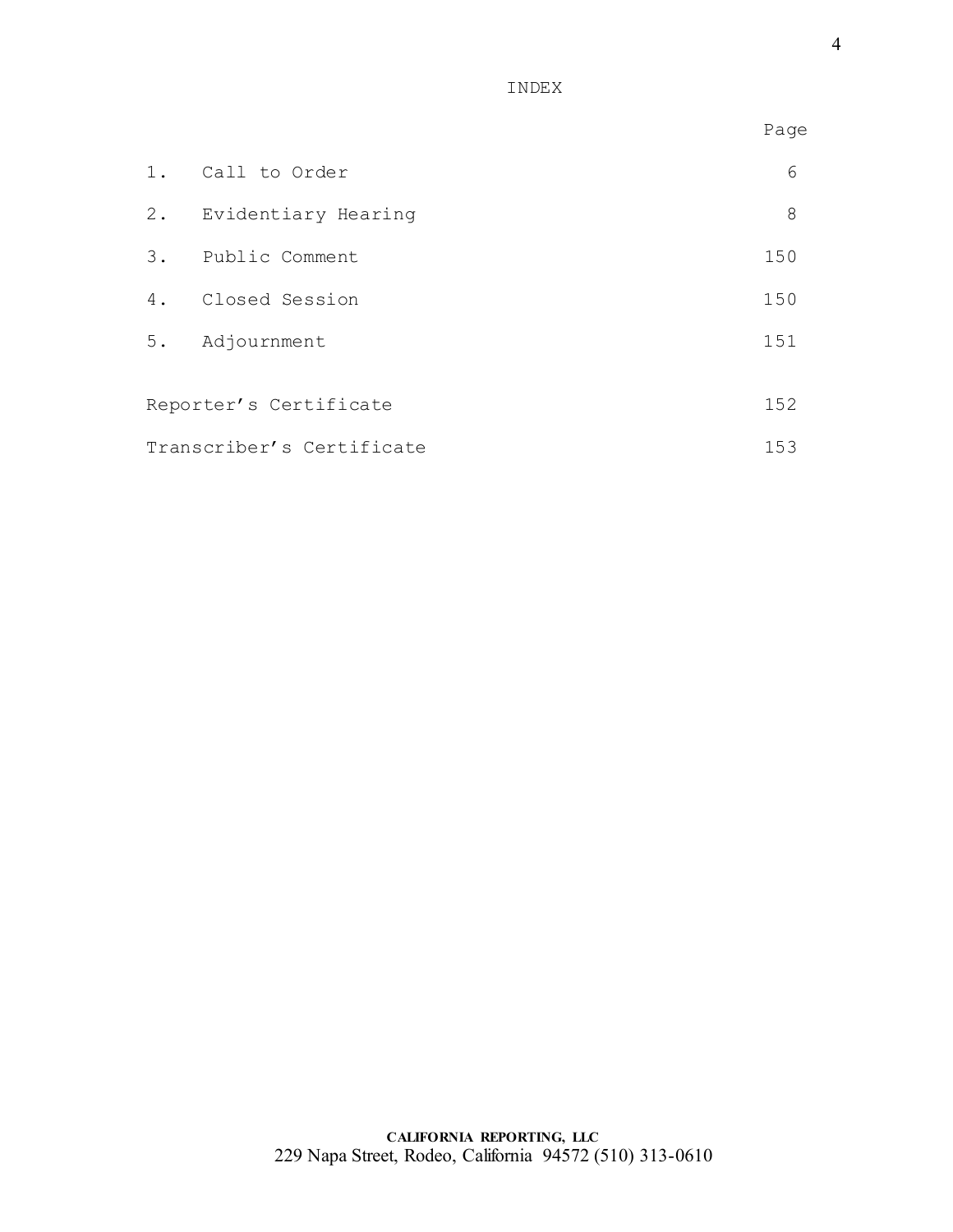# INDEX

| | | Page |
|---|---|---|
| 1. | Call to Order | 6 |
| 2. | Evidentiary Hearing | 8 |
| 3. | Public Comment | 150 |
| 4. | Closed Session | 150 |
| 5. | Adjournment | 151 |

| | Page |
|---|---|
| Reporter's Certificate | 152 |
| Transcriber's Certificate | 153 |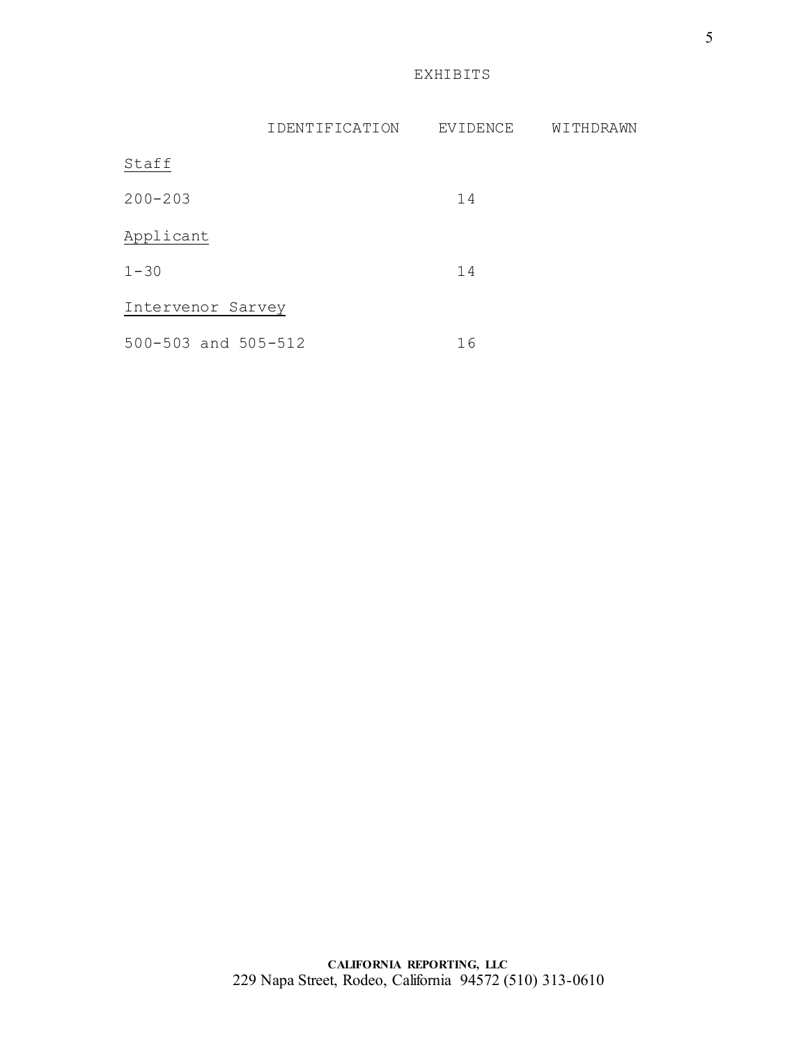# EXHIBITS

| | IDENTIFICATION | EVIDENCE | WITHDRAWN |
|---|---|---|---|
| Staff | | | |
| 200-203 | | 14 | |
| Applicant | | | |
| 1-30 | | 14 | |
| Intervenor Sarvey | | | |
| 500-503 and 505-512 | | 16 | |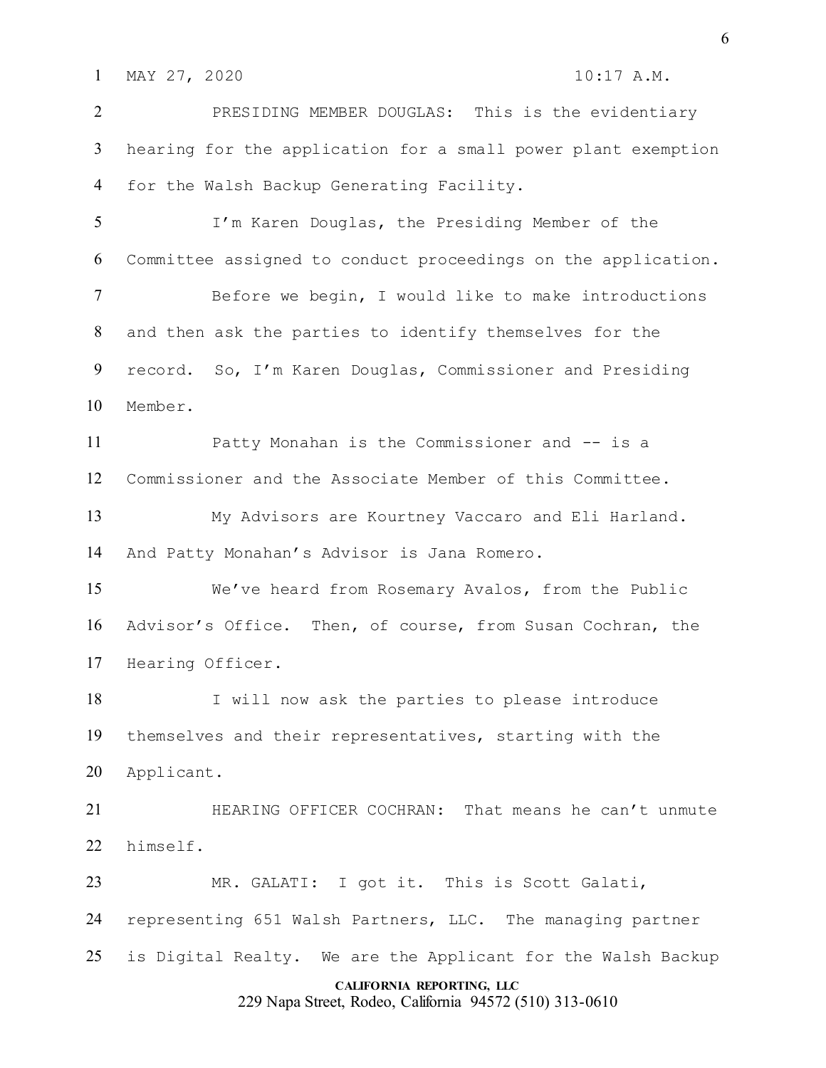MAY 27, 2020 10:17 A.M.

PRESIDING MEMBER DOUGLAS: This is the evidentiary hearing for the application for a small power plant exemption for the Walsh Backup Generating Facility.

I'm Karen Douglas, the Presiding Member of the Committee assigned to conduct proceedings on the application.

Before we begin, I would like to make introductions and then ask the parties to identify themselves for the record. So, I'm Karen Douglas, Commissioner and Presiding Member.

Patty Monahan is the Commissioner and -- is a Commissioner and the Associate Member of this Committee.

My Advisors are Kourtney Vaccaro and Eli Harland. And Patty Monahan's Advisor is Jana Romero.

We've heard from Rosemary Avalos, from the Public Advisor's Office. Then, of course, from Susan Cochran, the Hearing Officer.

I will now ask the parties to please introduce themselves and their representatives, starting with the Applicant.

HEARING OFFICER COCHRAN: That means he can't unmute himself.

MR. GALATI: I got it. This is Scott Galati, representing 651 Walsh Partners, LLC. The managing partner is Digital Realty. We are the Applicant for the Walsh Backup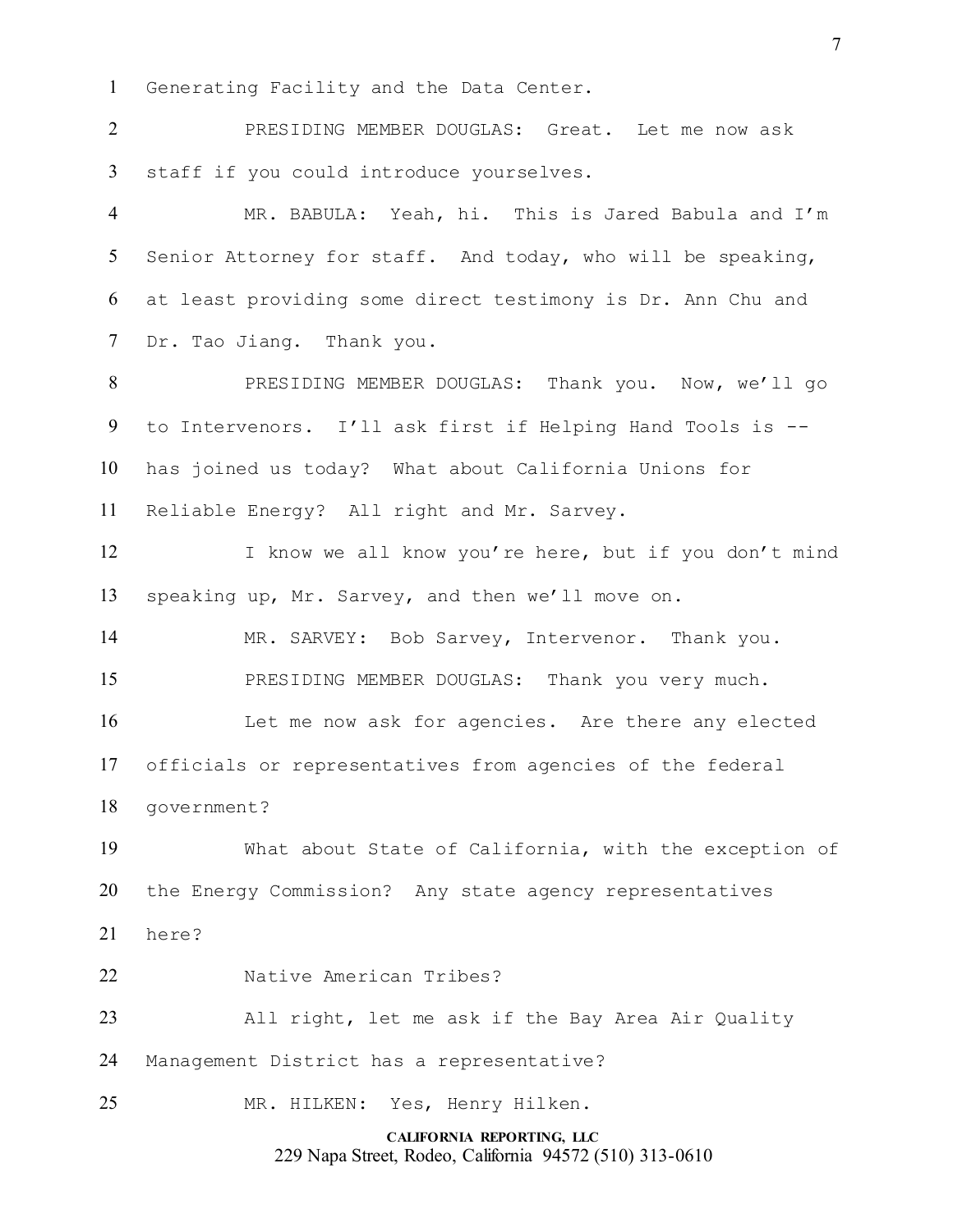Generating Facility and the Data Center.

PRESIDING MEMBER DOUGLAS: Great. Let me now ask staff if you could introduce yourselves.

MR. BABULA: Yeah, hi. This is Jared Babula and I'm Senior Attorney for staff. And today, who will be speaking, at least providing some direct testimony is Dr. Ann Chu and Dr. Tao Jiang. Thank you.

PRESIDING MEMBER DOUGLAS: Thank you. Now, we'll go to Intervenors. I'll ask first if Helping Hand Tools is -- has joined us today? What about California Unions for Reliable Energy? All right and Mr. Sarvey.

I know we all know you're here, but if you don't mind speaking up, Mr. Sarvey, and then we'll move on.

MR. SARVEY: Bob Sarvey, Intervenor. Thank you.

PRESIDING MEMBER DOUGLAS: Thank you very much.

Let me now ask for agencies. Are there any elected officials or representatives from agencies of the federal government?

What about State of California, with the exception of the Energy Commission? Any state agency representatives here?

Native American Tribes?

All right, let me ask if the Bay Area Air Quality Management District has a representative?

MR. HILKEN: Yes, Henry Hilken.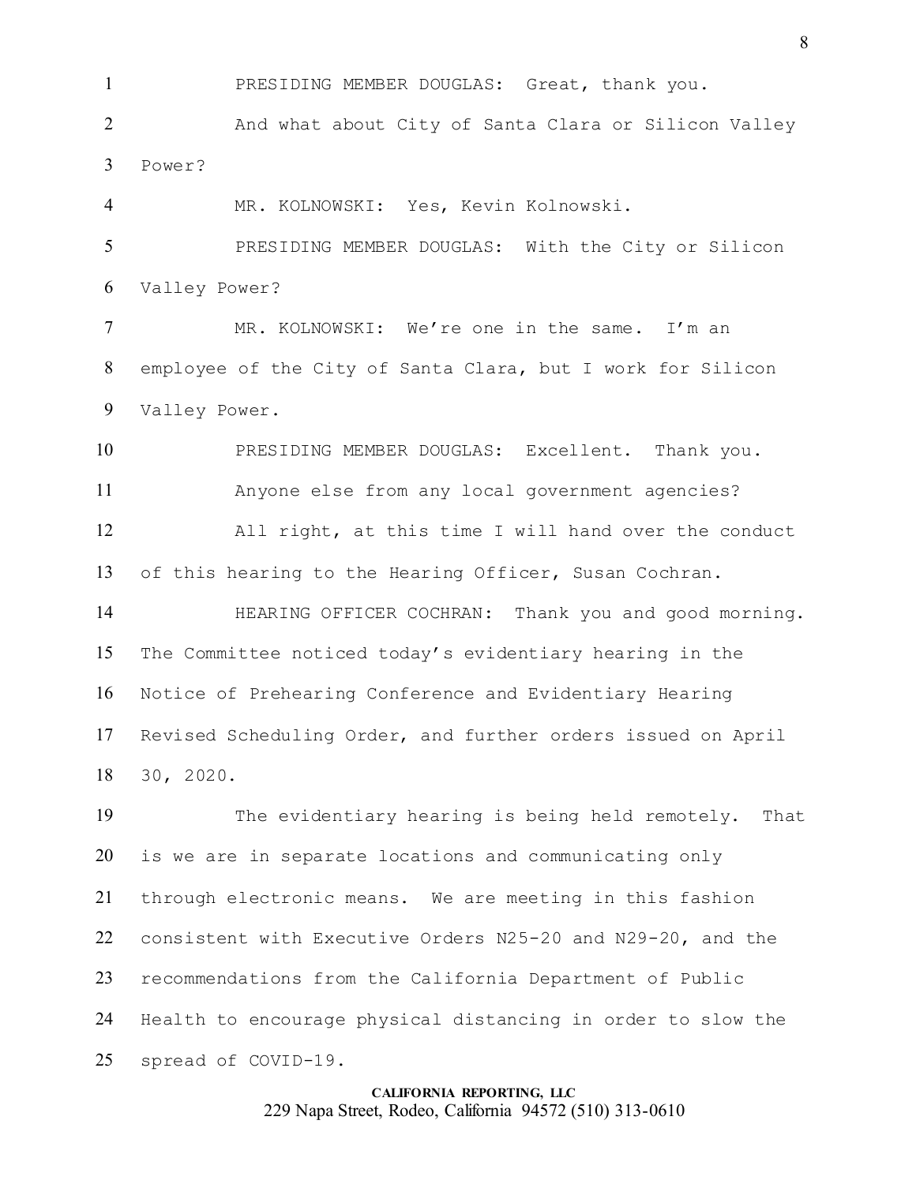PRESIDING MEMBER DOUGLAS: Great, thank you.

And what about City of Santa Clara or Silicon Valley Power?

MR. KOLNOWSKI: Yes, Kevin Kolnowski.

PRESIDING MEMBER DOUGLAS: With the City or Silicon Valley Power?

MR. KOLNOWSKI: We're one in the same. I'm an employee of the City of Santa Clara, but I work for Silicon Valley Power.

PRESIDING MEMBER DOUGLAS: Excellent. Thank you.

Anyone else from any local government agencies?

All right, at this time I will hand over the conduct of this hearing to the Hearing Officer, Susan Cochran.

HEARING OFFICER COCHRAN: Thank you and good morning. The Committee noticed today's evidentiary hearing in the Notice of Prehearing Conference and Evidentiary Hearing Revised Scheduling Order, and further orders issued on April 30, 2020.

The evidentiary hearing is being held remotely. That is we are in separate locations and communicating only through electronic means. We are meeting in this fashion consistent with Executive Orders N25-20 and N29-20, and the recommendations from the California Department of Public Health to encourage physical distancing in order to slow the spread of COVID-19.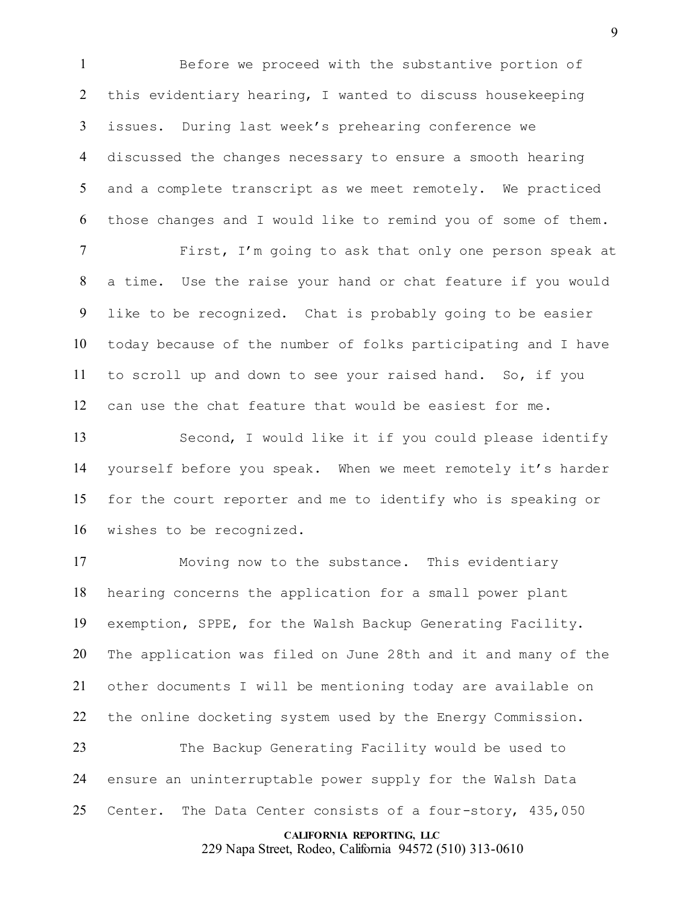Before we proceed with the substantive portion of this evidentiary hearing, I wanted to discuss housekeeping issues. During last week's prehearing conference we discussed the changes necessary to ensure a smooth hearing and a complete transcript as we meet remotely. We practiced those changes and I would like to remind you of some of them.

First, I'm going to ask that only one person speak at a time. Use the raise your hand or chat feature if you would like to be recognized. Chat is probably going to be easier today because of the number of folks participating and I have to scroll up and down to see your raised hand. So, if you can use the chat feature that would be easiest for me.

Second, I would like it if you could please identify yourself before you speak. When we meet remotely it's harder for the court reporter and me to identify who is speaking or wishes to be recognized.

Moving now to the substance. This evidentiary hearing concerns the application for a small power plant exemption, SPPE, for the Walsh Backup Generating Facility. The application was filed on June 28th and it and many of the other documents I will be mentioning today are available on the online docketing system used by the Energy Commission.

The Backup Generating Facility would be used to ensure an uninterruptable power supply for the Walsh Data Center. The Data Center consists of a four-story, 435,050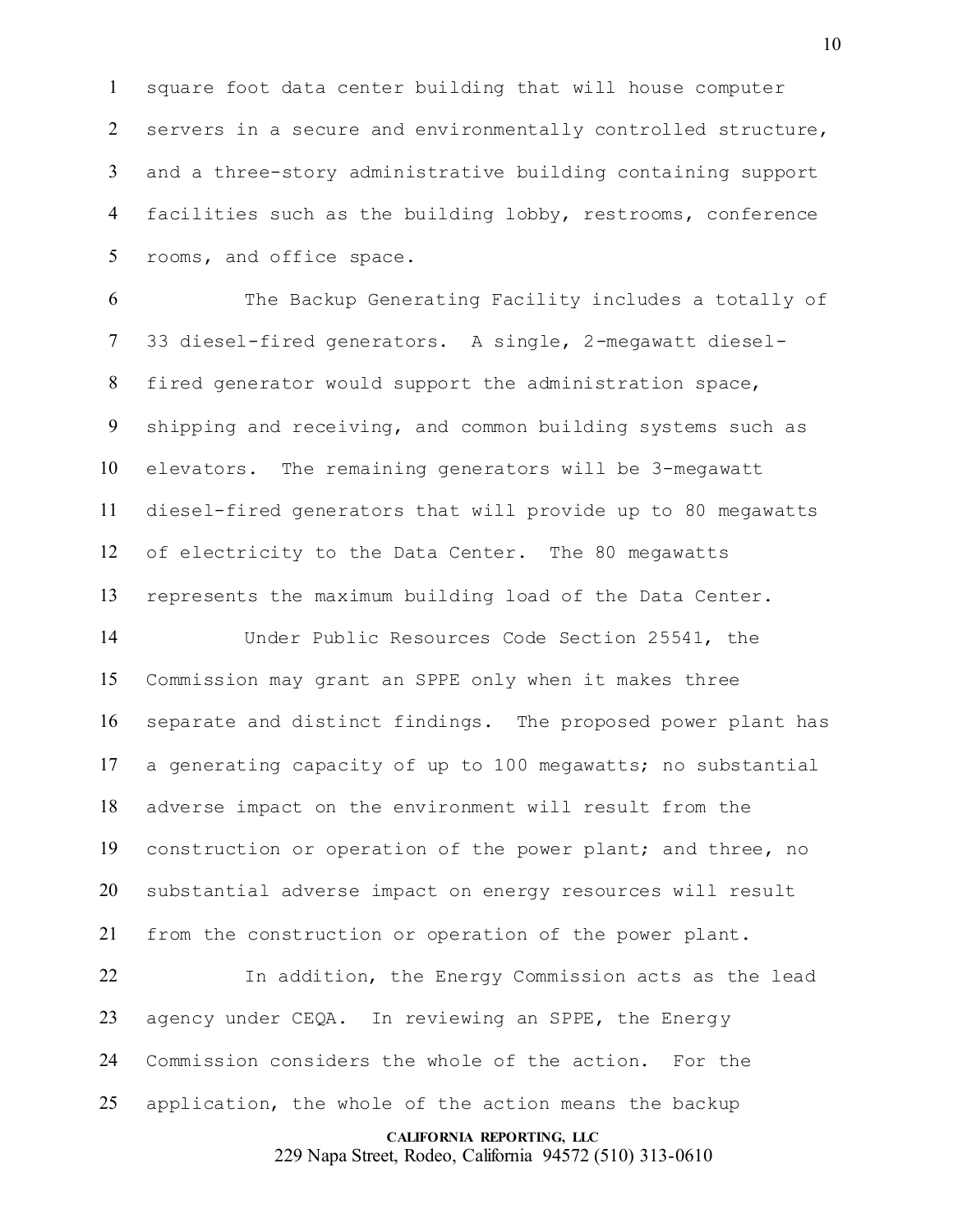square foot data center building that will house computer servers in a secure and environmentally controlled structure, and a three-story administrative building containing support facilities such as the building lobby, restrooms, conference rooms, and office space.

The Backup Generating Facility includes a totally of 33 diesel-fired generators. A single, 2-megawatt diesel-fired generator would support the administration space, shipping and receiving, and common building systems such as elevators. The remaining generators will be 3-megawatt diesel-fired generators that will provide up to 80 megawatts of electricity to the Data Center. The 80 megawatts represents the maximum building load of the Data Center.

Under Public Resources Code Section 25541, the Commission may grant an SPPE only when it makes three separate and distinct findings. The proposed power plant has a generating capacity of up to 100 megawatts; no substantial adverse impact on the environment will result from the construction or operation of the power plant; and three, no substantial adverse impact on energy resources will result from the construction or operation of the power plant.

In addition, the Energy Commission acts as the lead agency under CEQA. In reviewing an SPPE, the Energy Commission considers the whole of the action. For the application, the whole of the action means the backup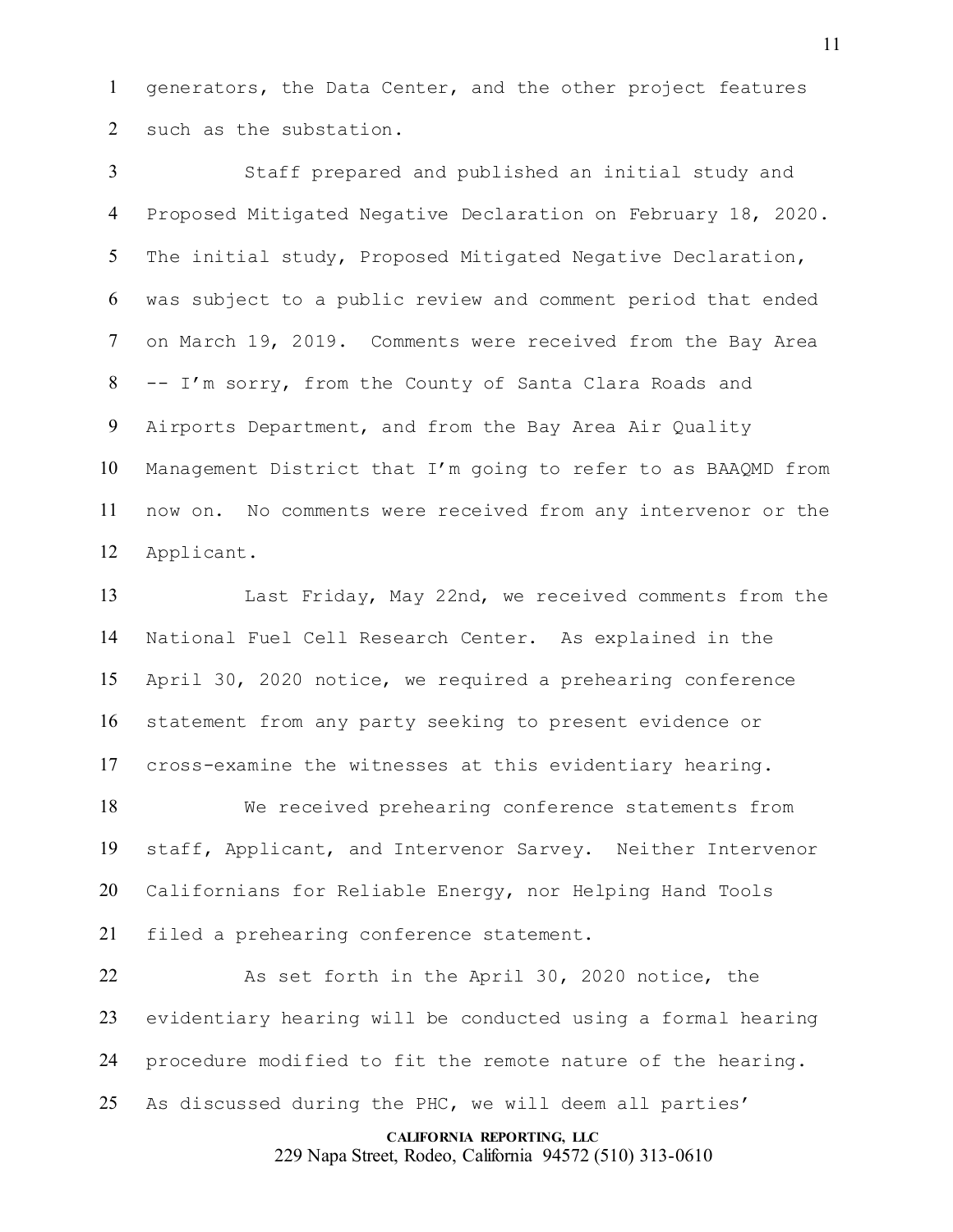generators, the Data Center, and the other project features such as the substation.

Staff prepared and published an initial study and Proposed Mitigated Negative Declaration on February 18, 2020. The initial study, Proposed Mitigated Negative Declaration, was subject to a public review and comment period that ended on March 19, 2019. Comments were received from the Bay Area -- I'm sorry, from the County of Santa Clara Roads and Airports Department, and from the Bay Area Air Quality Management District that I'm going to refer to as BAAQMD from now on. No comments were received from any intervenor or the Applicant.

Last Friday, May 22nd, we received comments from the National Fuel Cell Research Center. As explained in the April 30, 2020 notice, we required a prehearing conference statement from any party seeking to present evidence or cross-examine the witnesses at this evidentiary hearing.

We received prehearing conference statements from staff, Applicant, and Intervenor Sarvey. Neither Intervenor Californians for Reliable Energy, nor Helping Hand Tools filed a prehearing conference statement.

As set forth in the April 30, 2020 notice, the evidentiary hearing will be conducted using a formal hearing procedure modified to fit the remote nature of the hearing. As discussed during the PHC, we will deem all parties'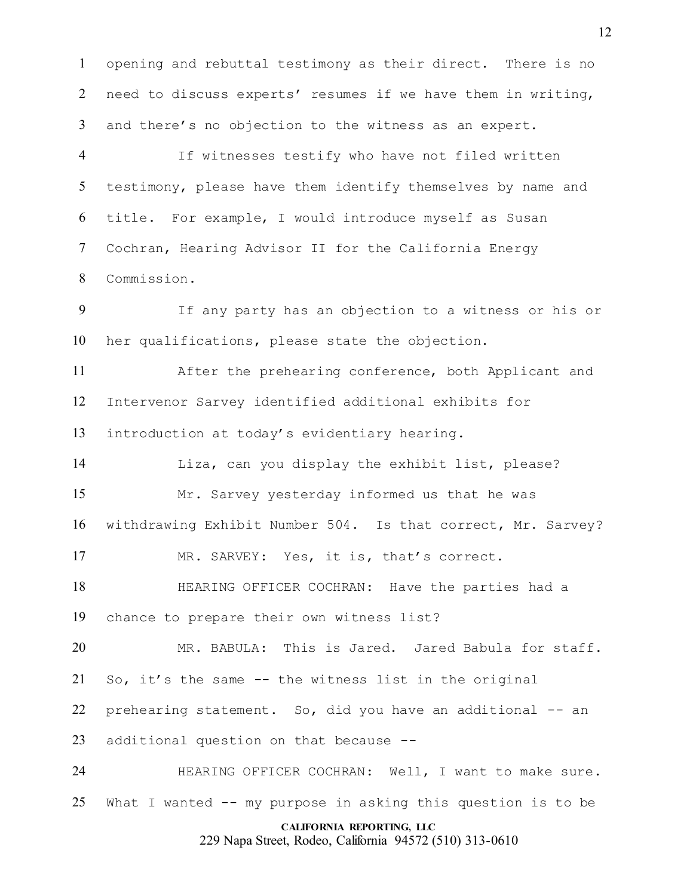opening and rebuttal testimony as their direct. There is no need to discuss experts' resumes if we have them in writing, and there's no objection to the witness as an expert.

If witnesses testify who have not filed written testimony, please have them identify themselves by name and title. For example, I would introduce myself as Susan Cochran, Hearing Advisor II for the California Energy Commission.

If any party has an objection to a witness or his or her qualifications, please state the objection.

After the prehearing conference, both Applicant and Intervenor Sarvey identified additional exhibits for introduction at today's evidentiary hearing.

Liza, can you display the exhibit list, please?

Mr. Sarvey yesterday informed us that he was withdrawing Exhibit Number 504. Is that correct, Mr. Sarvey?

MR. SARVEY: Yes, it is, that's correct.

HEARING OFFICER COCHRAN: Have the parties had a chance to prepare their own witness list?

MR. BABULA: This is Jared. Jared Babula for staff. So, it's the same -- the witness list in the original prehearing statement. So, did you have an additional -- an additional question on that because --

HEARING OFFICER COCHRAN: Well, I want to make sure. What I wanted -- my purpose in asking this question is to be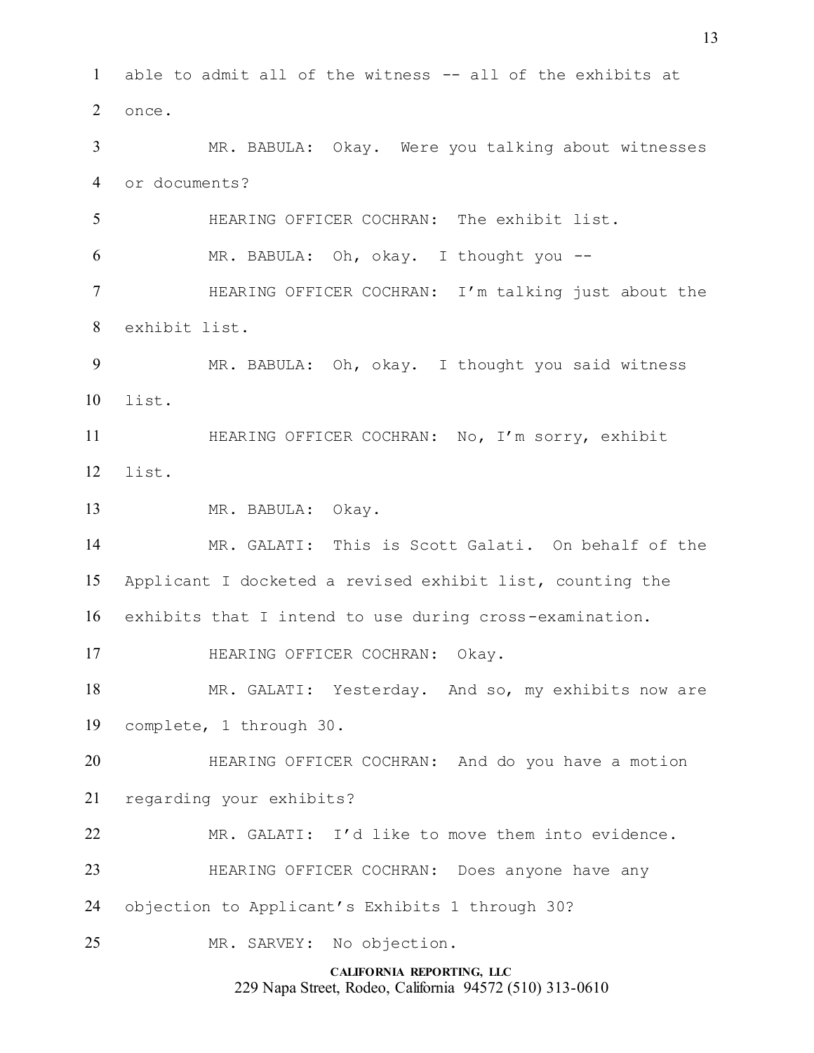able to admit all of the witness -- all of the exhibits at once.

MR. BABULA: Okay. Were you talking about witnesses or documents?

HEARING OFFICER COCHRAN: The exhibit list.

MR. BABULA: Oh, okay. I thought you --

HEARING OFFICER COCHRAN: I'm talking just about the exhibit list.

MR. BABULA: Oh, okay. I thought you said witness list.

HEARING OFFICER COCHRAN: No, I'm sorry, exhibit list.

MR. BABULA: Okay.

MR. GALATI: This is Scott Galati. On behalf of the Applicant I docketed a revised exhibit list, counting the exhibits that I intend to use during cross-examination.

HEARING OFFICER COCHRAN: Okay.

MR. GALATI: Yesterday. And so, my exhibits now are complete, 1 through 30.

HEARING OFFICER COCHRAN: And do you have a motion regarding your exhibits?

MR. GALATI: I'd like to move them into evidence.

HEARING OFFICER COCHRAN: Does anyone have any objection to Applicant's Exhibits 1 through 30?

MR. SARVEY: No objection.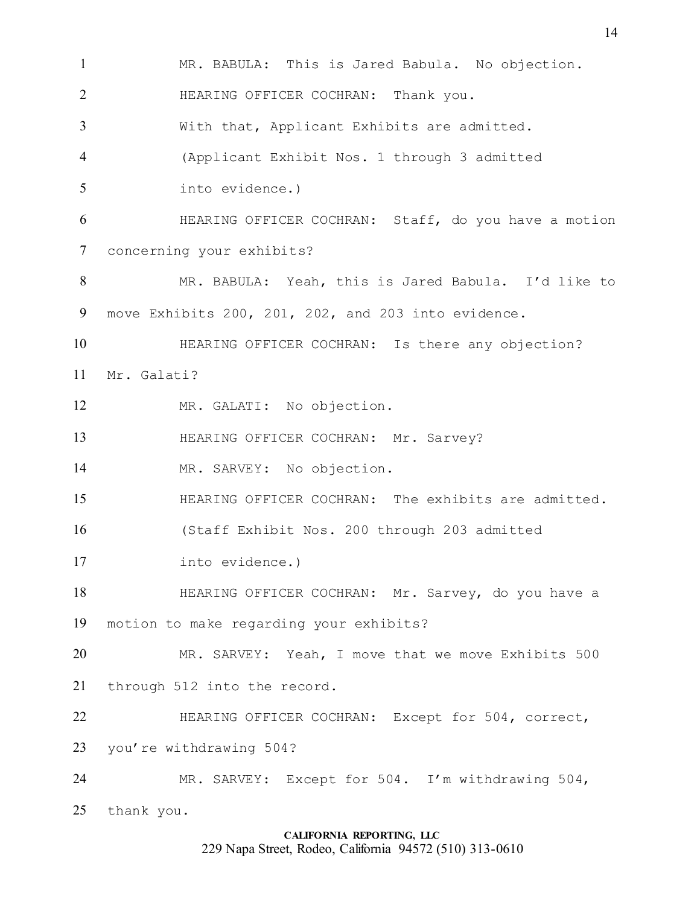MR. BABULA: This is Jared Babula. No objection.

HEARING OFFICER COCHRAN: Thank you.

With that, Applicant Exhibits are admitted.

(Applicant Exhibit Nos. 1 through 3 admitted into evidence.)

HEARING OFFICER COCHRAN: Staff, do you have a motion concerning your exhibits?

MR. BABULA: Yeah, this is Jared Babula. I'd like to move Exhibits 200, 201, 202, and 203 into evidence.

HEARING OFFICER COCHRAN: Is there any objection? Mr. Galati?

MR. GALATI: No objection.

HEARING OFFICER COCHRAN: Mr. Sarvey?

MR. SARVEY: No objection.

HEARING OFFICER COCHRAN: The exhibits are admitted.

(Staff Exhibit Nos. 200 through 203 admitted into evidence.)

HEARING OFFICER COCHRAN: Mr. Sarvey, do you have a motion to make regarding your exhibits?

MR. SARVEY: Yeah, I move that we move Exhibits 500 through 512 into the record.

HEARING OFFICER COCHRAN: Except for 504, correct, you're withdrawing 504?

MR. SARVEY: Except for 504. I'm withdrawing 504, thank you.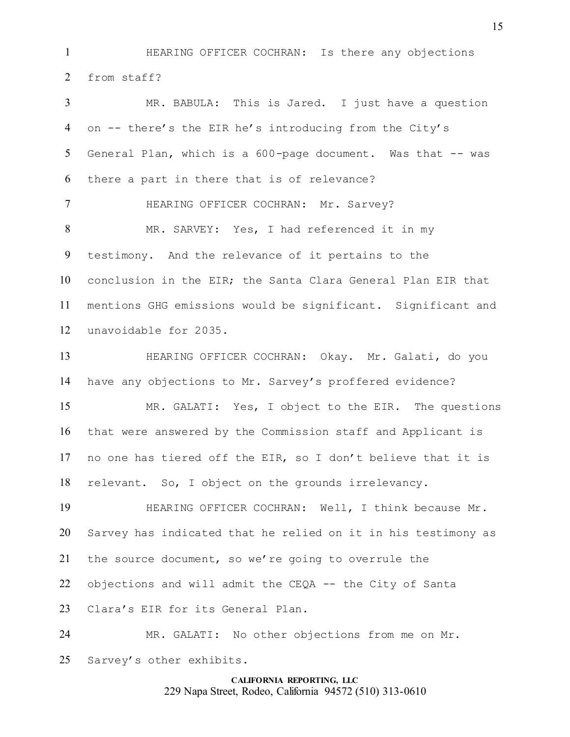HEARING OFFICER COCHRAN: Is there any objections from staff?

MR. BABULA: This is Jared. I just have a question on -- there's the EIR he's introducing from the City's General Plan, which is a 600-page document. Was that -- was there a part in there that is of relevance?

HEARING OFFICER COCHRAN: Mr. Sarvey?

MR. SARVEY: Yes, I had referenced it in my testimony. And the relevance of it pertains to the conclusion in the EIR; the Santa Clara General Plan EIR that mentions GHG emissions would be significant. Significant and unavoidable for 2035.

HEARING OFFICER COCHRAN: Okay. Mr. Galati, do you have any objections to Mr. Sarvey's proffered evidence?

MR. GALATI: Yes, I object to the EIR. The questions that were answered by the Commission staff and Applicant is no one has tiered off the EIR, so I don't believe that it is relevant. So, I object on the grounds irrelevancy.

HEARING OFFICER COCHRAN: Well, I think because Mr. Sarvey has indicated that he relied on it in his testimony as the source document, so we're going to overrule the objections and will admit the CEQA -- the City of Santa Clara's EIR for its General Plan.

MR. GALATI: No other objections from me on Mr. Sarvey's other exhibits.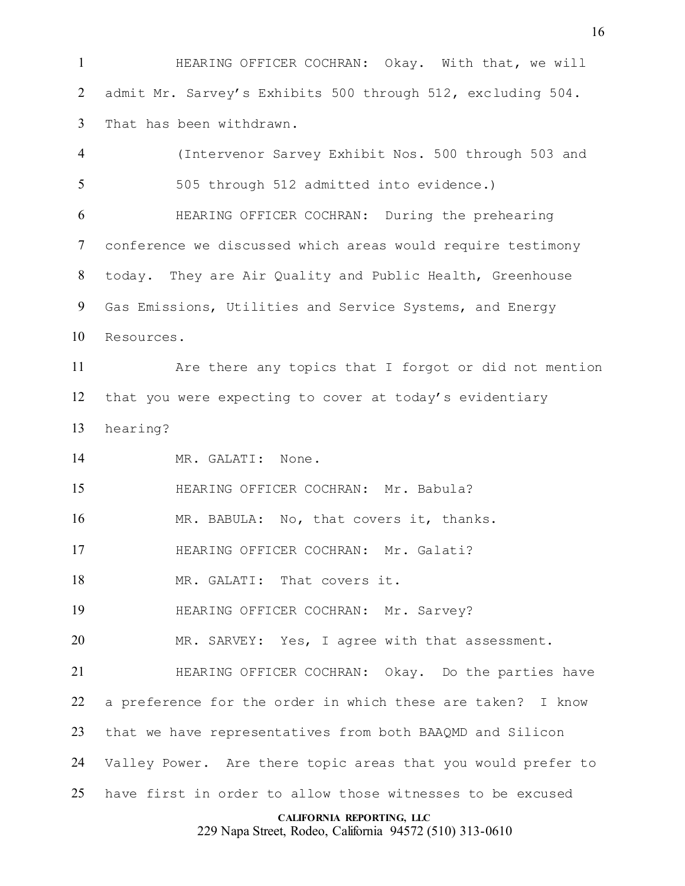HEARING OFFICER COCHRAN: Okay. With that, we will admit Mr. Sarvey's Exhibits 500 through 512, excluding 504. That has been withdrawn.

(Intervenor Sarvey Exhibit Nos. 500 through 503 and 505 through 512 admitted into evidence.)

HEARING OFFICER COCHRAN: During the prehearing conference we discussed which areas would require testimony today. They are Air Quality and Public Health, Greenhouse Gas Emissions, Utilities and Service Systems, and Energy Resources.

Are there any topics that I forgot or did not mention that you were expecting to cover at today's evidentiary hearing?

MR. GALATI: None.

HEARING OFFICER COCHRAN: Mr. Babula?

MR. BABULA: No, that covers it, thanks.

HEARING OFFICER COCHRAN: Mr. Galati?

MR. GALATI: That covers it.

HEARING OFFICER COCHRAN: Mr. Sarvey?

MR. SARVEY: Yes, I agree with that assessment.

HEARING OFFICER COCHRAN: Okay. Do the parties have a preference for the order in which these are taken? I know that we have representatives from both BAAQMD and Silicon Valley Power. Are there topic areas that you would prefer to have first in order to allow those witnesses to be excused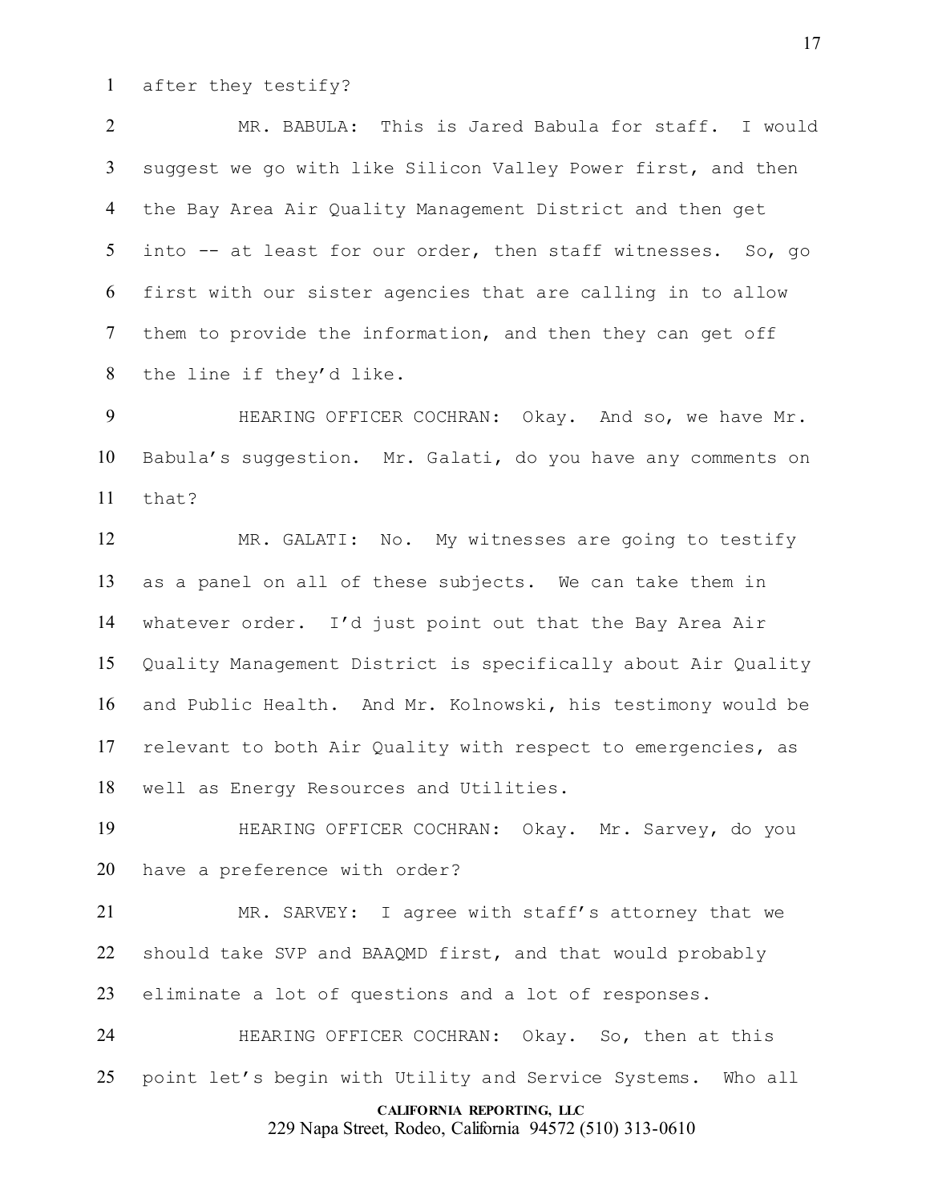after they testify?

MR. BABULA: This is Jared Babula for staff. I would suggest we go with like Silicon Valley Power first, and then the Bay Area Air Quality Management District and then get into -- at least for our order, then staff witnesses. So, go first with our sister agencies that are calling in to allow them to provide the information, and then they can get off the line if they'd like.

HEARING OFFICER COCHRAN: Okay. And so, we have Mr. Babula's suggestion. Mr. Galati, do you have any comments on that?

MR. GALATI: No. My witnesses are going to testify as a panel on all of these subjects. We can take them in whatever order. I'd just point out that the Bay Area Air Quality Management District is specifically about Air Quality and Public Health. And Mr. Kolnowski, his testimony would be relevant to both Air Quality with respect to emergencies, as well as Energy Resources and Utilities.

HEARING OFFICER COCHRAN: Okay. Mr. Sarvey, do you have a preference with order?

MR. SARVEY: I agree with staff's attorney that we should take SVP and BAAQMD first, and that would probably eliminate a lot of questions and a lot of responses.

HEARING OFFICER COCHRAN: Okay. So, then at this point let's begin with Utility and Service Systems. Who all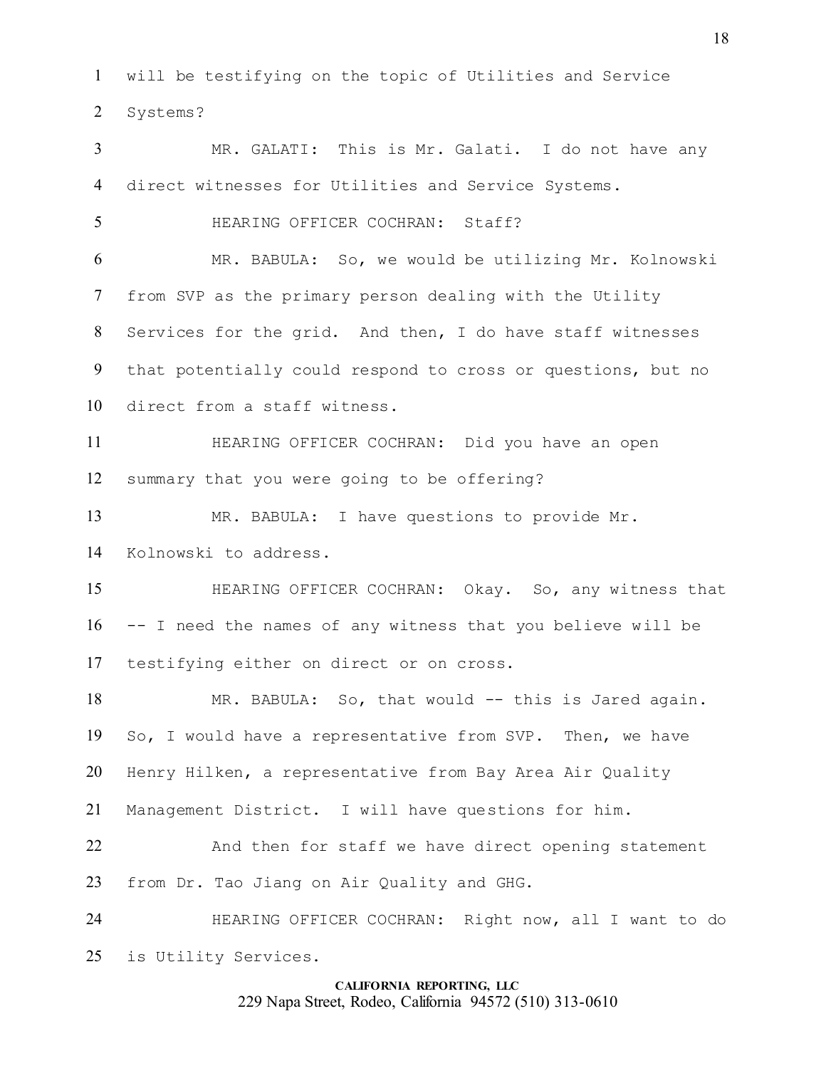will be testifying on the topic of Utilities and Service Systems?

MR. GALATI: This is Mr. Galati. I do not have any direct witnesses for Utilities and Service Systems.

HEARING OFFICER COCHRAN: Staff?

MR. BABULA: So, we would be utilizing Mr. Kolnowski from SVP as the primary person dealing with the Utility Services for the grid. And then, I do have staff witnesses that potentially could respond to cross or questions, but no direct from a staff witness.

HEARING OFFICER COCHRAN: Did you have an open summary that you were going to be offering?

MR. BABULA: I have questions to provide Mr. Kolnowski to address.

HEARING OFFICER COCHRAN: Okay. So, any witness that -- I need the names of any witness that you believe will be testifying either on direct or on cross.

MR. BABULA: So, that would -- this is Jared again. So, I would have a representative from SVP. Then, we have Henry Hilken, a representative from Bay Area Air Quality Management District. I will have questions for him.

And then for staff we have direct opening statement from Dr. Tao Jiang on Air Quality and GHG.

HEARING OFFICER COCHRAN: Right now, all I want to do is Utility Services.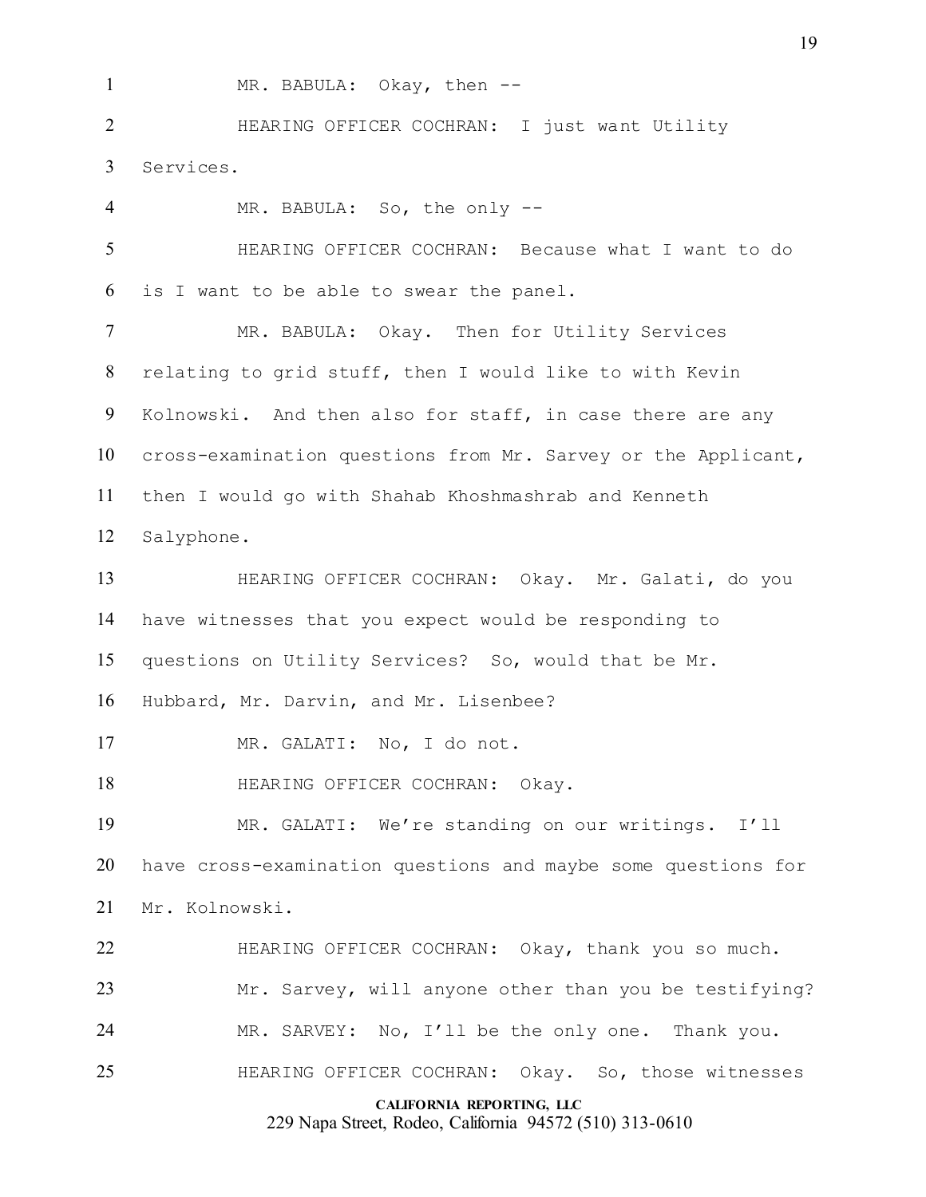MR. BABULA: Okay, then --

HEARING OFFICER COCHRAN: I just want Utility Services.

MR. BABULA: So, the only --

HEARING OFFICER COCHRAN: Because what I want to do is I want to be able to swear the panel.

MR. BABULA: Okay. Then for Utility Services relating to grid stuff, then I would like to with Kevin Kolnowski. And then also for staff, in case there are any cross-examination questions from Mr. Sarvey or the Applicant, then I would go with Shahab Khoshmashrab and Kenneth Salyphone.

HEARING OFFICER COCHRAN: Okay. Mr. Galati, do you have witnesses that you expect would be responding to questions on Utility Services? So, would that be Mr. Hubbard, Mr. Darvin, and Mr. Lisenbee?

MR. GALATI: No, I do not.

HEARING OFFICER COCHRAN: Okay.

MR. GALATI: We're standing on our writings. I'll have cross-examination questions and maybe some questions for Mr. Kolnowski.

HEARING OFFICER COCHRAN: Okay, thank you so much. Mr. Sarvey, will anyone other than you be testifying?

MR. SARVEY: No, I'll be the only one. Thank you.

HEARING OFFICER COCHRAN: Okay. So, those witnesses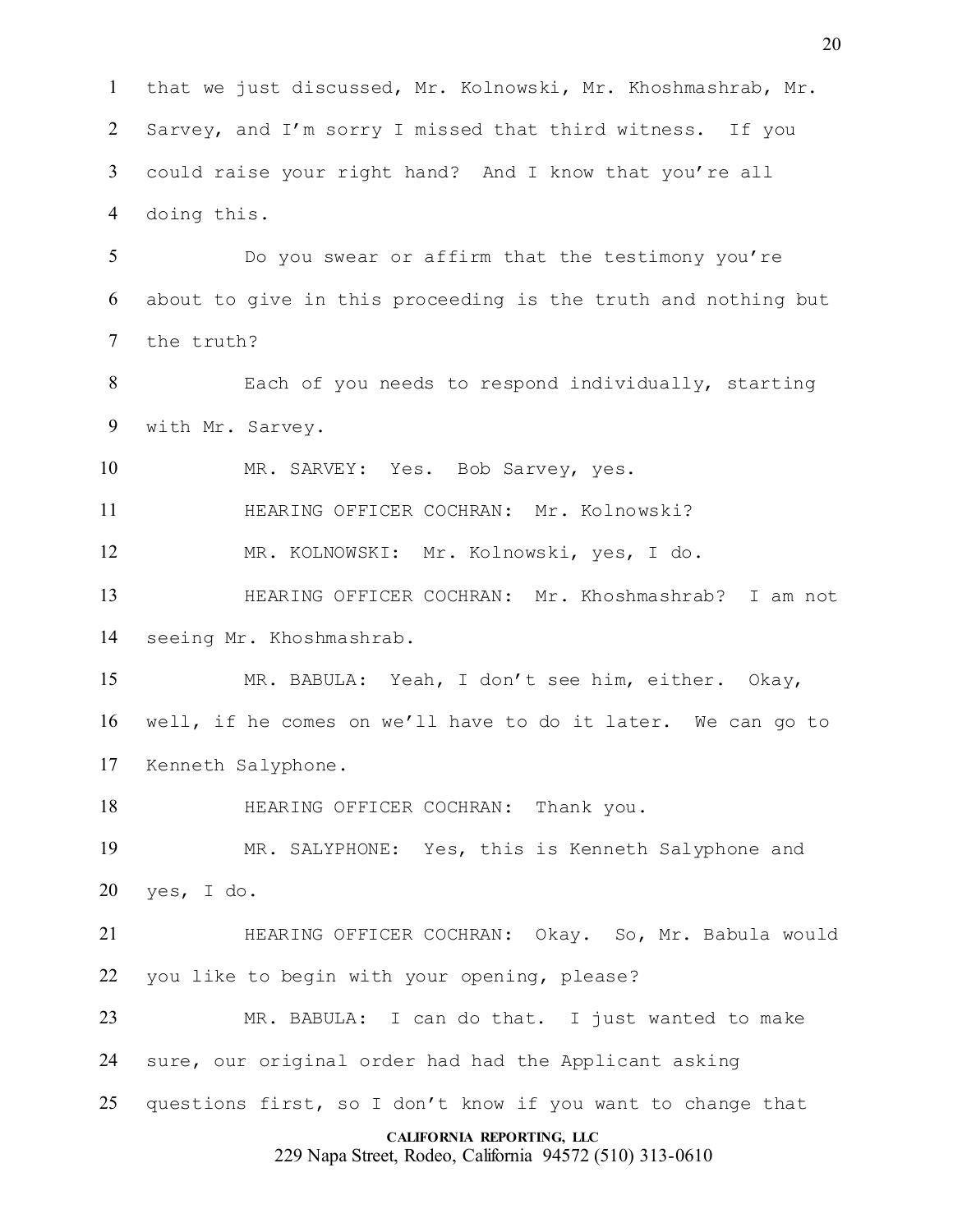that we just discussed, Mr. Kolnowski, Mr. Khoshmashrab, Mr. Sarvey, and I'm sorry I missed that third witness. If you could raise your right hand? And I know that you're all doing this.

Do you swear or affirm that the testimony you're about to give in this proceeding is the truth and nothing but the truth?

Each of you needs to respond individually, starting with Mr. Sarvey.

MR. SARVEY: Yes. Bob Sarvey, yes.

HEARING OFFICER COCHRAN: Mr. Kolnowski?

MR. KOLNOWSKI: Mr. Kolnowski, yes, I do.

HEARING OFFICER COCHRAN: Mr. Khoshmashrab? I am not seeing Mr. Khoshmashrab.

MR. BABULA: Yeah, I don't see him, either. Okay, well, if he comes on we'll have to do it later. We can go to Kenneth Salyphone.

HEARING OFFICER COCHRAN: Thank you.

MR. SALYPHONE: Yes, this is Kenneth Salyphone and yes, I do.

HEARING OFFICER COCHRAN: Okay. So, Mr. Babula would you like to begin with your opening, please?

MR. BABULA: I can do that. I just wanted to make sure, our original order had had the Applicant asking questions first, so I don't know if you want to change that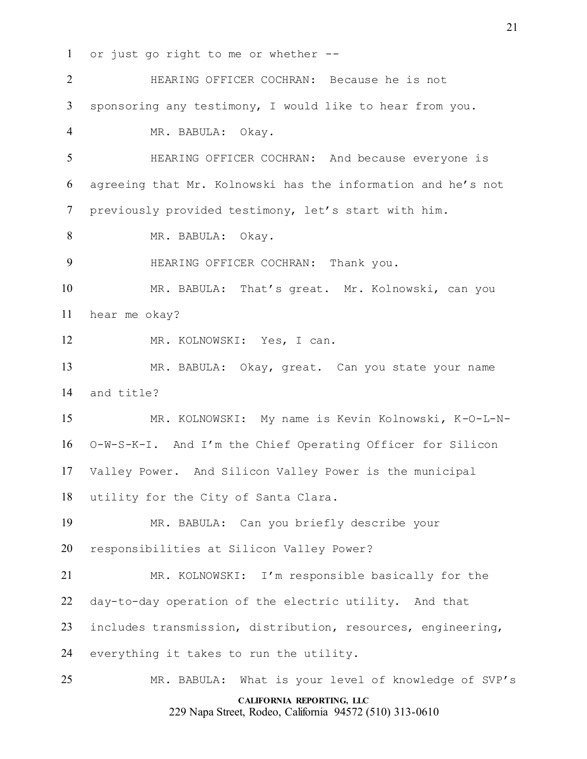or just go right to me or whether --

HEARING OFFICER COCHRAN: Because he is not sponsoring any testimony, I would like to hear from you.

MR. BABULA: Okay.

HEARING OFFICER COCHRAN: And because everyone is agreeing that Mr. Kolnowski has the information and he's not previously provided testimony, let's start with him.

MR. BABULA: Okay.

HEARING OFFICER COCHRAN: Thank you.

MR. BABULA: That's great. Mr. Kolnowski, can you hear me okay?

MR. KOLNOWSKI: Yes, I can.

MR. BABULA: Okay, great. Can you state your name and title?

MR. KOLNOWSKI: My name is Kevin Kolnowski, K-O-L-N-O-W-S-K-I. And I'm the Chief Operating Officer for Silicon Valley Power. And Silicon Valley Power is the municipal utility for the City of Santa Clara.

MR. BABULA: Can you briefly describe your responsibilities at Silicon Valley Power?

MR. KOLNOWSKI: I'm responsible basically for the day-to-day operation of the electric utility. And that includes transmission, distribution, resources, engineering, everything it takes to run the utility.

MR. BABULA: What is your level of knowledge of SVP's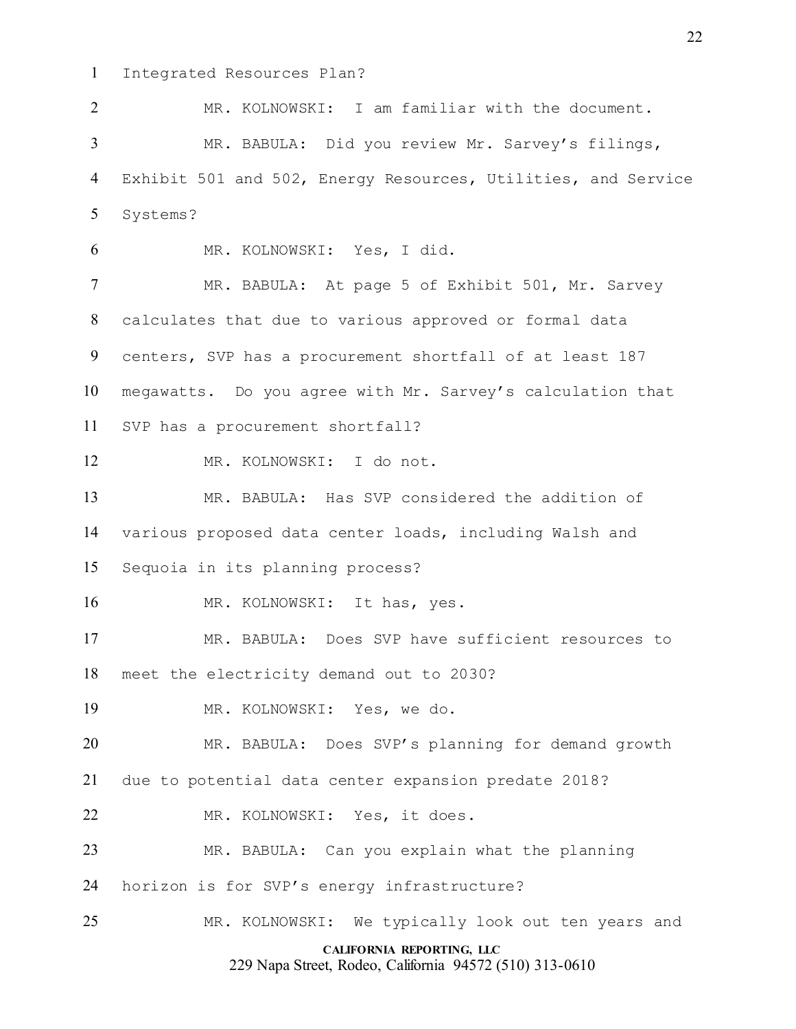Integrated Resources Plan?

MR. KOLNOWSKI: I am familiar with the document.

MR. BABULA: Did you review Mr. Sarvey's filings, Exhibit 501 and 502, Energy Resources, Utilities, and Service Systems?

MR. KOLNOWSKI: Yes, I did.

MR. BABULA: At page 5 of Exhibit 501, Mr. Sarvey calculates that due to various approved or formal data centers, SVP has a procurement shortfall of at least 187 megawatts. Do you agree with Mr. Sarvey's calculation that SVP has a procurement shortfall?

MR. KOLNOWSKI: I do not.

MR. BABULA: Has SVP considered the addition of various proposed data center loads, including Walsh and Sequoia in its planning process?

MR. KOLNOWSKI: It has, yes.

MR. BABULA: Does SVP have sufficient resources to meet the electricity demand out to 2030?

MR. KOLNOWSKI: Yes, we do.

MR. BABULA: Does SVP's planning for demand growth due to potential data center expansion predate 2018?

MR. KOLNOWSKI: Yes, it does.

MR. BABULA: Can you explain what the planning horizon is for SVP's energy infrastructure?

MR. KOLNOWSKI: We typically look out ten years and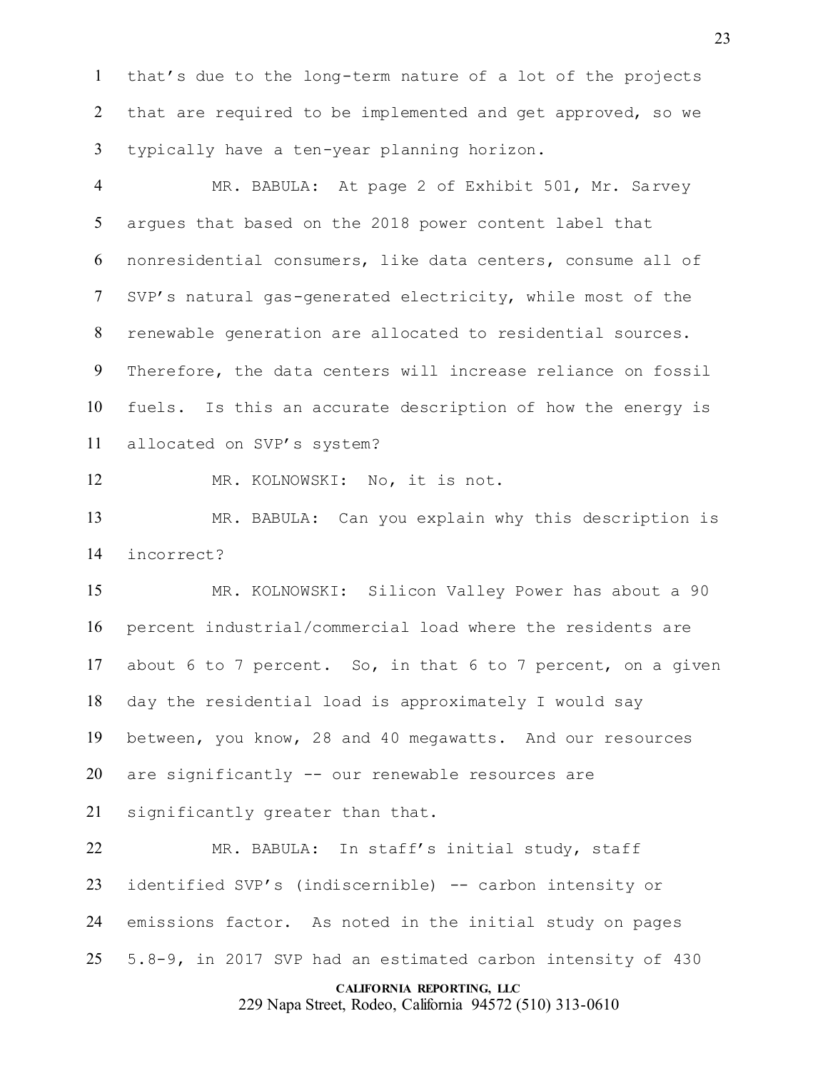that's due to the long-term nature of a lot of the projects that are required to be implemented and get approved, so we typically have a ten-year planning horizon.

MR. BABULA: At page 2 of Exhibit 501, Mr. Sarvey argues that based on the 2018 power content label that nonresidential consumers, like data centers, consume all of SVP's natural gas-generated electricity, while most of the renewable generation are allocated to residential sources. Therefore, the data centers will increase reliance on fossil fuels. Is this an accurate description of how the energy is allocated on SVP's system?

MR. KOLNOWSKI: No, it is not.

MR. BABULA: Can you explain why this description is incorrect?

MR. KOLNOWSKI: Silicon Valley Power has about a 90 percent industrial/commercial load where the residents are about 6 to 7 percent. So, in that 6 to 7 percent, on a given day the residential load is approximately I would say between, you know, 28 and 40 megawatts. And our resources are significantly -- our renewable resources are significantly greater than that.

MR. BABULA: In staff's initial study, staff identified SVP's (indiscernible) -- carbon intensity or emissions factor. As noted in the initial study on pages 5.8-9, in 2017 SVP had an estimated carbon intensity of 430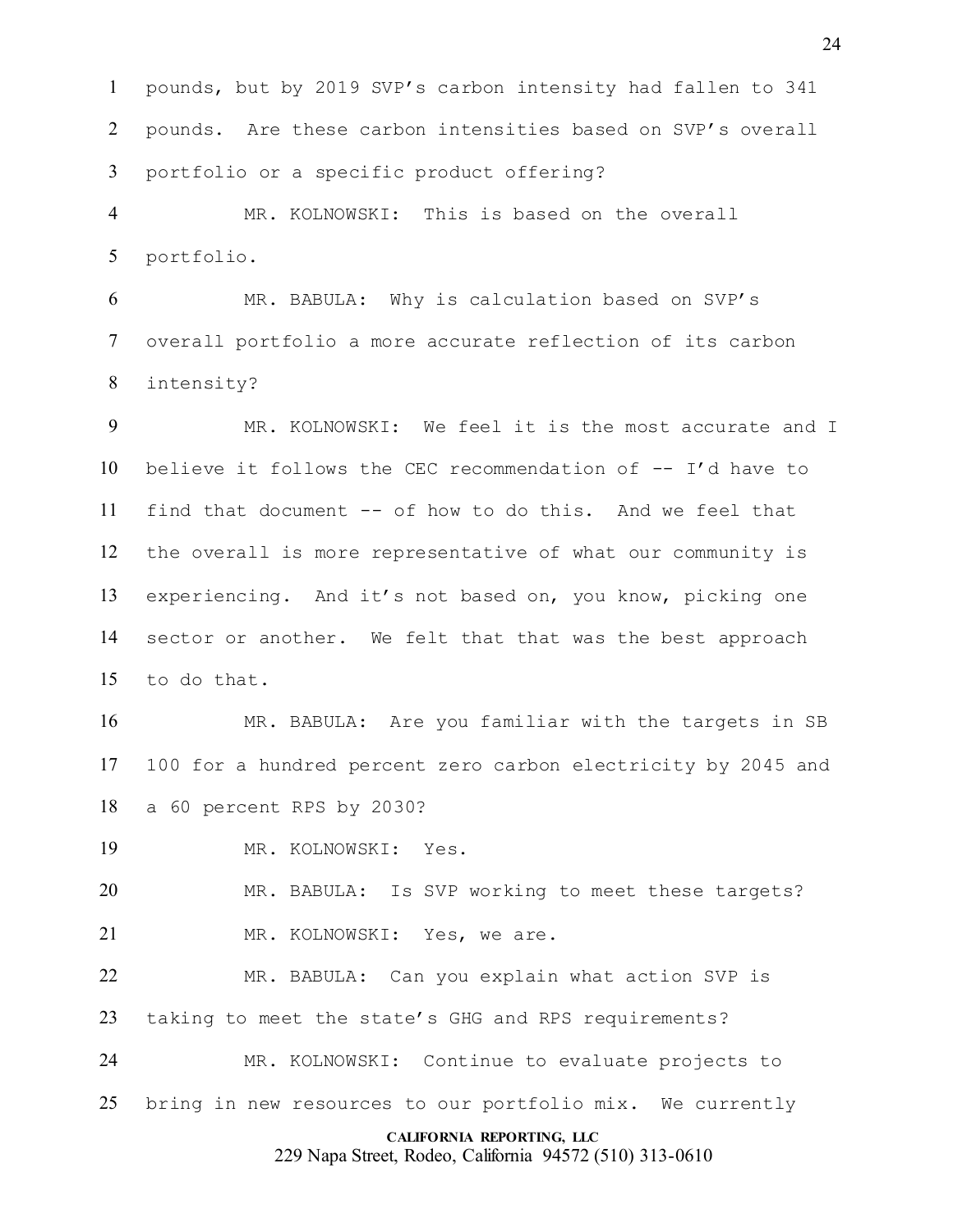pounds, but by 2019 SVP's carbon intensity had fallen to 341 pounds. Are these carbon intensities based on SVP's overall portfolio or a specific product offering?

MR. KOLNOWSKI: This is based on the overall portfolio.

MR. BABULA: Why is calculation based on SVP's overall portfolio a more accurate reflection of its carbon intensity?

MR. KOLNOWSKI: We feel it is the most accurate and I believe it follows the CEC recommendation of -- I'd have to find that document -- of how to do this. And we feel that the overall is more representative of what our community is experiencing. And it's not based on, you know, picking one sector or another. We felt that that was the best approach to do that.

MR. BABULA: Are you familiar with the targets in SB 100 for a hundred percent zero carbon electricity by 2045 and a 60 percent RPS by 2030?

MR. KOLNOWSKI: Yes.

MR. BABULA: Is SVP working to meet these targets?

MR. KOLNOWSKI: Yes, we are.

MR. BABULA: Can you explain what action SVP is taking to meet the state's GHG and RPS requirements?

MR. KOLNOWSKI: Continue to evaluate projects to bring in new resources to our portfolio mix. We currently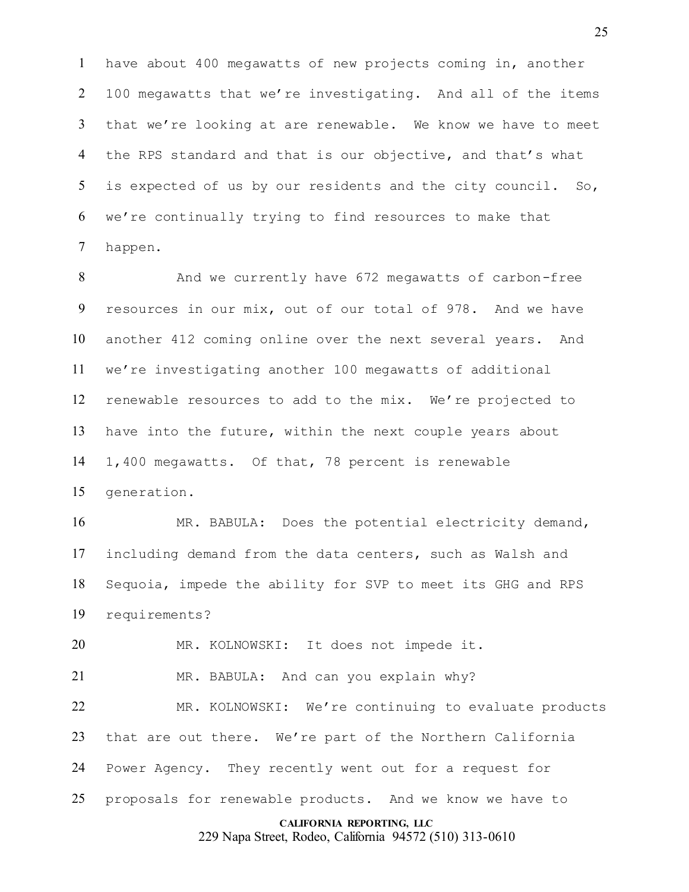have about 400 megawatts of new projects coming in, another 100 megawatts that we're investigating. And all of the items that we're looking at are renewable. We know we have to meet the RPS standard and that is our objective, and that's what is expected of us by our residents and the city council. So, we're continually trying to find resources to make that happen.

And we currently have 672 megawatts of carbon-free resources in our mix, out of our total of 978. And we have another 412 coming online over the next several years. And we're investigating another 100 megawatts of additional renewable resources to add to the mix. We're projected to have into the future, within the next couple years about 1,400 megawatts. Of that, 78 percent is renewable generation.

MR. BABULA: Does the potential electricity demand, including demand from the data centers, such as Walsh and Sequoia, impede the ability for SVP to meet its GHG and RPS requirements?

MR. KOLNOWSKI: It does not impede it.

MR. BABULA: And can you explain why?

MR. KOLNOWSKI: We're continuing to evaluate products that are out there. We're part of the Northern California Power Agency. They recently went out for a request for proposals for renewable products. And we know we have to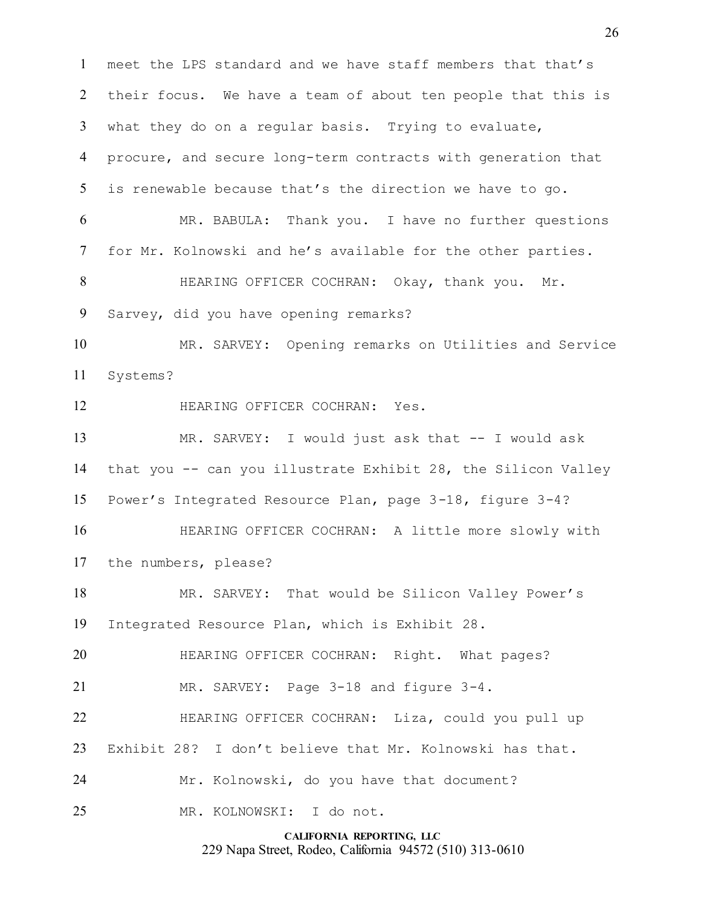meet the LPS standard and we have staff members that that's their focus. We have a team of about ten people that this is what they do on a regular basis. Trying to evaluate, procure, and secure long-term contracts with generation that is renewable because that's the direction we have to go.

MR. BABULA: Thank you. I have no further questions for Mr. Kolnowski and he's available for the other parties.

HEARING OFFICER COCHRAN: Okay, thank you. Mr. Sarvey, did you have opening remarks?

MR. SARVEY: Opening remarks on Utilities and Service Systems?

HEARING OFFICER COCHRAN: Yes.

MR. SARVEY: I would just ask that -- I would ask that you -- can you illustrate Exhibit 28, the Silicon Valley Power's Integrated Resource Plan, page 3-18, figure 3-4?

HEARING OFFICER COCHRAN: A little more slowly with the numbers, please?

MR. SARVEY: That would be Silicon Valley Power's Integrated Resource Plan, which is Exhibit 28.

HEARING OFFICER COCHRAN: Right. What pages?

MR. SARVEY: Page 3-18 and figure 3-4.

HEARING OFFICER COCHRAN: Liza, could you pull up Exhibit 28? I don't believe that Mr. Kolnowski has that.

Mr. Kolnowski, do you have that document?

MR. KOLNOWSKI: I do not.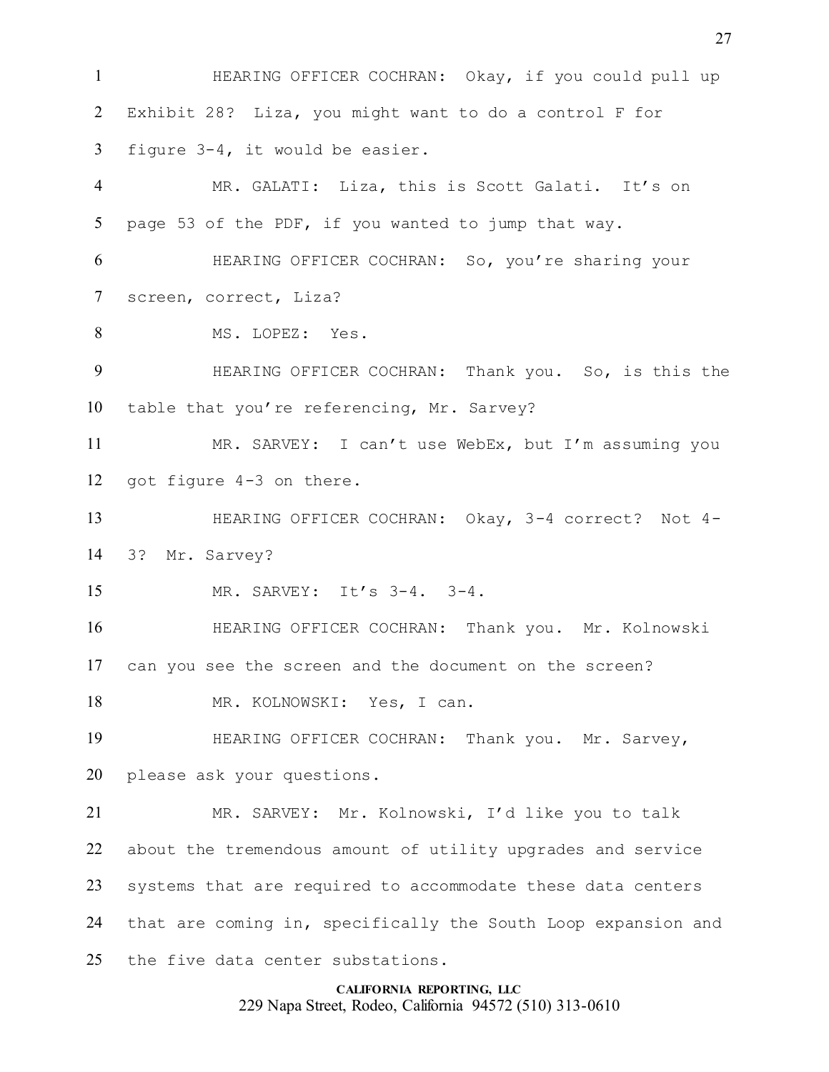HEARING OFFICER COCHRAN: Okay, if you could pull up Exhibit 28? Liza, you might want to do a control F for figure 3-4, it would be easier.

MR. GALATI: Liza, this is Scott Galati. It's on page 53 of the PDF, if you wanted to jump that way.

HEARING OFFICER COCHRAN: So, you're sharing your screen, correct, Liza?

MS. LOPEZ: Yes.

HEARING OFFICER COCHRAN: Thank you. So, is this the table that you're referencing, Mr. Sarvey?

MR. SARVEY: I can't use WebEx, but I'm assuming you got figure 4-3 on there.

HEARING OFFICER COCHRAN: Okay, 3-4 correct? Not 4-3? Mr. Sarvey?

MR. SARVEY: It's 3-4. 3-4.

HEARING OFFICER COCHRAN: Thank you. Mr. Kolnowski can you see the screen and the document on the screen?

MR. KOLNOWSKI: Yes, I can.

HEARING OFFICER COCHRAN: Thank you. Mr. Sarvey, please ask your questions.

MR. SARVEY: Mr. Kolnowski, I'd like you to talk about the tremendous amount of utility upgrades and service systems that are required to accommodate these data centers that are coming in, specifically the South Loop expansion and the five data center substations.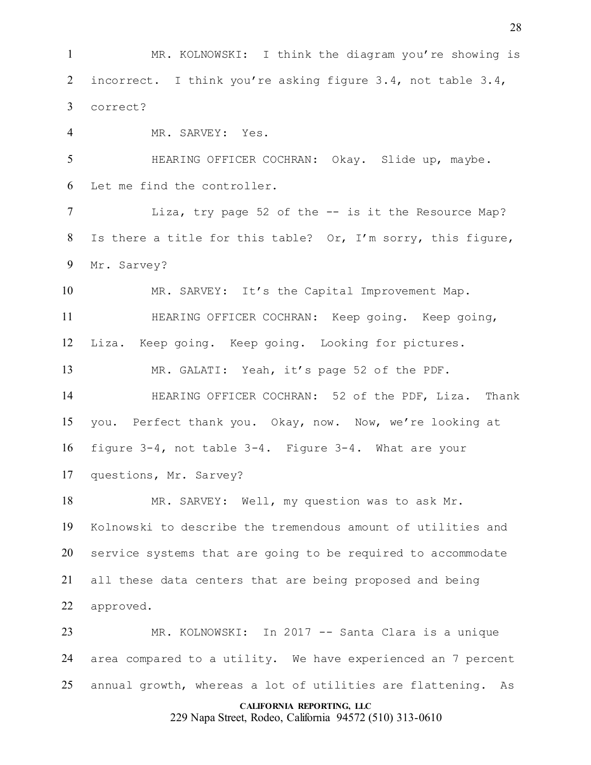MR. KOLNOWSKI: I think the diagram you're showing is incorrect. I think you're asking figure 3.4, not table 3.4, correct?

MR. SARVEY: Yes.

HEARING OFFICER COCHRAN: Okay. Slide up, maybe. Let me find the controller.

Liza, try page 52 of the -- is it the Resource Map? Is there a title for this table? Or, I'm sorry, this figure, Mr. Sarvey?

MR. SARVEY: It's the Capital Improvement Map.

HEARING OFFICER COCHRAN: Keep going. Keep going, Liza. Keep going. Keep going. Looking for pictures.

MR. GALATI: Yeah, it's page 52 of the PDF.

HEARING OFFICER COCHRAN: 52 of the PDF, Liza. Thank you. Perfect thank you. Okay, now. Now, we're looking at figure 3-4, not table 3-4. Figure 3-4. What are your questions, Mr. Sarvey?

MR. SARVEY: Well, my question was to ask Mr. Kolnowski to describe the tremendous amount of utilities and service systems that are going to be required to accommodate all these data centers that are being proposed and being approved.

MR. KOLNOWSKI: In 2017 -- Santa Clara is a unique area compared to a utility. We have experienced an 7 percent annual growth, whereas a lot of utilities are flattening. As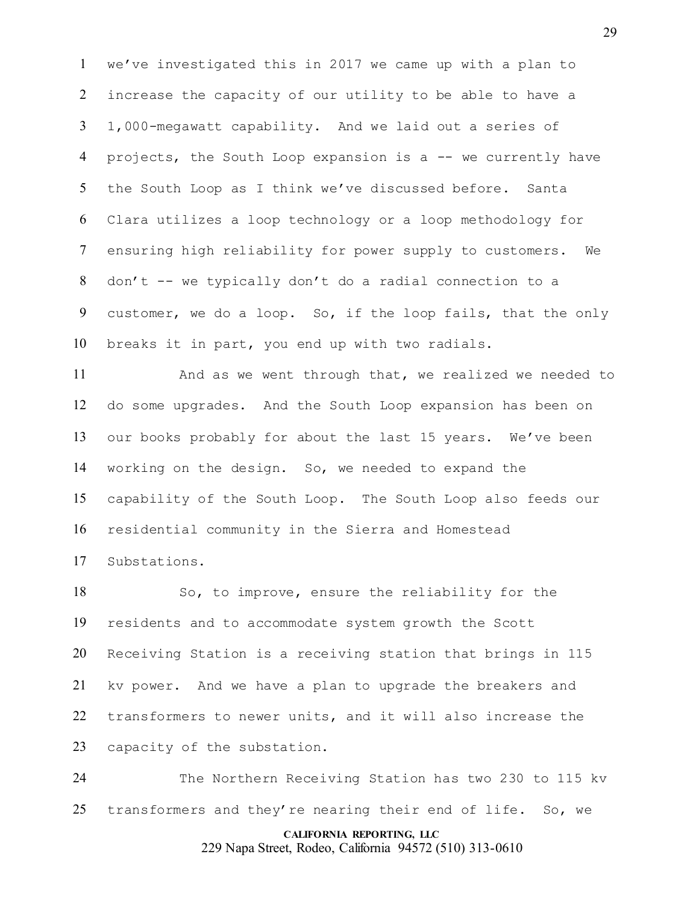we've investigated this in 2017 we came up with a plan to increase the capacity of our utility to be able to have a 1,000-megawatt capability. And we laid out a series of projects, the South Loop expansion is a -- we currently have the South Loop as I think we've discussed before. Santa Clara utilizes a loop technology or a loop methodology for ensuring high reliability for power supply to customers. We don't -- we typically don't do a radial connection to a customer, we do a loop. So, if the loop fails, that the only breaks it in part, you end up with two radials.

And as we went through that, we realized we needed to do some upgrades. And the South Loop expansion has been on our books probably for about the last 15 years. We've been working on the design. So, we needed to expand the capability of the South Loop. The South Loop also feeds our residential community in the Sierra and Homestead Substations.

So, to improve, ensure the reliability for the residents and to accommodate system growth the Scott Receiving Station is a receiving station that brings in 115 kv power. And we have a plan to upgrade the breakers and transformers to newer units, and it will also increase the capacity of the substation.

The Northern Receiving Station has two 230 to 115 kv transformers and they're nearing their end of life. So, we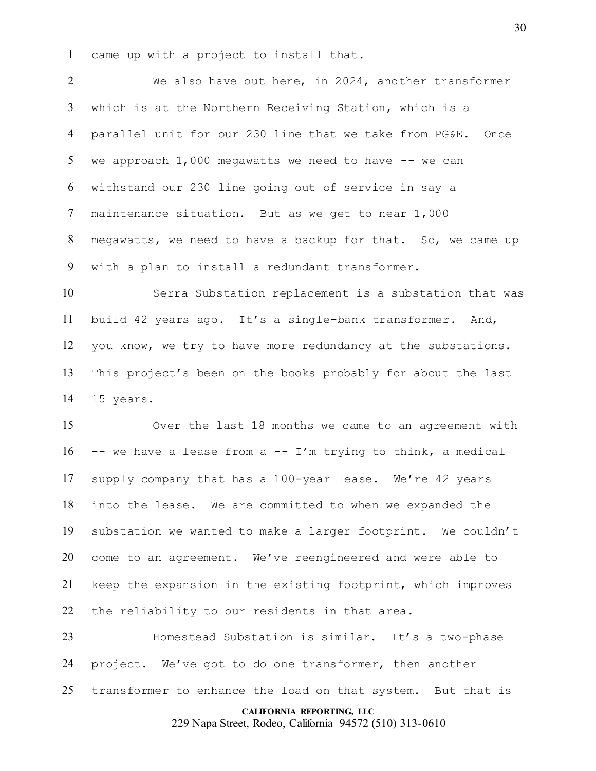came up with a project to install that.

We also have out here, in 2024, another transformer which is at the Northern Receiving Station, which is a parallel unit for our 230 line that we take from PG&E. Once we approach 1,000 megawatts we need to have -- we can withstand our 230 line going out of service in say a maintenance situation. But as we get to near 1,000 megawatts, we need to have a backup for that. So, we came up with a plan to install a redundant transformer.

Serra Substation replacement is a substation that was build 42 years ago. It's a single-bank transformer. And, you know, we try to have more redundancy at the substations. This project's been on the books probably for about the last 15 years.

Over the last 18 months we came to an agreement with -- we have a lease from a -- I'm trying to think, a medical supply company that has a 100-year lease. We're 42 years into the lease. We are committed to when we expanded the substation we wanted to make a larger footprint. We couldn't come to an agreement. We've reengineered and were able to keep the expansion in the existing footprint, which improves the reliability to our residents in that area.

Homestead Substation is similar. It's a two-phase project. We've got to do one transformer, then another transformer to enhance the load on that system. But that is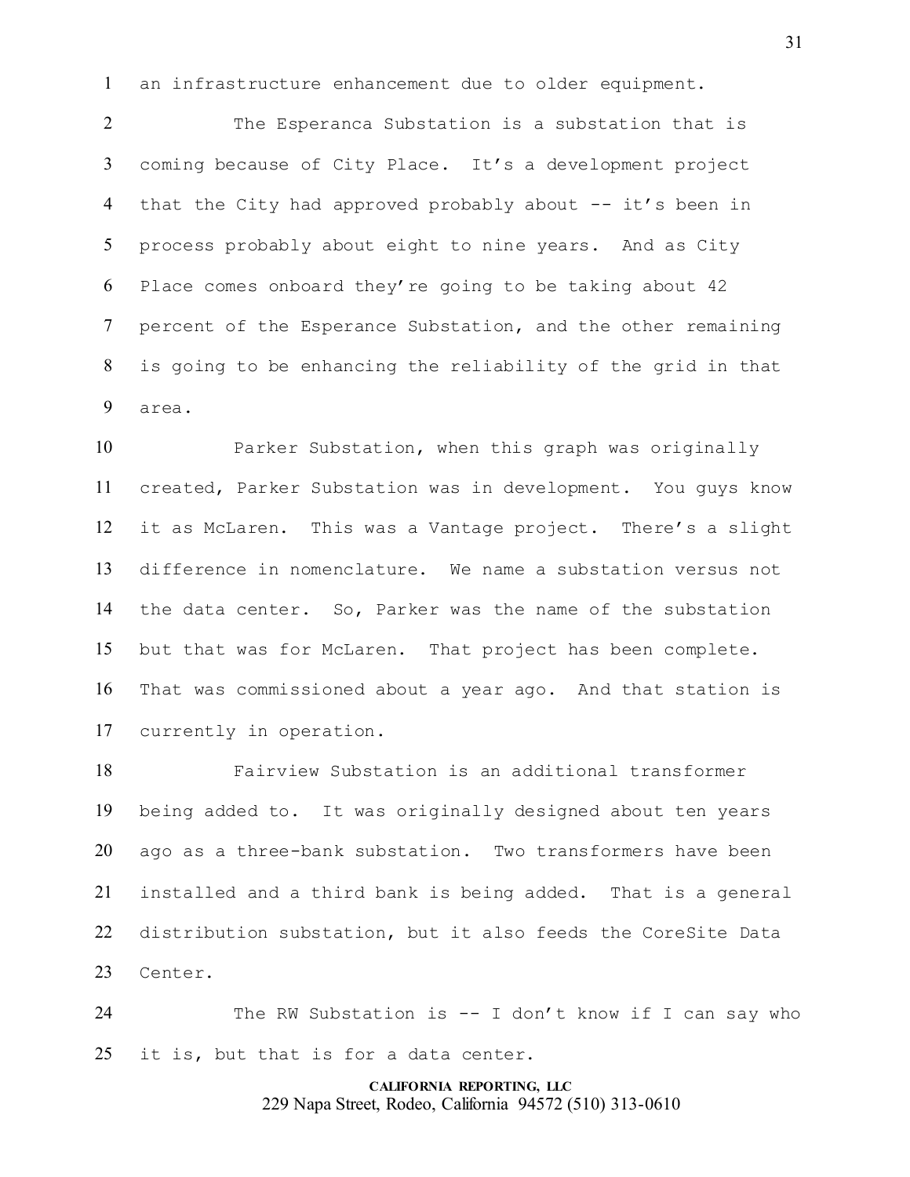an infrastructure enhancement due to older equipment.

The Esperanca Substation is a substation that is coming because of City Place. It's a development project that the City had approved probably about -- it's been in process probably about eight to nine years. And as City Place comes onboard they're going to be taking about 42 percent of the Esperance Substation, and the other remaining is going to be enhancing the reliability of the grid in that area.

Parker Substation, when this graph was originally created, Parker Substation was in development. You guys know it as McLaren. This was a Vantage project. There's a slight difference in nomenclature. We name a substation versus not the data center. So, Parker was the name of the substation but that was for McLaren. That project has been complete. That was commissioned about a year ago. And that station is currently in operation.

Fairview Substation is an additional transformer being added to. It was originally designed about ten years ago as a three-bank substation. Two transformers have been installed and a third bank is being added. That is a general distribution substation, but it also feeds the CoreSite Data Center.

The RW Substation is -- I don't know if I can say who it is, but that is for a data center.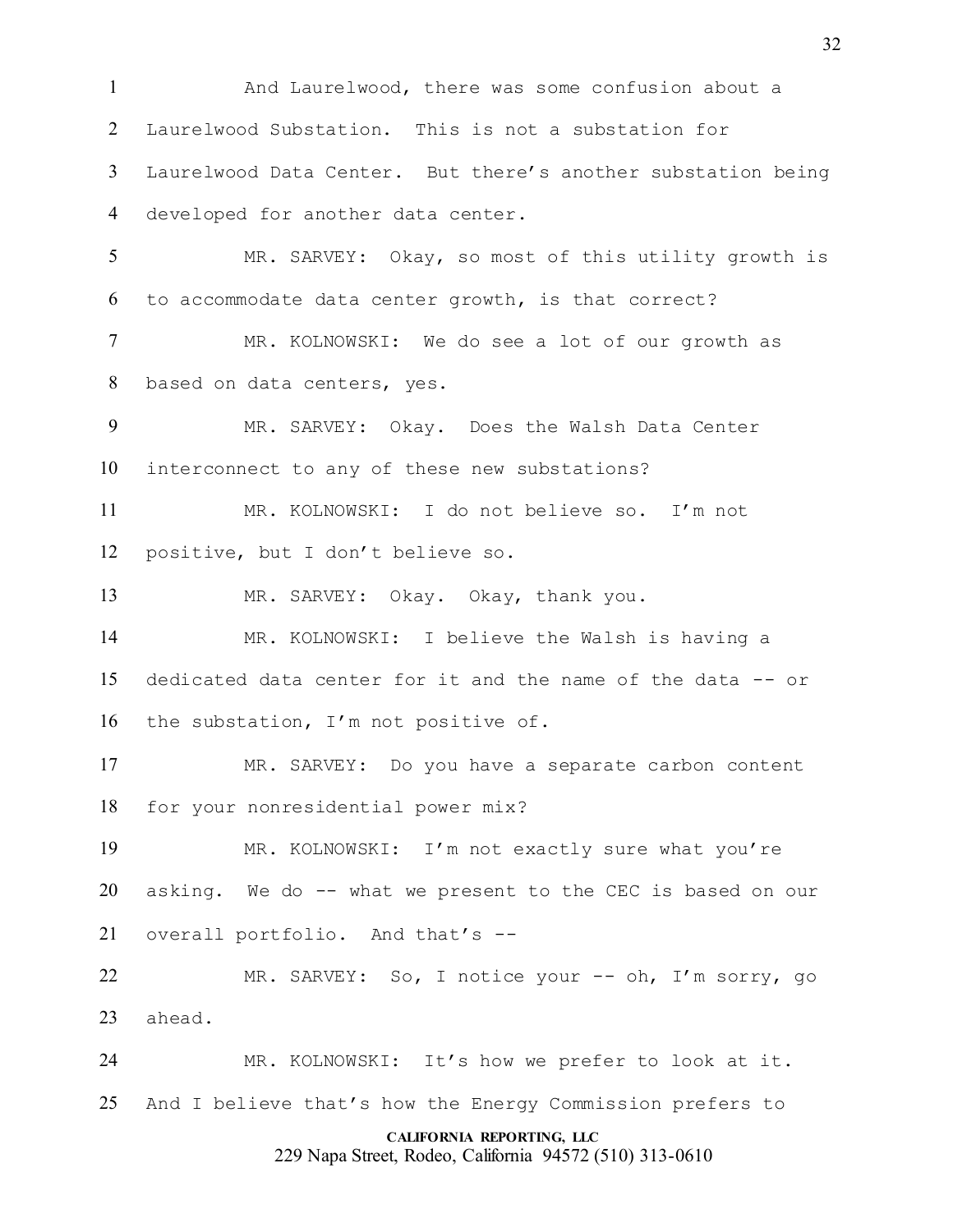And Laurelwood, there was some confusion about a Laurelwood Substation. This is not a substation for Laurelwood Data Center. But there's another substation being developed for another data center.

MR. SARVEY: Okay, so most of this utility growth is to accommodate data center growth, is that correct?

MR. KOLNOWSKI: We do see a lot of our growth as based on data centers, yes.

MR. SARVEY: Okay. Does the Walsh Data Center interconnect to any of these new substations?

MR. KOLNOWSKI: I do not believe so. I'm not positive, but I don't believe so.

MR. SARVEY: Okay. Okay, thank you.

MR. KOLNOWSKI: I believe the Walsh is having a dedicated data center for it and the name of the data -- or the substation, I'm not positive of.

MR. SARVEY: Do you have a separate carbon content for your nonresidential power mix?

MR. KOLNOWSKI: I'm not exactly sure what you're asking. We do -- what we present to the CEC is based on our overall portfolio. And that's --

MR. SARVEY: So, I notice your -- oh, I'm sorry, go ahead.

MR. KOLNOWSKI: It's how we prefer to look at it. And I believe that's how the Energy Commission prefers to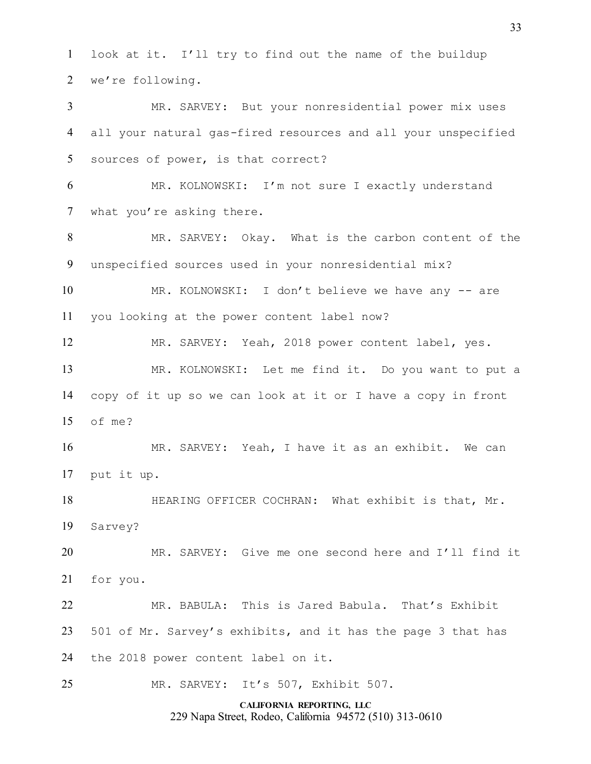look at it. I'll try to find out the name of the buildup we're following.

MR. SARVEY: But your nonresidential power mix uses all your natural gas-fired resources and all your unspecified sources of power, is that correct?

MR. KOLNOWSKI: I'm not sure I exactly understand what you're asking there.

MR. SARVEY: Okay. What is the carbon content of the unspecified sources used in your nonresidential mix?

MR. KOLNOWSKI: I don't believe we have any -- are you looking at the power content label now?

MR. SARVEY: Yeah, 2018 power content label, yes.

MR. KOLNOWSKI: Let me find it. Do you want to put a copy of it up so we can look at it or I have a copy in front of me?

MR. SARVEY: Yeah, I have it as an exhibit. We can put it up.

HEARING OFFICER COCHRAN: What exhibit is that, Mr. Sarvey?

MR. SARVEY: Give me one second here and I'll find it for you.

MR. BABULA: This is Jared Babula. That's Exhibit 501 of Mr. Sarvey's exhibits, and it has the page 3 that has the 2018 power content label on it.

MR. SARVEY: It's 507, Exhibit 507.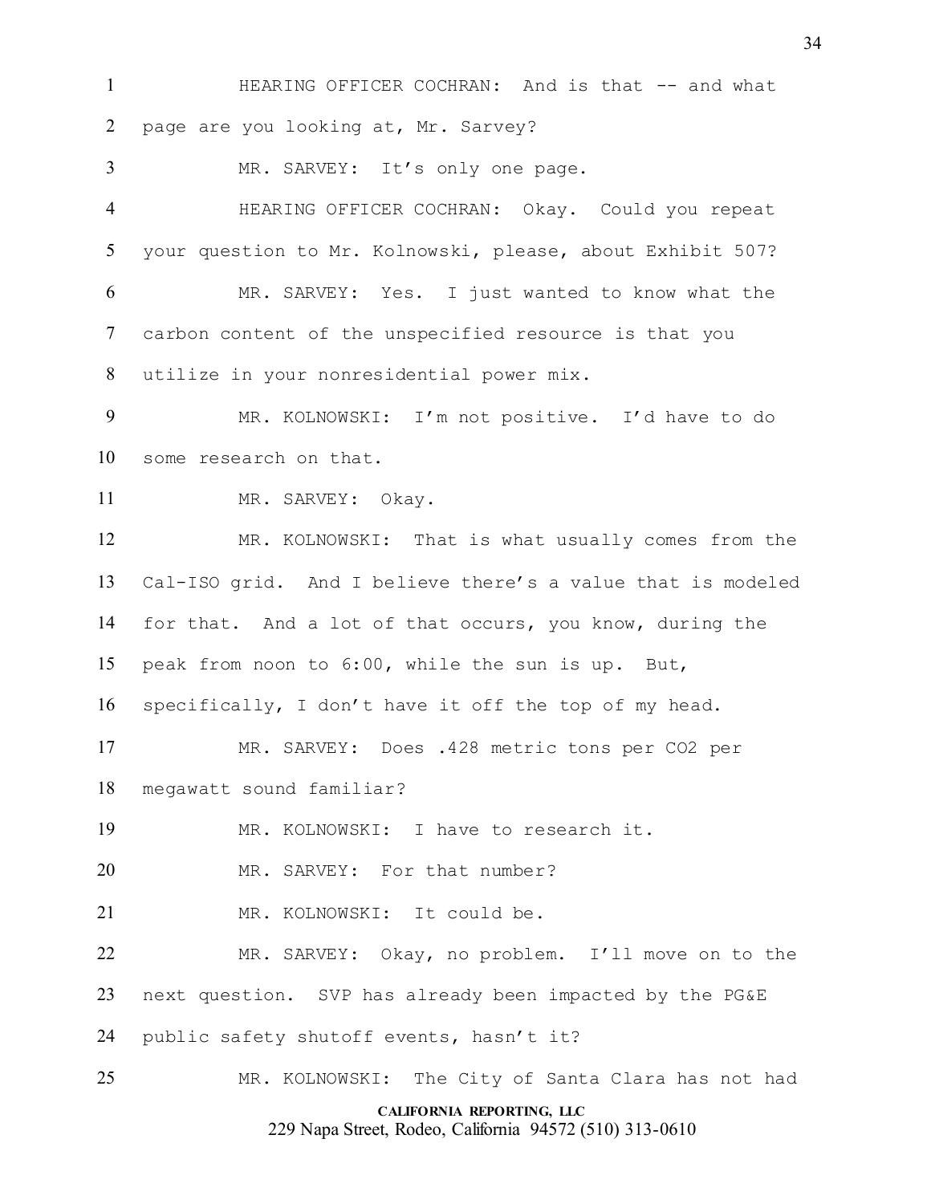HEARING OFFICER COCHRAN: And is that -- and what page are you looking at, Mr. Sarvey?

MR. SARVEY: It's only one page.

HEARING OFFICER COCHRAN: Okay. Could you repeat your question to Mr. Kolnowski, please, about Exhibit 507?

MR. SARVEY: Yes. I just wanted to know what the carbon content of the unspecified resource is that you utilize in your nonresidential power mix.

MR. KOLNOWSKI: I'm not positive. I'd have to do some research on that.

MR. SARVEY: Okay.

MR. KOLNOWSKI: That is what usually comes from the Cal-ISO grid. And I believe there's a value that is modeled for that. And a lot of that occurs, you know, during the peak from noon to 6:00, while the sun is up. But, specifically, I don't have it off the top of my head.

MR. SARVEY: Does .428 metric tons per $CO_2$ per megawatt sound familiar?

MR. KOLNOWSKI: I have to research it.

MR. SARVEY: For that number?

MR. KOLNOWSKI: It could be.

MR. SARVEY: Okay, no problem. I'll move on to the next question. SVP has already been impacted by the PG&E public safety shutoff events, hasn't it?

MR. KOLNOWSKI: The City of Santa Clara has not had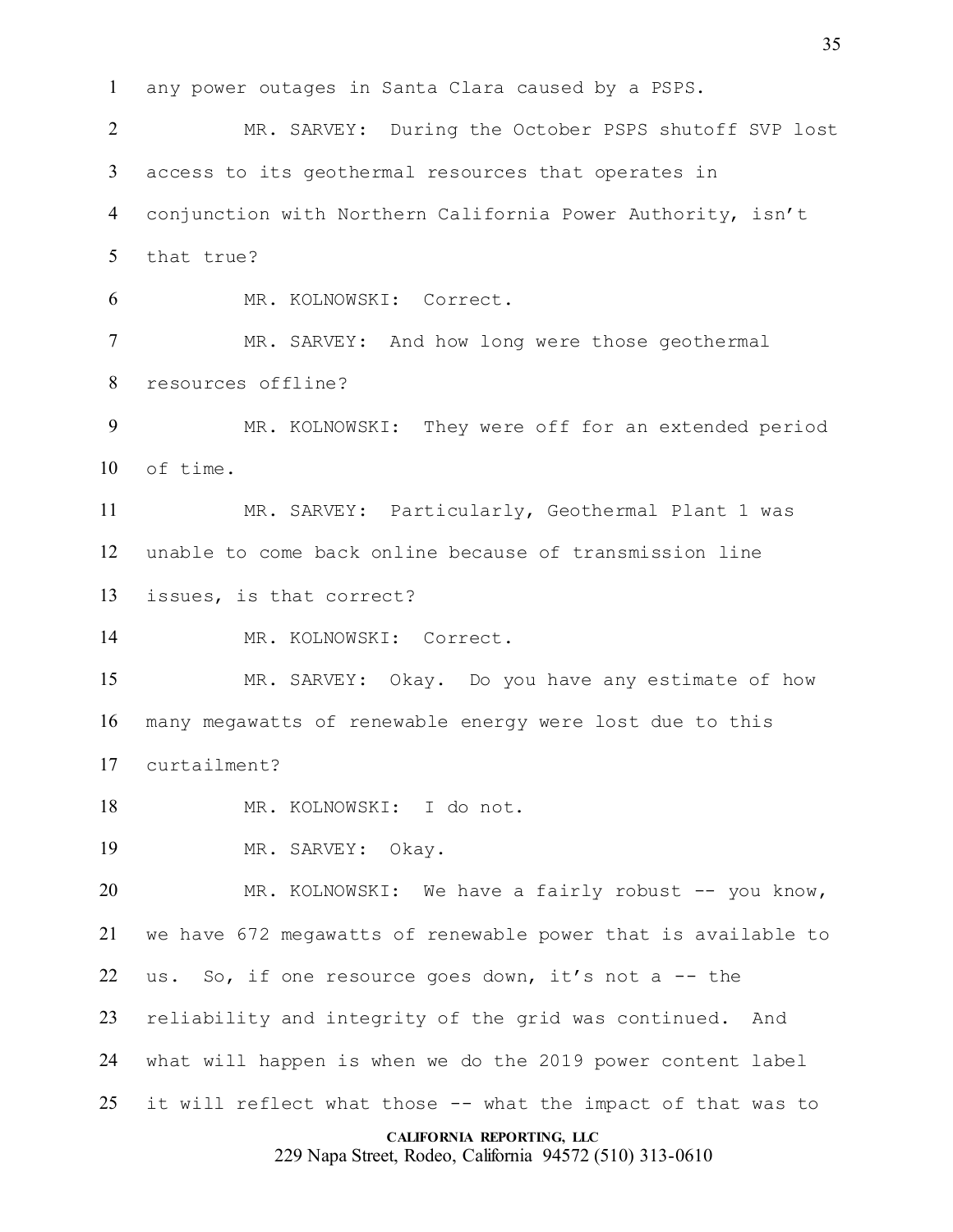any power outages in Santa Clara caused by a PSPS.

MR. SARVEY: During the October PSPS shutoff SVP lost access to its geothermal resources that operates in conjunction with Northern California Power Authority, isn't that true?

MR. KOLNOWSKI: Correct.

MR. SARVEY: And how long were those geothermal resources offline?

MR. KOLNOWSKI: They were off for an extended period of time.

MR. SARVEY: Particularly, Geothermal Plant 1 was unable to come back online because of transmission line issues, is that correct?

MR. KOLNOWSKI: Correct.

MR. SARVEY: Okay. Do you have any estimate of how many megawatts of renewable energy were lost due to this curtailment?

MR. KOLNOWSKI: I do not.

MR. SARVEY: Okay.

MR. KOLNOWSKI: We have a fairly robust -- you know, we have 672 megawatts of renewable power that is available to us. So, if one resource goes down, it's not a -- the reliability and integrity of the grid was continued. And what will happen is when we do the 2019 power content label it will reflect what those -- what the impact of that was to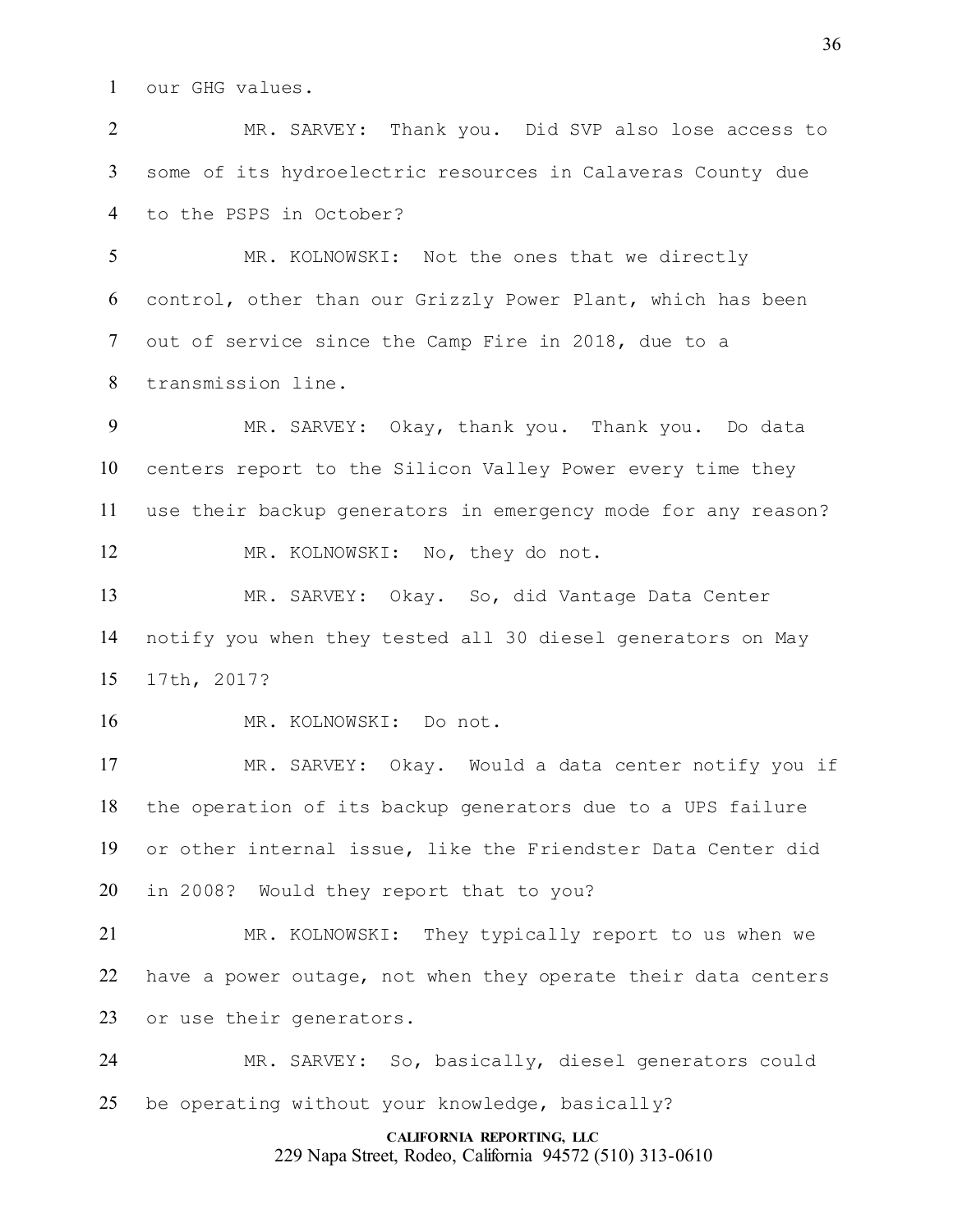our GHG values.

MR. SARVEY: Thank you. Did SVP also lose access to some of its hydroelectric resources in Calaveras County due to the PSPS in October?

MR. KOLNOWSKI: Not the ones that we directly control, other than our Grizzly Power Plant, which has been out of service since the Camp Fire in 2018, due to a transmission line.

MR. SARVEY: Okay, thank you. Thank you. Do data centers report to the Silicon Valley Power every time they use their backup generators in emergency mode for any reason?

MR. KOLNOWSKI: No, they do not.

MR. SARVEY: Okay. So, did Vantage Data Center notify you when they tested all 30 diesel generators on May 17th, 2017?

MR. KOLNOWSKI: Do not.

MR. SARVEY: Okay. Would a data center notify you if the operation of its backup generators due to a UPS failure or other internal issue, like the Friendster Data Center did in 2008? Would they report that to you?

MR. KOLNOWSKI: They typically report to us when we have a power outage, not when they operate their data centers or use their generators.

MR. SARVEY: So, basically, diesel generators could be operating without your knowledge, basically?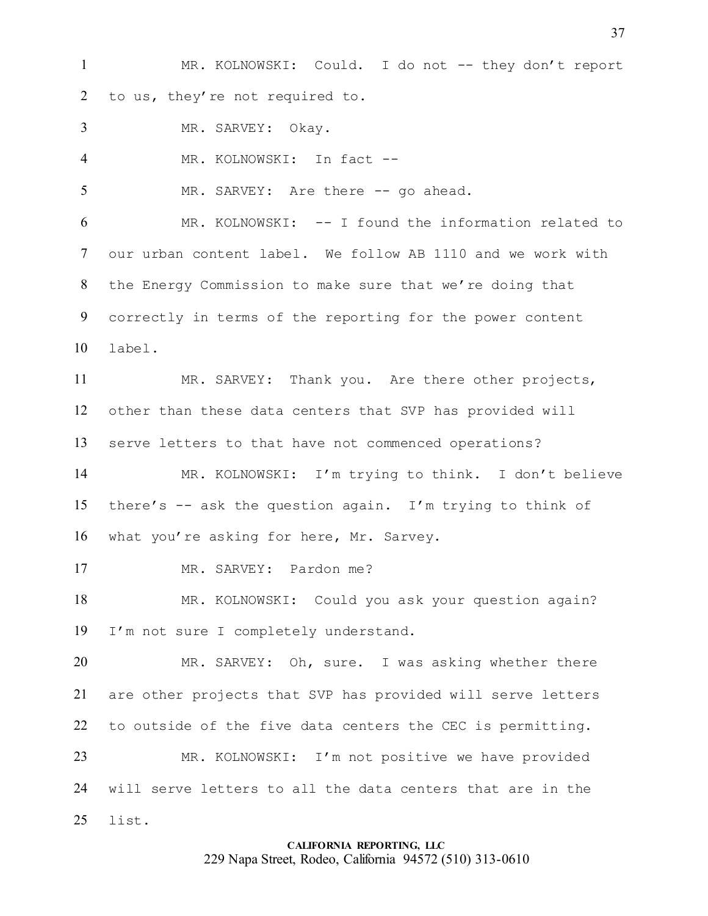MR. KOLNOWSKI: Could. I do not -- they don't report to us, they're not required to.

MR. SARVEY: Okay.

MR. KOLNOWSKI: In fact --

MR. SARVEY: Are there -- go ahead.

MR. KOLNOWSKI: -- I found the information related to our urban content label. We follow AB 1110 and we work with the Energy Commission to make sure that we're doing that correctly in terms of the reporting for the power content label.

MR. SARVEY: Thank you. Are there other projects, other than these data centers that SVP has provided will serve letters to that have not commenced operations?

MR. KOLNOWSKI: I'm trying to think. I don't believe there's -- ask the question again. I'm trying to think of what you're asking for here, Mr. Sarvey.

MR. SARVEY: Pardon me?

MR. KOLNOWSKI: Could you ask your question again? I'm not sure I completely understand.

MR. SARVEY: Oh, sure. I was asking whether there are other projects that SVP has provided will serve letters to outside of the five data centers the CEC is permitting.

MR. KOLNOWSKI: I'm not positive we have provided will serve letters to all the data centers that are in the list.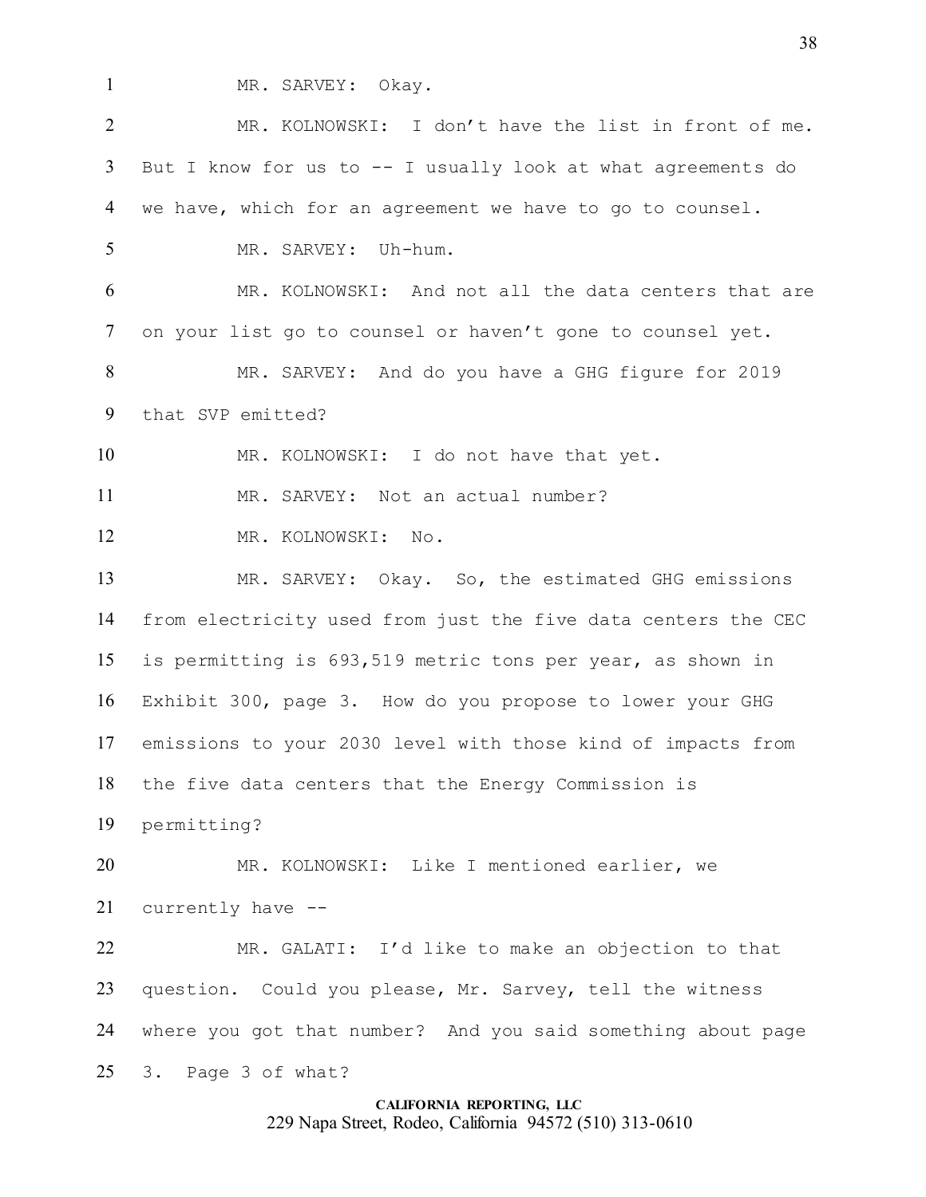MR. SARVEY: Okay.

MR. KOLNOWSKI: I don't have the list in front of me. But I know for us to -- I usually look at what agreements do we have, which for an agreement we have to go to counsel.

MR. SARVEY: Uh-hum.

MR. KOLNOWSKI: And not all the data centers that are on your list go to counsel or haven't gone to counsel yet.

MR. SARVEY: And do you have a GHG figure for 2019 that SVP emitted?

MR. KOLNOWSKI: I do not have that yet.

MR. SARVEY: Not an actual number?

MR. KOLNOWSKI: No.

MR. SARVEY: Okay. So, the estimated GHG emissions from electricity used from just the five data centers the CEC is permitting is 693,519 metric tons per year, as shown in Exhibit 300, page 3. How do you propose to lower your GHG emissions to your 2030 level with those kind of impacts from the five data centers that the Energy Commission is permitting?

MR. KOLNOWSKI: Like I mentioned earlier, we currently have --

MR. GALATI: I'd like to make an objection to that question. Could you please, Mr. Sarvey, tell the witness where you got that number? And you said something about page 3. Page 3 of what?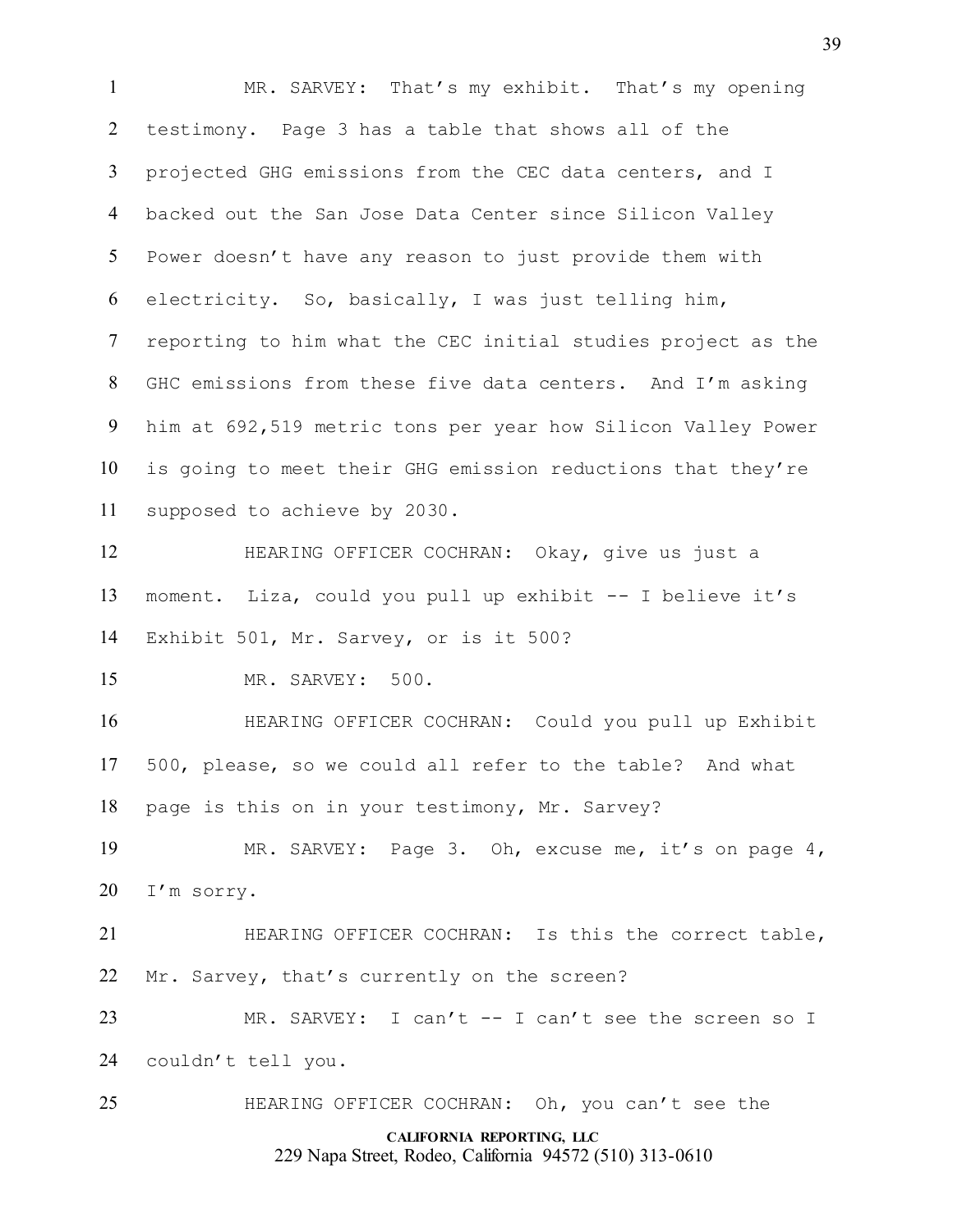MR. SARVEY: That's my exhibit. That's my opening testimony. Page 3 has a table that shows all of the projected GHG emissions from the CEC data centers, and I backed out the San Jose Data Center since Silicon Valley Power doesn't have any reason to just provide them with electricity. So, basically, I was just telling him, reporting to him what the CEC initial studies project as the GHC emissions from these five data centers. And I'm asking him at 692,519 metric tons per year how Silicon Valley Power is going to meet their GHG emission reductions that they're supposed to achieve by 2030.

HEARING OFFICER COCHRAN: Okay, give us just a moment. Liza, could you pull up exhibit -- I believe it's Exhibit 501, Mr. Sarvey, or is it 500?

MR. SARVEY: 500.

HEARING OFFICER COCHRAN: Could you pull up Exhibit 500, please, so we could all refer to the table? And what page is this on in your testimony, Mr. Sarvey?

MR. SARVEY: Page 3. Oh, excuse me, it's on page 4, I'm sorry.

HEARING OFFICER COCHRAN: Is this the correct table, Mr. Sarvey, that's currently on the screen?

MR. SARVEY: I can't -- I can't see the screen so I couldn't tell you.

HEARING OFFICER COCHRAN: Oh, you can't see the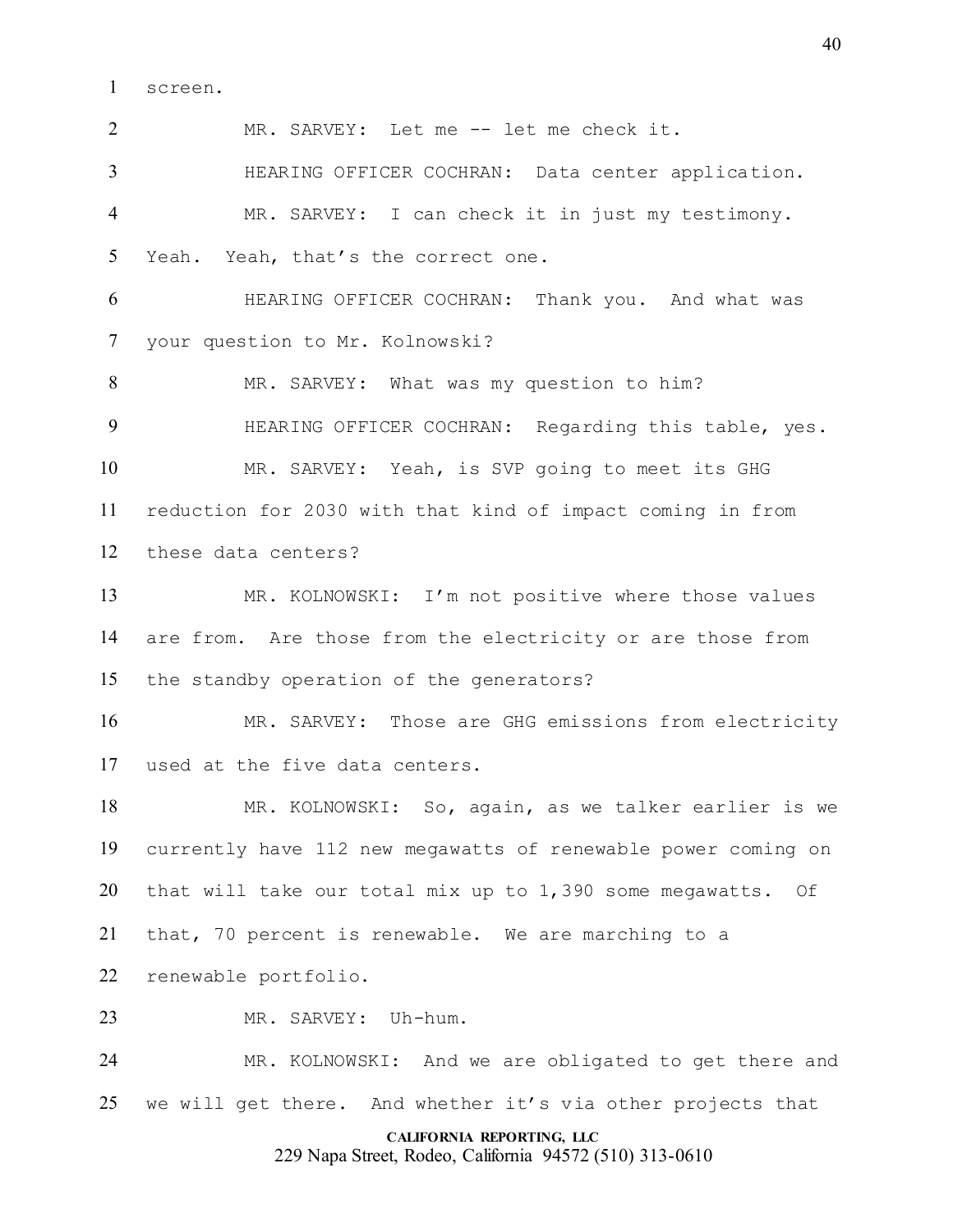screen.

MR. SARVEY: Let me -- let me check it.

HEARING OFFICER COCHRAN: Data center application.

MR. SARVEY: I can check it in just my testimony. Yeah. Yeah, that's the correct one.

HEARING OFFICER COCHRAN: Thank you. And what was your question to Mr. Kolnowski?

MR. SARVEY: What was my question to him?

HEARING OFFICER COCHRAN: Regarding this table, yes.

MR. SARVEY: Yeah, is SVP going to meet its GHG reduction for 2030 with that kind of impact coming in from these data centers?

MR. KOLNOWSKI: I'm not positive where those values are from. Are those from the electricity or are those from the standby operation of the generators?

MR. SARVEY: Those are GHG emissions from electricity used at the five data centers.

MR. KOLNOWSKI: So, again, as we talker earlier is we currently have 112 new megawatts of renewable power coming on that will take our total mix up to 1,390 some megawatts. Of that, 70 percent is renewable. We are marching to a renewable portfolio.

MR. SARVEY: Uh-hum.

MR. KOLNOWSKI: And we are obligated to get there and we will get there. And whether it's via other projects that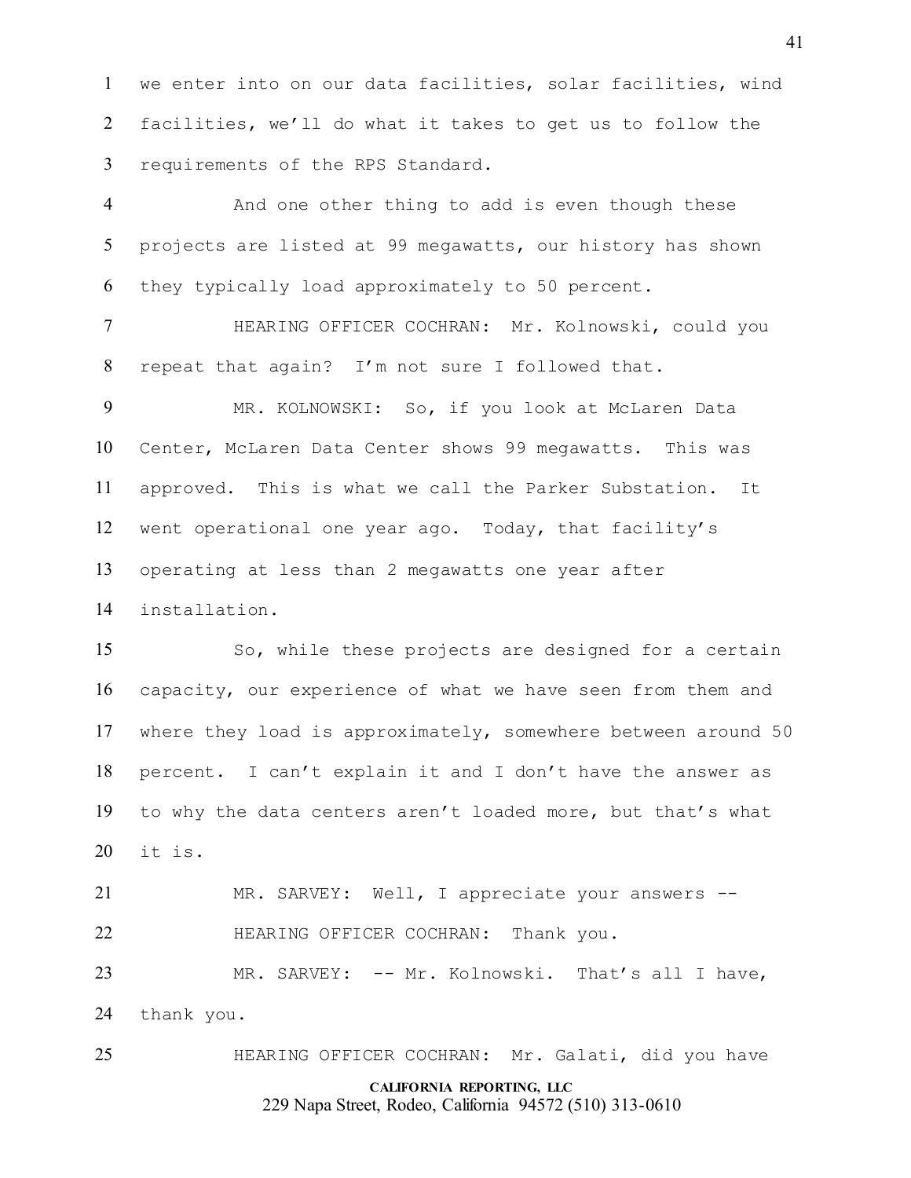1 we enter into on our data facilities, solar facilities, wind
2 facilities, we'll do what it takes to get us to follow the
3 requirements of the RPS Standard.

4 And one other thing to add is even though these
5 projects are listed at 99 megawatts, our history has shown
6 they typically load approximately to 50 percent.

7 HEARING OFFICER COCHRAN: Mr. Kolnowski, could you
8 repeat that again? I'm not sure I followed that.

9 MR. KOLNOWSKI: So, if you look at McLaren Data
10 Center, McLaren Data Center shows 99 megawatts. This was
11 approved. This is what we call the Parker Substation. It
12 went operational one year ago. Today, that facility's
13 operating at less than 2 megawatts one year after
14 installation.

15 So, while these projects are designed for a certain
16 capacity, our experience of what we have seen from them and
17 where they load is approximately, somewhere between around 50
18 percent. I can't explain it and I don't have the answer as
19 to why the data centers aren't loaded more, but that's what
20 it is.

21 MR. SARVEY: Well, I appreciate your answers --
22 HEARING OFFICER COCHRAN: Thank you.
23 MR. SARVEY: -- Mr. Kolnowski. That's all I have,
24 thank you.

25 HEARING OFFICER COCHRAN: Mr. Galati, did you have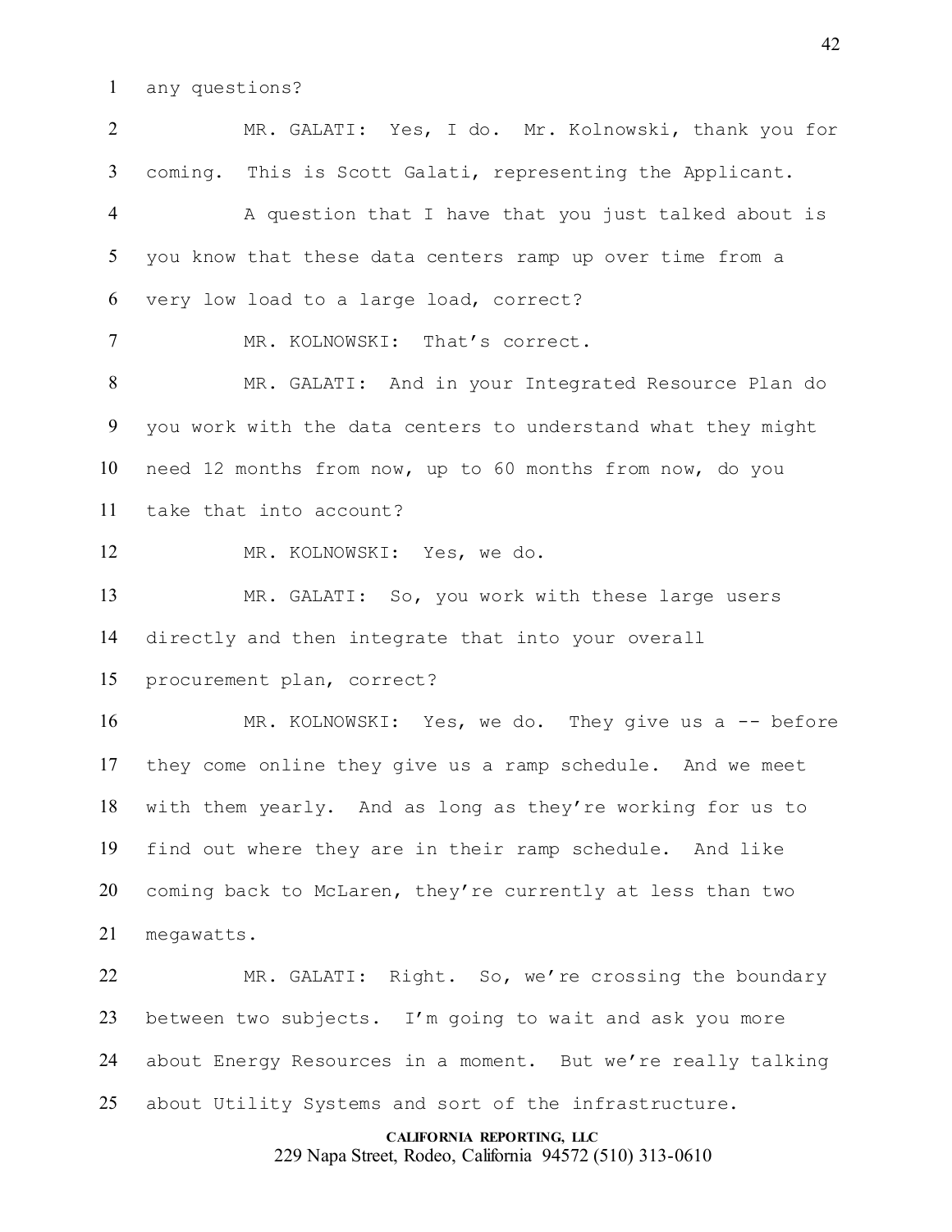any questions?

MR. GALATI: Yes, I do. Mr. Kolnowski, thank you for coming. This is Scott Galati, representing the Applicant.

A question that I have that you just talked about is you know that these data centers ramp up over time from a very low load to a large load, correct?

MR. KOLNOWSKI: That's correct.

MR. GALATI: And in your Integrated Resource Plan do you work with the data centers to understand what they might need 12 months from now, up to 60 months from now, do you take that into account?

MR. KOLNOWSKI: Yes, we do.

MR. GALATI: So, you work with these large users directly and then integrate that into your overall procurement plan, correct?

MR. KOLNOWSKI: Yes, we do. They give us a -- before they come online they give us a ramp schedule. And we meet with them yearly. And as long as they're working for us to find out where they are in their ramp schedule. And like coming back to McLaren, they're currently at less than two megawatts.

MR. GALATI: Right. So, we're crossing the boundary between two subjects. I'm going to wait and ask you more about Energy Resources in a moment. But we're really talking about Utility Systems and sort of the infrastructure.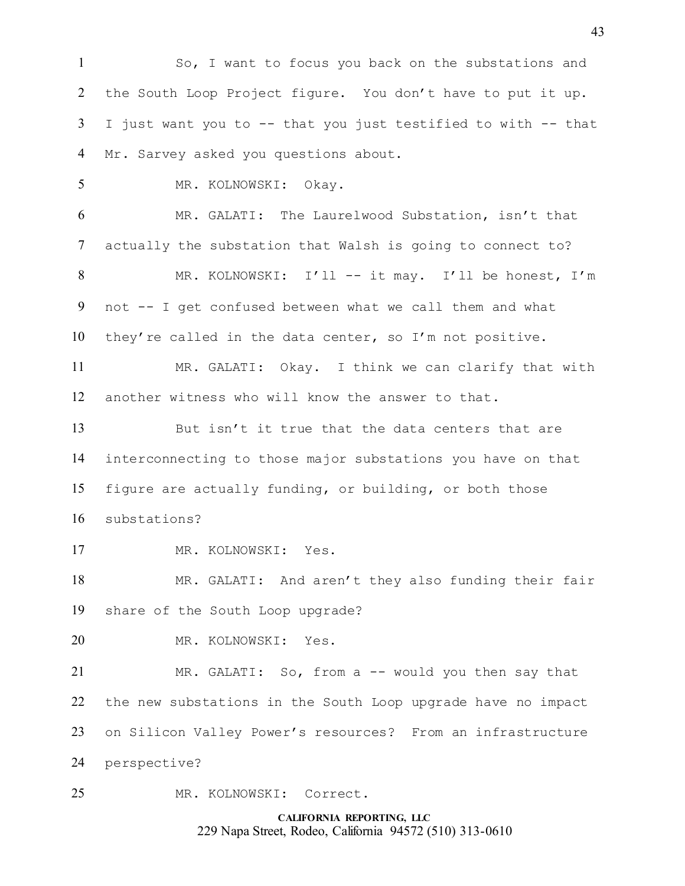So, I want to focus you back on the substations and the South Loop Project figure. You don't have to put it up. I just want you to -- that you just testified to with -- that Mr. Sarvey asked you questions about.

MR. KOLNOWSKI: Okay.

MR. GALATI: The Laurelwood Substation, isn't that actually the substation that Walsh is going to connect to?

MR. KOLNOWSKI: I'll -- it may. I'll be honest, I'm not -- I get confused between what we call them and what they're called in the data center, so I'm not positive.

MR. GALATI: Okay. I think we can clarify that with another witness who will know the answer to that.

But isn't it true that the data centers that are interconnecting to those major substations you have on that figure are actually funding, or building, or both those substations?

MR. KOLNOWSKI: Yes.

MR. GALATI: And aren't they also funding their fair share of the South Loop upgrade?

MR. KOLNOWSKI: Yes.

MR. GALATI: So, from a -- would you then say that the new substations in the South Loop upgrade have no impact on Silicon Valley Power's resources? From an infrastructure perspective?

MR. KOLNOWSKI: Correct.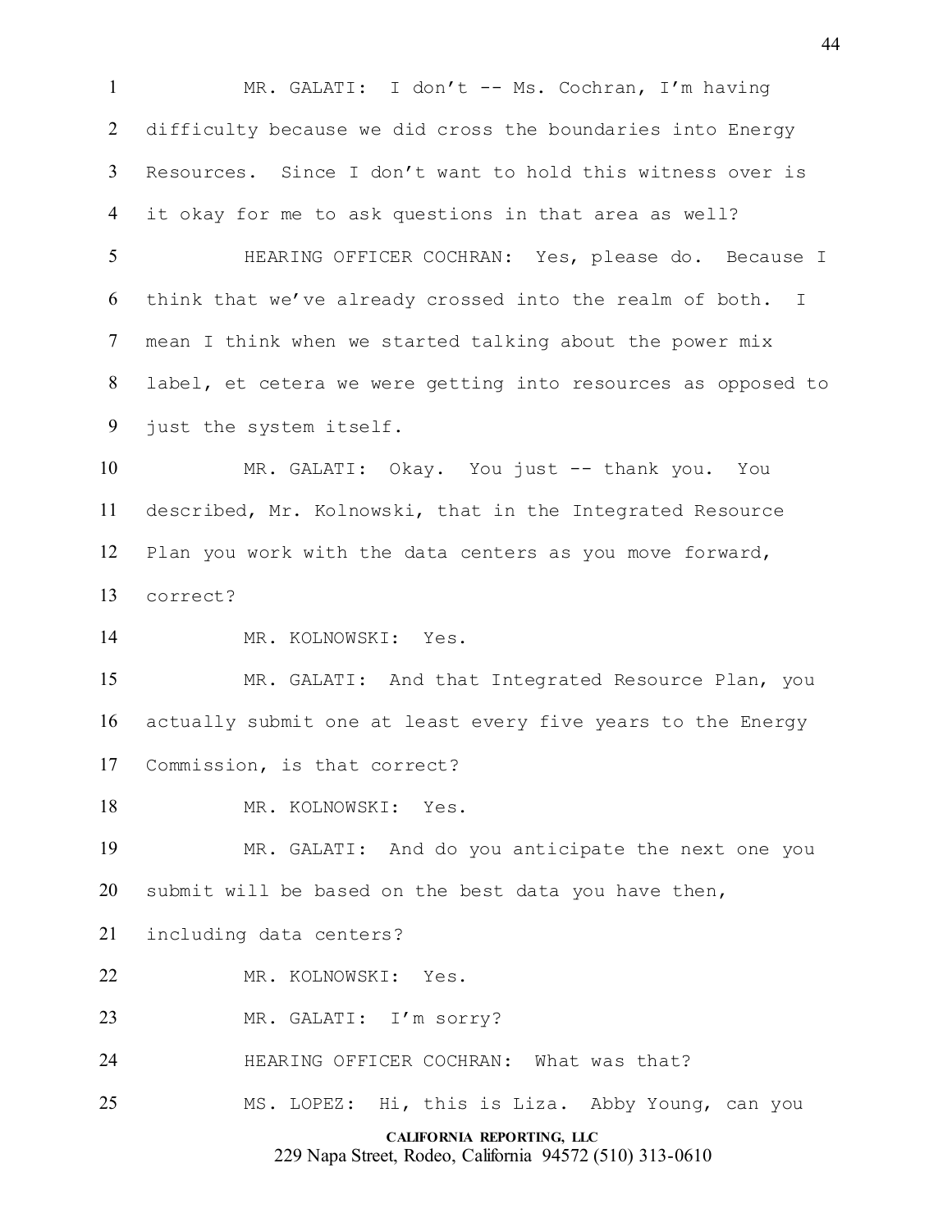MR. GALATI: I don't -- Ms. Cochran, I'm having difficulty because we did cross the boundaries into Energy Resources. Since I don't want to hold this witness over is it okay for me to ask questions in that area as well?

HEARING OFFICER COCHRAN: Yes, please do. Because I think that we've already crossed into the realm of both. I mean I think when we started talking about the power mix label, et cetera we were getting into resources as opposed to just the system itself.

MR. GALATI: Okay. You just -- thank you. You described, Mr. Kolnowski, that in the Integrated Resource Plan you work with the data centers as you move forward, correct?

MR. KOLNOWSKI: Yes.

MR. GALATI: And that Integrated Resource Plan, you actually submit one at least every five years to the Energy Commission, is that correct?

MR. KOLNOWSKI: Yes.

MR. GALATI: And do you anticipate the next one you submit will be based on the best data you have then, including data centers?

MR. KOLNOWSKI: Yes.

MR. GALATI: I'm sorry?

HEARING OFFICER COCHRAN: What was that?

MS. LOPEZ: Hi, this is Liza. Abby Young, can you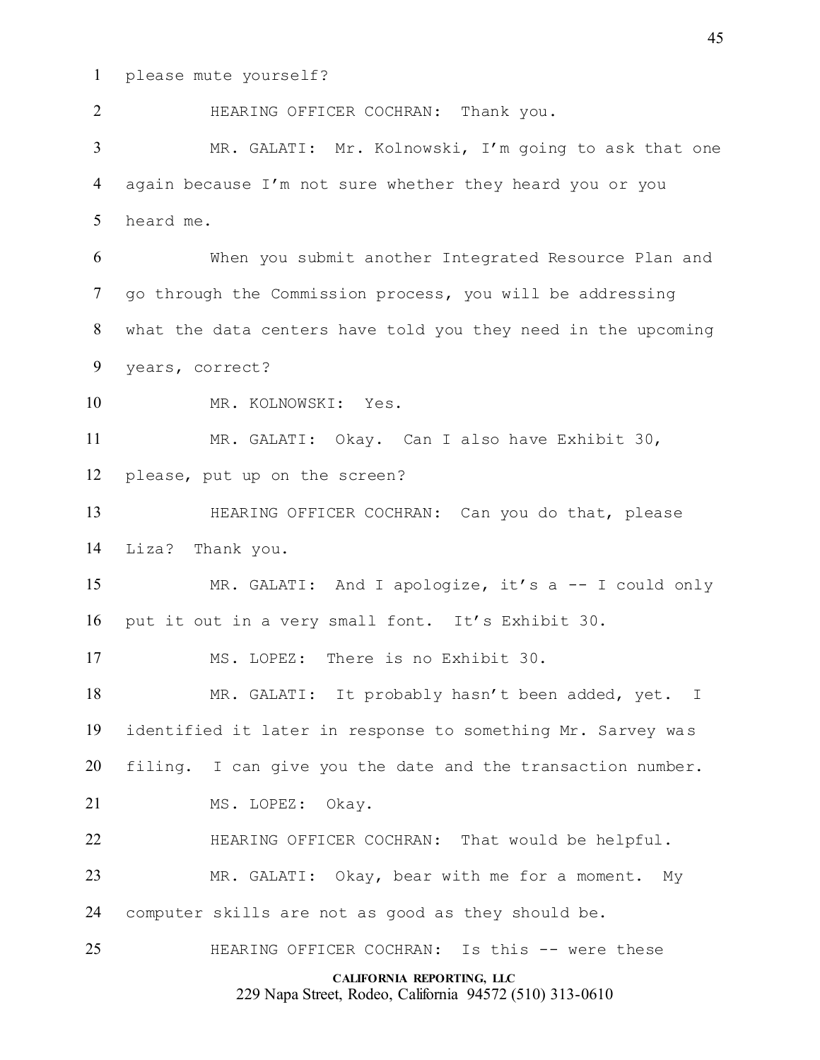please mute yourself?

HEARING OFFICER COCHRAN: Thank you.

MR. GALATI: Mr. Kolnowski, I'm going to ask that one again because I'm not sure whether they heard you or you heard me.

When you submit another Integrated Resource Plan and go through the Commission process, you will be addressing what the data centers have told you they need in the upcoming years, correct?

MR. KOLNOWSKI: Yes.

MR. GALATI: Okay. Can I also have Exhibit 30, please, put up on the screen?

HEARING OFFICER COCHRAN: Can you do that, please Liza? Thank you.

MR. GALATI: And I apologize, it's a -- I could only put it out in a very small font. It's Exhibit 30.

MS. LOPEZ: There is no Exhibit 30.

MR. GALATI: It probably hasn't been added, yet. I identified it later in response to something Mr. Sarvey was filing. I can give you the date and the transaction number.

MS. LOPEZ: Okay.

HEARING OFFICER COCHRAN: That would be helpful.

MR. GALATI: Okay, bear with me for a moment. My computer skills are not as good as they should be.

HEARING OFFICER COCHRAN: Is this -- were these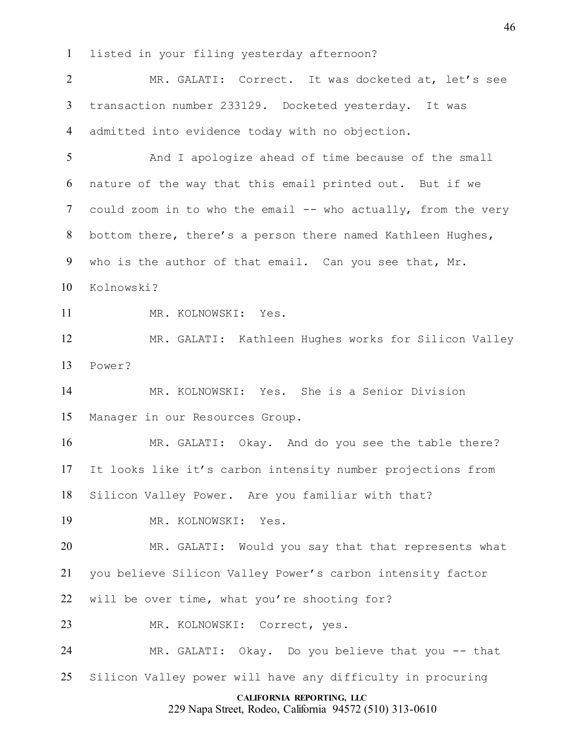listed in your filing yesterday afternoon?

MR. GALATI: Correct. It was docketed at, let's see transaction number 233129. Docketed yesterday. It was admitted into evidence today with no objection.

And I apologize ahead of time because of the small nature of the way that this email printed out. But if we could zoom in to who the email -- who actually, from the very bottom there, there's a person there named Kathleen Hughes, who is the author of that email. Can you see that, Mr. Kolnowski?

MR. KOLNOWSKI: Yes.

MR. GALATI: Kathleen Hughes works for Silicon Valley Power?

MR. KOLNOWSKI: Yes. She is a Senior Division Manager in our Resources Group.

MR. GALATI: Okay. And do you see the table there? It looks like it's carbon intensity number projections from Silicon Valley Power. Are you familiar with that?

MR. KOLNOWSKI: Yes.

MR. GALATI: Would you say that that represents what you believe Silicon Valley Power's carbon intensity factor will be over time, what you're shooting for?

MR. KOLNOWSKI: Correct, yes.

MR. GALATI: Okay. Do you believe that you -- that Silicon Valley power will have any difficulty in procuring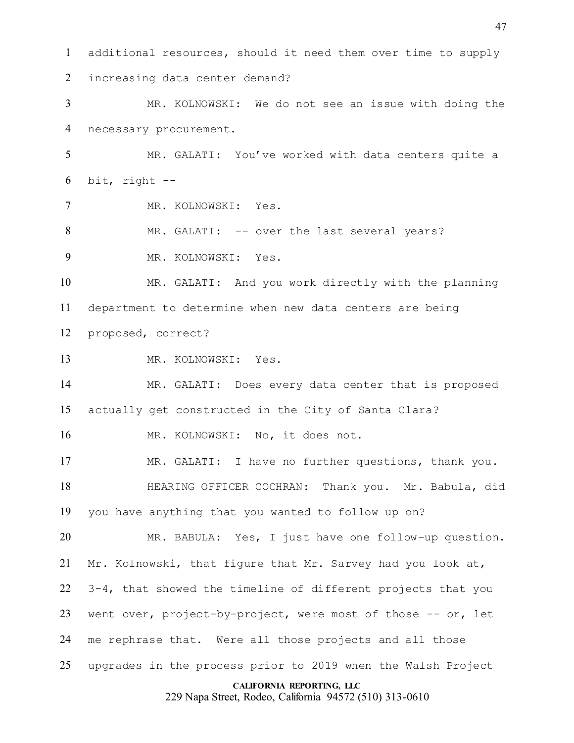additional resources, should it need them over time to supply increasing data center demand?

MR. KOLNOWSKI: We do not see an issue with doing the necessary procurement.

MR. GALATI: You've worked with data centers quite a bit, right --

MR. KOLNOWSKI: Yes.

MR. GALATI: -- over the last several years?

MR. KOLNOWSKI: Yes.

MR. GALATI: And you work directly with the planning department to determine when new data centers are being proposed, correct?

MR. KOLNOWSKI: Yes.

MR. GALATI: Does every data center that is proposed actually get constructed in the City of Santa Clara?

MR. KOLNOWSKI: No, it does not.

MR. GALATI: I have no further questions, thank you.

HEARING OFFICER COCHRAN: Thank you. Mr. Babula, did you have anything that you wanted to follow up on?

MR. BABULA: Yes, I just have one follow-up question. Mr. Kolnowski, that figure that Mr. Sarvey had you look at, 3-4, that showed the timeline of different projects that you went over, project-by-project, were most of those -- or, let me rephrase that. Were all those projects and all those upgrades in the process prior to 2019 when the Walsh Project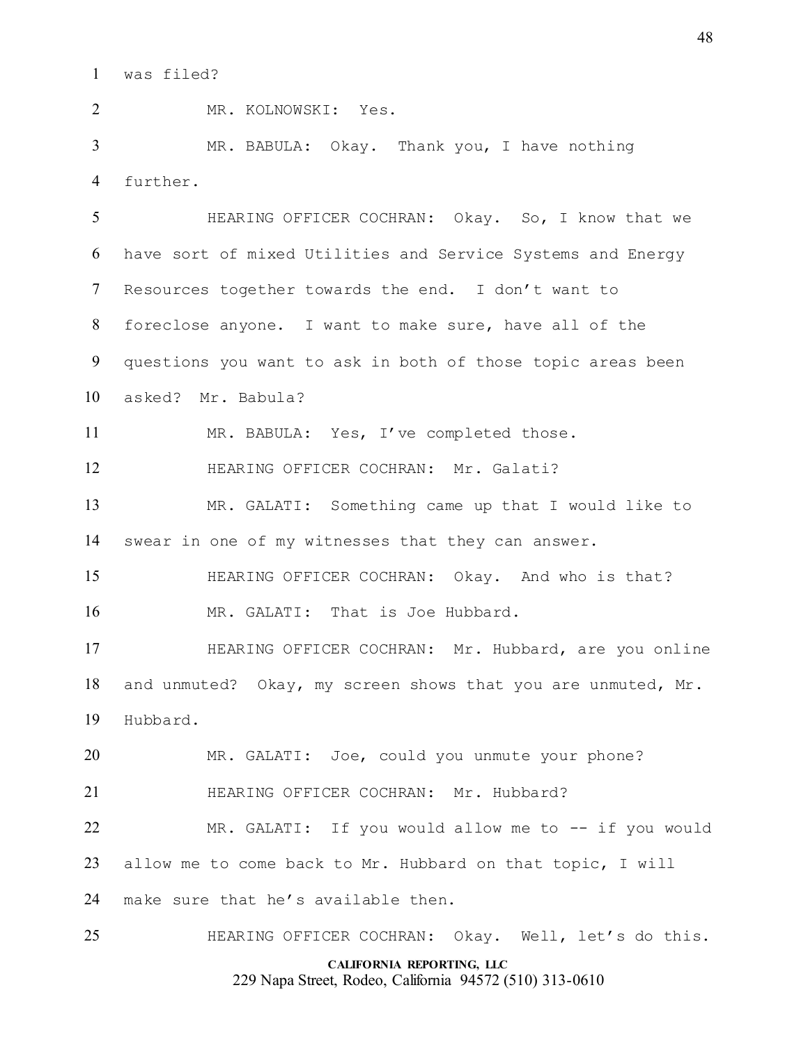was filed?

MR. KOLNOWSKI: Yes.

MR. BABULA: Okay. Thank you, I have nothing further.

HEARING OFFICER COCHRAN: Okay. So, I know that we have sort of mixed Utilities and Service Systems and Energy Resources together towards the end. I don't want to foreclose anyone. I want to make sure, have all of the questions you want to ask in both of those topic areas been asked? Mr. Babula?

MR. BABULA: Yes, I've completed those.

HEARING OFFICER COCHRAN: Mr. Galati?

MR. GALATI: Something came up that I would like to swear in one of my witnesses that they can answer.

HEARING OFFICER COCHRAN: Okay. And who is that?

MR. GALATI: That is Joe Hubbard.

HEARING OFFICER COCHRAN: Mr. Hubbard, are you online and unmuted? Okay, my screen shows that you are unmuted, Mr. Hubbard.

MR. GALATI: Joe, could you unmute your phone?

HEARING OFFICER COCHRAN: Mr. Hubbard?

MR. GALATI: If you would allow me to -- if you would allow me to come back to Mr. Hubbard on that topic, I will make sure that he's available then.

HEARING OFFICER COCHRAN: Okay. Well, let's do this.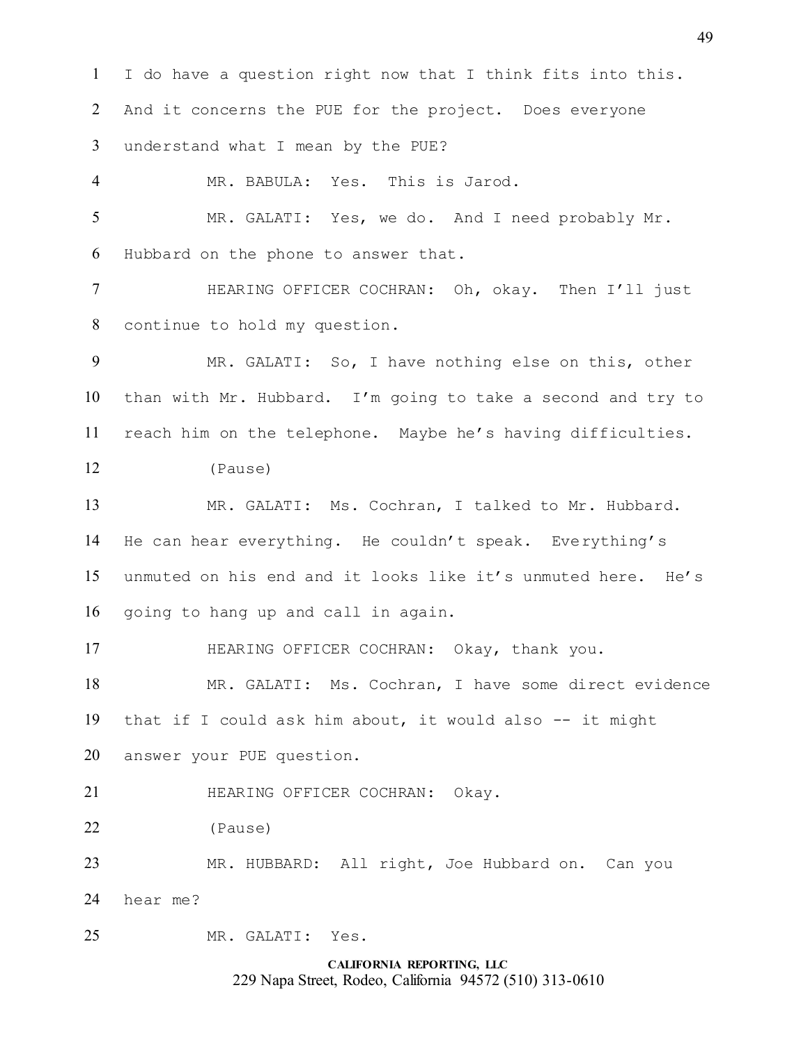I do have a question right now that I think fits into this. And it concerns the PUE for the project. Does everyone understand what I mean by the PUE?

MR. BABULA: Yes. This is Jarod.

MR. GALATI: Yes, we do. And I need probably Mr. Hubbard on the phone to answer that.

HEARING OFFICER COCHRAN: Oh, okay. Then I'll just continue to hold my question.

MR. GALATI: So, I have nothing else on this, other than with Mr. Hubbard. I'm going to take a second and try to reach him on the telephone. Maybe he's having difficulties.

(Pause)

MR. GALATI: Ms. Cochran, I talked to Mr. Hubbard. He can hear everything. He couldn't speak. Everything's unmuted on his end and it looks like it's unmuted here. He's going to hang up and call in again.

HEARING OFFICER COCHRAN: Okay, thank you.

MR. GALATI: Ms. Cochran, I have some direct evidence that if I could ask him about, it would also -- it might answer your PUE question.

HEARING OFFICER COCHRAN: Okay.

(Pause)

MR. HUBBARD: All right, Joe Hubbard on. Can you hear me?

MR. GALATI: Yes.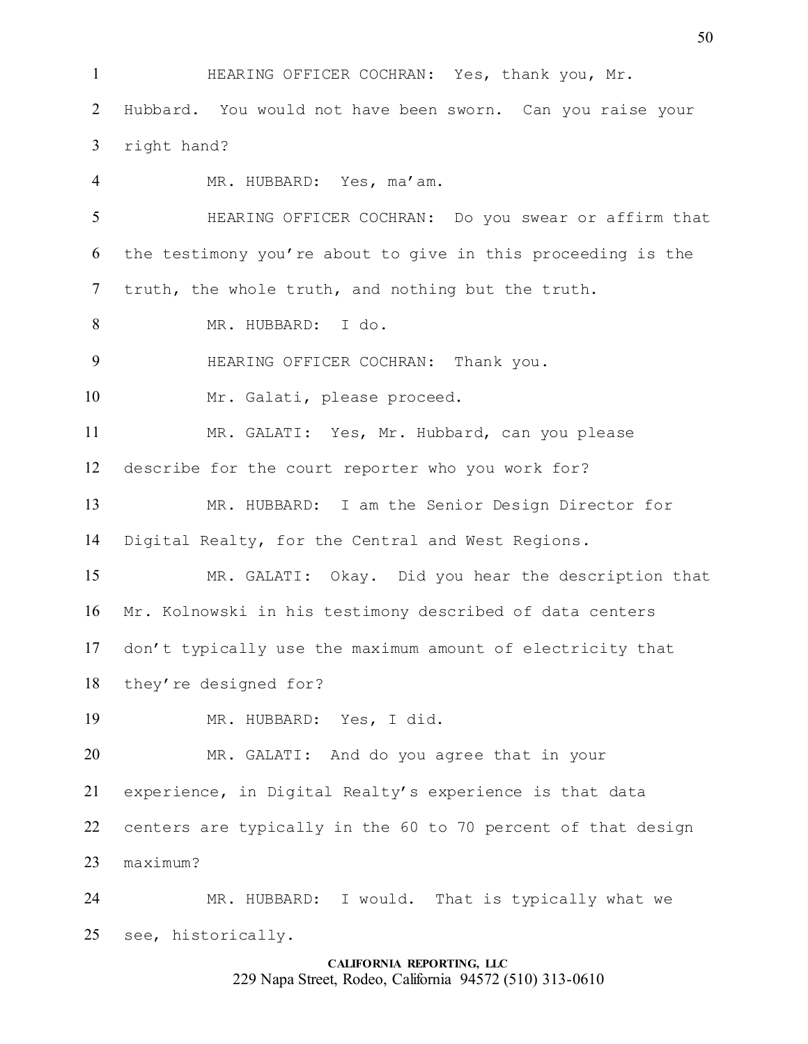HEARING OFFICER COCHRAN: Yes, thank you, Mr. Hubbard. You would not have been sworn. Can you raise your right hand?

MR. HUBBARD: Yes, ma'am.

HEARING OFFICER COCHRAN: Do you swear or affirm that the testimony you're about to give in this proceeding is the truth, the whole truth, and nothing but the truth.

MR. HUBBARD: I do.

HEARING OFFICER COCHRAN: Thank you.

Mr. Galati, please proceed.

MR. GALATI: Yes, Mr. Hubbard, can you please describe for the court reporter who you work for?

MR. HUBBARD: I am the Senior Design Director for Digital Realty, for the Central and West Regions.

MR. GALATI: Okay. Did you hear the description that Mr. Kolnowski in his testimony described of data centers don't typically use the maximum amount of electricity that they're designed for?

MR. HUBBARD: Yes, I did.

MR. GALATI: And do you agree that in your experience, in Digital Realty's experience is that data centers are typically in the 60 to 70 percent of that design maximum?

MR. HUBBARD: I would. That is typically what we see, historically.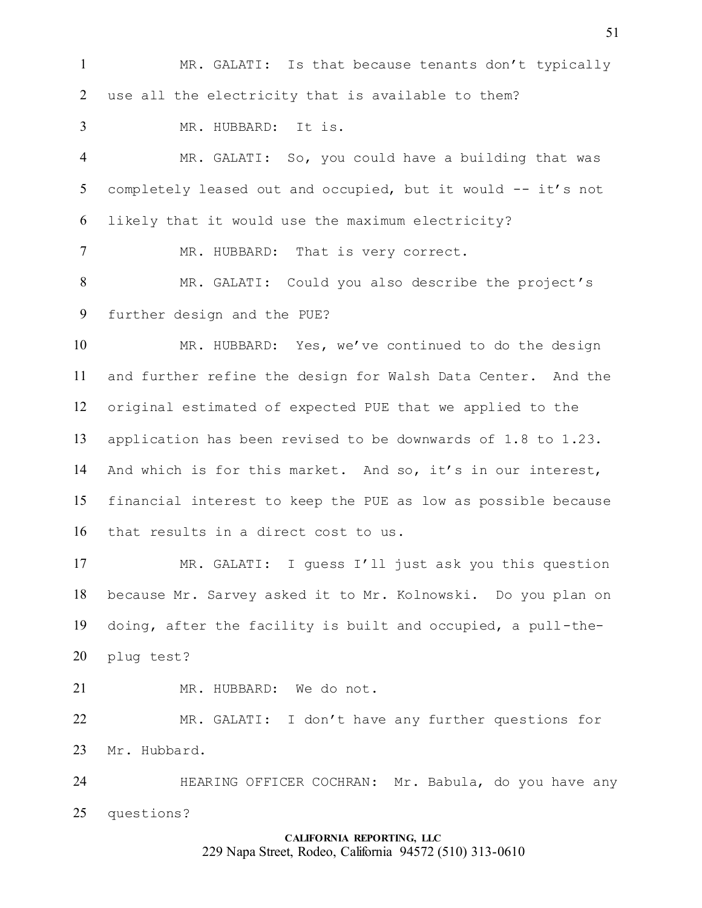MR. GALATI: Is that because tenants don't typically use all the electricity that is available to them?

MR. HUBBARD: It is.

MR. GALATI: So, you could have a building that was completely leased out and occupied, but it would -- it's not likely that it would use the maximum electricity?

MR. HUBBARD: That is very correct.

MR. GALATI: Could you also describe the project's further design and the PUE?

MR. HUBBARD: Yes, we've continued to do the design and further refine the design for Walsh Data Center. And the original estimated of expected PUE that we applied to the application has been revised to be downwards of 1.8 to 1.23. And which is for this market. And so, it's in our interest, financial interest to keep the PUE as low as possible because that results in a direct cost to us.

MR. GALATI: I guess I'll just ask you this question because Mr. Sarvey asked it to Mr. Kolnowski. Do you plan on doing, after the facility is built and occupied, a pull-the-plug test?

MR. HUBBARD: We do not.

MR. GALATI: I don't have any further questions for Mr. Hubbard.

HEARING OFFICER COCHRAN: Mr. Babula, do you have any questions?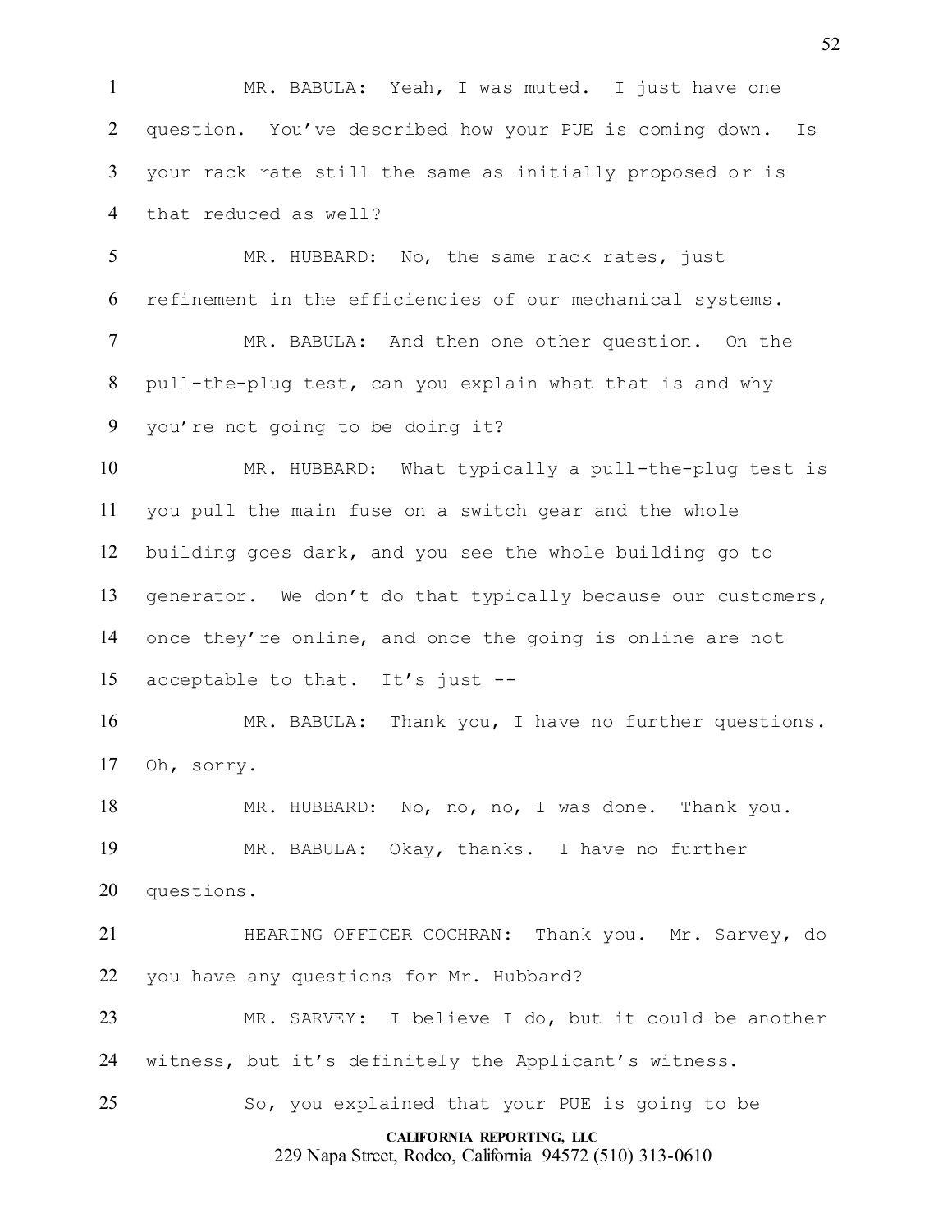MR. BABULA: Yeah, I was muted. I just have one question. You've described how your PUE is coming down. Is your rack rate still the same as initially proposed or is that reduced as well?

MR. HUBBARD: No, the same rack rates, just refinement in the efficiencies of our mechanical systems.

MR. BABULA: And then one other question. On the pull-the-plug test, can you explain what that is and why you're not going to be doing it?

MR. HUBBARD: What typically a pull-the-plug test is you pull the main fuse on a switch gear and the whole building goes dark, and you see the whole building go to generator. We don't do that typically because our customers, once they're online, and once the going is online are not acceptable to that. It's just --

MR. BABULA: Thank you, I have no further questions. Oh, sorry.

MR. HUBBARD: No, no, no, I was done. Thank you.

MR. BABULA: Okay, thanks. I have no further questions.

HEARING OFFICER COCHRAN: Thank you. Mr. Sarvey, do you have any questions for Mr. Hubbard?

MR. SARVEY: I believe I do, but it could be another witness, but it's definitely the Applicant's witness.

So, you explained that your PUE is going to be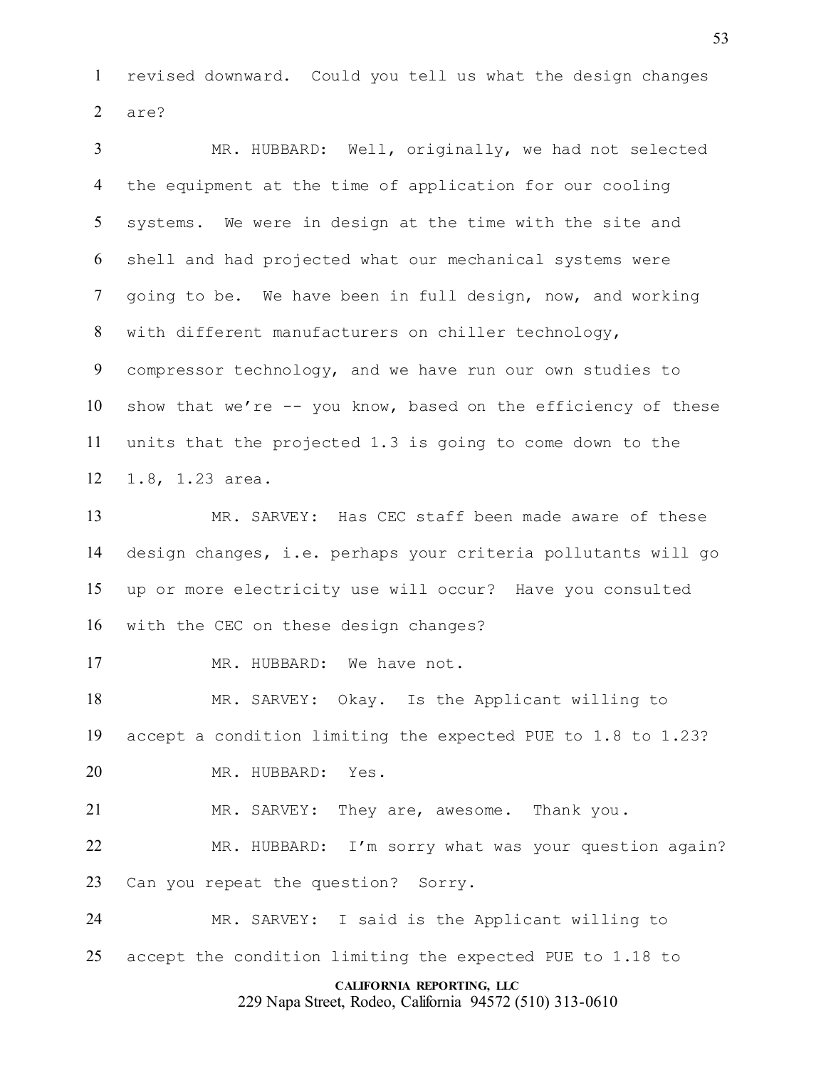revised downward. Could you tell us what the design changes are?

MR. HUBBARD: Well, originally, we had not selected the equipment at the time of application for our cooling systems. We were in design at the time with the site and shell and had projected what our mechanical systems were going to be. We have been in full design, now, and working with different manufacturers on chiller technology, compressor technology, and we have run our own studies to show that we're -- you know, based on the efficiency of these units that the projected 1.3 is going to come down to the 1.8, 1.23 area.

MR. SARVEY: Has CEC staff been made aware of these design changes, i.e. perhaps your criteria pollutants will go up or more electricity use will occur? Have you consulted with the CEC on these design changes?

MR. HUBBARD: We have not.

MR. SARVEY: Okay. Is the Applicant willing to accept a condition limiting the expected PUE to 1.8 to 1.23?

MR. HUBBARD: Yes.

MR. SARVEY: They are, awesome. Thank you.

MR. HUBBARD: I'm sorry what was your question again? Can you repeat the question? Sorry.

MR. SARVEY: I said is the Applicant willing to accept the condition limiting the expected PUE to 1.18 to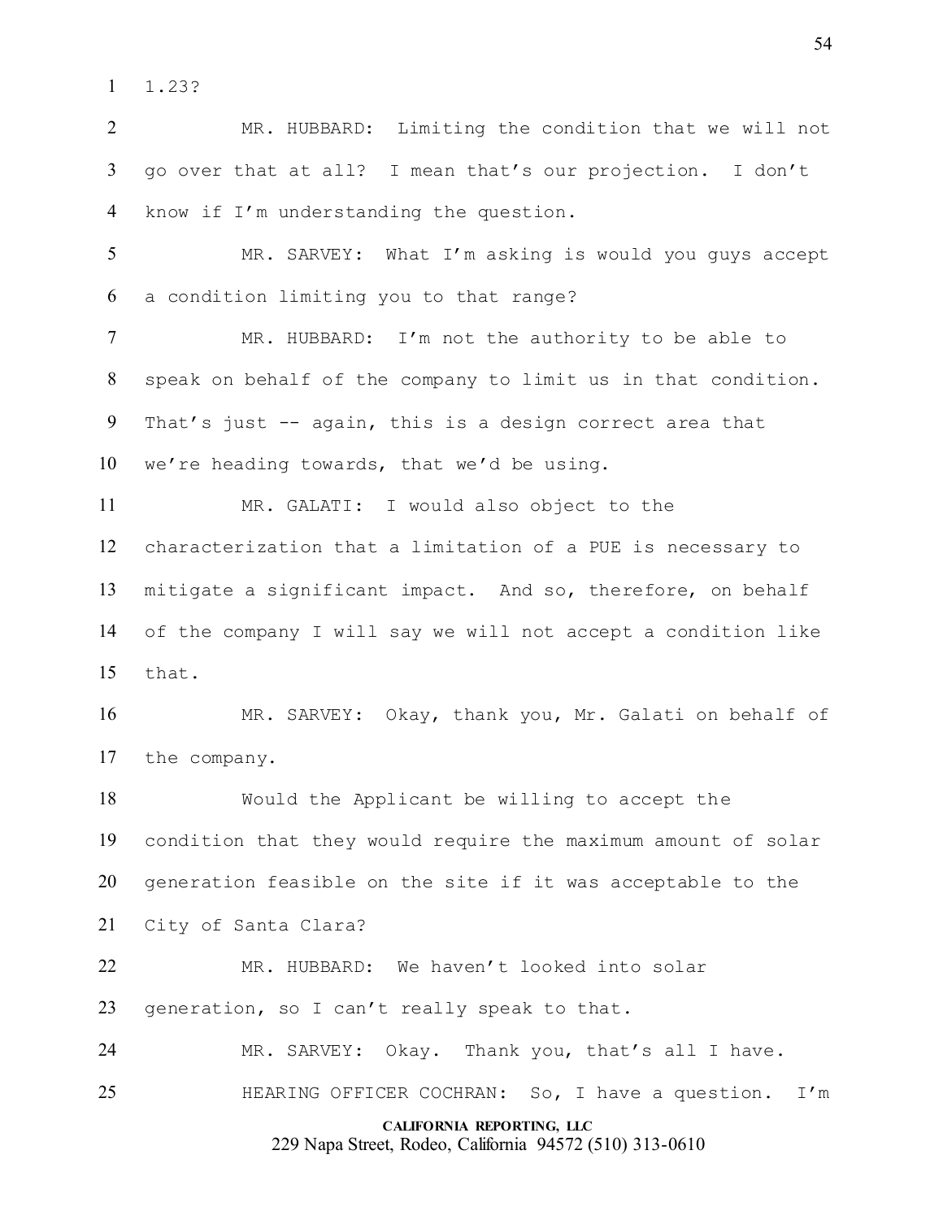1.23?

MR. HUBBARD: Limiting the condition that we will not go over that at all? I mean that's our projection. I don't know if I'm understanding the question.

MR. SARVEY: What I'm asking is would you guys accept a condition limiting you to that range?

MR. HUBBARD: I'm not the authority to be able to speak on behalf of the company to limit us in that condition. That's just -- again, this is a design correct area that we're heading towards, that we'd be using.

MR. GALATI: I would also object to the characterization that a limitation of a PUE is necessary to mitigate a significant impact. And so, therefore, on behalf of the company I will say we will not accept a condition like that.

MR. SARVEY: Okay, thank you, Mr. Galati on behalf of the company.

Would the Applicant be willing to accept the condition that they would require the maximum amount of solar generation feasible on the site if it was acceptable to the City of Santa Clara?

MR. HUBBARD: We haven't looked into solar generation, so I can't really speak to that.

MR. SARVEY: Okay. Thank you, that's all I have.

HEARING OFFICER COCHRAN: So, I have a question. I'm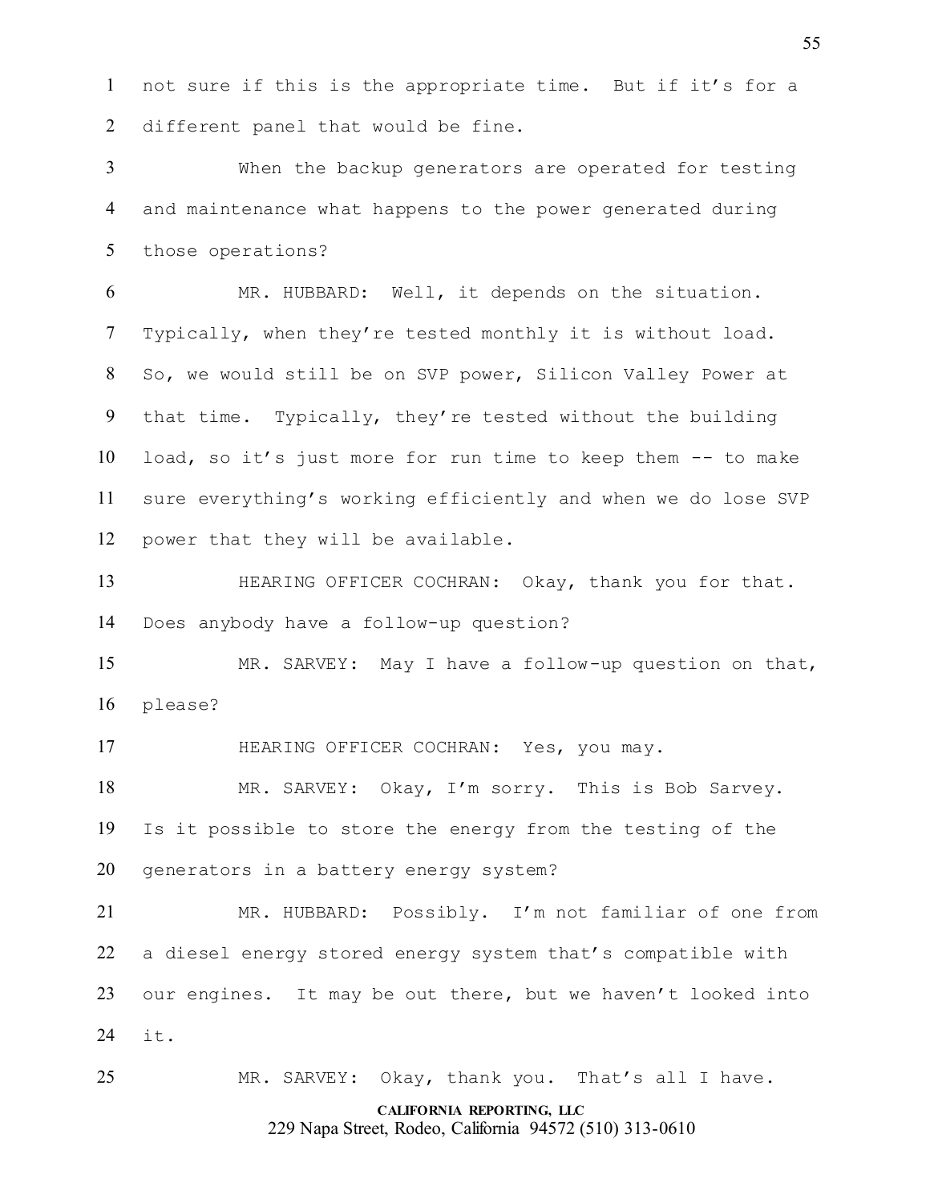not sure if this is the appropriate time. But if it's for a different panel that would be fine.

When the backup generators are operated for testing and maintenance what happens to the power generated during those operations?

MR. HUBBARD: Well, it depends on the situation. Typically, when they're tested monthly it is without load. So, we would still be on SVP power, Silicon Valley Power at that time. Typically, they're tested without the building load, so it's just more for run time to keep them -- to make sure everything's working efficiently and when we do lose SVP power that they will be available.

HEARING OFFICER COCHRAN: Okay, thank you for that. Does anybody have a follow-up question?

MR. SARVEY: May I have a follow-up question on that, please?

HEARING OFFICER COCHRAN: Yes, you may.

MR. SARVEY: Okay, I'm sorry. This is Bob Sarvey. Is it possible to store the energy from the testing of the generators in a battery energy system?

MR. HUBBARD: Possibly. I'm not familiar of one from a diesel energy stored energy system that's compatible with our engines. It may be out there, but we haven't looked into it.

MR. SARVEY: Okay, thank you. That's all I have.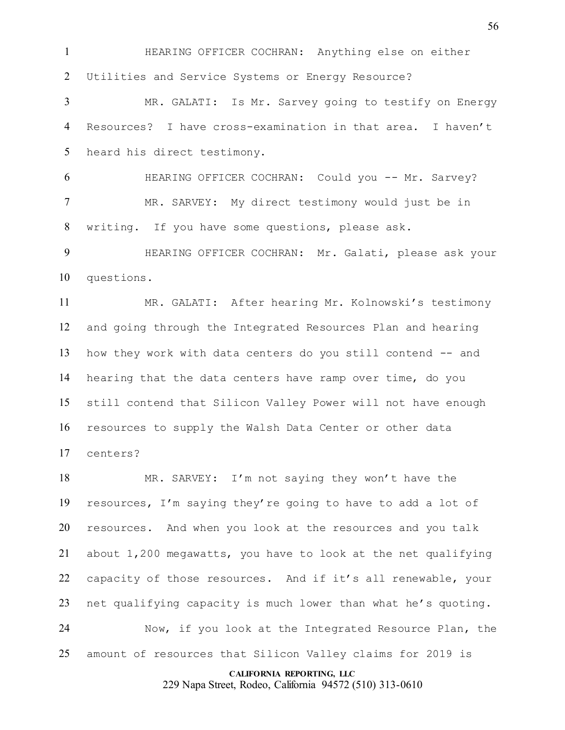HEARING OFFICER COCHRAN: Anything else on either Utilities and Service Systems or Energy Resource?

MR. GALATI: Is Mr. Sarvey going to testify on Energy Resources? I have cross-examination in that area. I haven't heard his direct testimony.

HEARING OFFICER COCHRAN: Could you -- Mr. Sarvey?

MR. SARVEY: My direct testimony would just be in writing. If you have some questions, please ask.

HEARING OFFICER COCHRAN: Mr. Galati, please ask your questions.

MR. GALATI: After hearing Mr. Kolnowski's testimony and going through the Integrated Resources Plan and hearing how they work with data centers do you still contend -- and hearing that the data centers have ramp over time, do you still contend that Silicon Valley Power will not have enough resources to supply the Walsh Data Center or other data centers?

MR. SARVEY: I'm not saying they won't have the resources, I'm saying they're going to have to add a lot of resources. And when you look at the resources and you talk about 1,200 megawatts, you have to look at the net qualifying capacity of those resources. And if it's all renewable, your net qualifying capacity is much lower than what he's quoting.

Now, if you look at the Integrated Resource Plan, the amount of resources that Silicon Valley claims for 2019 is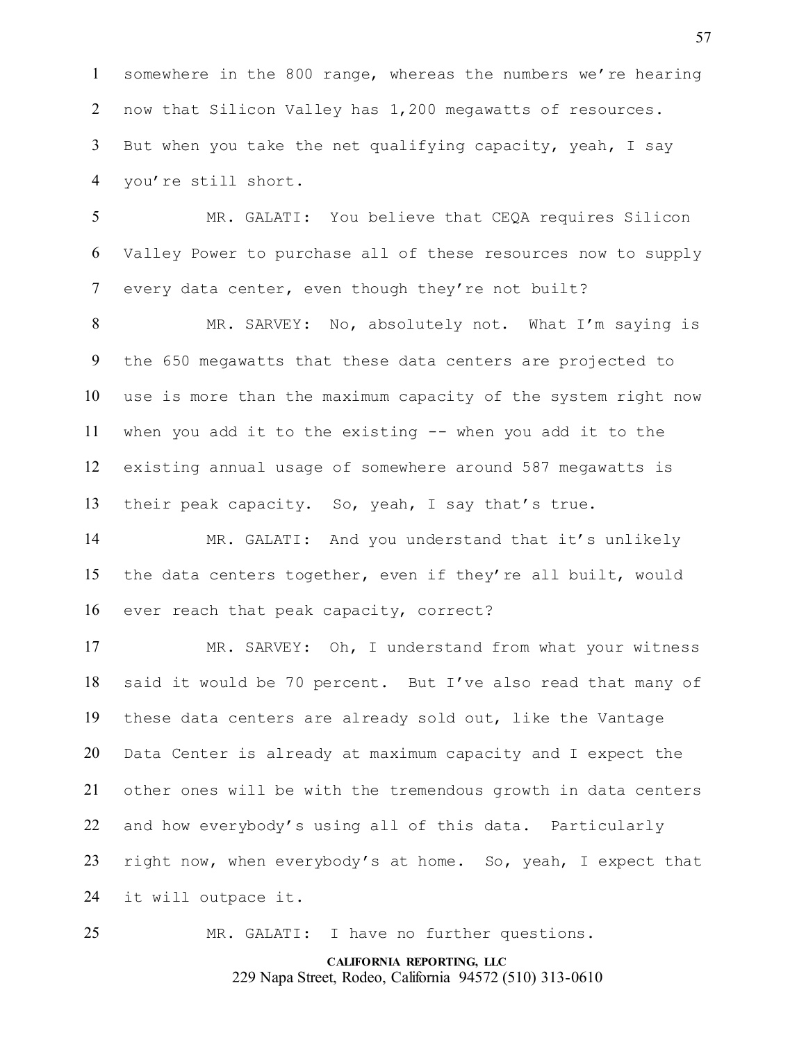somewhere in the 800 range, whereas the numbers we're hearing now that Silicon Valley has 1,200 megawatts of resources. But when you take the net qualifying capacity, yeah, I say you're still short.

MR. GALATI: You believe that CEQA requires Silicon Valley Power to purchase all of these resources now to supply every data center, even though they're not built?

MR. SARVEY: No, absolutely not. What I'm saying is the 650 megawatts that these data centers are projected to use is more than the maximum capacity of the system right now when you add it to the existing -- when you add it to the existing annual usage of somewhere around 587 megawatts is their peak capacity. So, yeah, I say that's true.

MR. GALATI: And you understand that it's unlikely the data centers together, even if they're all built, would ever reach that peak capacity, correct?

MR. SARVEY: Oh, I understand from what your witness said it would be 70 percent. But I've also read that many of these data centers are already sold out, like the Vantage Data Center is already at maximum capacity and I expect the other ones will be with the tremendous growth in data centers and how everybody's using all of this data. Particularly right now, when everybody's at home. So, yeah, I expect that it will outpace it.

MR. GALATI: I have no further questions.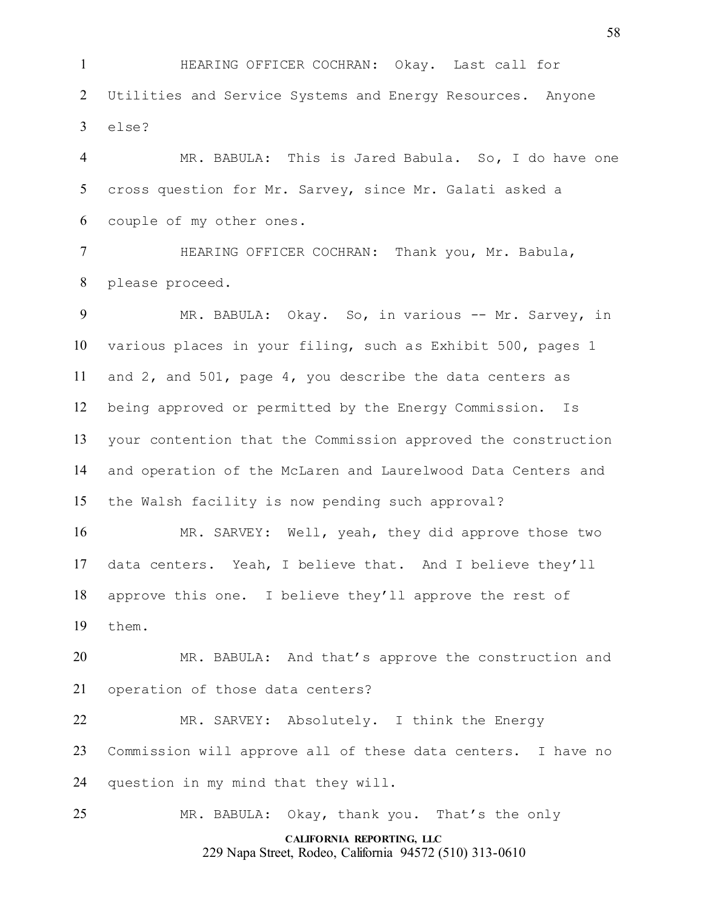HEARING OFFICER COCHRAN: Okay. Last call for Utilities and Service Systems and Energy Resources. Anyone else?

MR. BABULA: This is Jared Babula. So, I do have one cross question for Mr. Sarvey, since Mr. Galati asked a couple of my other ones.

HEARING OFFICER COCHRAN: Thank you, Mr. Babula, please proceed.

MR. BABULA: Okay. So, in various -- Mr. Sarvey, in various places in your filing, such as Exhibit 500, pages 1 and 2, and 501, page 4, you describe the data centers as being approved or permitted by the Energy Commission. Is your contention that the Commission approved the construction and operation of the McLaren and Laurelwood Data Centers and the Walsh facility is now pending such approval?

MR. SARVEY: Well, yeah, they did approve those two data centers. Yeah, I believe that. And I believe they'll approve this one. I believe they'll approve the rest of them.

MR. BABULA: And that's approve the construction and operation of those data centers?

MR. SARVEY: Absolutely. I think the Energy Commission will approve all of these data centers. I have no question in my mind that they will.

MR. BABULA: Okay, thank you. That's the only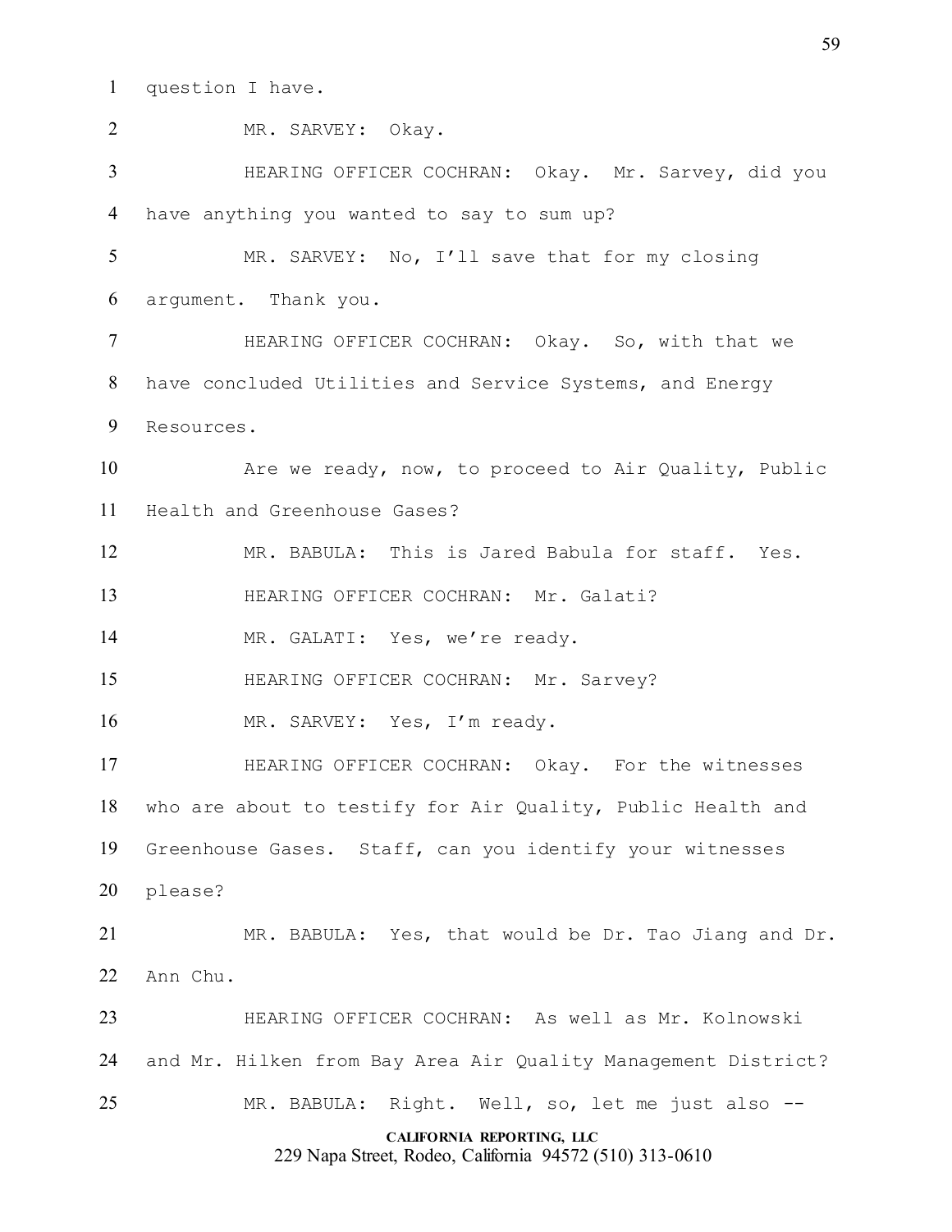question I have.

MR. SARVEY: Okay.

HEARING OFFICER COCHRAN: Okay. Mr. Sarvey, did you have anything you wanted to say to sum up?

MR. SARVEY: No, I'll save that for my closing argument. Thank you.

HEARING OFFICER COCHRAN: Okay. So, with that we have concluded Utilities and Service Systems, and Energy Resources.

Are we ready, now, to proceed to Air Quality, Public Health and Greenhouse Gases?

MR. BABULA: This is Jared Babula for staff. Yes.

HEARING OFFICER COCHRAN: Mr. Galati?

MR. GALATI: Yes, we're ready.

HEARING OFFICER COCHRAN: Mr. Sarvey?

MR. SARVEY: Yes, I'm ready.

HEARING OFFICER COCHRAN: Okay. For the witnesses who are about to testify for Air Quality, Public Health and Greenhouse Gases. Staff, can you identify your witnesses please?

MR. BABULA: Yes, that would be Dr. Tao Jiang and Dr. Ann Chu.

HEARING OFFICER COCHRAN: As well as Mr. Kolnowski and Mr. Hilken from Bay Area Air Quality Management District?

MR. BABULA: Right. Well, so, let me just also --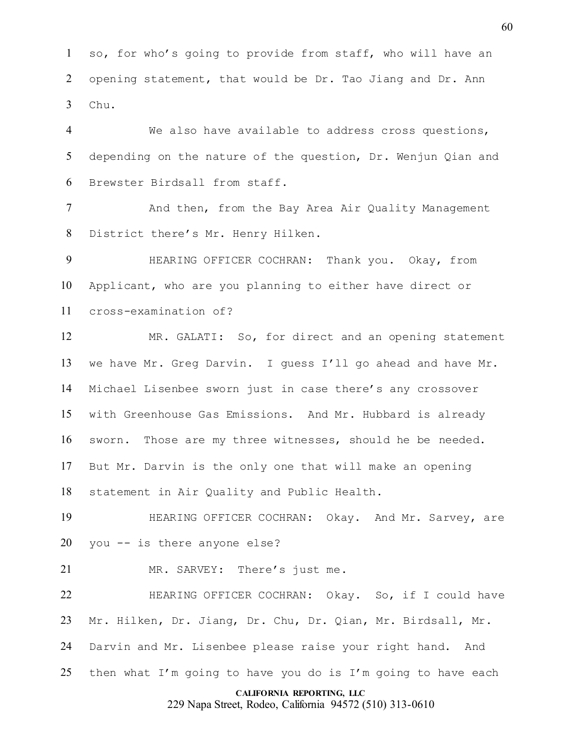so, for who's going to provide from staff, who will have an opening statement, that would be Dr. Tao Jiang and Dr. Ann Chu.

We also have available to address cross questions, depending on the nature of the question, Dr. Wenjun Qian and Brewster Birdsall from staff.

And then, from the Bay Area Air Quality Management District there's Mr. Henry Hilken.

HEARING OFFICER COCHRAN: Thank you. Okay, from Applicant, who are you planning to either have direct or cross-examination of?

MR. GALATI: So, for direct and an opening statement we have Mr. Greg Darvin. I guess I'll go ahead and have Mr. Michael Lisenbee sworn just in case there's any crossover with Greenhouse Gas Emissions. And Mr. Hubbard is already sworn. Those are my three witnesses, should he be needed. But Mr. Darvin is the only one that will make an opening statement in Air Quality and Public Health.

HEARING OFFICER COCHRAN: Okay. And Mr. Sarvey, are you -- is there anyone else?

MR. SARVEY: There's just me.

HEARING OFFICER COCHRAN: Okay. So, if I could have Mr. Hilken, Dr. Jiang, Dr. Chu, Dr. Qian, Mr. Birdsall, Mr. Darvin and Mr. Lisenbee please raise your right hand. And then what I'm going to have you do is I'm going to have each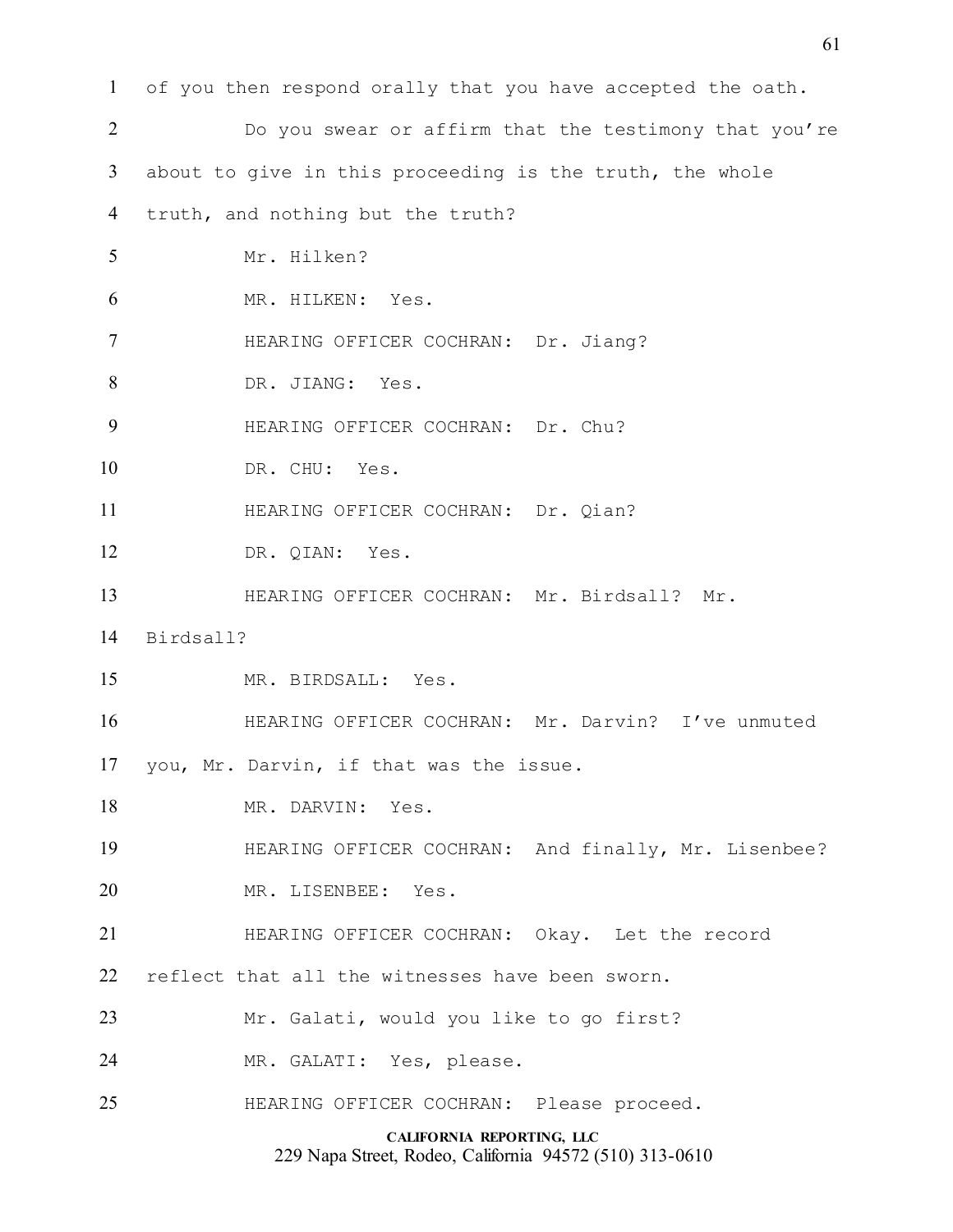of you then respond orally that you have accepted the oath.

Do you swear or affirm that the testimony that you're about to give in this proceeding is the truth, the whole truth, and nothing but the truth?

Mr. Hilken?

MR. HILKEN: Yes.

HEARING OFFICER COCHRAN: Dr. Jiang?

DR. JIANG: Yes.

HEARING OFFICER COCHRAN: Dr. Chu?

DR. CHU: Yes.

HEARING OFFICER COCHRAN: Dr. Qian?

DR. QIAN: Yes.

HEARING OFFICER COCHRAN: Mr. Birdsall? Mr. Birdsall?

MR. BIRDSALL: Yes.

HEARING OFFICER COCHRAN: Mr. Darvin? I've unmuted you, Mr. Darvin, if that was the issue.

MR. DARVIN: Yes.

HEARING OFFICER COCHRAN: And finally, Mr. Lisenbee?

MR. LISENBEE: Yes.

HEARING OFFICER COCHRAN: Okay. Let the record reflect that all the witnesses have been sworn.

Mr. Galati, would you like to go first?

MR. GALATI: Yes, please.

HEARING OFFICER COCHRAN: Please proceed.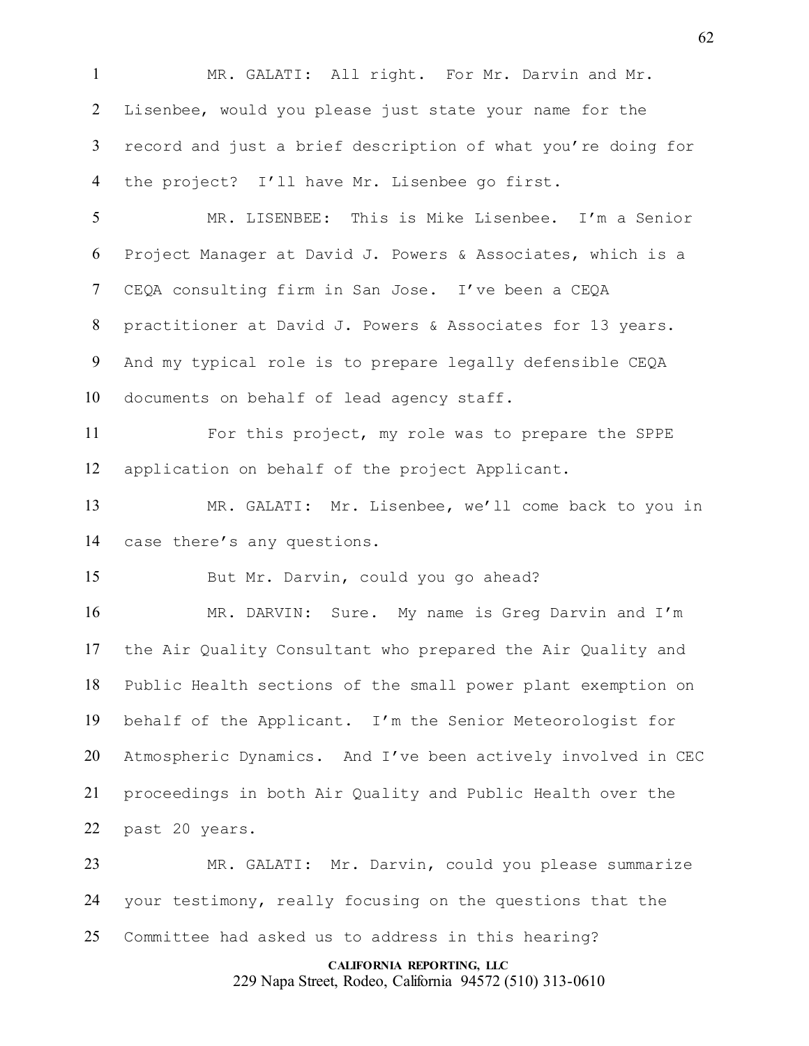MR. GALATI: All right. For Mr. Darvin and Mr. Lisenbee, would you please just state your name for the record and just a brief description of what you're doing for the project? I'll have Mr. Lisenbee go first.

MR. LISENBEE: This is Mike Lisenbee. I'm a Senior Project Manager at David J. Powers & Associates, which is a CEQA consulting firm in San Jose. I've been a CEQA practitioner at David J. Powers & Associates for 13 years. And my typical role is to prepare legally defensible CEQA documents on behalf of lead agency staff.

For this project, my role was to prepare the SPPE application on behalf of the project Applicant.

MR. GALATI: Mr. Lisenbee, we'll come back to you in case there's any questions.

But Mr. Darvin, could you go ahead?

MR. DARVIN: Sure. My name is Greg Darvin and I'm the Air Quality Consultant who prepared the Air Quality and Public Health sections of the small power plant exemption on behalf of the Applicant. I'm the Senior Meteorologist for Atmospheric Dynamics. And I've been actively involved in CEC proceedings in both Air Quality and Public Health over the past 20 years.

MR. GALATI: Mr. Darvin, could you please summarize your testimony, really focusing on the questions that the Committee had asked us to address in this hearing?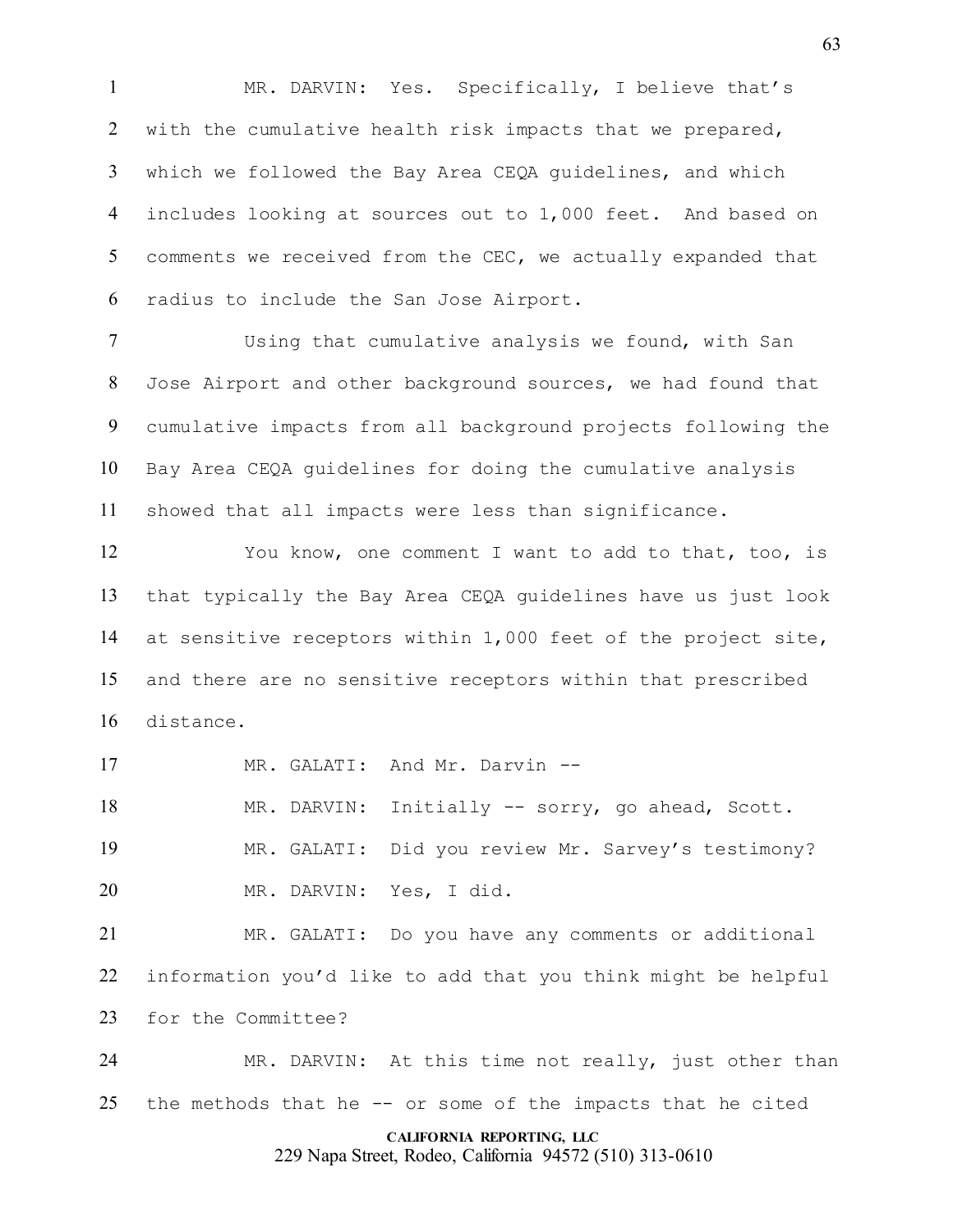MR. DARVIN: Yes. Specifically, I believe that's with the cumulative health risk impacts that we prepared, which we followed the Bay Area CEQA guidelines, and which includes looking at sources out to 1,000 feet. And based on comments we received from the CEC, we actually expanded that radius to include the San Jose Airport.

Using that cumulative analysis we found, with San Jose Airport and other background sources, we had found that cumulative impacts from all background projects following the Bay Area CEQA guidelines for doing the cumulative analysis showed that all impacts were less than significance.

You know, one comment I want to add to that, too, is that typically the Bay Area CEQA guidelines have us just look at sensitive receptors within 1,000 feet of the project site, and there are no sensitive receptors within that prescribed distance.

MR. GALATI: And Mr. Darvin --

MR. DARVIN: Initially -- sorry, go ahead, Scott.

MR. GALATI: Did you review Mr. Sarvey's testimony?

MR. DARVIN: Yes, I did.

MR. GALATI: Do you have any comments or additional information you'd like to add that you think might be helpful for the Committee?

MR. DARVIN: At this time not really, just other than the methods that he -- or some of the impacts that he cited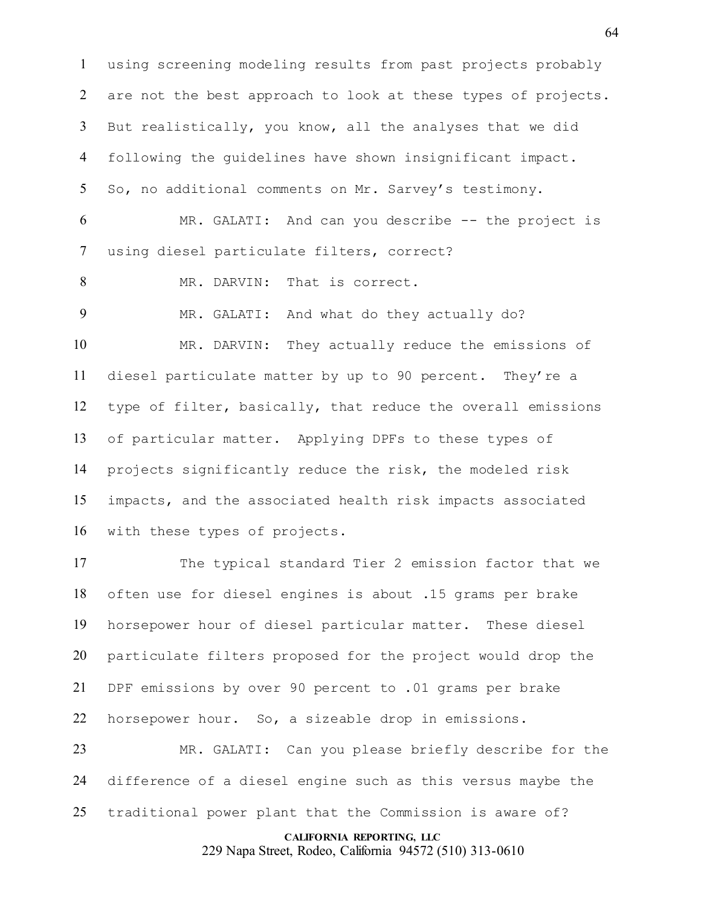using screening modeling results from past projects probably are not the best approach to look at these types of projects. But realistically, you know, all the analyses that we did following the guidelines have shown insignificant impact. So, no additional comments on Mr. Sarvey's testimony.

MR. GALATI: And can you describe -- the project is using diesel particulate filters, correct?

MR. DARVIN: That is correct.

MR. GALATI: And what do they actually do?

MR. DARVIN: They actually reduce the emissions of diesel particulate matter by up to 90 percent. They're a type of filter, basically, that reduce the overall emissions of particular matter. Applying DPFs to these types of projects significantly reduce the risk, the modeled risk impacts, and the associated health risk impacts associated with these types of projects.

The typical standard Tier 2 emission factor that we often use for diesel engines is about .15 grams per brake horsepower hour of diesel particular matter. These diesel particulate filters proposed for the project would drop the DPF emissions by over 90 percent to .01 grams per brake horsepower hour. So, a sizeable drop in emissions.

MR. GALATI: Can you please briefly describe for the difference of a diesel engine such as this versus maybe the traditional power plant that the Commission is aware of?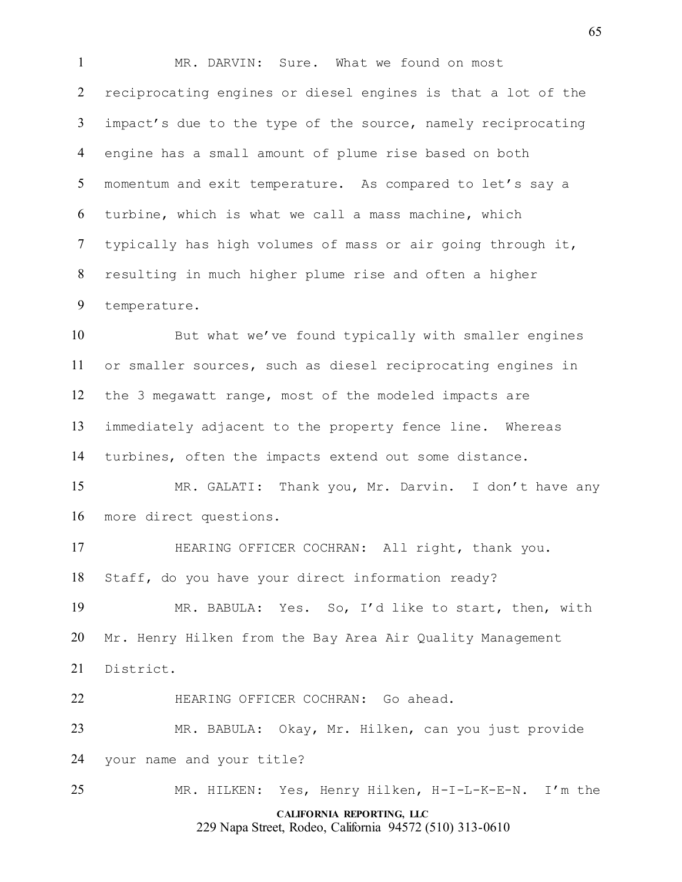MR. DARVIN: Sure. What we found on most reciprocating engines or diesel engines is that a lot of the impact's due to the type of the source, namely reciprocating engine has a small amount of plume rise based on both momentum and exit temperature. As compared to let's say a turbine, which is what we call a mass machine, which typically has high volumes of mass or air going through it, resulting in much higher plume rise and often a higher temperature.

But what we've found typically with smaller engines or smaller sources, such as diesel reciprocating engines in the 3 megawatt range, most of the modeled impacts are immediately adjacent to the property fence line. Whereas turbines, often the impacts extend out some distance.

MR. GALATI: Thank you, Mr. Darvin. I don't have any more direct questions.

HEARING OFFICER COCHRAN: All right, thank you. Staff, do you have your direct information ready?

MR. BABULA: Yes. So, I'd like to start, then, with Mr. Henry Hilken from the Bay Area Air Quality Management District.

HEARING OFFICER COCHRAN: Go ahead.

MR. BABULA: Okay, Mr. Hilken, can you just provide your name and your title?

MR. HILKEN: Yes, Henry Hilken, H-I-L-K-E-N. I'm the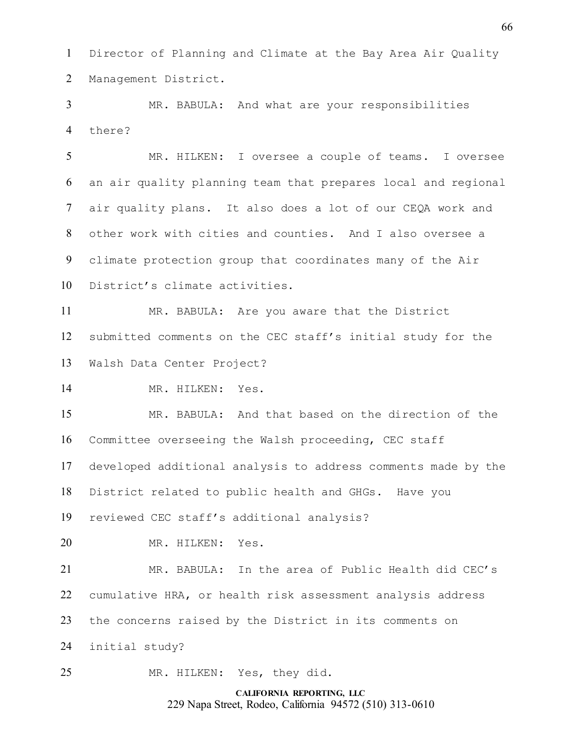Director of Planning and Climate at the Bay Area Air Quality Management District.

MR. BABULA: And what are your responsibilities there?

MR. HILKEN: I oversee a couple of teams. I oversee an air quality planning team that prepares local and regional air quality plans. It also does a lot of our CEQA work and other work with cities and counties. And I also oversee a climate protection group that coordinates many of the Air District's climate activities.

MR. BABULA: Are you aware that the District submitted comments on the CEC staff's initial study for the Walsh Data Center Project?

MR. HILKEN: Yes.

MR. BABULA: And that based on the direction of the Committee overseeing the Walsh proceeding, CEC staff developed additional analysis to address comments made by the District related to public health and GHGs. Have you reviewed CEC staff's additional analysis?

MR. HILKEN: Yes.

MR. BABULA: In the area of Public Health did CEC's cumulative HRA, or health risk assessment analysis address the concerns raised by the District in its comments on initial study?

MR. HILKEN: Yes, they did.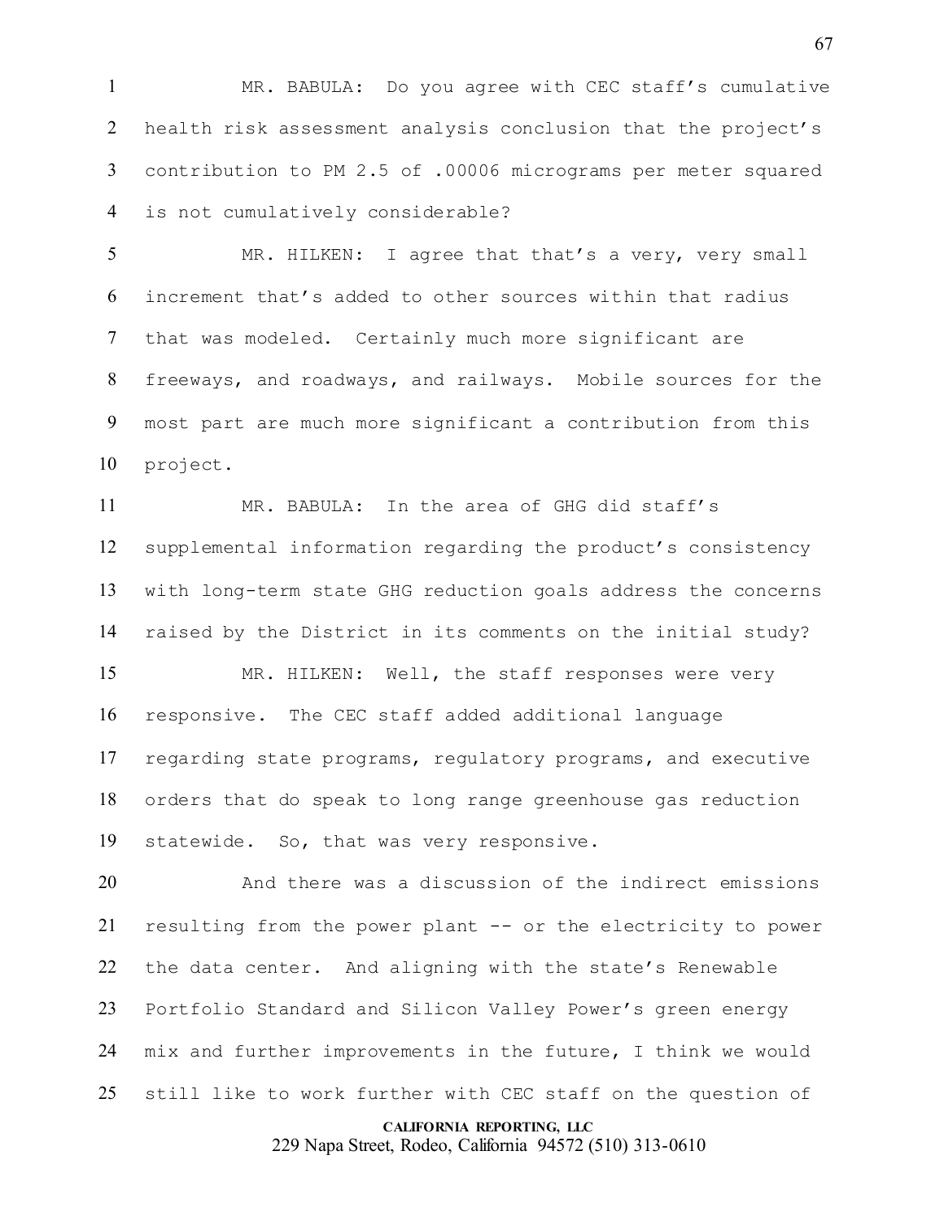MR. BABULA: Do you agree with CEC staff's cumulative health risk assessment analysis conclusion that the project's contribution to PM 2.5 of .00006 micrograms per meter squared is not cumulatively considerable?

MR. HILKEN: I agree that that's a very, very small increment that's added to other sources within that radius that was modeled. Certainly much more significant are freeways, and roadways, and railways. Mobile sources for the most part are much more significant a contribution from this project.

MR. BABULA: In the area of GHG did staff's supplemental information regarding the product's consistency with long-term state GHG reduction goals address the concerns raised by the District in its comments on the initial study?

MR. HILKEN: Well, the staff responses were very responsive. The CEC staff added additional language regarding state programs, regulatory programs, and executive orders that do speak to long range greenhouse gas reduction statewide. So, that was very responsive.

And there was a discussion of the indirect emissions resulting from the power plant -- or the electricity to power the data center. And aligning with the state's Renewable Portfolio Standard and Silicon Valley Power's green energy mix and further improvements in the future, I think we would still like to work further with CEC staff on the question of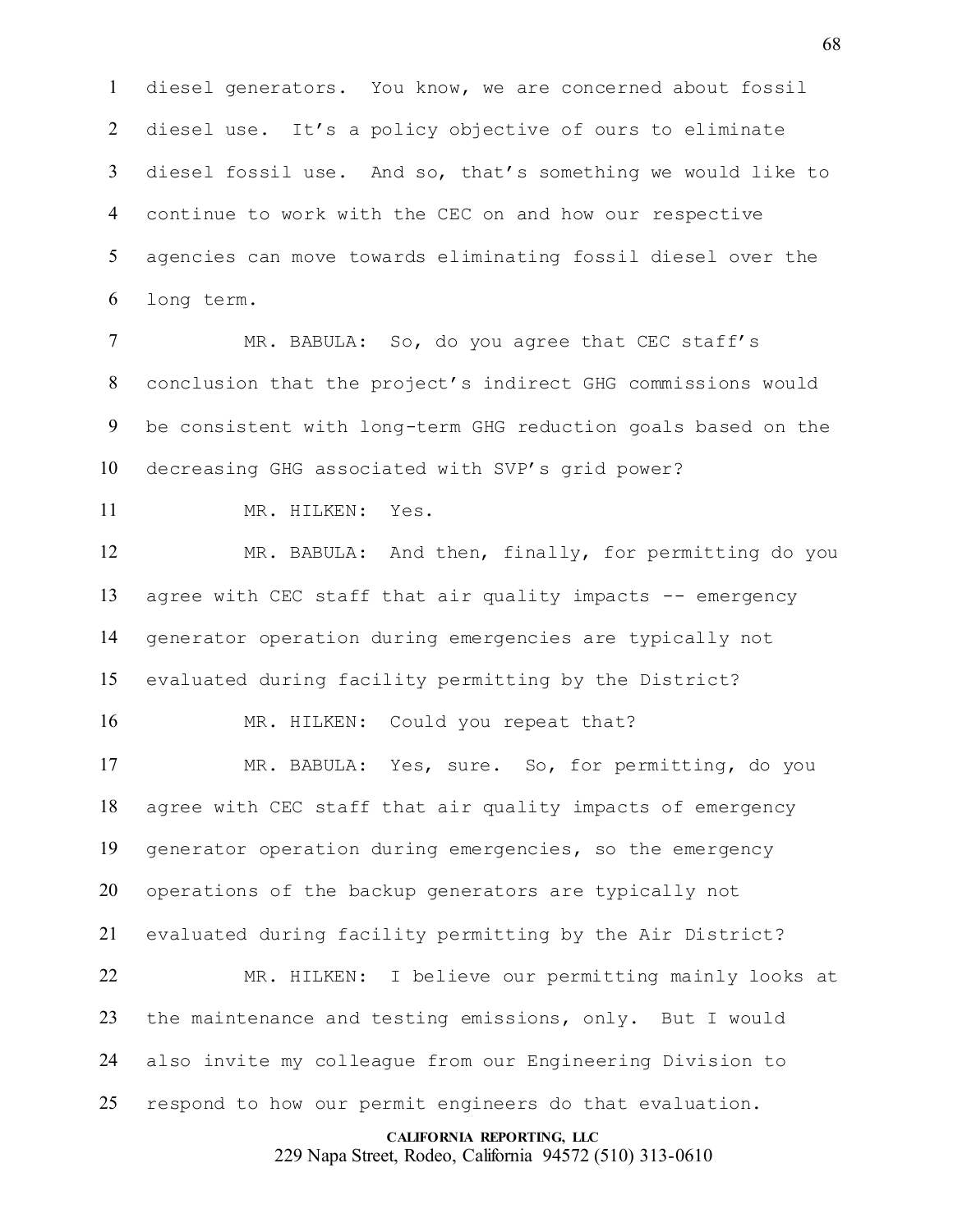diesel generators. You know, we are concerned about fossil diesel use. It's a policy objective of ours to eliminate diesel fossil use. And so, that's something we would like to continue to work with the CEC on and how our respective agencies can move towards eliminating fossil diesel over the long term.

MR. BABULA: So, do you agree that CEC staff's conclusion that the project's indirect GHG commissions would be consistent with long-term GHG reduction goals based on the decreasing GHG associated with SVP's grid power?

MR. HILKEN: Yes.

MR. BABULA: And then, finally, for permitting do you agree with CEC staff that air quality impacts -- emergency generator operation during emergencies are typically not evaluated during facility permitting by the District?

MR. HILKEN: Could you repeat that?

MR. BABULA: Yes, sure. So, for permitting, do you agree with CEC staff that air quality impacts of emergency generator operation during emergencies, so the emergency operations of the backup generators are typically not evaluated during facility permitting by the Air District?

MR. HILKEN: I believe our permitting mainly looks at the maintenance and testing emissions, only. But I would also invite my colleague from our Engineering Division to respond to how our permit engineers do that evaluation.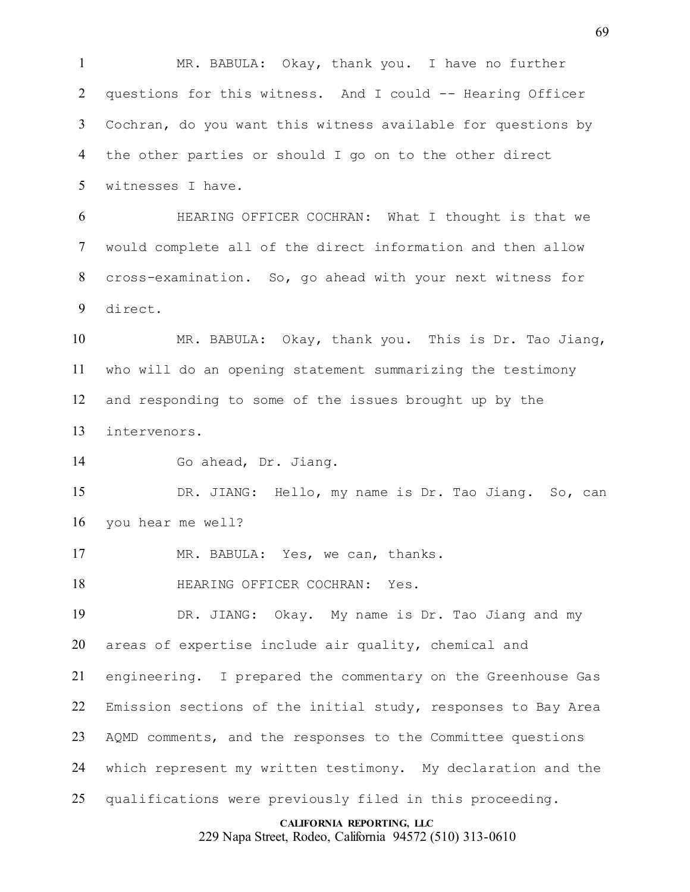MR. BABULA: Okay, thank you. I have no further questions for this witness. And I could -- Hearing Officer Cochran, do you want this witness available for questions by the other parties or should I go on to the other direct witnesses I have.

HEARING OFFICER COCHRAN: What I thought is that we would complete all of the direct information and then allow cross-examination. So, go ahead with your next witness for direct.

MR. BABULA: Okay, thank you. This is Dr. Tao Jiang, who will do an opening statement summarizing the testimony and responding to some of the issues brought up by the intervenors.

Go ahead, Dr. Jiang.

DR. JIANG: Hello, my name is Dr. Tao Jiang. So, can you hear me well?

MR. BABULA: Yes, we can, thanks.

HEARING OFFICER COCHRAN: Yes.

DR. JIANG: Okay. My name is Dr. Tao Jiang and my areas of expertise include air quality, chemical and engineering. I prepared the commentary on the Greenhouse Gas Emission sections of the initial study, responses to Bay Area AQMD comments, and the responses to the Committee questions which represent my written testimony. My declaration and the qualifications were previously filed in this proceeding.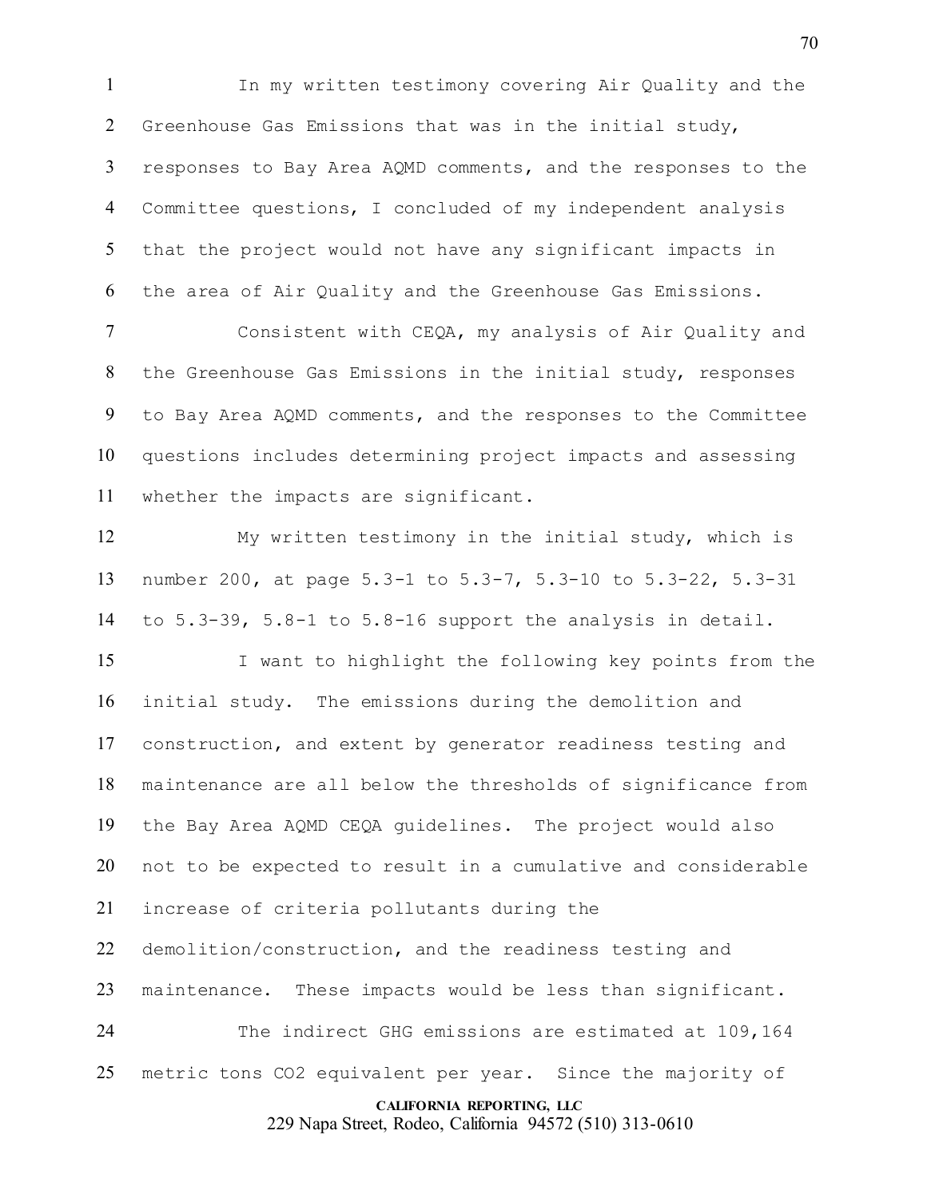In my written testimony covering Air Quality and the Greenhouse Gas Emissions that was in the initial study, responses to Bay Area AQMD comments, and the responses to the Committee questions, I concluded of my independent analysis that the project would not have any significant impacts in the area of Air Quality and the Greenhouse Gas Emissions.

Consistent with CEQA, my analysis of Air Quality and the Greenhouse Gas Emissions in the initial study, responses to Bay Area AQMD comments, and the responses to the Committee questions includes determining project impacts and assessing whether the impacts are significant.

My written testimony in the initial study, which is number 200, at page 5.3-1 to 5.3-7, 5.3-10 to 5.3-22, 5.3-31 to 5.3-39, 5.8-1 to 5.8-16 support the analysis in detail.

I want to highlight the following key points from the initial study. The emissions during the demolition and construction, and extent by generator readiness testing and maintenance are all below the thresholds of significance from the Bay Area AQMD CEQA guidelines. The project would also not to be expected to result in a cumulative and considerable increase of criteria pollutants during the demolition/construction, and the readiness testing and maintenance. These impacts would be less than significant.

The indirect GHG emissions are estimated at 109,164 metric tons $CO_2$ equivalent per year. Since the majority of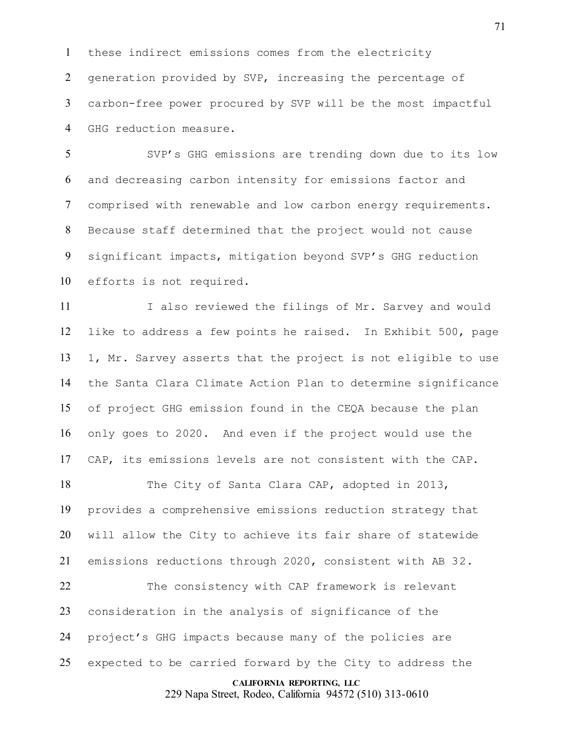these indirect emissions comes from the electricity generation provided by SVP, increasing the percentage of carbon-free power procured by SVP will be the most impactful GHG reduction measure.

SVP's GHG emissions are trending down due to its low and decreasing carbon intensity for emissions factor and comprised with renewable and low carbon energy requirements. Because staff determined that the project would not cause significant impacts, mitigation beyond SVP's GHG reduction efforts is not required.

I also reviewed the filings of Mr. Sarvey and would like to address a few points he raised. In Exhibit 500, page 1, Mr. Sarvey asserts that the project is not eligible to use the Santa Clara Climate Action Plan to determine significance of project GHG emission found in the CEQA because the plan only goes to 2020. And even if the project would use the CAP, its emissions levels are not consistent with the CAP.

The City of Santa Clara CAP, adopted in 2013, provides a comprehensive emissions reduction strategy that will allow the City to achieve its fair share of statewide emissions reductions through 2020, consistent with AB 32.

The consistency with CAP framework is relevant consideration in the analysis of significance of the project's GHG impacts because many of the policies are expected to be carried forward by the City to address the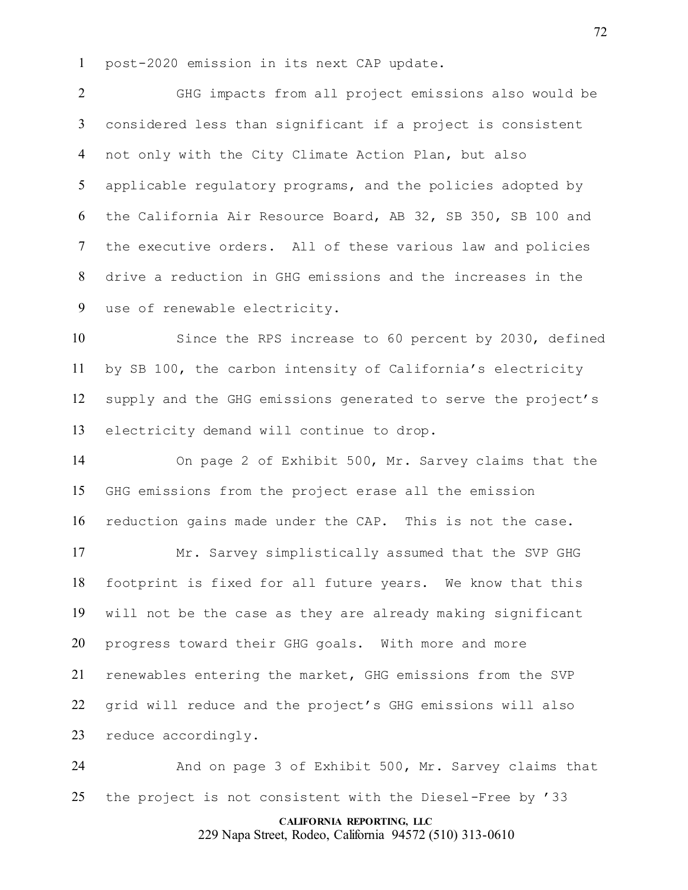post-2020 emission in its next CAP update.

GHG impacts from all project emissions also would be considered less than significant if a project is consistent not only with the City Climate Action Plan, but also applicable regulatory programs, and the policies adopted by the California Air Resource Board, AB 32, SB 350, SB 100 and the executive orders. All of these various law and policies drive a reduction in GHG emissions and the increases in the use of renewable electricity.

Since the RPS increase to 60 percent by 2030, defined by SB 100, the carbon intensity of California's electricity supply and the GHG emissions generated to serve the project's electricity demand will continue to drop.

On page 2 of Exhibit 500, Mr. Sarvey claims that the GHG emissions from the project erase all the emission reduction gains made under the CAP. This is not the case.

Mr. Sarvey simplistically assumed that the SVP GHG footprint is fixed for all future years. We know that this will not be the case as they are already making significant progress toward their GHG goals. With more and more renewables entering the market, GHG emissions from the SVP grid will reduce and the project's GHG emissions will also reduce accordingly.

And on page 3 of Exhibit 500, Mr. Sarvey claims that the project is not consistent with the Diesel-Free by '33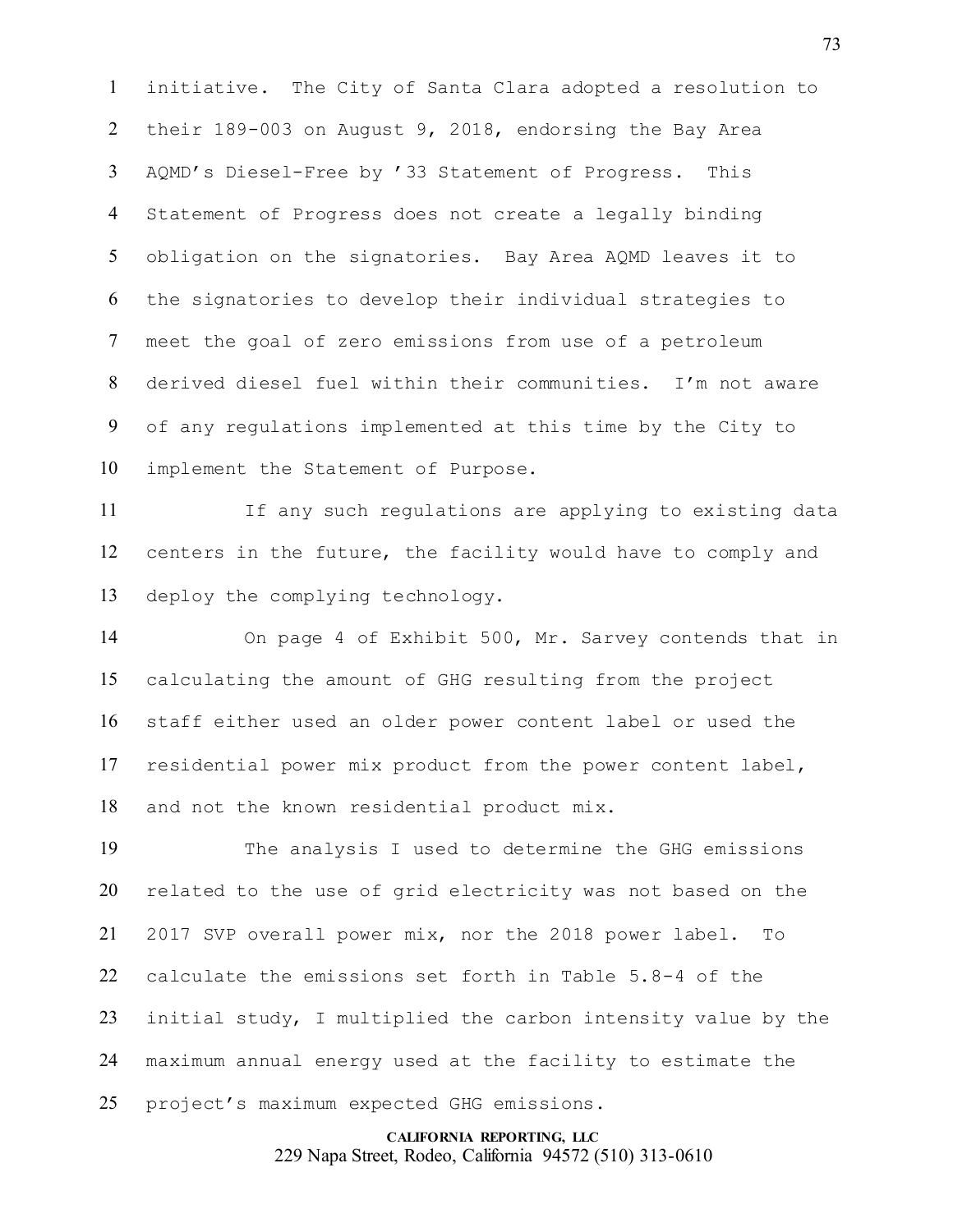initiative. The City of Santa Clara adopted a resolution to their 189-003 on August 9, 2018, endorsing the Bay Area AQMD's Diesel-Free by '33 Statement of Progress. This Statement of Progress does not create a legally binding obligation on the signatories. Bay Area AQMD leaves it to the signatories to develop their individual strategies to meet the goal of zero emissions from use of a petroleum derived diesel fuel within their communities. I'm not aware of any regulations implemented at this time by the City to implement the Statement of Purpose.

If any such regulations are applying to existing data centers in the future, the facility would have to comply and deploy the complying technology.

On page 4 of Exhibit 500, Mr. Sarvey contends that in calculating the amount of GHG resulting from the project staff either used an older power content label or used the residential power mix product from the power content label, and not the known residential product mix.

The analysis I used to determine the GHG emissions related to the use of grid electricity was not based on the 2017 SVP overall power mix, nor the 2018 power label. To calculate the emissions set forth in Table 5.8-4 of the initial study, I multiplied the carbon intensity value by the maximum annual energy used at the facility to estimate the project's maximum expected GHG emissions.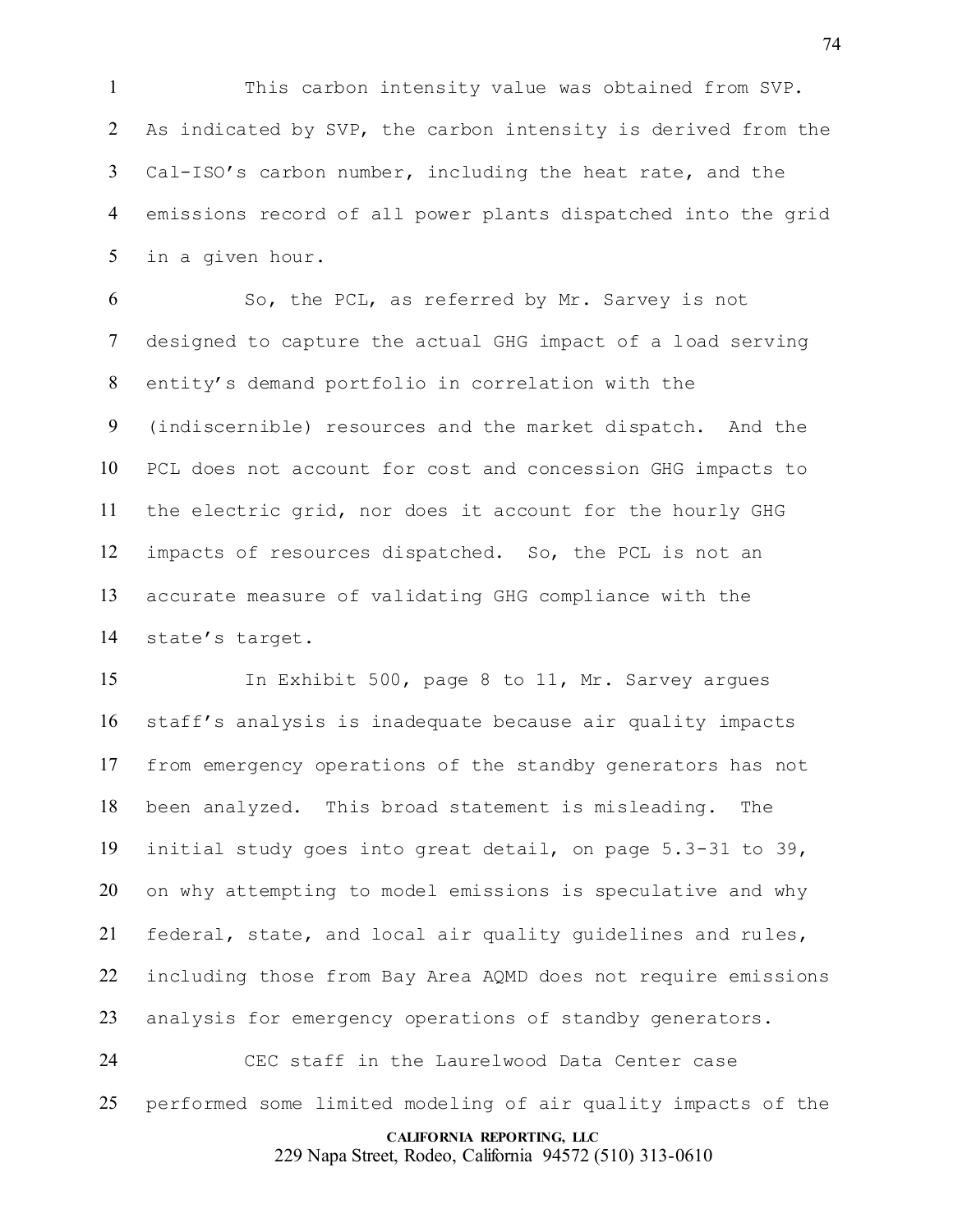This carbon intensity value was obtained from SVP. As indicated by SVP, the carbon intensity is derived from the Cal-ISO's carbon number, including the heat rate, and the emissions record of all power plants dispatched into the grid in a given hour.

So, the PCL, as referred by Mr. Sarvey is not designed to capture the actual GHG impact of a load serving entity's demand portfolio in correlation with the (indiscernible) resources and the market dispatch. And the PCL does not account for cost and concession GHG impacts to the electric grid, nor does it account for the hourly GHG impacts of resources dispatched. So, the PCL is not an accurate measure of validating GHG compliance with the state's target.

In Exhibit 500, page 8 to 11, Mr. Sarvey argues staff's analysis is inadequate because air quality impacts from emergency operations of the standby generators has not been analyzed. This broad statement is misleading. The initial study goes into great detail, on page 5.3-31 to 39, on why attempting to model emissions is speculative and why federal, state, and local air quality guidelines and rules, including those from Bay Area AQMD does not require emissions analysis for emergency operations of standby generators.

CEC staff in the Laurelwood Data Center case performed some limited modeling of air quality impacts of the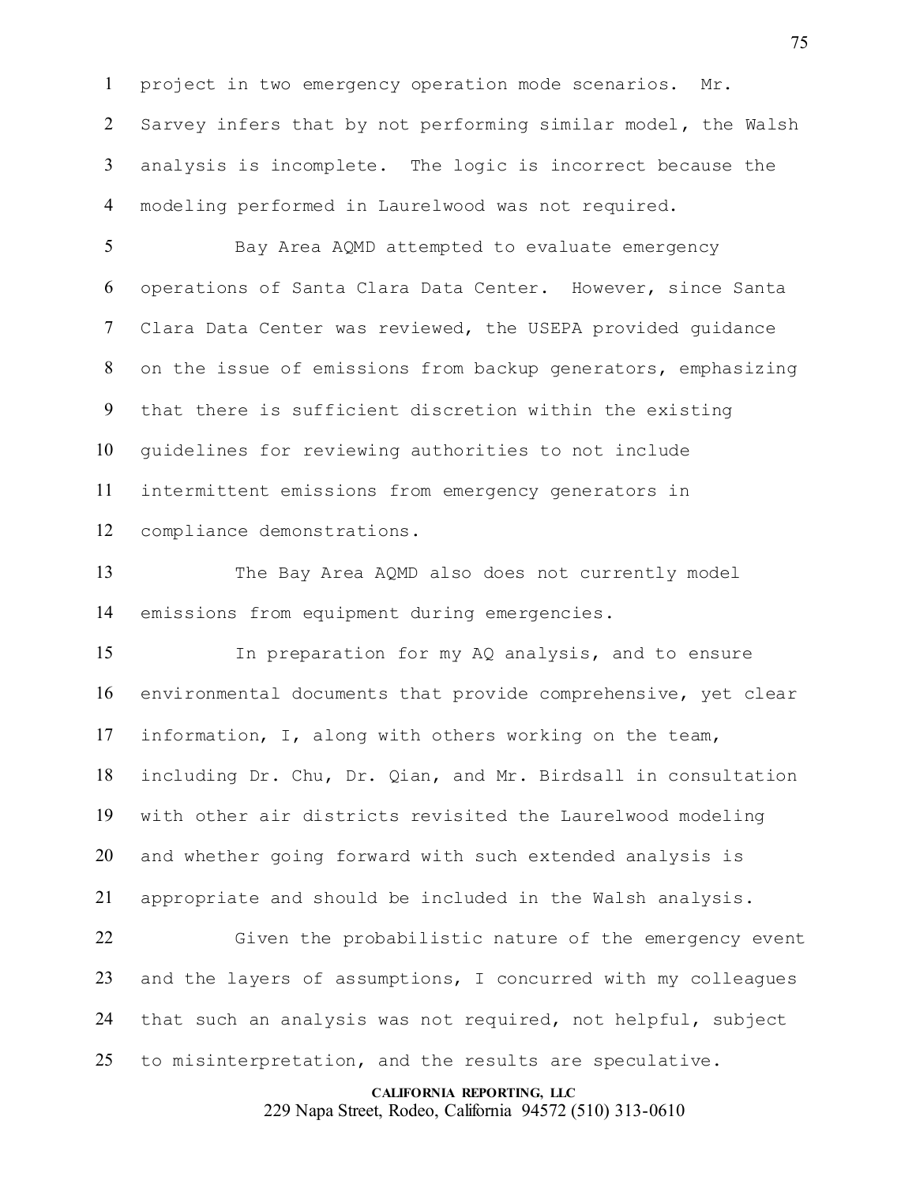project in two emergency operation mode scenarios. Mr. Sarvey infers that by not performing similar model, the Walsh analysis is incomplete. The logic is incorrect because the modeling performed in Laurelwood was not required.

Bay Area AQMD attempted to evaluate emergency operations of Santa Clara Data Center. However, since Santa Clara Data Center was reviewed, the USEPA provided guidance on the issue of emissions from backup generators, emphasizing that there is sufficient discretion within the existing guidelines for reviewing authorities to not include intermittent emissions from emergency generators in compliance demonstrations.

The Bay Area AQMD also does not currently model emissions from equipment during emergencies.

In preparation for my AQ analysis, and to ensure environmental documents that provide comprehensive, yet clear information, I, along with others working on the team, including Dr. Chu, Dr. Qian, and Mr. Birdsall in consultation with other air districts revisited the Laurelwood modeling and whether going forward with such extended analysis is appropriate and should be included in the Walsh analysis.

Given the probabilistic nature of the emergency event and the layers of assumptions, I concurred with my colleagues that such an analysis was not required, not helpful, subject to misinterpretation, and the results are speculative.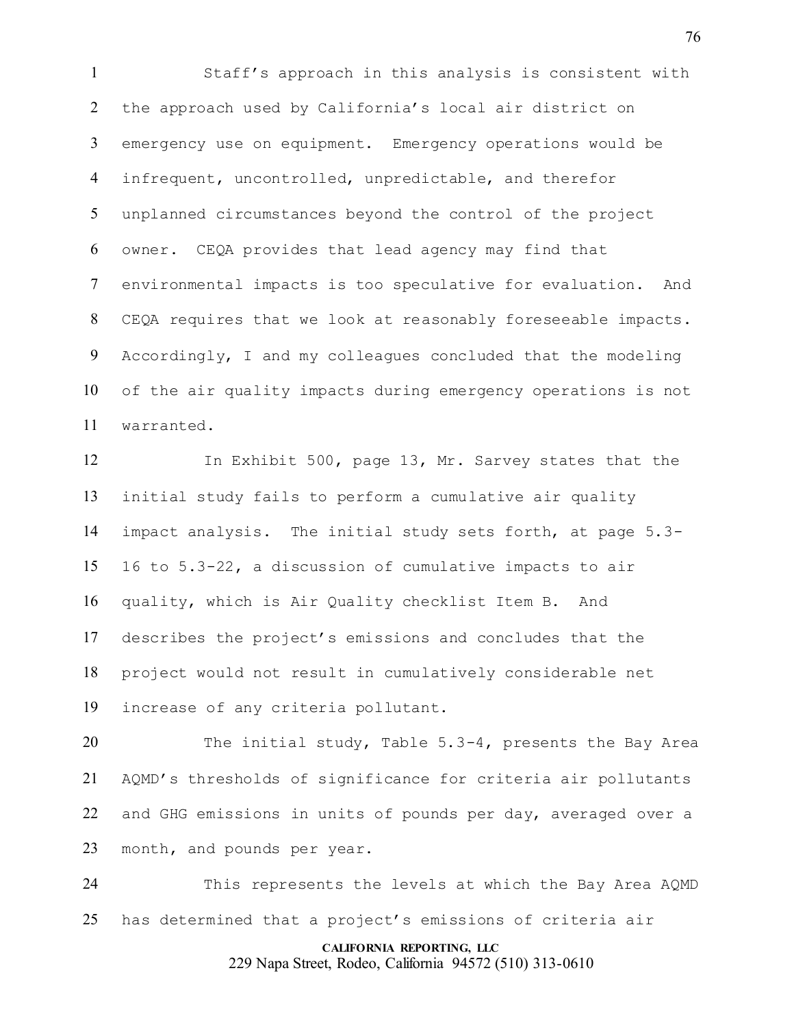Staff's approach in this analysis is consistent with the approach used by California's local air district on emergency use on equipment. Emergency operations would be infrequent, uncontrolled, unpredictable, and therefor unplanned circumstances beyond the control of the project owner. CEQA provides that lead agency may find that environmental impacts is too speculative for evaluation. And CEQA requires that we look at reasonably foreseeable impacts. Accordingly, I and my colleagues concluded that the modeling of the air quality impacts during emergency operations is not warranted.

In Exhibit 500, page 13, Mr. Sarvey states that the initial study fails to perform a cumulative air quality impact analysis. The initial study sets forth, at page 5.3-16 to 5.3-22, a discussion of cumulative impacts to air quality, which is Air Quality checklist Item B. And describes the project's emissions and concludes that the project would not result in cumulatively considerable net increase of any criteria pollutant.

The initial study, Table 5.3-4, presents the Bay Area AQMD's thresholds of significance for criteria air pollutants and GHG emissions in units of pounds per day, averaged over a month, and pounds per year.

This represents the levels at which the Bay Area AQMD has determined that a project's emissions of criteria air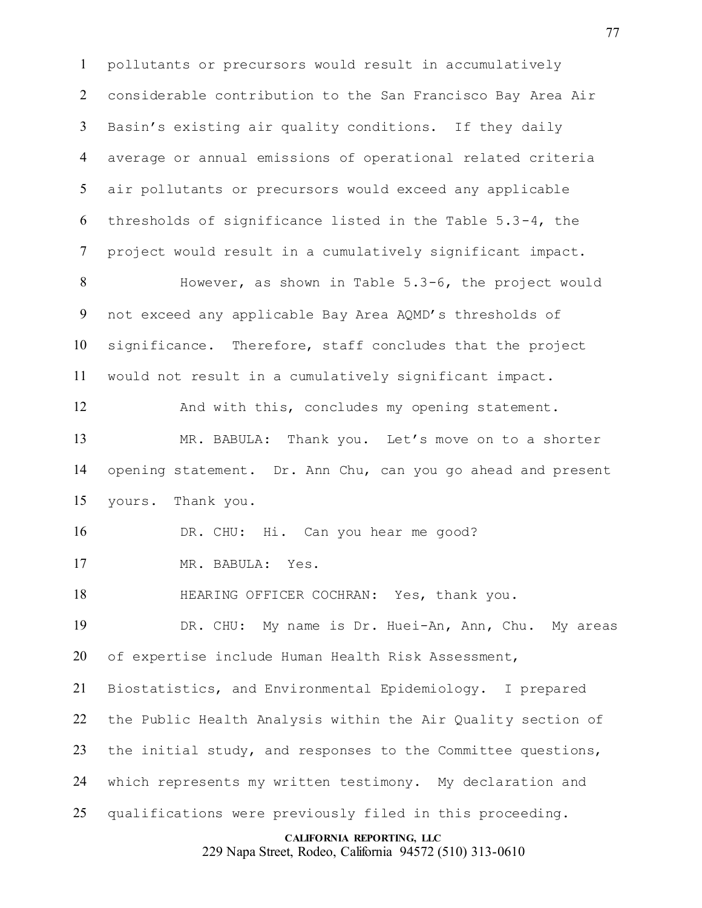pollutants or precursors would result in accumulatively considerable contribution to the San Francisco Bay Area Air Basin's existing air quality conditions. If they daily average or annual emissions of operational related criteria air pollutants or precursors would exceed any applicable thresholds of significance listed in the Table 5.3-4, the project would result in a cumulatively significant impact.

However, as shown in Table 5.3-6, the project would not exceed any applicable Bay Area AQMD's thresholds of significance. Therefore, staff concludes that the project would not result in a cumulatively significant impact.

And with this, concludes my opening statement.

MR. BABULA: Thank you. Let's move on to a shorter opening statement. Dr. Ann Chu, can you go ahead and present yours. Thank you.

DR. CHU: Hi. Can you hear me good?

MR. BABULA: Yes.

HEARING OFFICER COCHRAN: Yes, thank you.

DR. CHU: My name is Dr. Huei-An, Ann, Chu. My areas of expertise include Human Health Risk Assessment, Biostatistics, and Environmental Epidemiology. I prepared the Public Health Analysis within the Air Quality section of the initial study, and responses to the Committee questions, which represents my written testimony. My declaration and qualifications were previously filed in this proceeding.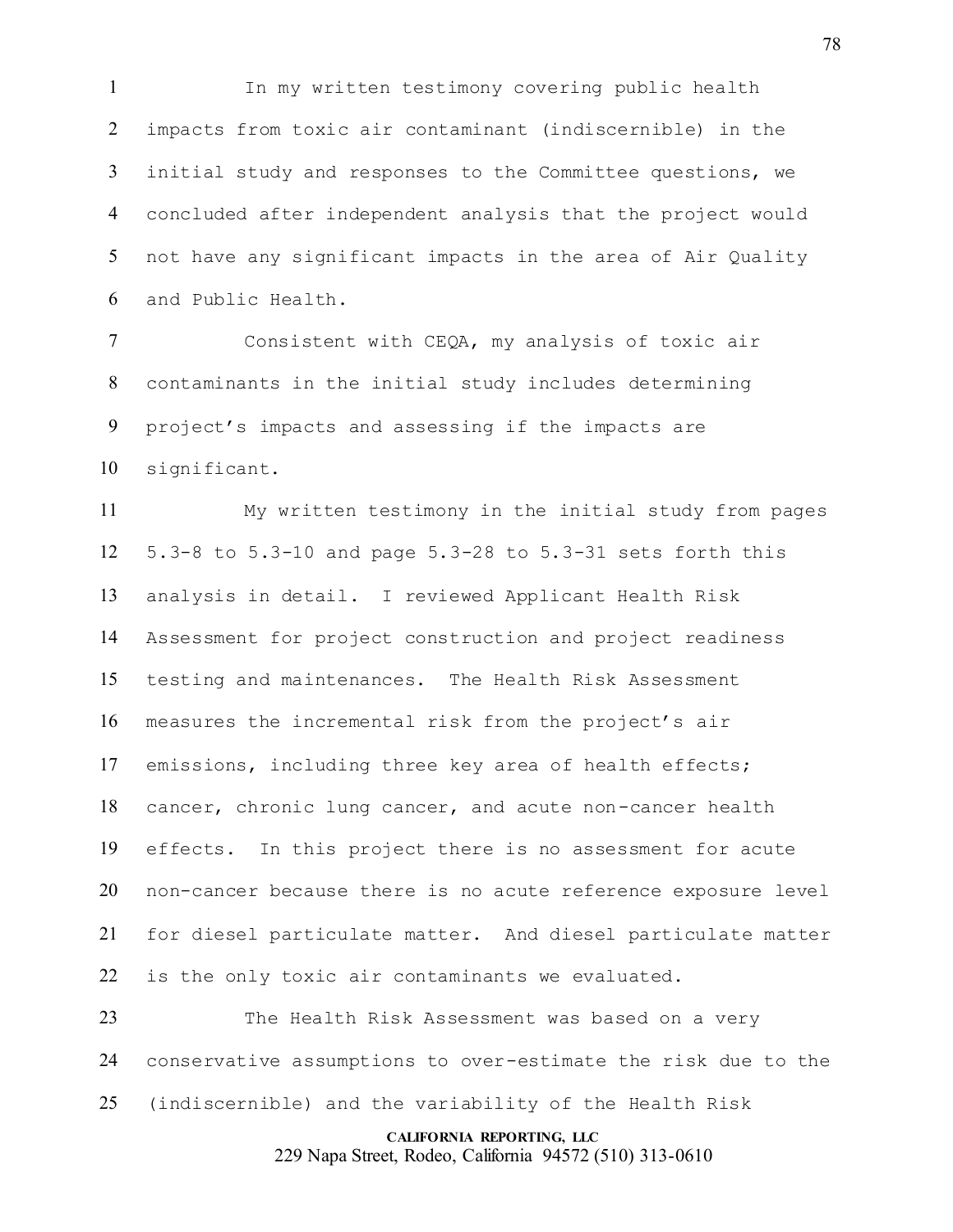In my written testimony covering public health impacts from toxic air contaminant (indiscernible) in the initial study and responses to the Committee questions, we concluded after independent analysis that the project would not have any significant impacts in the area of Air Quality and Public Health.

Consistent with CEQA, my analysis of toxic air contaminants in the initial study includes determining project's impacts and assessing if the impacts are significant.

My written testimony in the initial study from pages 5.3-8 to 5.3-10 and page 5.3-28 to 5.3-31 sets forth this analysis in detail. I reviewed Applicant Health Risk Assessment for project construction and project readiness testing and maintenances. The Health Risk Assessment measures the incremental risk from the project's air emissions, including three key area of health effects; cancer, chronic lung cancer, and acute non-cancer health effects. In this project there is no assessment for acute non-cancer because there is no acute reference exposure level for diesel particulate matter. And diesel particulate matter is the only toxic air contaminants we evaluated.

The Health Risk Assessment was based on a very conservative assumptions to over-estimate the risk due to the (indiscernible) and the variability of the Health Risk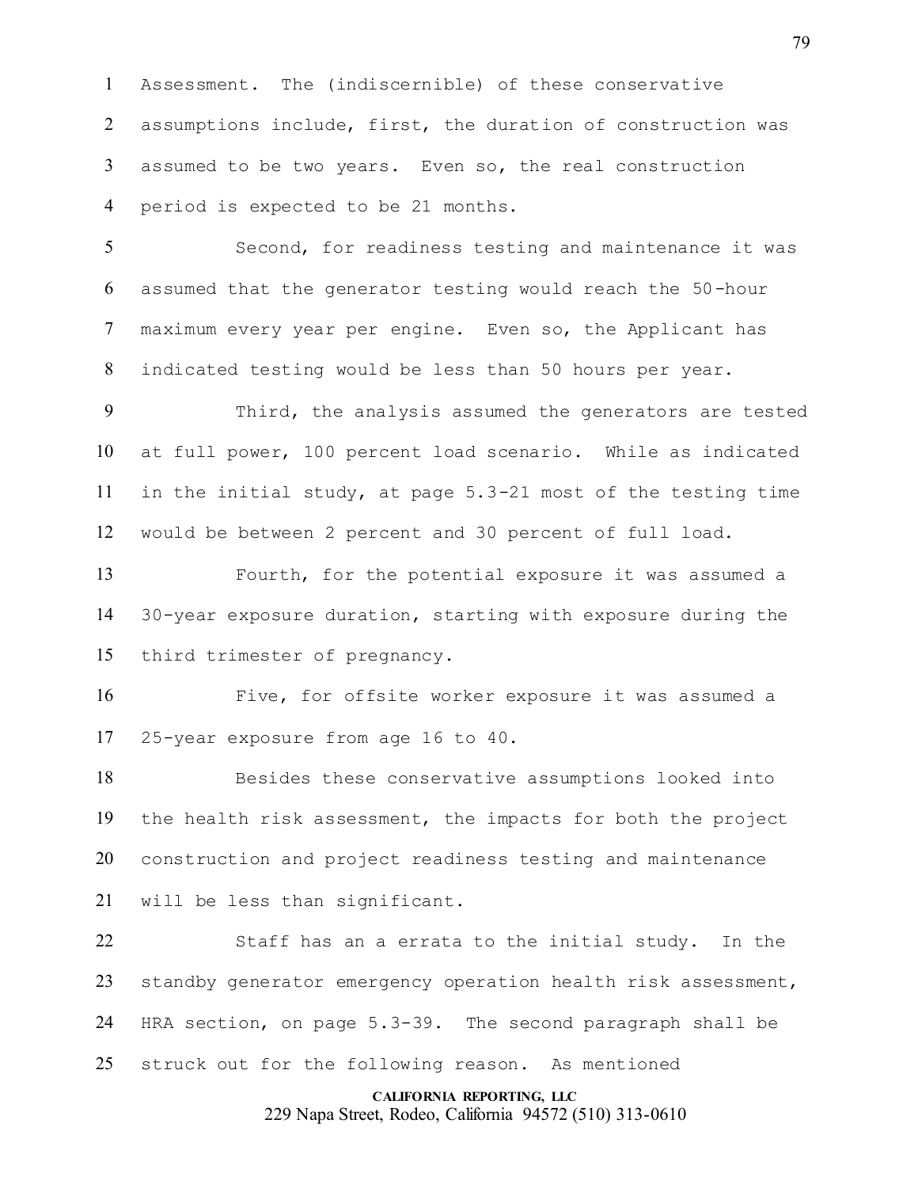Assessment. The (indiscernible) of these conservative assumptions include, first, the duration of construction was assumed to be two years. Even so, the real construction period is expected to be 21 months.

Second, for readiness testing and maintenance it was assumed that the generator testing would reach the 50-hour maximum every year per engine. Even so, the Applicant has indicated testing would be less than 50 hours per year.

Third, the analysis assumed the generators are tested at full power, 100 percent load scenario. While as indicated in the initial study, at page 5.3-21 most of the testing time would be between 2 percent and 30 percent of full load.

Fourth, for the potential exposure it was assumed a 30-year exposure duration, starting with exposure during the third trimester of pregnancy.

Five, for offsite worker exposure it was assumed a 25-year exposure from age 16 to 40.

Besides these conservative assumptions looked into the health risk assessment, the impacts for both the project construction and project readiness testing and maintenance will be less than significant.

Staff has an a errata to the initial study. In the standby generator emergency operation health risk assessment, HRA section, on page 5.3-39. The second paragraph shall be struck out for the following reason. As mentioned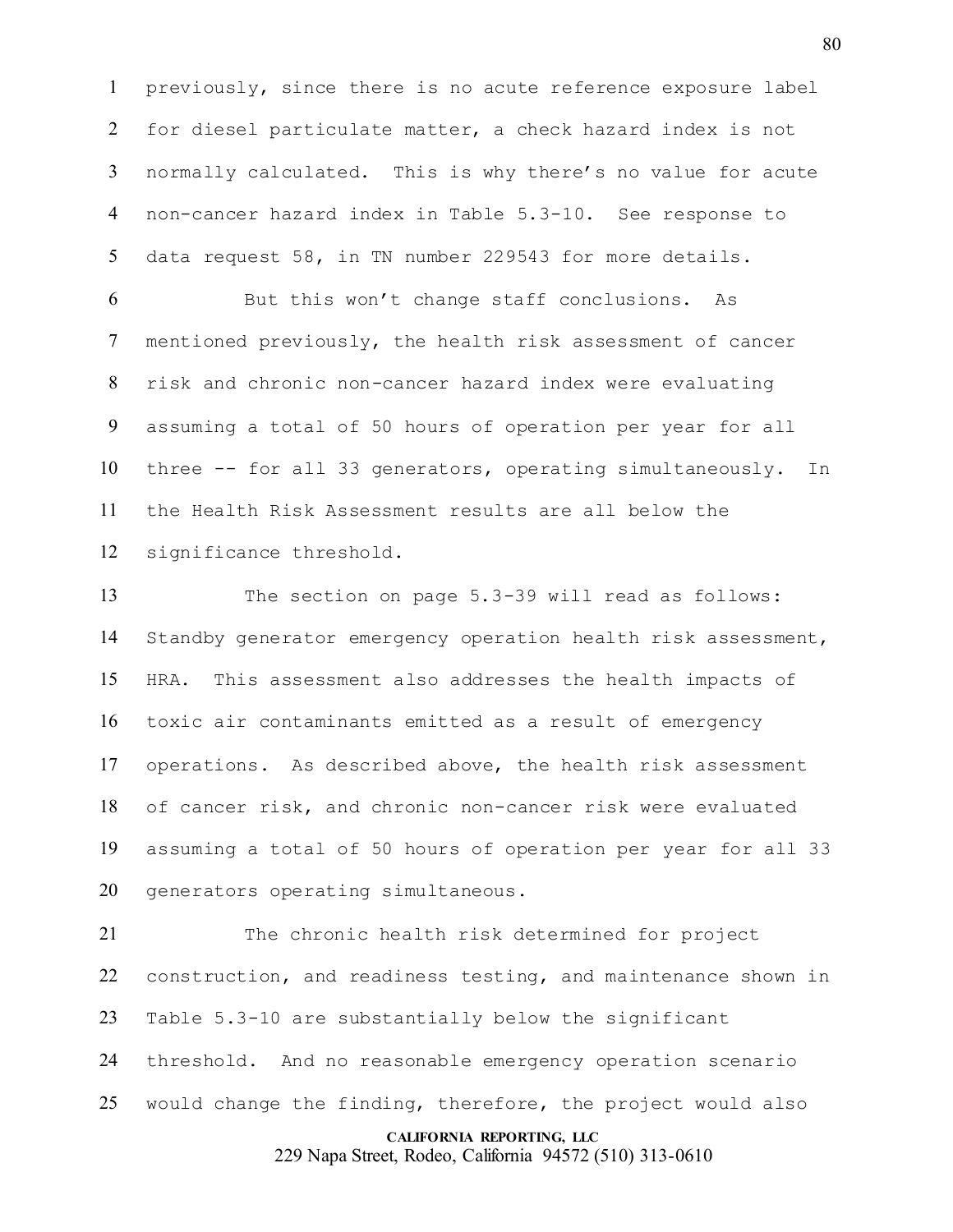previously, since there is no acute reference exposure label for diesel particulate matter, a check hazard index is not normally calculated. This is why there's no value for acute non-cancer hazard index in Table 5.3-10. See response to data request 58, in TN number 229543 for more details.

But this won't change staff conclusions. As mentioned previously, the health risk assessment of cancer risk and chronic non-cancer hazard index were evaluating assuming a total of 50 hours of operation per year for all three -- for all 33 generators, operating simultaneously. In the Health Risk Assessment results are all below the significance threshold.

The section on page 5.3-39 will read as follows: Standby generator emergency operation health risk assessment, HRA. This assessment also addresses the health impacts of toxic air contaminants emitted as a result of emergency operations. As described above, the health risk assessment of cancer risk, and chronic non-cancer risk were evaluated assuming a total of 50 hours of operation per year for all 33 generators operating simultaneous.

The chronic health risk determined for project construction, and readiness testing, and maintenance shown in Table 5.3-10 are substantially below the significant threshold. And no reasonable emergency operation scenario would change the finding, therefore, the project would also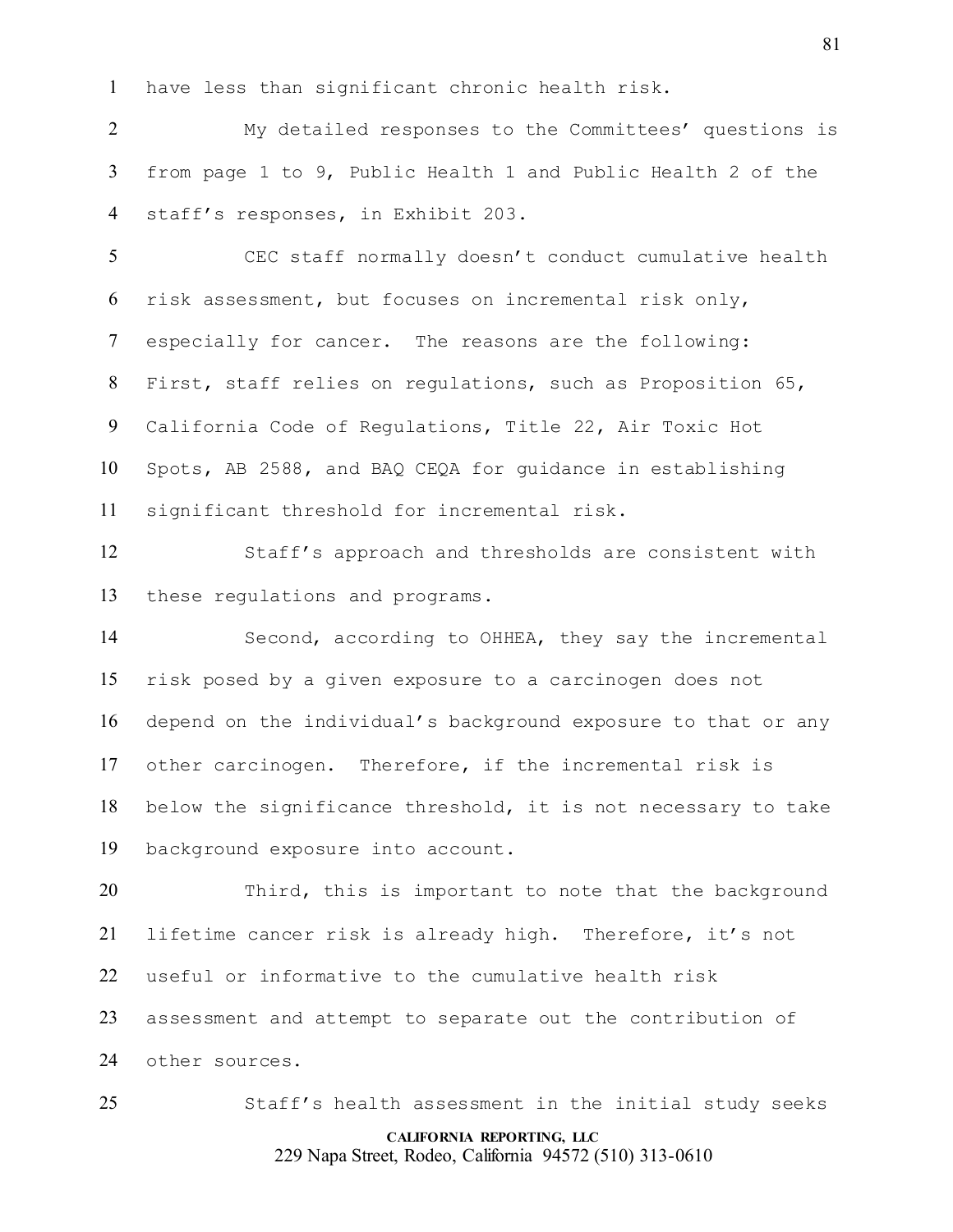have less than significant chronic health risk.

My detailed responses to the Committees' questions is from page 1 to 9, Public Health 1 and Public Health 2 of the staff's responses, in Exhibit 203.

CEC staff normally doesn't conduct cumulative health risk assessment, but focuses on incremental risk only, especially for cancer. The reasons are the following: First, staff relies on regulations, such as Proposition 65, California Code of Regulations, Title 22, Air Toxic Hot Spots, AB 2588, and BAQ CEQA for guidance in establishing significant threshold for incremental risk.

Staff's approach and thresholds are consistent with these regulations and programs.

Second, according to OHHEA, they say the incremental risk posed by a given exposure to a carcinogen does not depend on the individual's background exposure to that or any other carcinogen. Therefore, if the incremental risk is below the significance threshold, it is not necessary to take background exposure into account.

Third, this is important to note that the background lifetime cancer risk is already high. Therefore, it's not useful or informative to the cumulative health risk assessment and attempt to separate out the contribution of other sources.

Staff's health assessment in the initial study seeks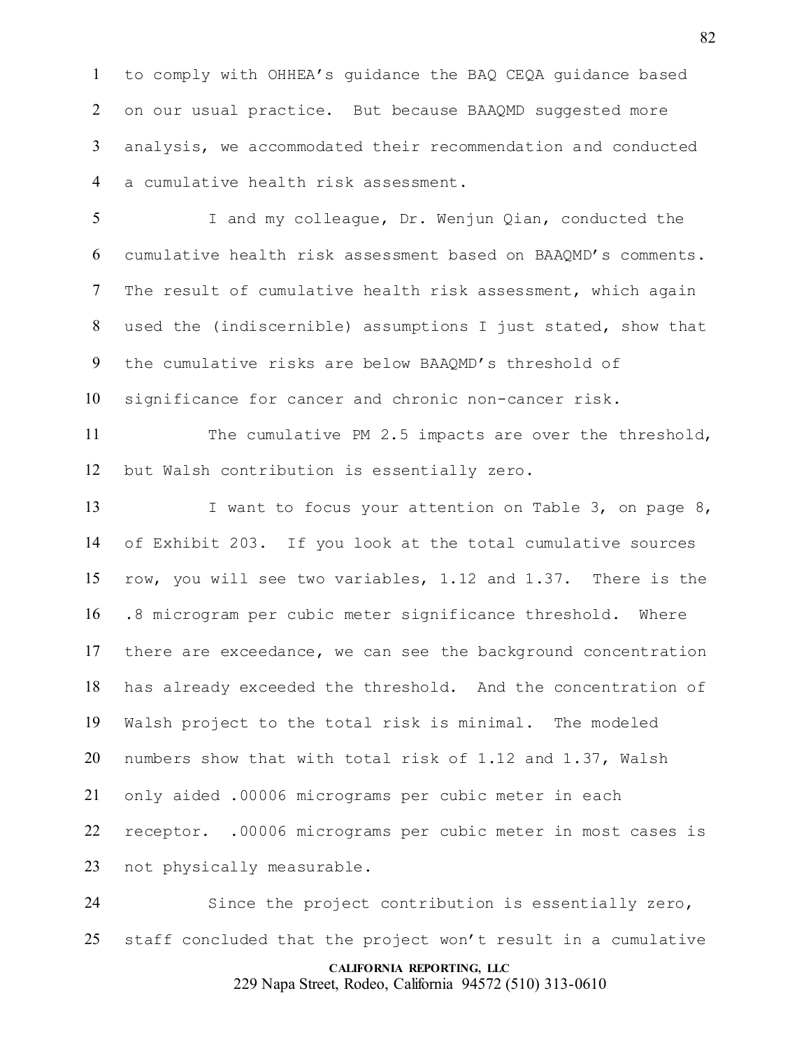to comply with OHHEA's guidance the BAQ CEQA guidance based on our usual practice. But because BAAQMD suggested more analysis, we accommodated their recommendation and conducted a cumulative health risk assessment.

I and my colleague, Dr. Wenjun Qian, conducted the cumulative health risk assessment based on BAAQMD's comments. The result of cumulative health risk assessment, which again used the (indiscernible) assumptions I just stated, show that the cumulative risks are below BAAQMD's threshold of significance for cancer and chronic non-cancer risk.

The cumulative PM 2.5 impacts are over the threshold, but Walsh contribution is essentially zero.

I want to focus your attention on Table 3, on page 8, of Exhibit 203. If you look at the total cumulative sources row, you will see two variables, 1.12 and 1.37. There is the .8 microgram per cubic meter significance threshold. Where there are exceedance, we can see the background concentration has already exceeded the threshold. And the concentration of Walsh project to the total risk is minimal. The modeled numbers show that with total risk of 1.12 and 1.37, Walsh only aided .00006 micrograms per cubic meter in each receptor. .00006 micrograms per cubic meter in most cases is not physically measurable.

Since the project contribution is essentially zero, staff concluded that the project won't result in a cumulative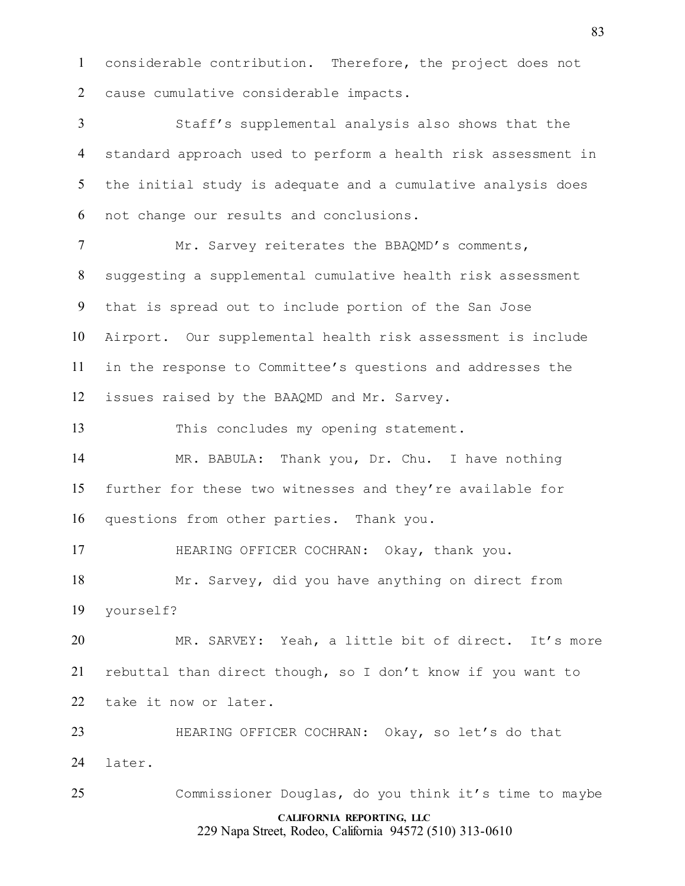considerable contribution. Therefore, the project does not cause cumulative considerable impacts.

Staff's supplemental analysis also shows that the standard approach used to perform a health risk assessment in the initial study is adequate and a cumulative analysis does not change our results and conclusions.

Mr. Sarvey reiterates the BBAQMD's comments, suggesting a supplemental cumulative health risk assessment that is spread out to include portion of the San Jose Airport. Our supplemental health risk assessment is include in the response to Committee's questions and addresses the issues raised by the BAAQMD and Mr. Sarvey.

This concludes my opening statement.

MR. BABULA: Thank you, Dr. Chu. I have nothing further for these two witnesses and they're available for questions from other parties. Thank you.

HEARING OFFICER COCHRAN: Okay, thank you.

Mr. Sarvey, did you have anything on direct from yourself?

MR. SARVEY: Yeah, a little bit of direct. It's more rebuttal than direct though, so I don't know if you want to take it now or later.

HEARING OFFICER COCHRAN: Okay, so let's do that later.

Commissioner Douglas, do you think it's time to maybe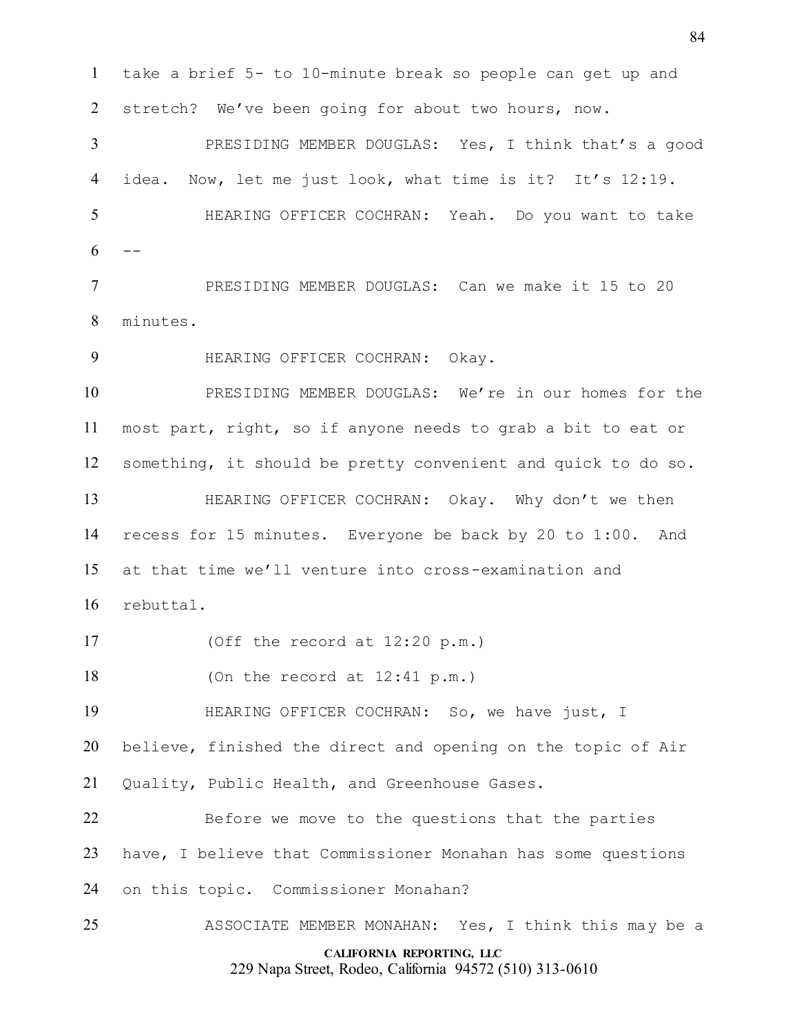take a brief 5- to 10-minute break so people can get up and stretch? We've been going for about two hours, now.

PRESIDING MEMBER DOUGLAS: Yes, I think that's a good idea. Now, let me just look, what time is it? It's 12:19.

HEARING OFFICER COCHRAN: Yeah. Do you want to take --

PRESIDING MEMBER DOUGLAS: Can we make it 15 to 20 minutes.

HEARING OFFICER COCHRAN: Okay.

PRESIDING MEMBER DOUGLAS: We're in our homes for the most part, right, so if anyone needs to grab a bit to eat or something, it should be pretty convenient and quick to do so.

HEARING OFFICER COCHRAN: Okay. Why don't we then recess for 15 minutes. Everyone be back by 20 to 1:00. And at that time we'll venture into cross-examination and rebuttal.

(Off the record at 12:20 p.m.)

(On the record at 12:41 p.m.)

HEARING OFFICER COCHRAN: So, we have just, I believe, finished the direct and opening on the topic of Air Quality, Public Health, and Greenhouse Gases.

Before we move to the questions that the parties have, I believe that Commissioner Monahan has some questions on this topic. Commissioner Monahan?

ASSOCIATE MEMBER MONAHAN: Yes, I think this may be a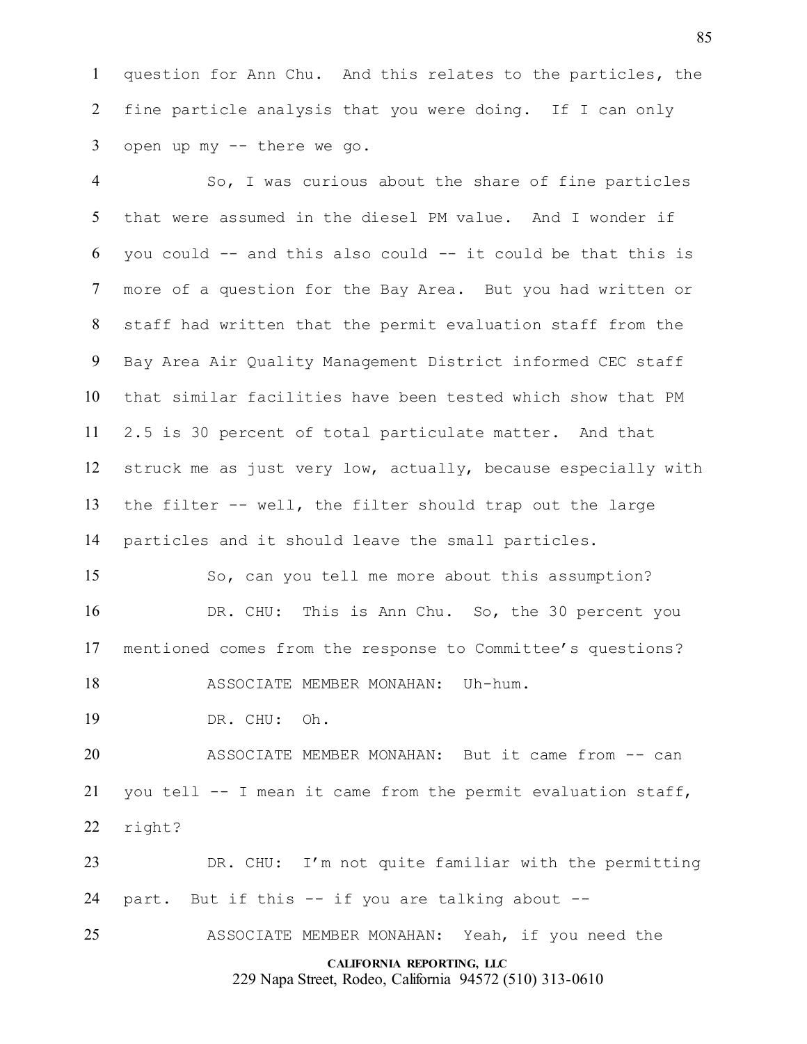question for Ann Chu. And this relates to the particles, the fine particle analysis that you were doing. If I can only open up my -- there we go.

So, I was curious about the share of fine particles that were assumed in the diesel PM value. And I wonder if you could -- and this also could -- it could be that this is more of a question for the Bay Area. But you had written or staff had written that the permit evaluation staff from the Bay Area Air Quality Management District informed CEC staff that similar facilities have been tested which show that PM 2.5 is 30 percent of total particulate matter. And that struck me as just very low, actually, because especially with the filter -- well, the filter should trap out the large particles and it should leave the small particles.

So, can you tell me more about this assumption?

DR. CHU: This is Ann Chu. So, the 30 percent you mentioned comes from the response to Committee's questions?

ASSOCIATE MEMBER MONAHAN: Uh-hum.

DR. CHU: Oh.

ASSOCIATE MEMBER MONAHAN: But it came from -- can you tell -- I mean it came from the permit evaluation staff, right?

DR. CHU: I'm not quite familiar with the permitting part. But if this -- if you are talking about --

ASSOCIATE MEMBER MONAHAN: Yeah, if you need the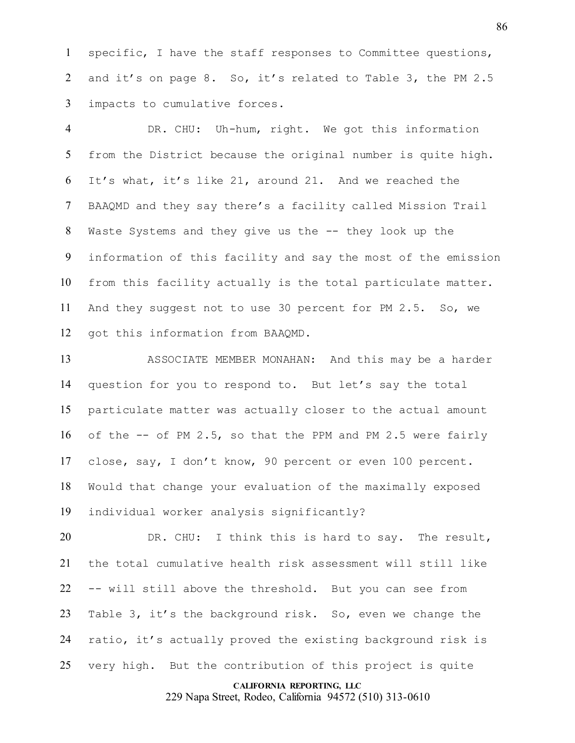specific, I have the staff responses to Committee questions, and it's on page 8. So, it's related to Table 3, the PM 2.5 impacts to cumulative forces.

DR. CHU: Uh-hum, right. We got this information from the District because the original number is quite high. It's what, it's like 21, around 21. And we reached the BAAQMD and they say there's a facility called Mission Trail Waste Systems and they give us the -- they look up the information of this facility and say the most of the emission from this facility actually is the total particulate matter. And they suggest not to use 30 percent for PM 2.5. So, we got this information from BAAQMD.

ASSOCIATE MEMBER MONAHAN: And this may be a harder question for you to respond to. But let's say the total particulate matter was actually closer to the actual amount of the -- of PM 2.5, so that the PPM and PM 2.5 were fairly close, say, I don't know, 90 percent or even 100 percent. Would that change your evaluation of the maximally exposed individual worker analysis significantly?

DR. CHU: I think this is hard to say. The result, the total cumulative health risk assessment will still like -- will still above the threshold. But you can see from Table 3, it's the background risk. So, even we change the ratio, it's actually proved the existing background risk is very high. But the contribution of this project is quite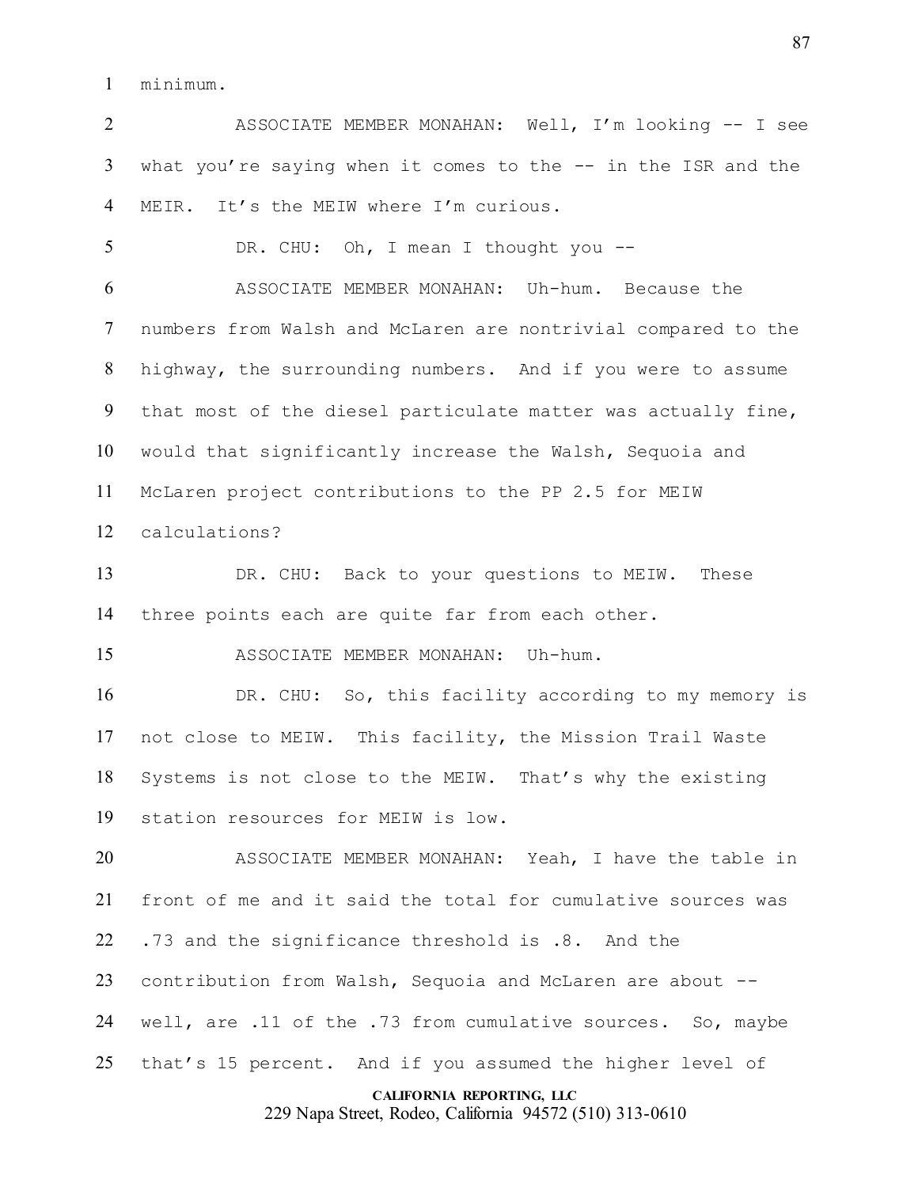minimum.

ASSOCIATE MEMBER MONAHAN: Well, I'm looking -- I see what you're saying when it comes to the -- in the ISR and the MEIR. It's the MEIW where I'm curious.

DR. CHU: Oh, I mean I thought you --

ASSOCIATE MEMBER MONAHAN: Uh-hum. Because the numbers from Walsh and McLaren are nontrivial compared to the highway, the surrounding numbers. And if you were to assume that most of the diesel particulate matter was actually fine, would that significantly increase the Walsh, Sequoia and McLaren project contributions to the PP 2.5 for MEIW calculations?

DR. CHU: Back to your questions to MEIW. These three points each are quite far from each other.

ASSOCIATE MEMBER MONAHAN: Uh-hum.

DR. CHU: So, this facility according to my memory is not close to MEIW. This facility, the Mission Trail Waste Systems is not close to the MEIW. That's why the existing station resources for MEIW is low.

ASSOCIATE MEMBER MONAHAN: Yeah, I have the table in front of me and it said the total for cumulative sources was .73 and the significance threshold is .8. And the contribution from Walsh, Sequoia and McLaren are about -- well, are .11 of the .73 from cumulative sources. So, maybe that's 15 percent. And if you assumed the higher level of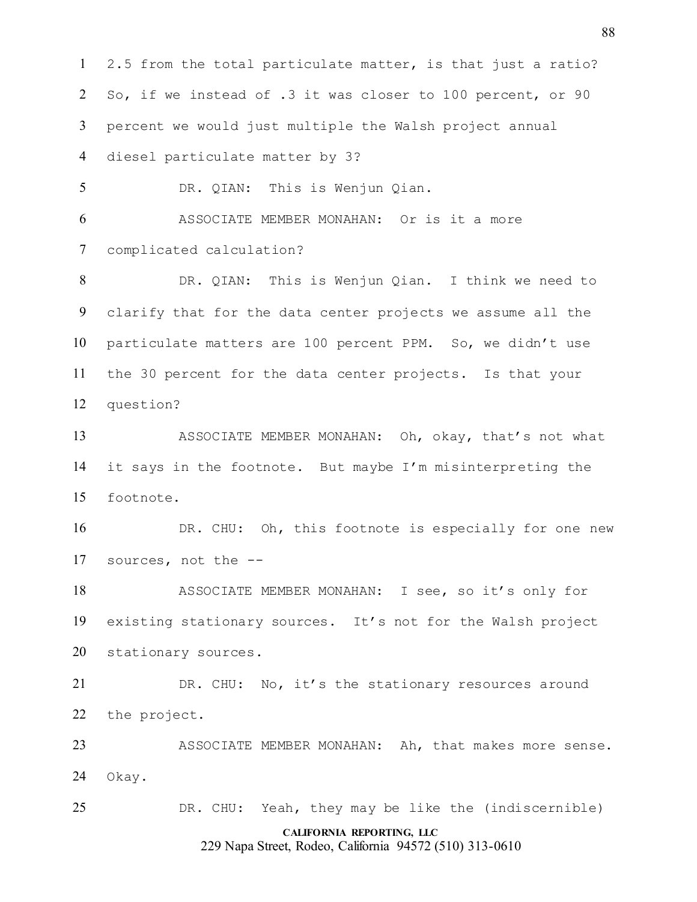2.5 from the total particulate matter, is that just a ratio? So, if we instead of .3 it was closer to 100 percent, or 90 percent we would just multiple the Walsh project annual diesel particulate matter by 3?

DR. QIAN: This is Wenjun Qian.

ASSOCIATE MEMBER MONAHAN: Or is it a more complicated calculation?

DR. QIAN: This is Wenjun Qian. I think we need to clarify that for the data center projects we assume all the particulate matters are 100 percent PPM. So, we didn't use the 30 percent for the data center projects. Is that your question?

ASSOCIATE MEMBER MONAHAN: Oh, okay, that's not what it says in the footnote. But maybe I'm misinterpreting the footnote.

DR. CHU: Oh, this footnote is especially for one new sources, not the --

ASSOCIATE MEMBER MONAHAN: I see, so it's only for existing stationary sources. It's not for the Walsh project stationary sources.

DR. CHU: No, it's the stationary resources around the project.

ASSOCIATE MEMBER MONAHAN: Ah, that makes more sense. Okay.

DR. CHU: Yeah, they may be like the (indiscernible)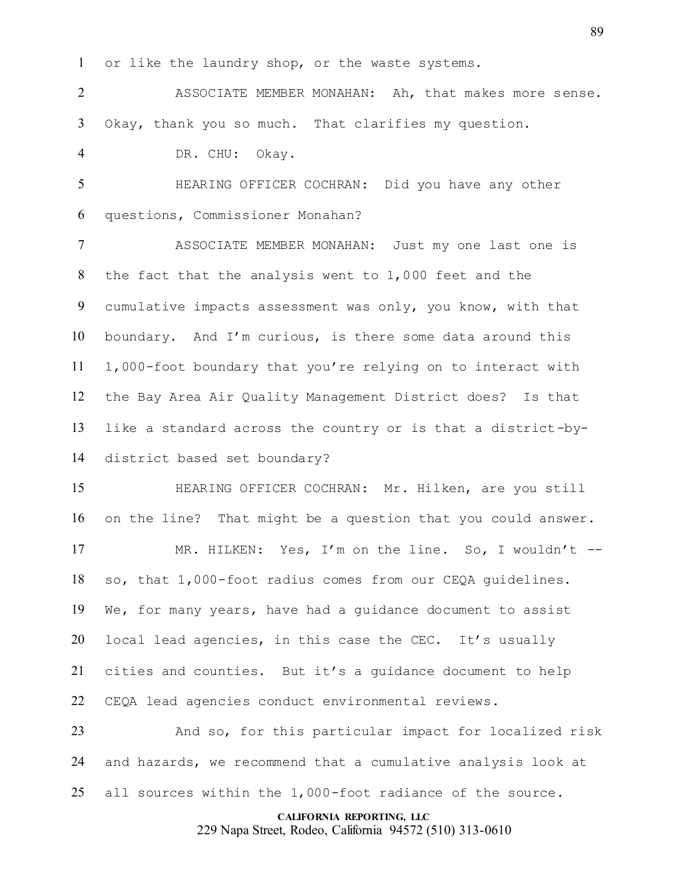or like the laundry shop, or the waste systems.

ASSOCIATE MEMBER MONAHAN: Ah, that makes more sense. Okay, thank you so much. That clarifies my question.

DR. CHU: Okay.

HEARING OFFICER COCHRAN: Did you have any other questions, Commissioner Monahan?

ASSOCIATE MEMBER MONAHAN: Just my one last one is the fact that the analysis went to 1,000 feet and the cumulative impacts assessment was only, you know, with that boundary. And I'm curious, is there some data around this 1,000-foot boundary that you're relying on to interact with the Bay Area Air Quality Management District does? Is that like a standard across the country or is that a district-by-district based set boundary?

HEARING OFFICER COCHRAN: Mr. Hilken, are you still on the line? That might be a question that you could answer.

MR. HILKEN: Yes, I'm on the line. So, I wouldn't -- so, that 1,000-foot radius comes from our CEQA guidelines. We, for many years, have had a guidance document to assist local lead agencies, in this case the CEC. It's usually cities and counties. But it's a guidance document to help CEQA lead agencies conduct environmental reviews.

And so, for this particular impact for localized risk and hazards, we recommend that a cumulative analysis look at all sources within the 1,000-foot radiance of the source.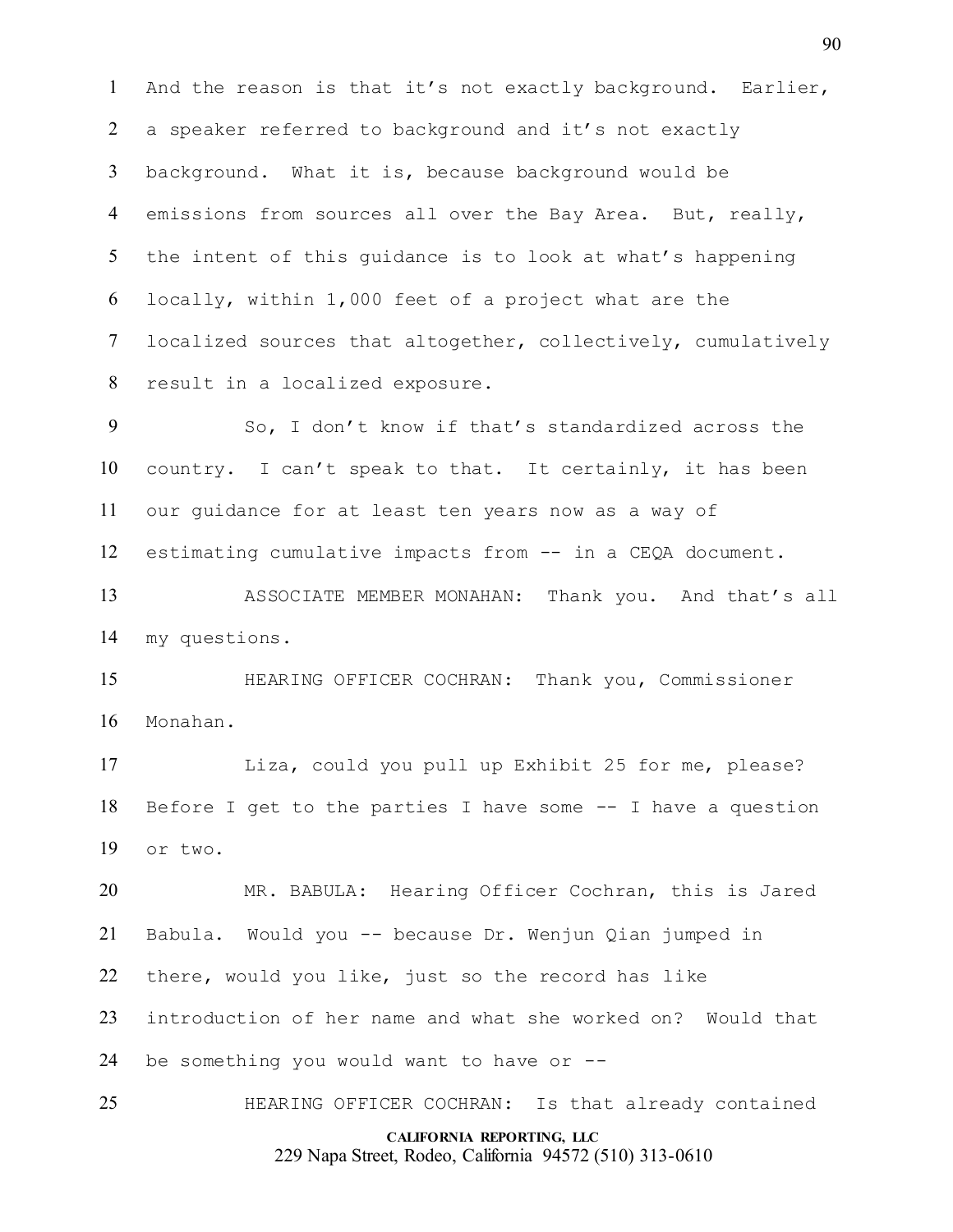And the reason is that it's not exactly background. Earlier, a speaker referred to background and it's not exactly background. What it is, because background would be emissions from sources all over the Bay Area. But, really, the intent of this guidance is to look at what's happening locally, within 1,000 feet of a project what are the localized sources that altogether, collectively, cumulatively result in a localized exposure.

So, I don't know if that's standardized across the country. I can't speak to that. It certainly, it has been our guidance for at least ten years now as a way of estimating cumulative impacts from -- in a CEQA document.

ASSOCIATE MEMBER MONAHAN: Thank you. And that's all my questions.

HEARING OFFICER COCHRAN: Thank you, Commissioner Monahan.

Liza, could you pull up Exhibit 25 for me, please? Before I get to the parties I have some -- I have a question or two.

MR. BABULA: Hearing Officer Cochran, this is Jared Babula. Would you -- because Dr. Wenjun Qian jumped in there, would you like, just so the record has like introduction of her name and what she worked on? Would that be something you would want to have or --

HEARING OFFICER COCHRAN: Is that already contained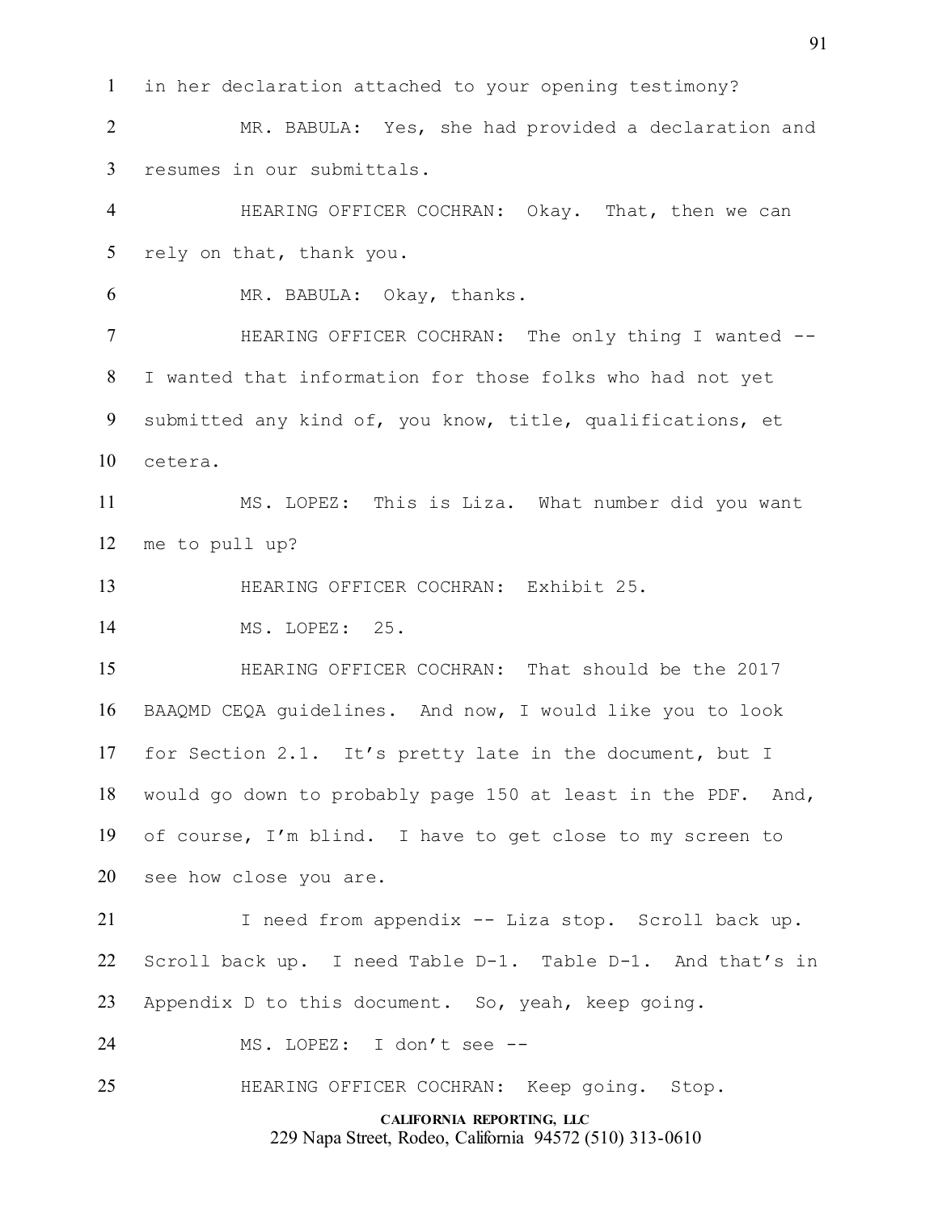in her declaration attached to your opening testimony?

MR. BABULA: Yes, she had provided a declaration and resumes in our submittals.

HEARING OFFICER COCHRAN: Okay. That, then we can rely on that, thank you.

MR. BABULA: Okay, thanks.

HEARING OFFICER COCHRAN: The only thing I wanted -- I wanted that information for those folks who had not yet submitted any kind of, you know, title, qualifications, et cetera.

MS. LOPEZ: This is Liza. What number did you want me to pull up?

HEARING OFFICER COCHRAN: Exhibit 25.

MS. LOPEZ: 25.

HEARING OFFICER COCHRAN: That should be the 2017 BAAQMD CEQA guidelines. And now, I would like you to look for Section 2.1. It's pretty late in the document, but I would go down to probably page 150 at least in the PDF. And, of course, I'm blind. I have to get close to my screen to see how close you are.

I need from appendix -- Liza stop. Scroll back up. Scroll back up. I need Table D-1. Table D-1. And that's in Appendix D to this document. So, yeah, keep going.

MS. LOPEZ: I don't see --

HEARING OFFICER COCHRAN: Keep going. Stop.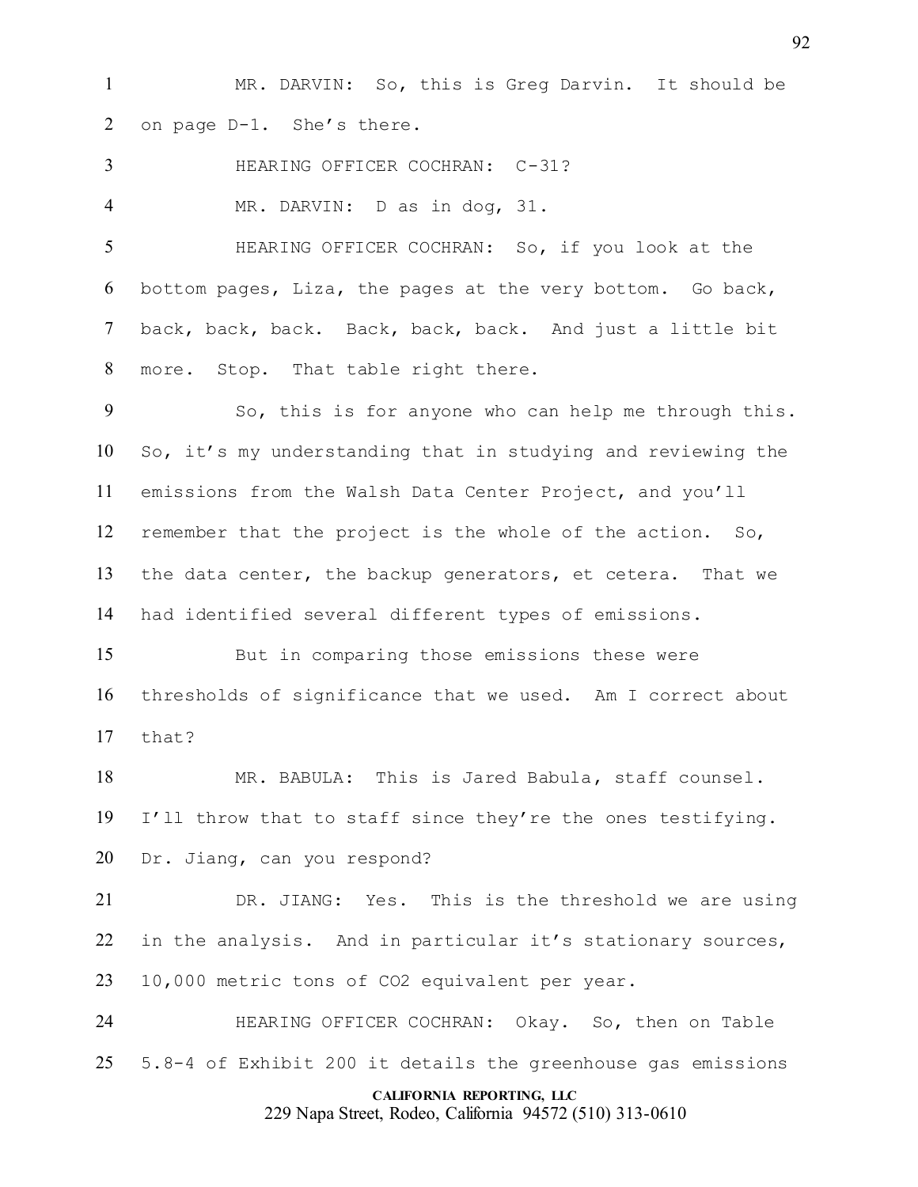MR. DARVIN: So, this is Greg Darvin. It should be on page D-1. She's there.

HEARING OFFICER COCHRAN: C-31?

MR. DARVIN: D as in dog, 31.

HEARING OFFICER COCHRAN: So, if you look at the bottom pages, Liza, the pages at the very bottom. Go back, back, back, back. Back, back, back. And just a little bit more. Stop. That table right there.

So, this is for anyone who can help me through this. So, it's my understanding that in studying and reviewing the emissions from the Walsh Data Center Project, and you'll remember that the project is the whole of the action. So, the data center, the backup generators, et cetera. That we had identified several different types of emissions.

But in comparing those emissions these were thresholds of significance that we used. Am I correct about that?

MR. BABULA: This is Jared Babula, staff counsel. I'll throw that to staff since they're the ones testifying. Dr. Jiang, can you respond?

DR. JIANG: Yes. This is the threshold we are using in the analysis. And in particular it's stationary sources, 10,000 metric tons of $CO_2$ equivalent per year.

HEARING OFFICER COCHRAN: Okay. So, then on Table 5.8-4 of Exhibit 200 it details the greenhouse gas emissions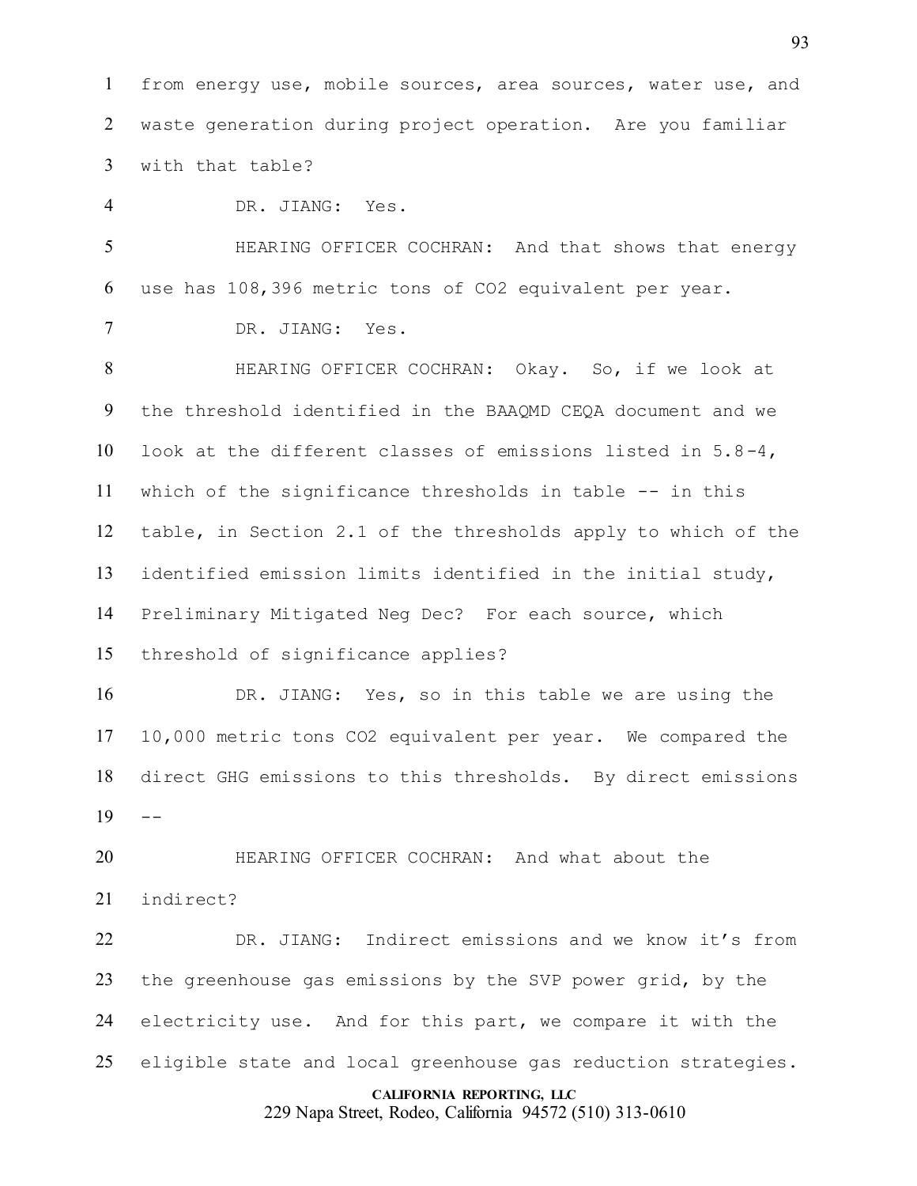from energy use, mobile sources, area sources, water use, and waste generation during project operation. Are you familiar with that table?

DR. JIANG: Yes.

HEARING OFFICER COCHRAN: And that shows that energy use has 108,396 metric tons of $CO_2$ equivalent per year.

DR. JIANG: Yes.

HEARING OFFICER COCHRAN: Okay. So, if we look at the threshold identified in the BAAQMD CEQA document and we look at the different classes of emissions listed in 5.8-4, which of the significance thresholds in table -- in this table, in Section 2.1 of the thresholds apply to which of the identified emission limits identified in the initial study, Preliminary Mitigated Neg Dec? For each source, which threshold of significance applies?

DR. JIANG: Yes, so in this table we are using the 10,000 metric tons $CO_2$ equivalent per year. We compared the direct GHG emissions to this thresholds. By direct emissions --

HEARING OFFICER COCHRAN: And what about the indirect?

DR. JIANG: Indirect emissions and we know it's from the greenhouse gas emissions by the SVP power grid, by the electricity use. And for this part, we compare it with the eligible state and local greenhouse gas reduction strategies.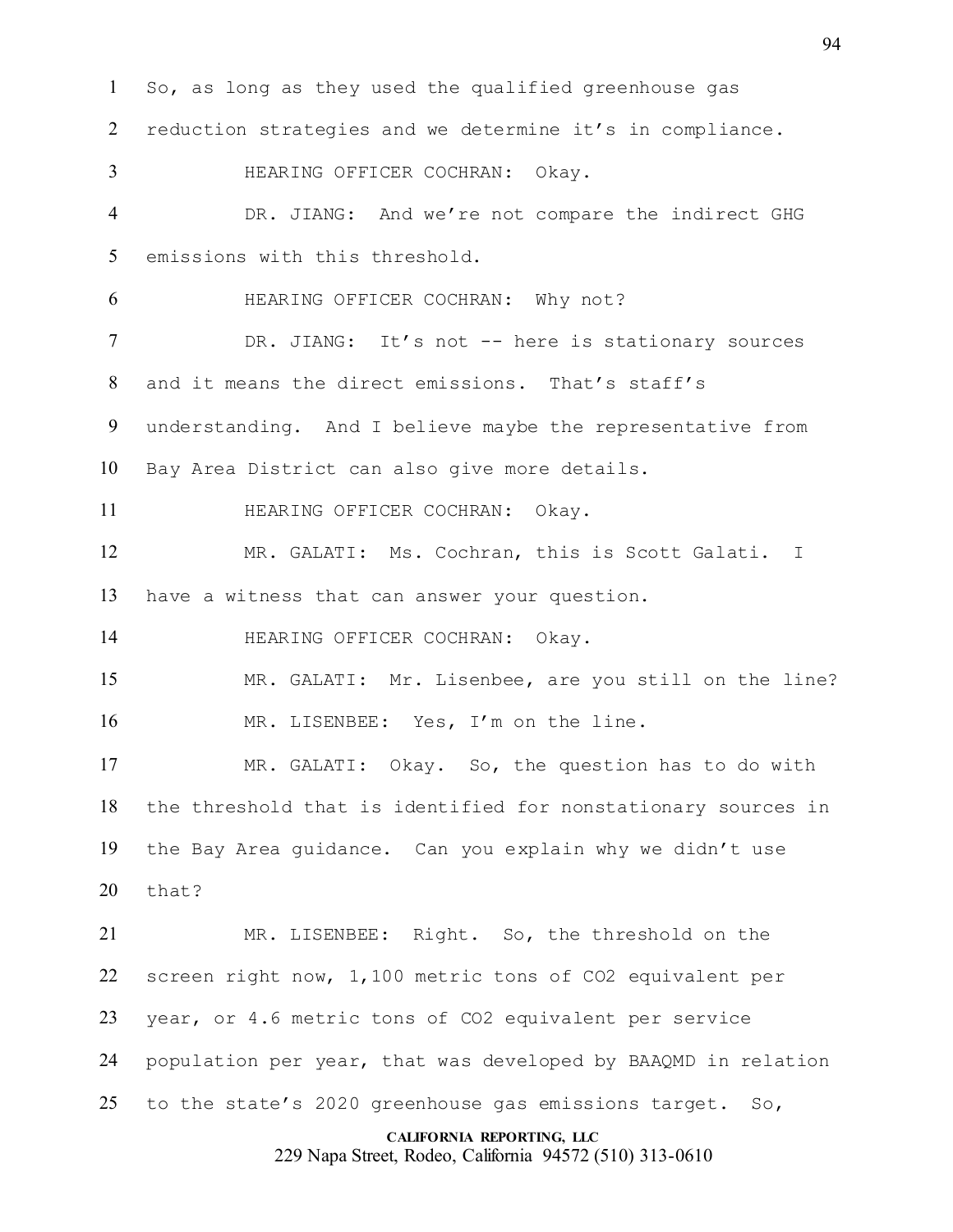So, as long as they used the qualified greenhouse gas reduction strategies and we determine it's in compliance.

HEARING OFFICER COCHRAN: Okay.

DR. JIANG: And we're not compare the indirect GHG emissions with this threshold.

HEARING OFFICER COCHRAN: Why not?

DR. JIANG: It's not -- here is stationary sources and it means the direct emissions. That's staff's understanding. And I believe maybe the representative from Bay Area District can also give more details.

HEARING OFFICER COCHRAN: Okay.

MR. GALATI: Ms. Cochran, this is Scott Galati. I have a witness that can answer your question.

HEARING OFFICER COCHRAN: Okay.

MR. GALATI: Mr. Lisenbee, are you still on the line?

MR. LISENBEE: Yes, I'm on the line.

MR. GALATI: Okay. So, the question has to do with the threshold that is identified for nonstationary sources in the Bay Area guidance. Can you explain why we didn't use that?

MR. LISENBEE: Right. So, the threshold on the screen right now, 1,100 metric tons of $CO_2$ equivalent per year, or 4.6 metric tons of $CO_2$ equivalent per service population per year, that was developed by BAAQMD in relation to the state's 2020 greenhouse gas emissions target. So,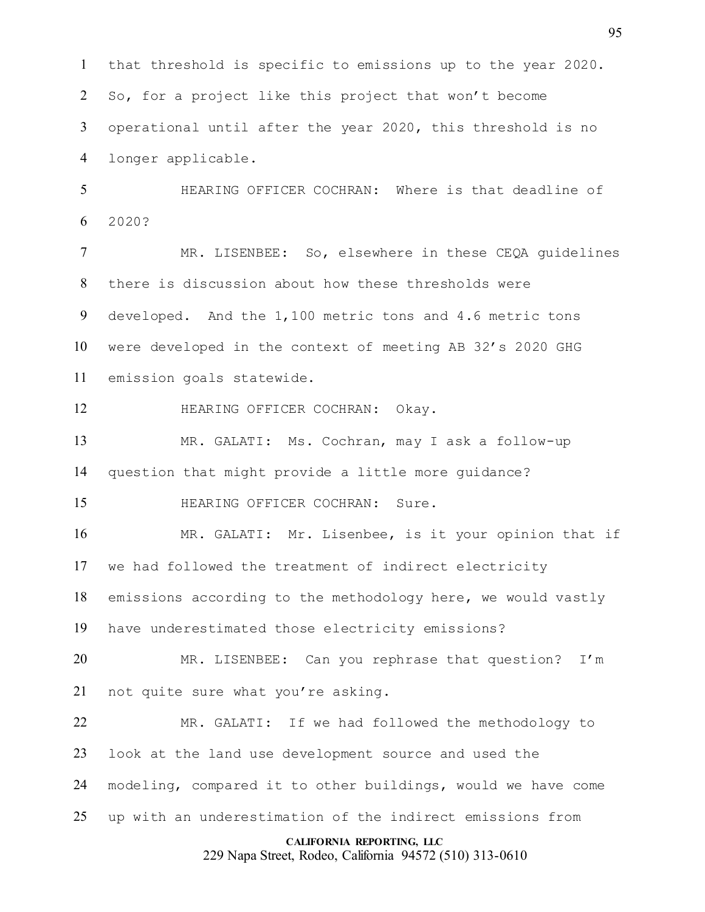1 that threshold is specific to emissions up to the year 2020.
2 So, for a project like this project that won't become
3 operational until after the year 2020, this threshold is no
4 longer applicable.

5 HEARING OFFICER COCHRAN: Where is that deadline of
6 2020?

7 MR. LISENBEE: So, elsewhere in these CEQA guidelines
8 there is discussion about how these thresholds were
9 developed. And the 1,100 metric tons and 4.6 metric tons
10 were developed in the context of meeting AB 32's 2020 GHG
11 emission goals statewide.

12 HEARING OFFICER COCHRAN: Okay.

13 MR. GALATI: Ms. Cochran, may I ask a follow-up
14 question that might provide a little more guidance?

15 HEARING OFFICER COCHRAN: Sure.

16 MR. GALATI: Mr. Lisenbee, is it your opinion that if
17 we had followed the treatment of indirect electricity
18 emissions according to the methodology here, we would vastly
19 have underestimated those electricity emissions?

20 MR. LISENBEE: Can you rephrase that question? I'm
21 not quite sure what you're asking.

22 MR. GALATI: If we had followed the methodology to
23 look at the land use development source and used the
24 modeling, compared it to other buildings, would we have come
25 up with an underestimation of the indirect emissions from

**CALIFORNIA REPORTING, LLC**
229 Napa Street, Rodeo, California 94572 (510) 313-0610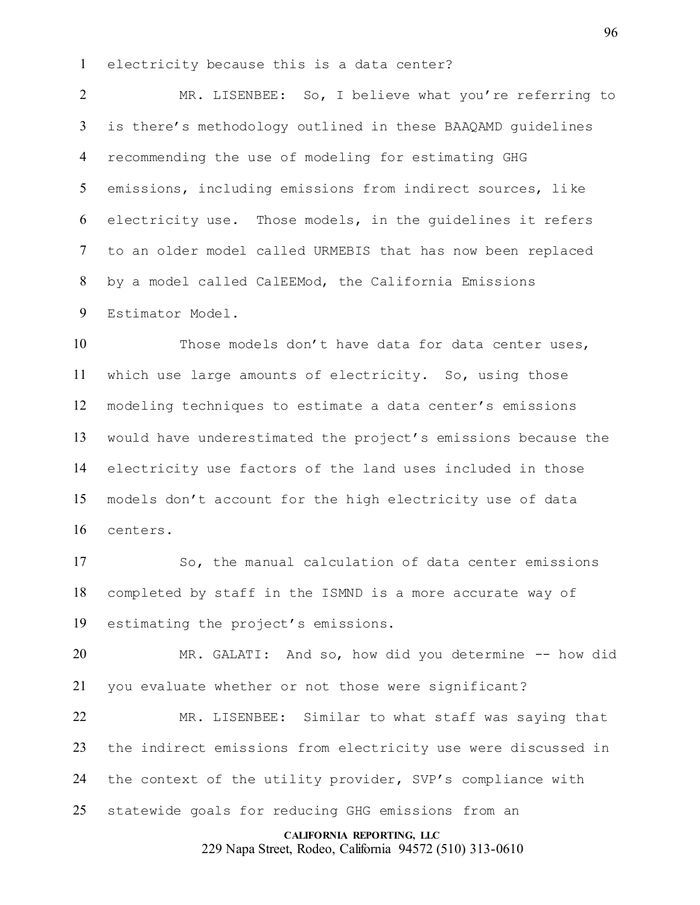electricity because this is a data center?

MR. LISENBEE: So, I believe what you're referring to is there's methodology outlined in these BAAQAMD guidelines recommending the use of modeling for estimating GHG emissions, including emissions from indirect sources, like electricity use. Those models, in the guidelines it refers to an older model called URMEBIS that has now been replaced by a model called CalEEMod, the California Emissions Estimator Model.

Those models don't have data for data center uses, which use large amounts of electricity. So, using those modeling techniques to estimate a data center's emissions would have underestimated the project's emissions because the electricity use factors of the land uses included in those models don't account for the high electricity use of data centers.

So, the manual calculation of data center emissions completed by staff in the ISMND is a more accurate way of estimating the project's emissions.

MR. GALATI: And so, how did you determine -- how did you evaluate whether or not those were significant?

MR. LISENBEE: Similar to what staff was saying that the indirect emissions from electricity use were discussed in the context of the utility provider, SVP's compliance with statewide goals for reducing GHG emissions from an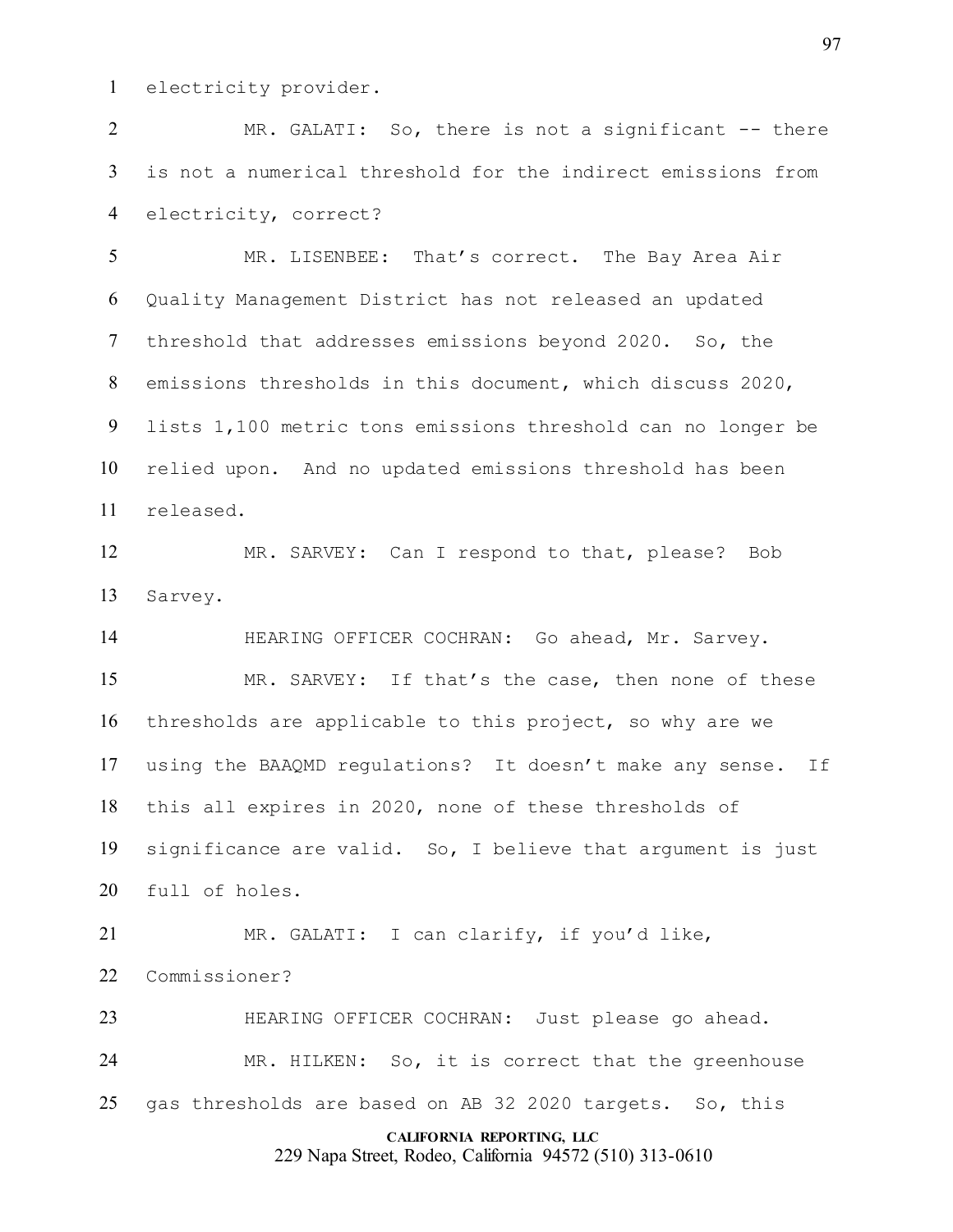electricity provider.

MR. GALATI: So, there is not a significant -- there is not a numerical threshold for the indirect emissions from electricity, correct?

MR. LISENBEE: That's correct. The Bay Area Air Quality Management District has not released an updated threshold that addresses emissions beyond 2020. So, the emissions thresholds in this document, which discuss 2020, lists 1,100 metric tons emissions threshold can no longer be relied upon. And no updated emissions threshold has been released.

MR. SARVEY: Can I respond to that, please? Bob Sarvey.

HEARING OFFICER COCHRAN: Go ahead, Mr. Sarvey.

MR. SARVEY: If that's the case, then none of these thresholds are applicable to this project, so why are we using the BAAQMD regulations? It doesn't make any sense. If this all expires in 2020, none of these thresholds of significance are valid. So, I believe that argument is just full of holes.

MR. GALATI: I can clarify, if you'd like, Commissioner?

HEARING OFFICER COCHRAN: Just please go ahead.

MR. HILKEN: So, it is correct that the greenhouse gas thresholds are based on AB 32 2020 targets. So, this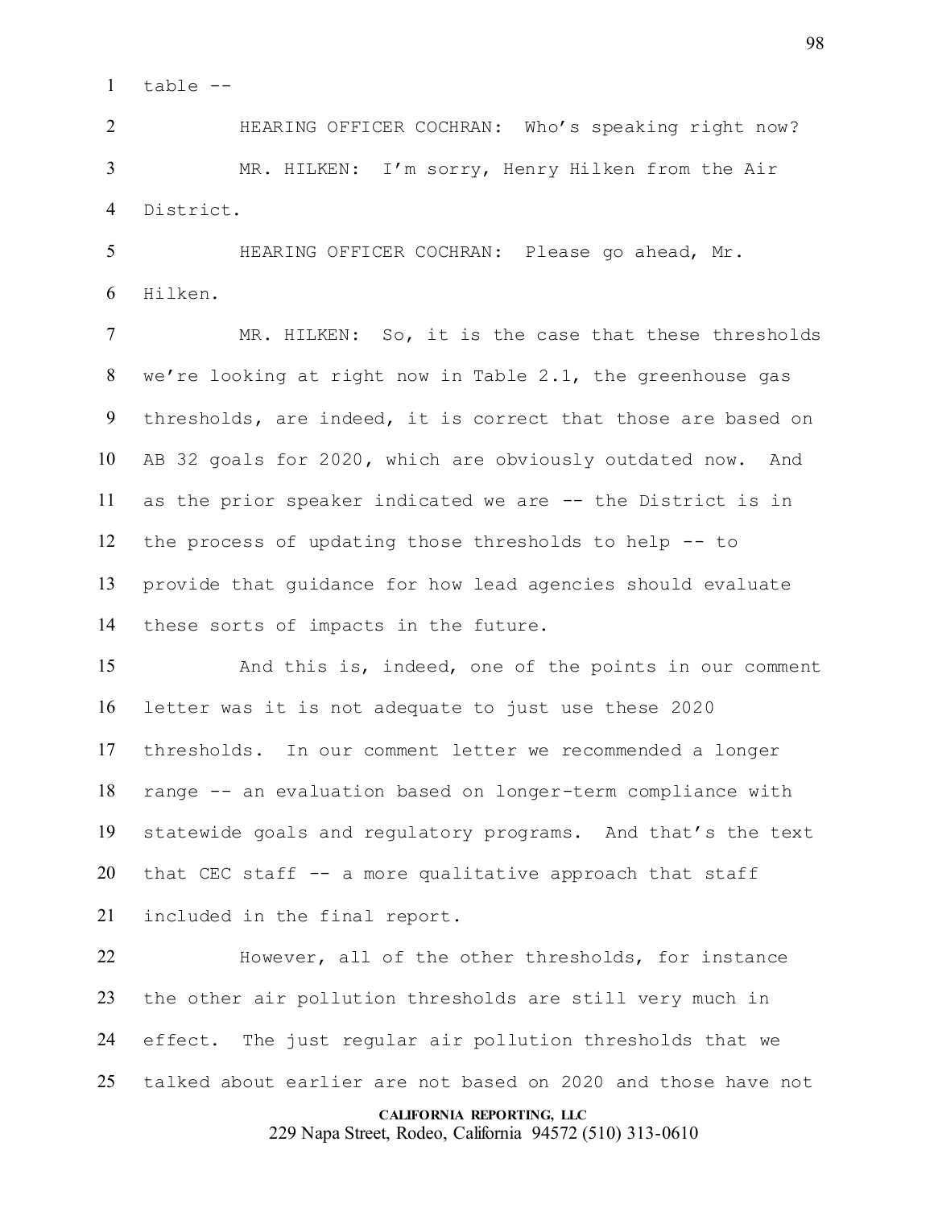table --

HEARING OFFICER COCHRAN: Who's speaking right now?

MR. HILKEN: I'm sorry, Henry Hilken from the Air District.

HEARING OFFICER COCHRAN: Please go ahead, Mr. Hilken.

MR. HILKEN: So, it is the case that these thresholds we're looking at right now in Table 2.1, the greenhouse gas thresholds, are indeed, it is correct that those are based on AB 32 goals for 2020, which are obviously outdated now. And as the prior speaker indicated we are -- the District is in the process of updating those thresholds to help -- to provide that guidance for how lead agencies should evaluate these sorts of impacts in the future.

And this is, indeed, one of the points in our comment letter was it is not adequate to just use these 2020 thresholds. In our comment letter we recommended a longer range -- an evaluation based on longer-term compliance with statewide goals and regulatory programs. And that's the text that CEC staff -- a more qualitative approach that staff included in the final report.

However, all of the other thresholds, for instance the other air pollution thresholds are still very much in effect. The just regular air pollution thresholds that we talked about earlier are not based on 2020 and those have not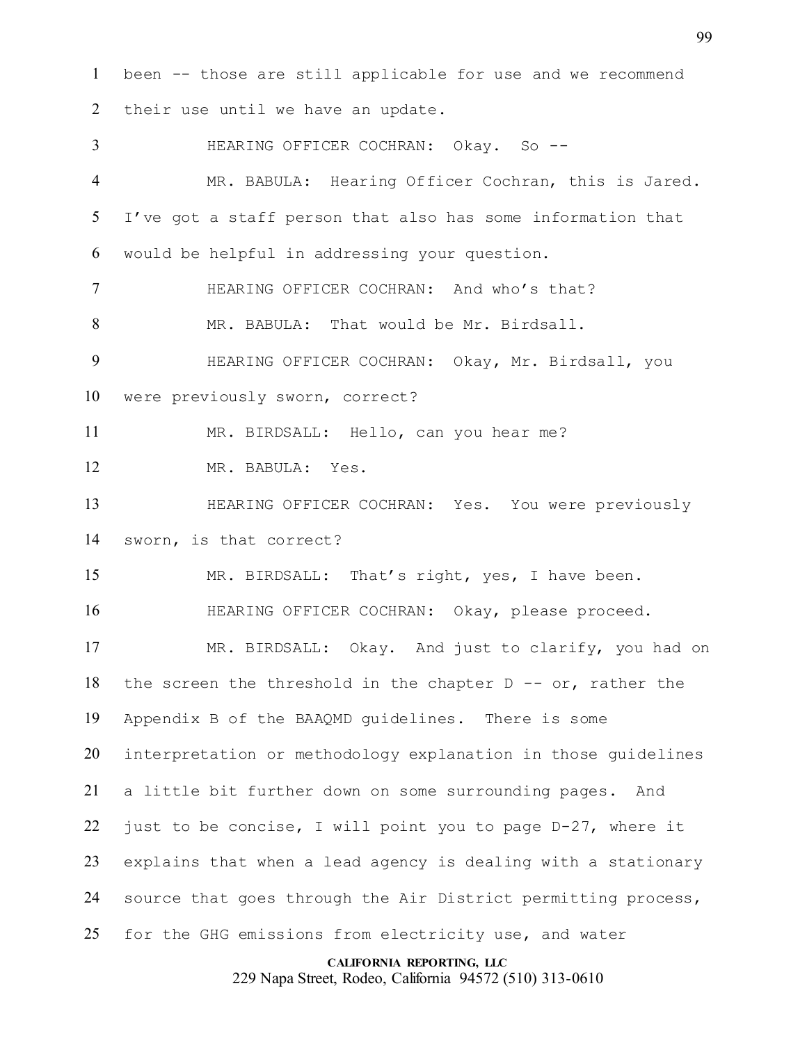been -- those are still applicable for use and we recommend their use until we have an update.

HEARING OFFICER COCHRAN: Okay. So --

MR. BABULA: Hearing Officer Cochran, this is Jared. I've got a staff person that also has some information that would be helpful in addressing your question.

HEARING OFFICER COCHRAN: And who's that?

MR. BABULA: That would be Mr. Birdsall.

HEARING OFFICER COCHRAN: Okay, Mr. Birdsall, you were previously sworn, correct?

MR. BIRDSALL: Hello, can you hear me?

MR. BABULA: Yes.

HEARING OFFICER COCHRAN: Yes. You were previously sworn, is that correct?

MR. BIRDSALL: That's right, yes, I have been.

HEARING OFFICER COCHRAN: Okay, please proceed.

MR. BIRDSALL: Okay. And just to clarify, you had on the screen the threshold in the chapter D -- or, rather the Appendix B of the BAAQMD guidelines. There is some interpretation or methodology explanation in those guidelines a little bit further down on some surrounding pages. And just to be concise, I will point you to page D-27, where it explains that when a lead agency is dealing with a stationary source that goes through the Air District permitting process, for the GHG emissions from electricity use, and water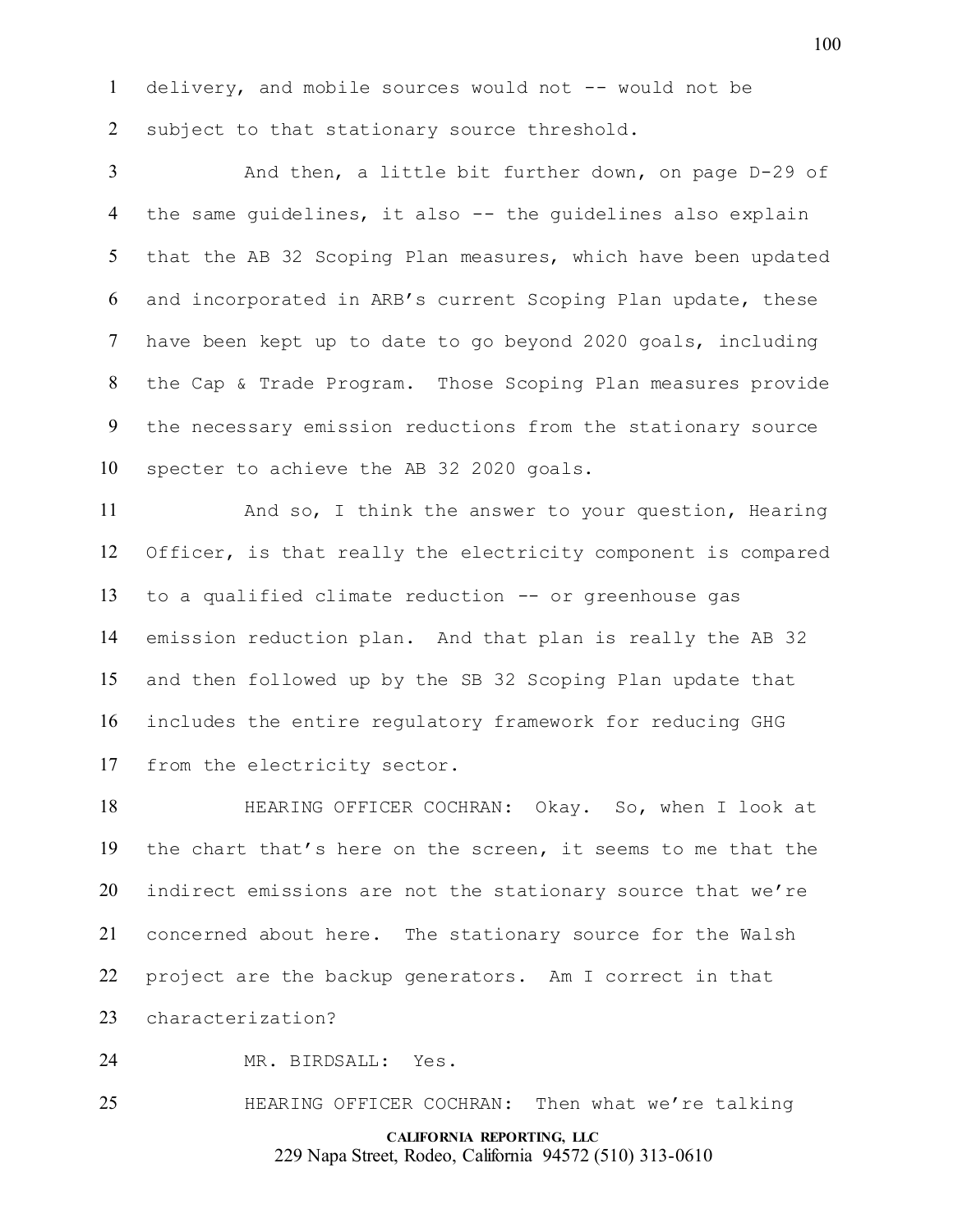delivery, and mobile sources would not -- would not be subject to that stationary source threshold.

And then, a little bit further down, on page D-29 of the same guidelines, it also -- the guidelines also explain that the AB 32 Scoping Plan measures, which have been updated and incorporated in ARB's current Scoping Plan update, these have been kept up to date to go beyond 2020 goals, including the Cap & Trade Program. Those Scoping Plan measures provide the necessary emission reductions from the stationary source specter to achieve the AB 32 2020 goals.

And so, I think the answer to your question, Hearing Officer, is that really the electricity component is compared to a qualified climate reduction -- or greenhouse gas emission reduction plan. And that plan is really the AB 32 and then followed up by the SB 32 Scoping Plan update that includes the entire regulatory framework for reducing GHG from the electricity sector.

HEARING OFFICER COCHRAN: Okay. So, when I look at the chart that's here on the screen, it seems to me that the indirect emissions are not the stationary source that we're concerned about here. The stationary source for the Walsh project are the backup generators. Am I correct in that characterization?

MR. BIRDSALL: Yes.

HEARING OFFICER COCHRAN: Then what we're talking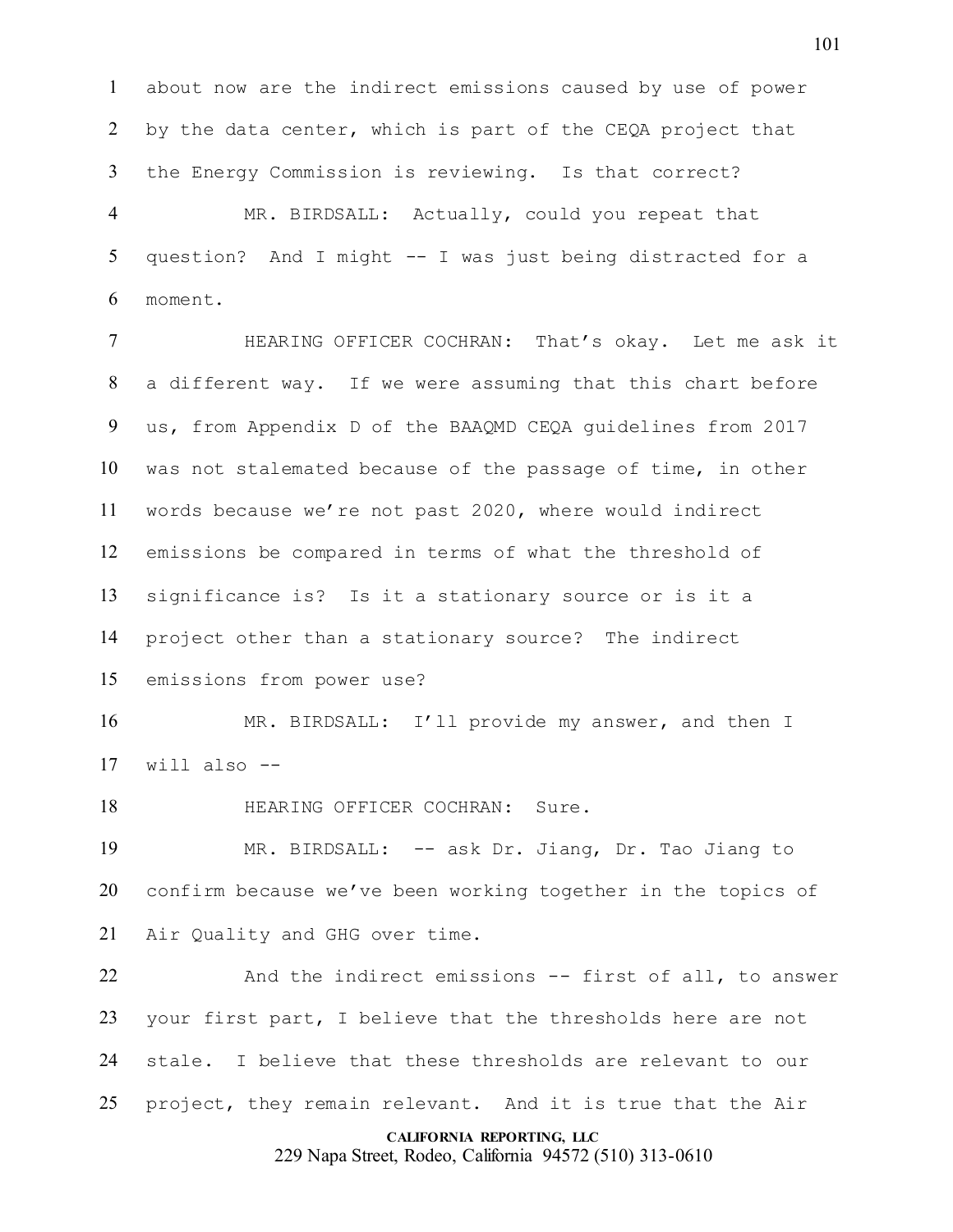1 about now are the indirect emissions caused by use of power
2 by the data center, which is part of the CEQA project that
3 the Energy Commission is reviewing. Is that correct?

4 MR. BIRDSALL: Actually, could you repeat that
5 question? And I might -- I was just being distracted for a
6 moment.

7 HEARING OFFICER COCHRAN: That's okay. Let me ask it
8 a different way. If we were assuming that this chart before
9 us, from Appendix D of the BAAQMD CEQA guidelines from 2017
10 was not stalemated because of the passage of time, in other
11 words because we're not past 2020, where would indirect
12 emissions be compared in terms of what the threshold of
13 significance is? Is it a stationary source or is it a
14 project other than a stationary source? The indirect
15 emissions from power use?

16 MR. BIRDSALL: I'll provide my answer, and then I
17 will also --

18 HEARING OFFICER COCHRAN: Sure.

19 MR. BIRDSALL: -- ask Dr. Jiang, Dr. Tao Jiang to
20 confirm because we've been working together in the topics of
21 Air Quality and GHG over time.

22 And the indirect emissions -- first of all, to answer
23 your first part, I believe that the thresholds here are not
24 stale. I believe that these thresholds are relevant to our
25 project, they remain relevant. And it is true that the Air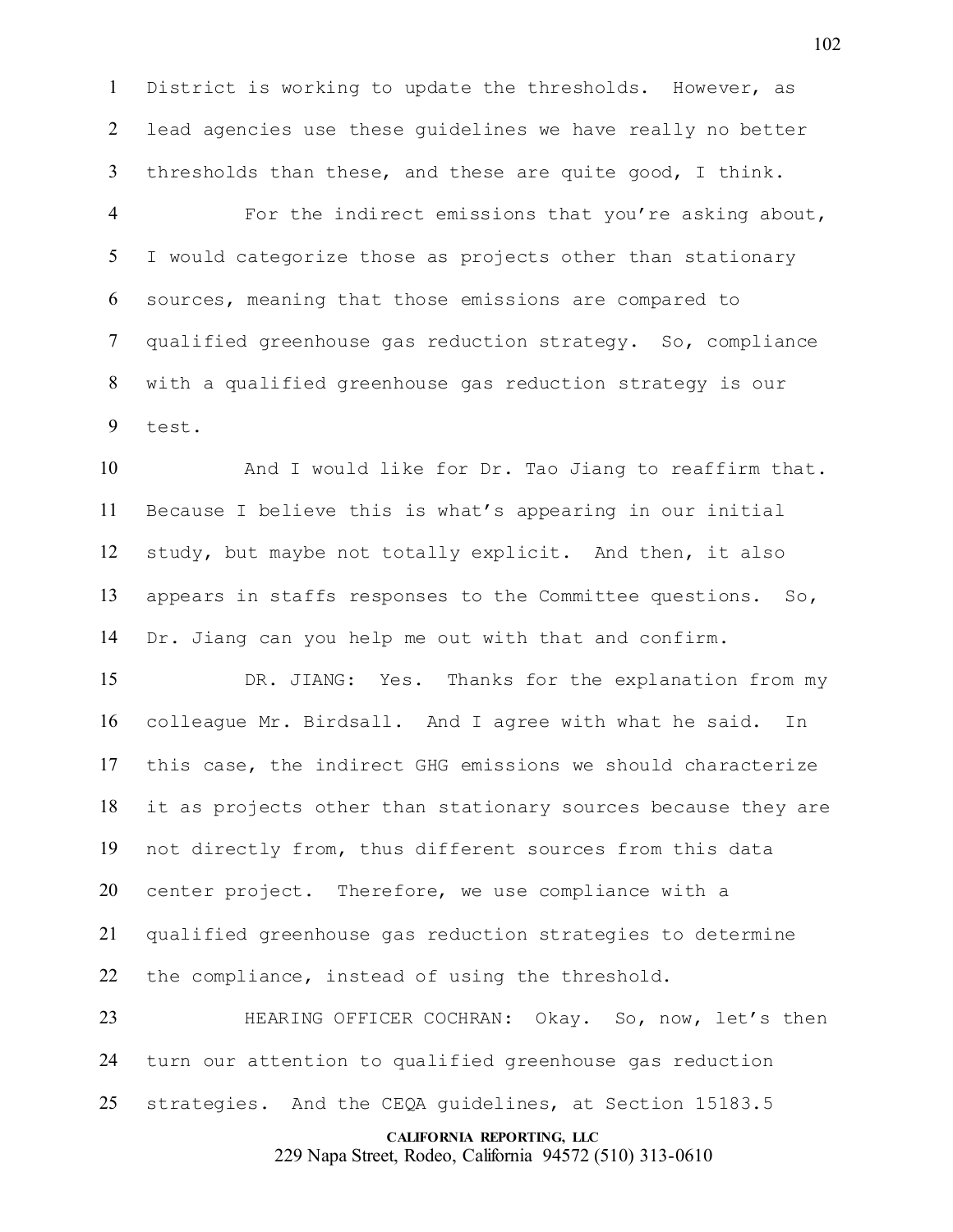District is working to update the thresholds. However, as lead agencies use these guidelines we have really no better thresholds than these, and these are quite good, I think.

For the indirect emissions that you're asking about, I would categorize those as projects other than stationary sources, meaning that those emissions are compared to qualified greenhouse gas reduction strategy. So, compliance with a qualified greenhouse gas reduction strategy is our test.

And I would like for Dr. Tao Jiang to reaffirm that. Because I believe this is what's appearing in our initial study, but maybe not totally explicit. And then, it also appears in staffs responses to the Committee questions. So, Dr. Jiang can you help me out with that and confirm.

DR. JIANG: Yes. Thanks for the explanation from my colleague Mr. Birdsall. And I agree with what he said. In this case, the indirect GHG emissions we should characterize it as projects other than stationary sources because they are not directly from, thus different sources from this data center project. Therefore, we use compliance with a qualified greenhouse gas reduction strategies to determine the compliance, instead of using the threshold.

HEARING OFFICER COCHRAN: Okay. So, now, let's then turn our attention to qualified greenhouse gas reduction strategies. And the CEQA guidelines, at Section 15183.5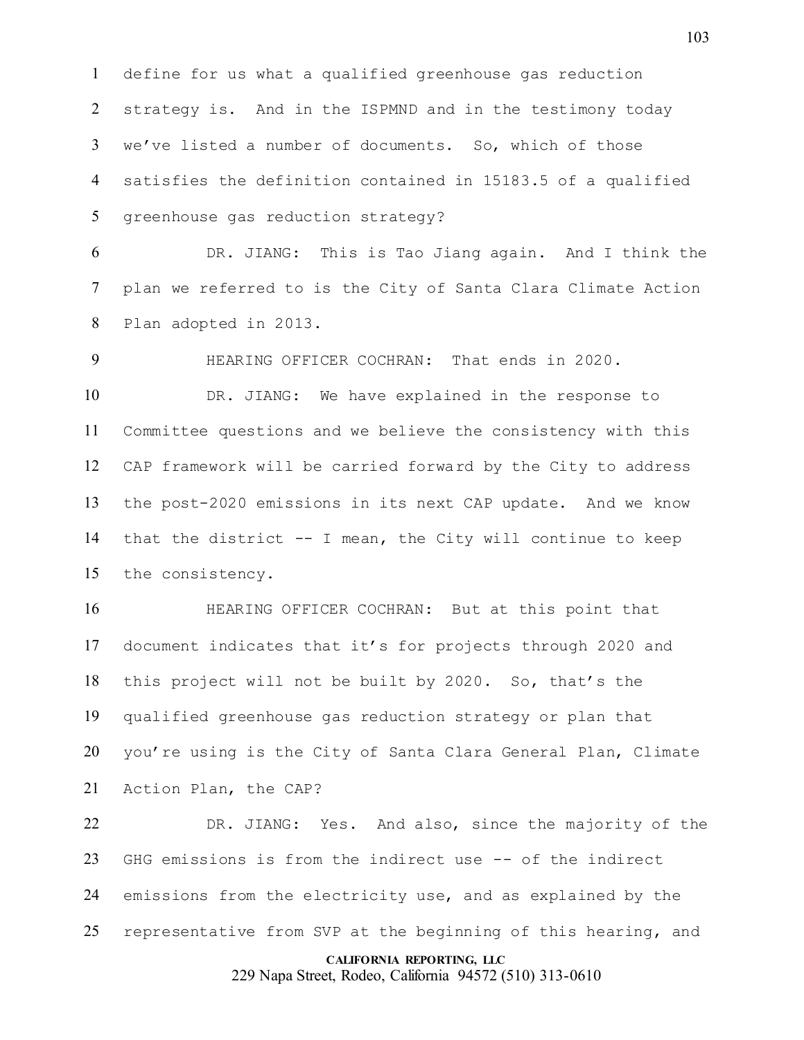define for us what a qualified greenhouse gas reduction strategy is. And in the ISPMND and in the testimony today we've listed a number of documents. So, which of those satisfies the definition contained in 15183.5 of a qualified greenhouse gas reduction strategy?

DR. JIANG: This is Tao Jiang again. And I think the plan we referred to is the City of Santa Clara Climate Action Plan adopted in 2013.

HEARING OFFICER COCHRAN: That ends in 2020.

DR. JIANG: We have explained in the response to Committee questions and we believe the consistency with this CAP framework will be carried forward by the City to address the post-2020 emissions in its next CAP update. And we know that the district -- I mean, the City will continue to keep the consistency.

HEARING OFFICER COCHRAN: But at this point that document indicates that it's for projects through 2020 and this project will not be built by 2020. So, that's the qualified greenhouse gas reduction strategy or plan that you're using is the City of Santa Clara General Plan, Climate Action Plan, the CAP?

DR. JIANG: Yes. And also, since the majority of the GHG emissions is from the indirect use -- of the indirect emissions from the electricity use, and as explained by the representative from SVP at the beginning of this hearing, and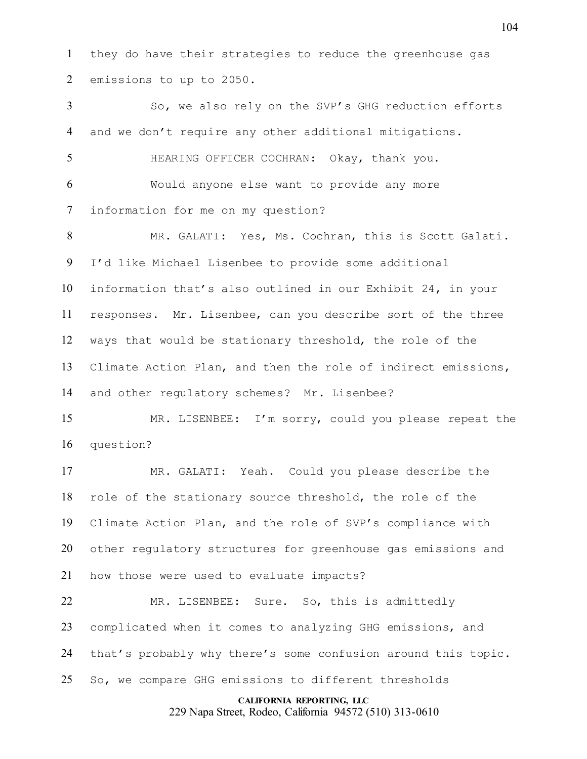they do have their strategies to reduce the greenhouse gas emissions to up to 2050.

So, we also rely on the SVP's GHG reduction efforts and we don't require any other additional mitigations.

HEARING OFFICER COCHRAN: Okay, thank you.

Would anyone else want to provide any more information for me on my question?

MR. GALATI: Yes, Ms. Cochran, this is Scott Galati. I'd like Michael Lisenbee to provide some additional information that's also outlined in our Exhibit 24, in your responses. Mr. Lisenbee, can you describe sort of the three ways that would be stationary threshold, the role of the Climate Action Plan, and then the role of indirect emissions, and other regulatory schemes? Mr. Lisenbee?

MR. LISENBEE: I'm sorry, could you please repeat the question?

MR. GALATI: Yeah. Could you please describe the role of the stationary source threshold, the role of the Climate Action Plan, and the role of SVP's compliance with other regulatory structures for greenhouse gas emissions and how those were used to evaluate impacts?

MR. LISENBEE: Sure. So, this is admittedly complicated when it comes to analyzing GHG emissions, and that's probably why there's some confusion around this topic. So, we compare GHG emissions to different thresholds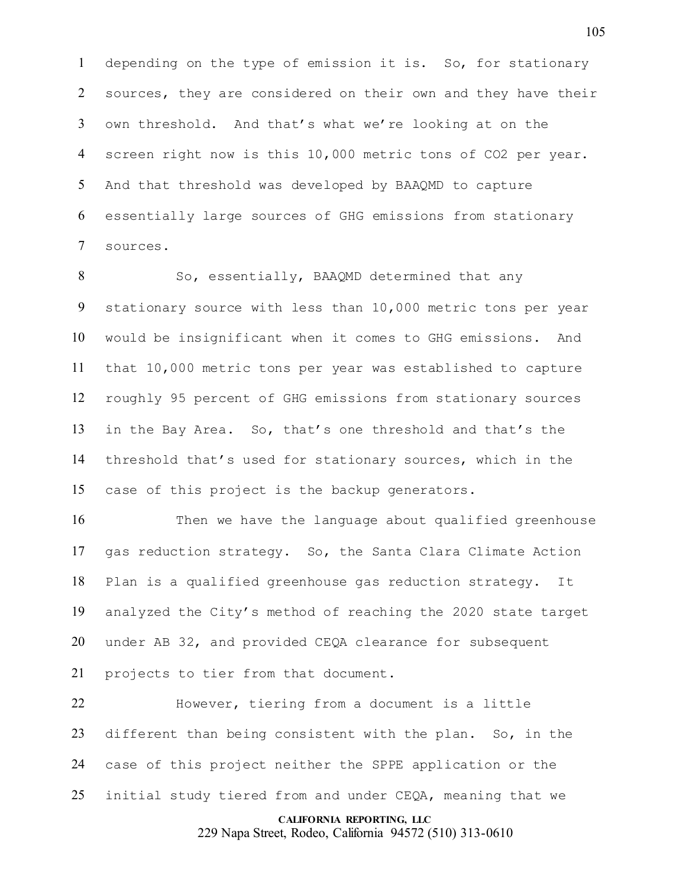depending on the type of emission it is. So, for stationary sources, they are considered on their own and they have their own threshold. And that's what we're looking at on the screen right now is this 10,000 metric tons of $CO_2$ per year. And that threshold was developed by BAAQMD to capture essentially large sources of GHG emissions from stationary sources.

So, essentially, BAAQMD determined that any stationary source with less than 10,000 metric tons per year would be insignificant when it comes to GHG emissions. And that 10,000 metric tons per year was established to capture roughly 95 percent of GHG emissions from stationary sources in the Bay Area. So, that's one threshold and that's the threshold that's used for stationary sources, which in the case of this project is the backup generators.

Then we have the language about qualified greenhouse gas reduction strategy. So, the Santa Clara Climate Action Plan is a qualified greenhouse gas reduction strategy. It analyzed the City's method of reaching the 2020 state target under AB 32, and provided CEQA clearance for subsequent projects to tier from that document.

However, tiering from a document is a little different than being consistent with the plan. So, in the case of this project neither the SPPE application or the initial study tiered from and under CEQA, meaning that we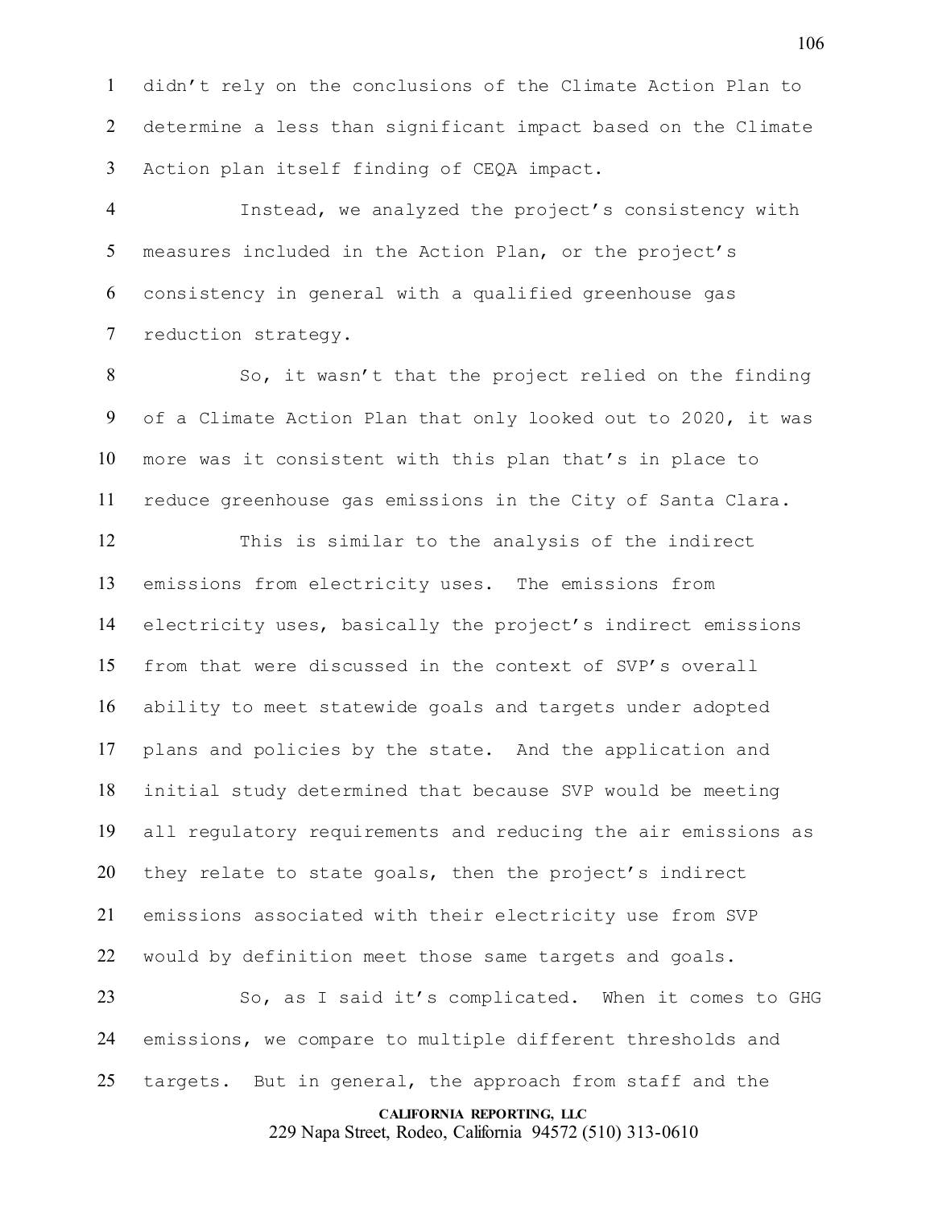didn't rely on the conclusions of the Climate Action Plan to determine a less than significant impact based on the Climate Action plan itself finding of CEQA impact.

Instead, we analyzed the project's consistency with measures included in the Action Plan, or the project's consistency in general with a qualified greenhouse gas reduction strategy.

So, it wasn't that the project relied on the finding of a Climate Action Plan that only looked out to 2020, it was more was it consistent with this plan that's in place to reduce greenhouse gas emissions in the City of Santa Clara.

This is similar to the analysis of the indirect emissions from electricity uses. The emissions from electricity uses, basically the project's indirect emissions from that were discussed in the context of SVP's overall ability to meet statewide goals and targets under adopted plans and policies by the state. And the application and initial study determined that because SVP would be meeting all regulatory requirements and reducing the air emissions as they relate to state goals, then the project's indirect emissions associated with their electricity use from SVP would by definition meet those same targets and goals.

So, as I said it's complicated. When it comes to GHG emissions, we compare to multiple different thresholds and targets. But in general, the approach from staff and the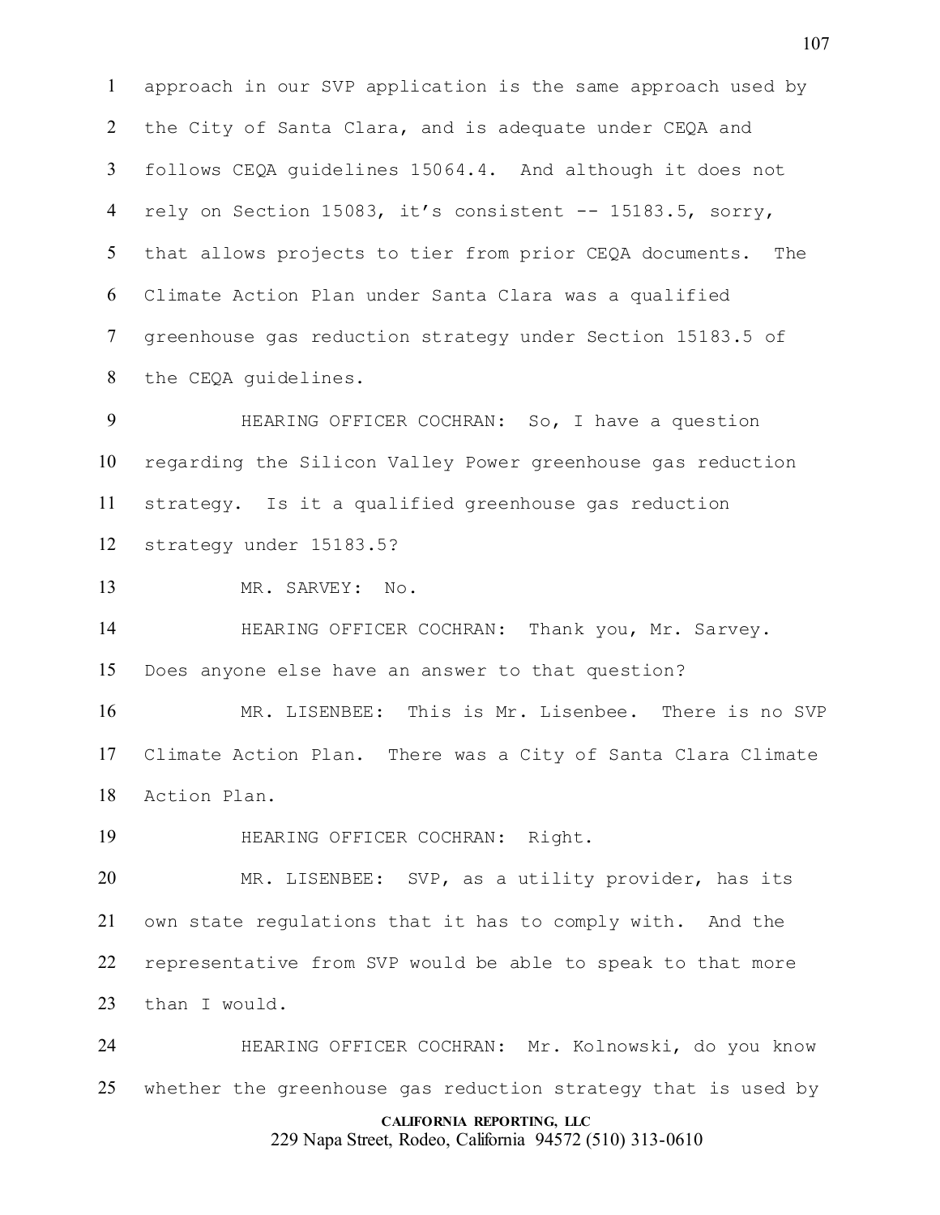approach in our SVP application is the same approach used by the City of Santa Clara, and is adequate under CEQA and follows CEQA guidelines 15064.4. And although it does not rely on Section 15083, it's consistent -- 15183.5, sorry, that allows projects to tier from prior CEQA documents. The Climate Action Plan under Santa Clara was a qualified greenhouse gas reduction strategy under Section 15183.5 of the CEQA guidelines.

HEARING OFFICER COCHRAN: So, I have a question regarding the Silicon Valley Power greenhouse gas reduction strategy. Is it a qualified greenhouse gas reduction strategy under 15183.5?

MR. SARVEY: No.

HEARING OFFICER COCHRAN: Thank you, Mr. Sarvey. Does anyone else have an answer to that question?

MR. LISENBEE: This is Mr. Lisenbee. There is no SVP Climate Action Plan. There was a City of Santa Clara Climate Action Plan.

HEARING OFFICER COCHRAN: Right.

MR. LISENBEE: SVP, as a utility provider, has its own state regulations that it has to comply with. And the representative from SVP would be able to speak to that more than I would.

HEARING OFFICER COCHRAN: Mr. Kolnowski, do you know whether the greenhouse gas reduction strategy that is used by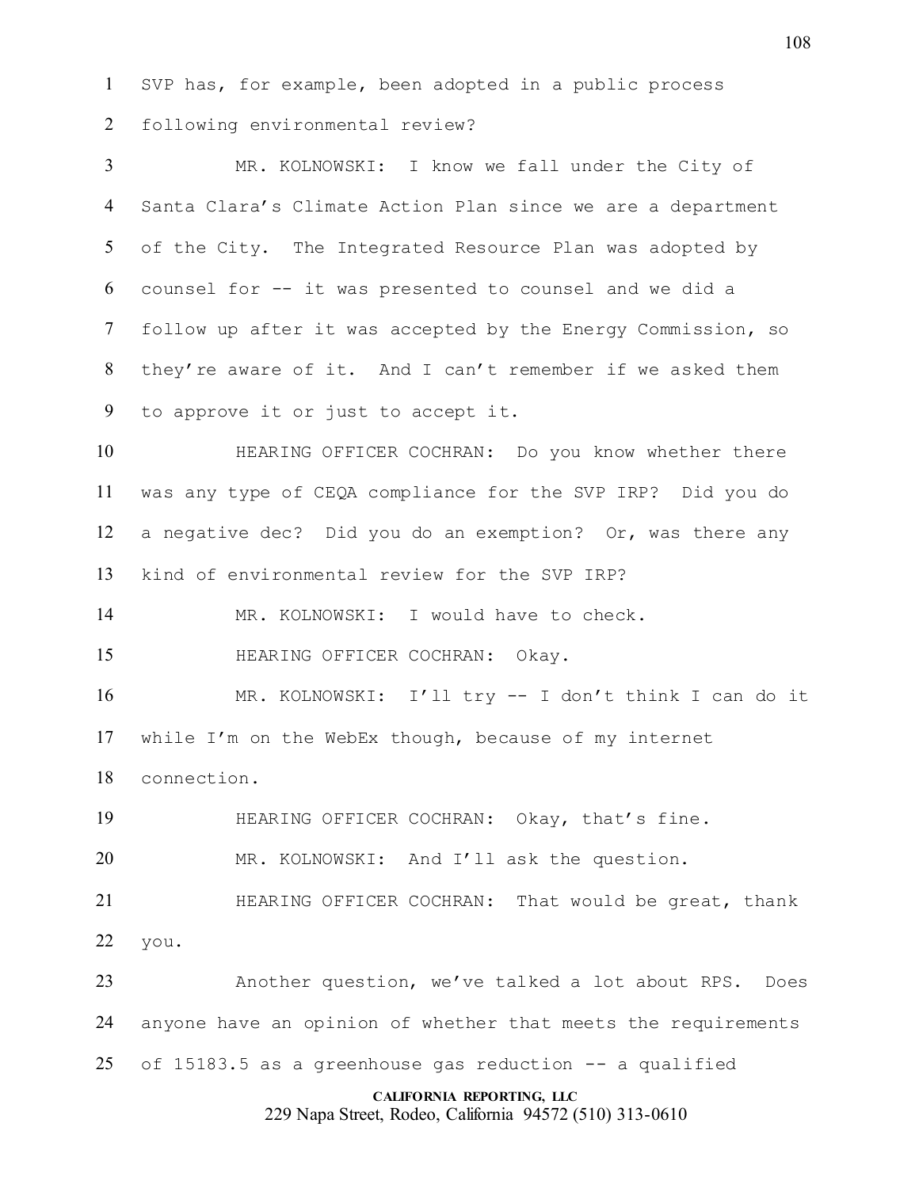SVP has, for example, been adopted in a public process following environmental review?

MR. KOLNOWSKI: I know we fall under the City of Santa Clara's Climate Action Plan since we are a department of the City. The Integrated Resource Plan was adopted by counsel for -- it was presented to counsel and we did a follow up after it was accepted by the Energy Commission, so they're aware of it. And I can't remember if we asked them to approve it or just to accept it.

HEARING OFFICER COCHRAN: Do you know whether there was any type of CEQA compliance for the SVP IRP? Did you do a negative dec? Did you do an exemption? Or, was there any kind of environmental review for the SVP IRP?

MR. KOLNOWSKI: I would have to check.

HEARING OFFICER COCHRAN: Okay.

MR. KOLNOWSKI: I'll try -- I don't think I can do it while I'm on the WebEx though, because of my internet connection.

HEARING OFFICER COCHRAN: Okay, that's fine.

MR. KOLNOWSKI: And I'll ask the question.

HEARING OFFICER COCHRAN: That would be great, thank you.

Another question, we've talked a lot about RPS. Does anyone have an opinion of whether that meets the requirements of 15183.5 as a greenhouse gas reduction -- a qualified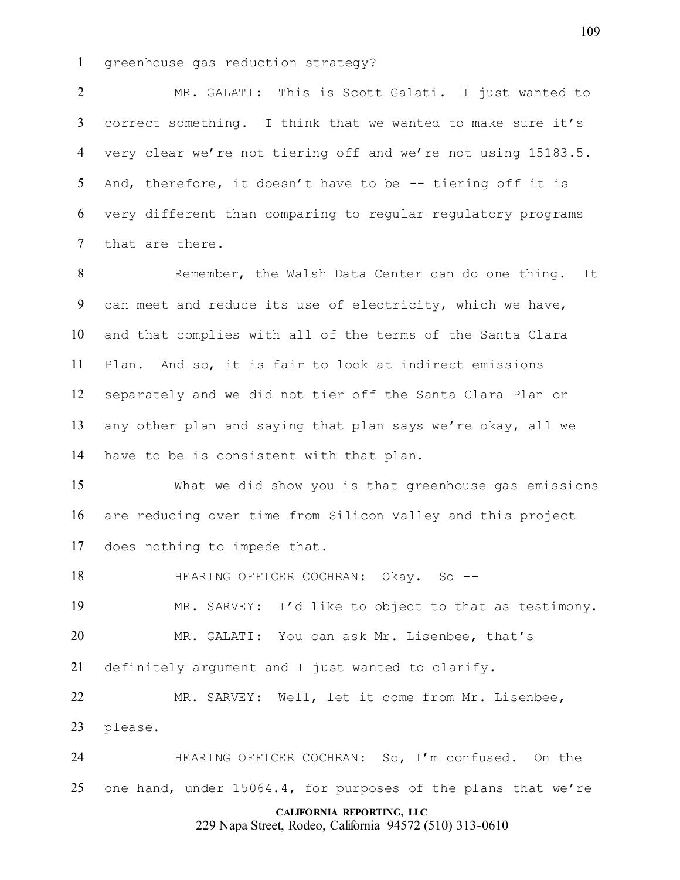greenhouse gas reduction strategy?

MR. GALATI: This is Scott Galati. I just wanted to correct something. I think that we wanted to make sure it's very clear we're not tiering off and we're not using 15183.5. And, therefore, it doesn't have to be -- tiering off it is very different than comparing to regular regulatory programs that are there.

Remember, the Walsh Data Center can do one thing. It can meet and reduce its use of electricity, which we have, and that complies with all of the terms of the Santa Clara Plan. And so, it is fair to look at indirect emissions separately and we did not tier off the Santa Clara Plan or any other plan and saying that plan says we're okay, all we have to be is consistent with that plan.

What we did show you is that greenhouse gas emissions are reducing over time from Silicon Valley and this project does nothing to impede that.

HEARING OFFICER COCHRAN: Okay. So --

MR. SARVEY: I'd like to object to that as testimony.

MR. GALATI: You can ask Mr. Lisenbee, that's definitely argument and I just wanted to clarify.

MR. SARVEY: Well, let it come from Mr. Lisenbee, please.

HEARING OFFICER COCHRAN: So, I'm confused. On the one hand, under 15064.4, for purposes of the plans that we're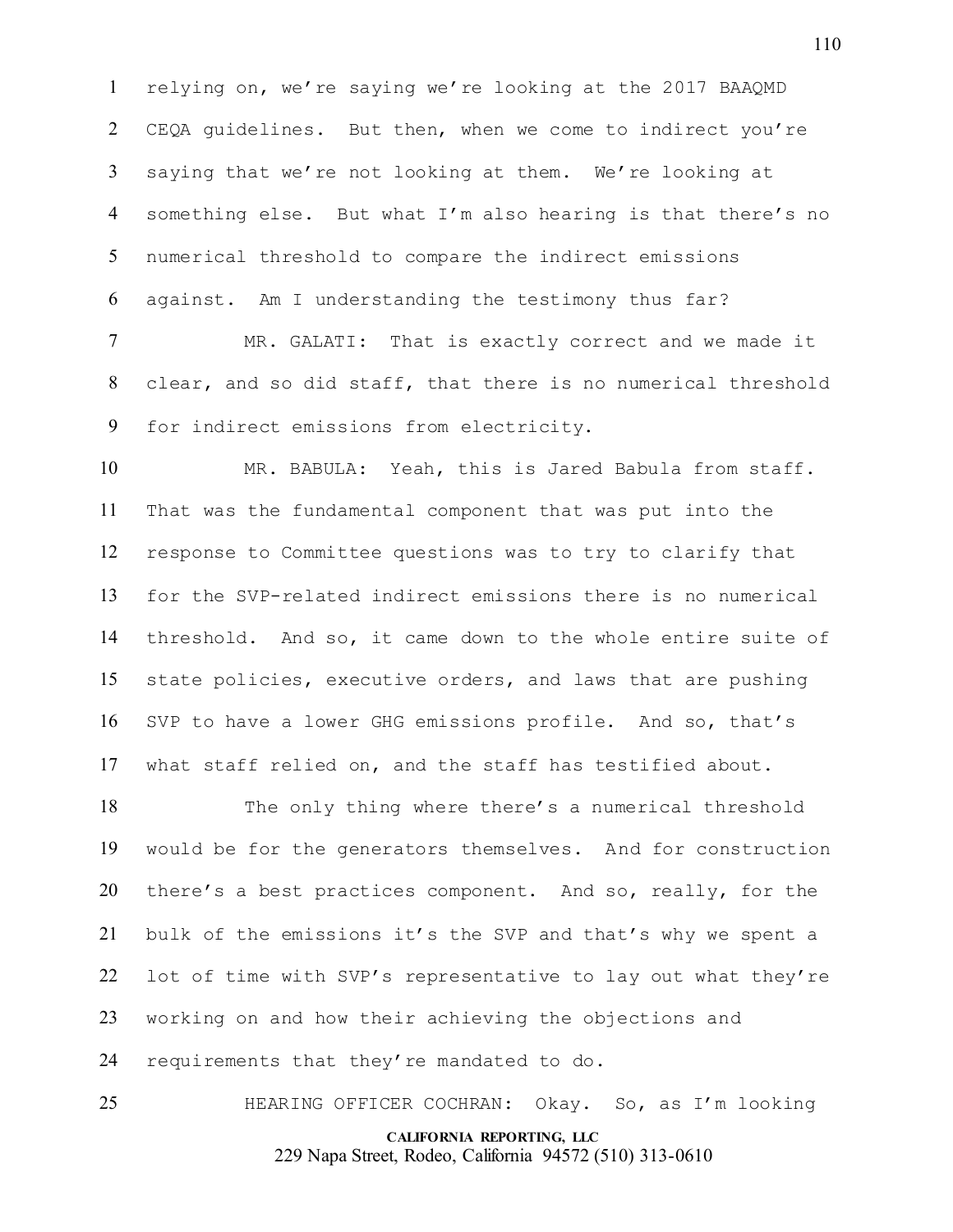relying on, we're saying we're looking at the 2017 BAAQMD CEQA guidelines. But then, when we come to indirect you're saying that we're not looking at them. We're looking at something else. But what I'm also hearing is that there's no numerical threshold to compare the indirect emissions against. Am I understanding the testimony thus far?

MR. GALATI: That is exactly correct and we made it clear, and so did staff, that there is no numerical threshold for indirect emissions from electricity.

MR. BABULA: Yeah, this is Jared Babula from staff. That was the fundamental component that was put into the response to Committee questions was to try to clarify that for the SVP-related indirect emissions there is no numerical threshold. And so, it came down to the whole entire suite of state policies, executive orders, and laws that are pushing SVP to have a lower GHG emissions profile. And so, that's what staff relied on, and the staff has testified about.

The only thing where there's a numerical threshold would be for the generators themselves. And for construction there's a best practices component. And so, really, for the bulk of the emissions it's the SVP and that's why we spent a lot of time with SVP's representative to lay out what they're working on and how their achieving the objections and requirements that they're mandated to do.

HEARING OFFICER COCHRAN: Okay. So, as I'm looking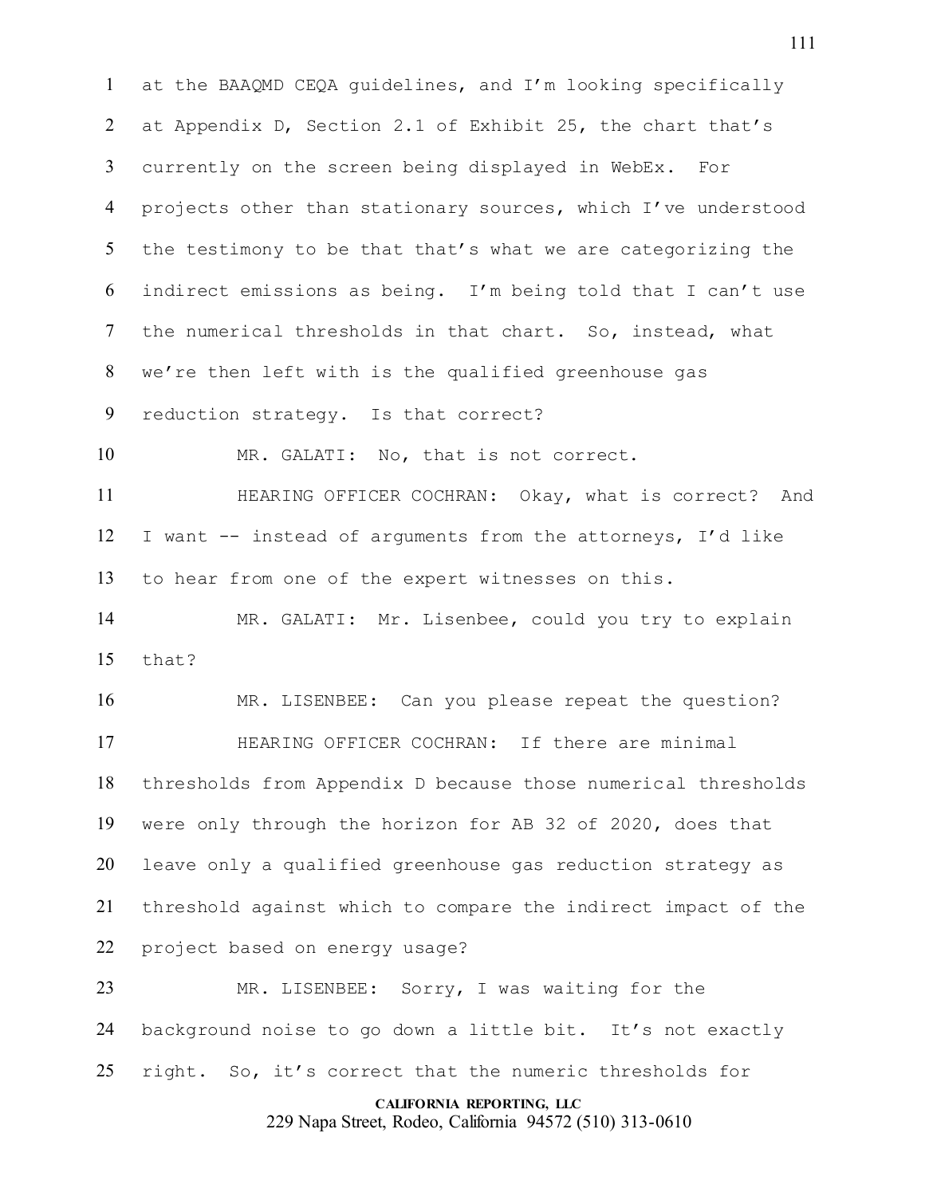at the BAAQMD CEQA guidelines, and I'm looking specifically at Appendix D, Section 2.1 of Exhibit 25, the chart that's currently on the screen being displayed in WebEx. For projects other than stationary sources, which I've understood the testimony to be that that's what we are categorizing the indirect emissions as being. I'm being told that I can't use the numerical thresholds in that chart. So, instead, what we're then left with is the qualified greenhouse gas reduction strategy. Is that correct?

MR. GALATI: No, that is not correct.

HEARING OFFICER COCHRAN: Okay, what is correct? And I want -- instead of arguments from the attorneys, I'd like to hear from one of the expert witnesses on this.

MR. GALATI: Mr. Lisenbee, could you try to explain that?

MR. LISENBEE: Can you please repeat the question?

HEARING OFFICER COCHRAN: If there are minimal thresholds from Appendix D because those numerical thresholds were only through the horizon for AB 32 of 2020, does that leave only a qualified greenhouse gas reduction strategy as threshold against which to compare the indirect impact of the project based on energy usage?

MR. LISENBEE: Sorry, I was waiting for the background noise to go down a little bit. It's not exactly right. So, it's correct that the numeric thresholds for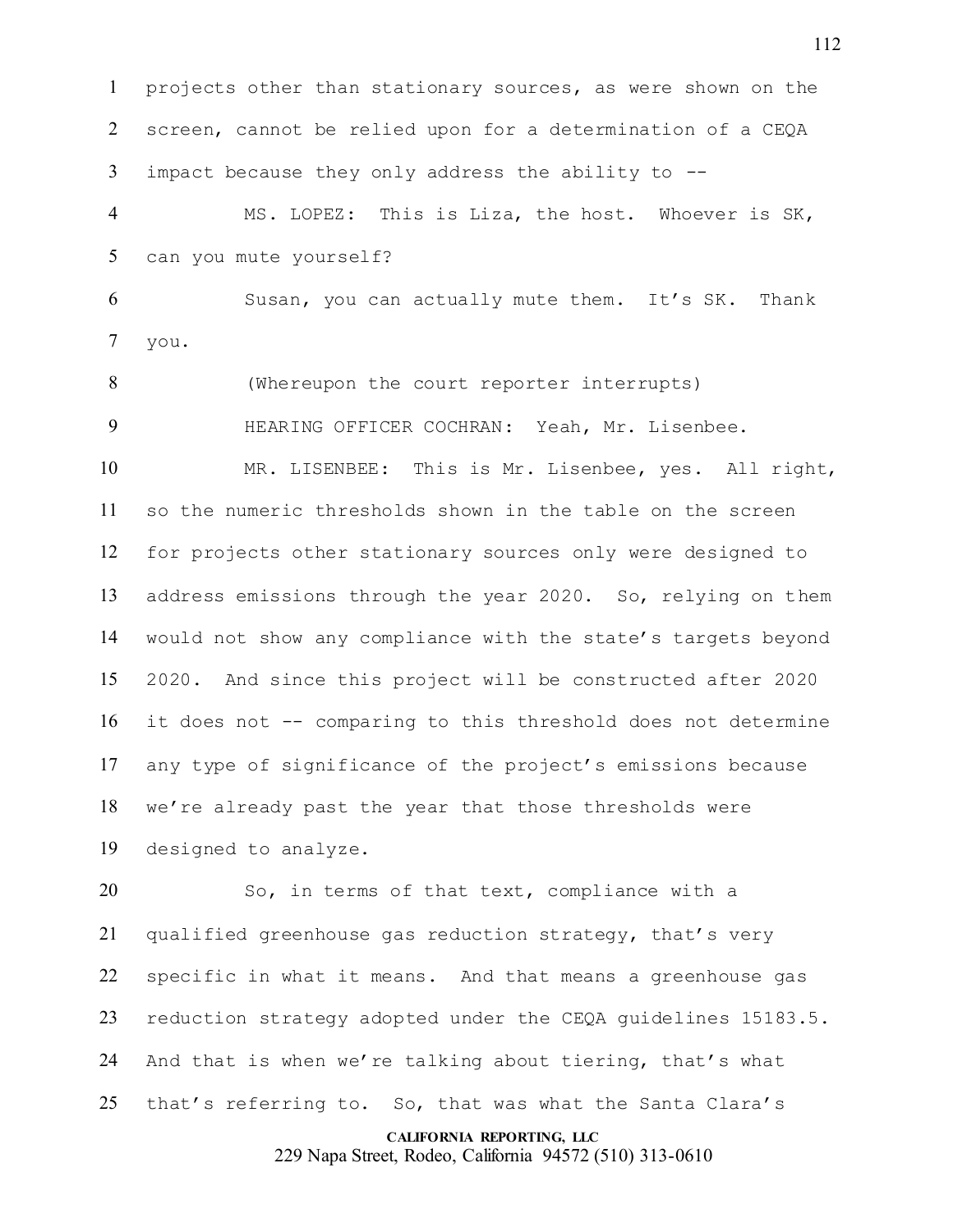projects other than stationary sources, as were shown on the screen, cannot be relied upon for a determination of a CEQA impact because they only address the ability to --

MS. LOPEZ: This is Liza, the host. Whoever is SK, can you mute yourself?

Susan, you can actually mute them. It's SK. Thank you.

(Whereupon the court reporter interrupts)

HEARING OFFICER COCHRAN: Yeah, Mr. Lisenbee.

MR. LISENBEE: This is Mr. Lisenbee, yes. All right, so the numeric thresholds shown in the table on the screen for projects other stationary sources only were designed to address emissions through the year 2020. So, relying on them would not show any compliance with the state's targets beyond 2020. And since this project will be constructed after 2020 it does not -- comparing to this threshold does not determine any type of significance of the project's emissions because we're already past the year that those thresholds were designed to analyze.

So, in terms of that text, compliance with a qualified greenhouse gas reduction strategy, that's very specific in what it means. And that means a greenhouse gas reduction strategy adopted under the CEQA guidelines 15183.5. And that is when we're talking about tiering, that's what that's referring to. So, that was what the Santa Clara's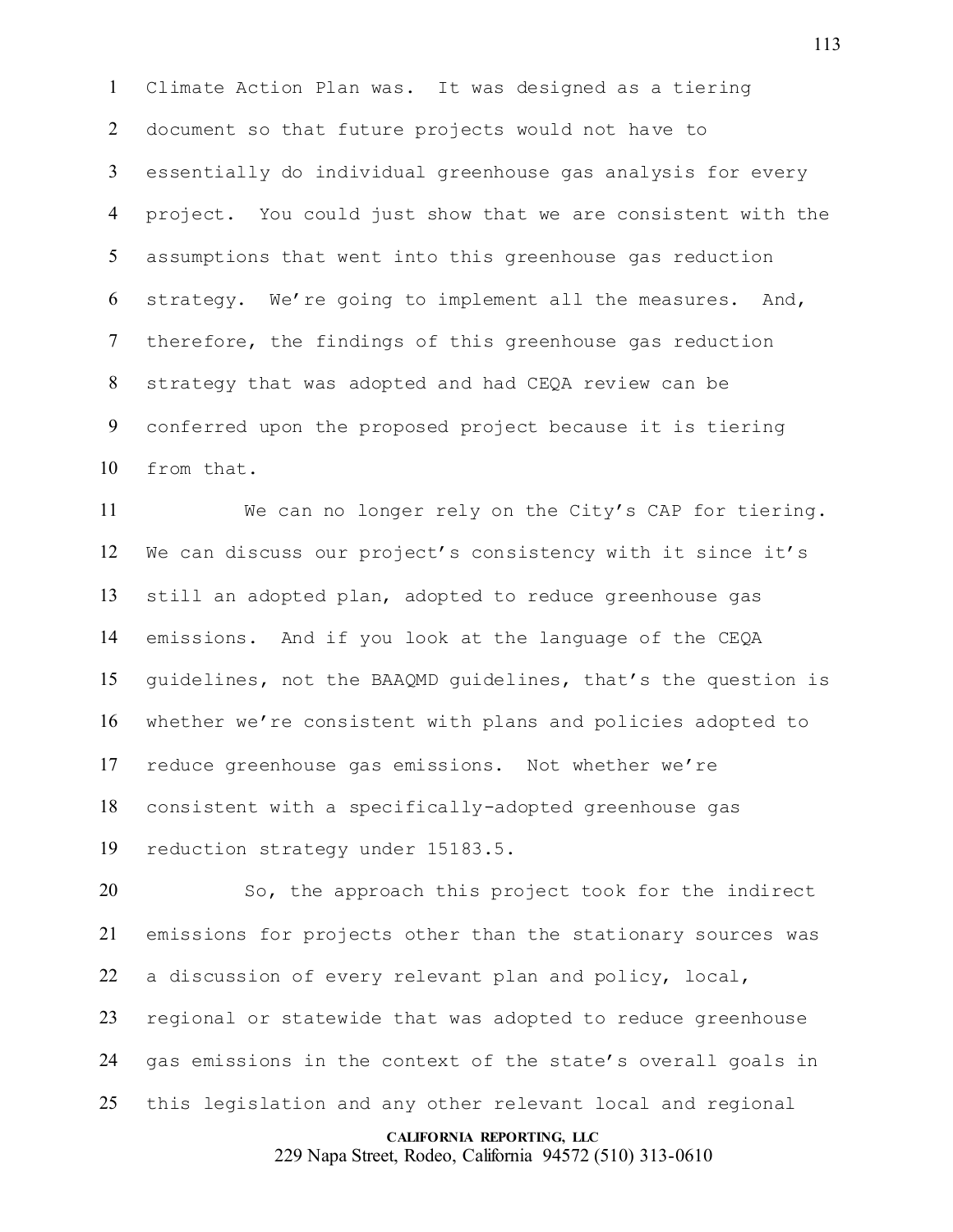Climate Action Plan was. It was designed as a tiering document so that future projects would not have to essentially do individual greenhouse gas analysis for every project. You could just show that we are consistent with the assumptions that went into this greenhouse gas reduction strategy. We're going to implement all the measures. And, therefore, the findings of this greenhouse gas reduction strategy that was adopted and had CEQA review can be conferred upon the proposed project because it is tiering from that.

We can no longer rely on the City's CAP for tiering. We can discuss our project's consistency with it since it's still an adopted plan, adopted to reduce greenhouse gas emissions. And if you look at the language of the CEQA guidelines, not the BAAQMD guidelines, that's the question is whether we're consistent with plans and policies adopted to reduce greenhouse gas emissions. Not whether we're consistent with a specifically-adopted greenhouse gas reduction strategy under 15183.5.

So, the approach this project took for the indirect emissions for projects other than the stationary sources was a discussion of every relevant plan and policy, local, regional or statewide that was adopted to reduce greenhouse gas emissions in the context of the state's overall goals in this legislation and any other relevant local and regional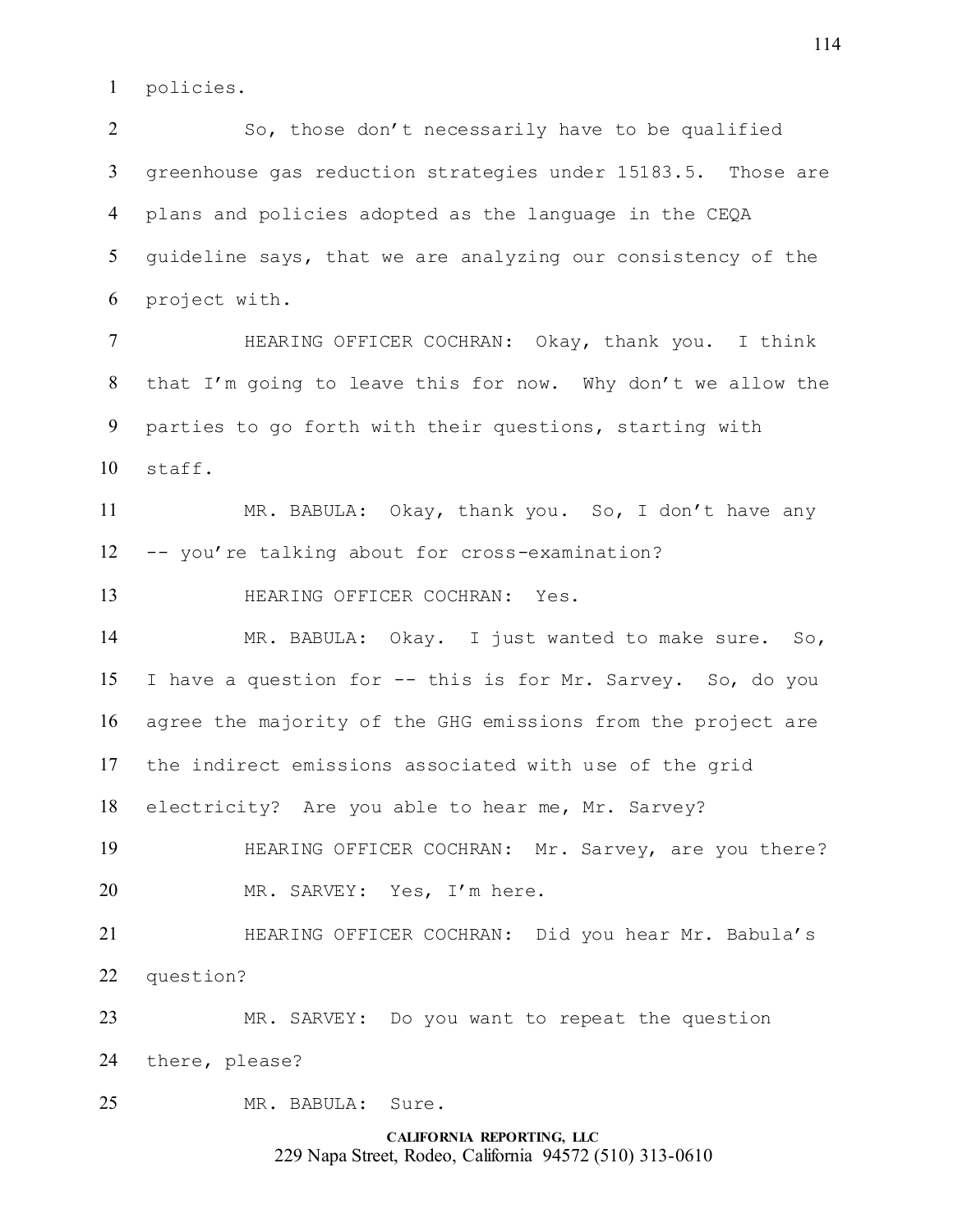policies.

So, those don't necessarily have to be qualified greenhouse gas reduction strategies under 15183.5. Those are plans and policies adopted as the language in the CEQA guideline says, that we are analyzing our consistency of the project with.

HEARING OFFICER COCHRAN: Okay, thank you. I think that I'm going to leave this for now. Why don't we allow the parties to go forth with their questions, starting with staff.

MR. BABULA: Okay, thank you. So, I don't have any -- you're talking about for cross-examination?

HEARING OFFICER COCHRAN: Yes.

MR. BABULA: Okay. I just wanted to make sure. So, I have a question for -- this is for Mr. Sarvey. So, do you agree the majority of the GHG emissions from the project are the indirect emissions associated with use of the grid electricity? Are you able to hear me, Mr. Sarvey?

HEARING OFFICER COCHRAN: Mr. Sarvey, are you there?

MR. SARVEY: Yes, I'm here.

HEARING OFFICER COCHRAN: Did you hear Mr. Babula's question?

MR. SARVEY: Do you want to repeat the question there, please?

MR. BABULA: Sure.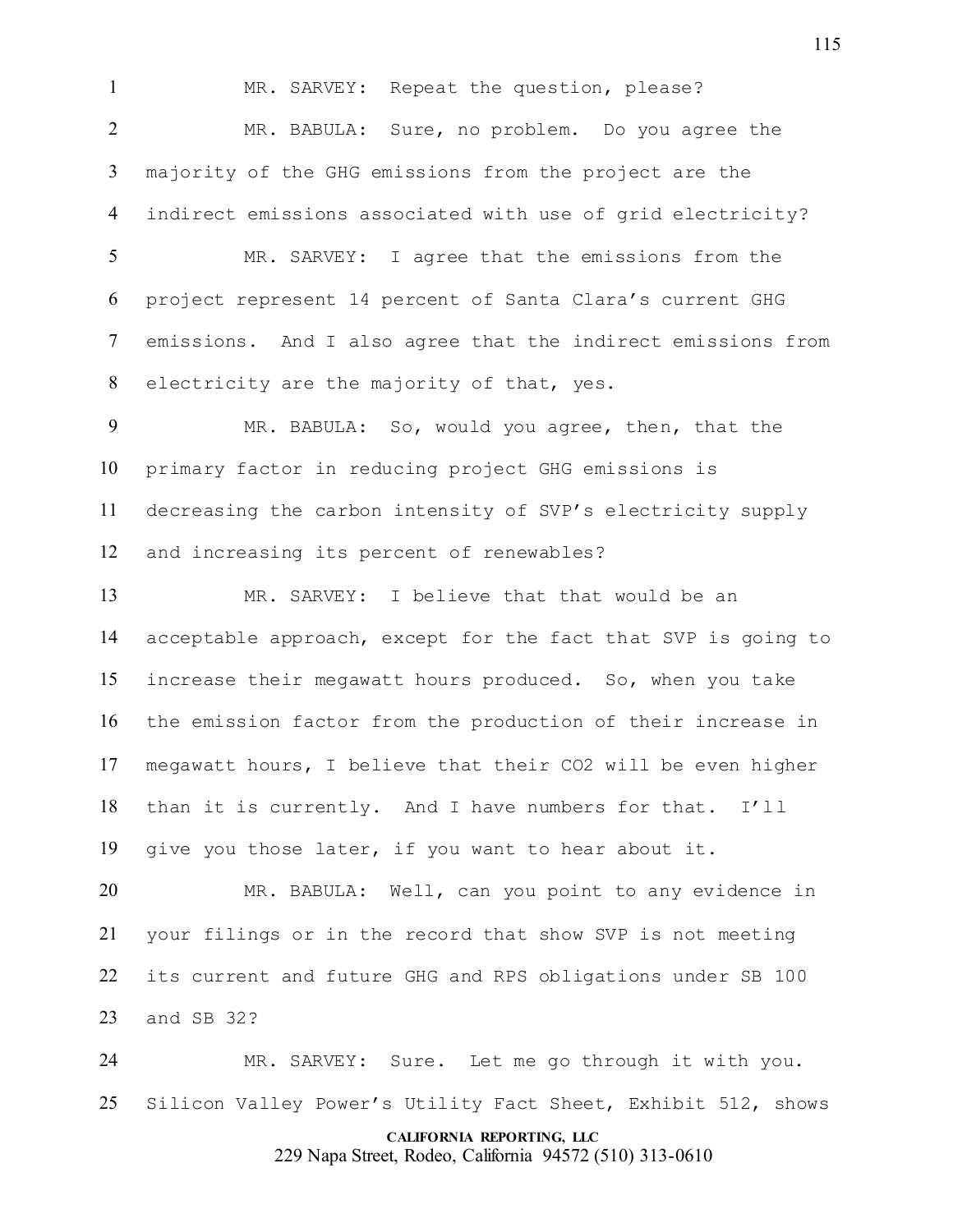MR. SARVEY: Repeat the question, please?

MR. BABULA: Sure, no problem. Do you agree the majority of the GHG emissions from the project are the indirect emissions associated with use of grid electricity?

MR. SARVEY: I agree that the emissions from the project represent 14 percent of Santa Clara's current GHG emissions. And I also agree that the indirect emissions from electricity are the majority of that, yes.

MR. BABULA: So, would you agree, then, that the primary factor in reducing project GHG emissions is decreasing the carbon intensity of SVP's electricity supply and increasing its percent of renewables?

MR. SARVEY: I believe that that would be an acceptable approach, except for the fact that SVP is going to increase their megawatt hours produced. So, when you take the emission factor from the production of their increase in megawatt hours, I believe that their $CO_2$ will be even higher than it is currently. And I have numbers for that. I'll give you those later, if you want to hear about it.

MR. BABULA: Well, can you point to any evidence in your filings or in the record that show SVP is not meeting its current and future GHG and RPS obligations under SB 100 and SB 32?

MR. SARVEY: Sure. Let me go through it with you. Silicon Valley Power's Utility Fact Sheet, Exhibit 512, shows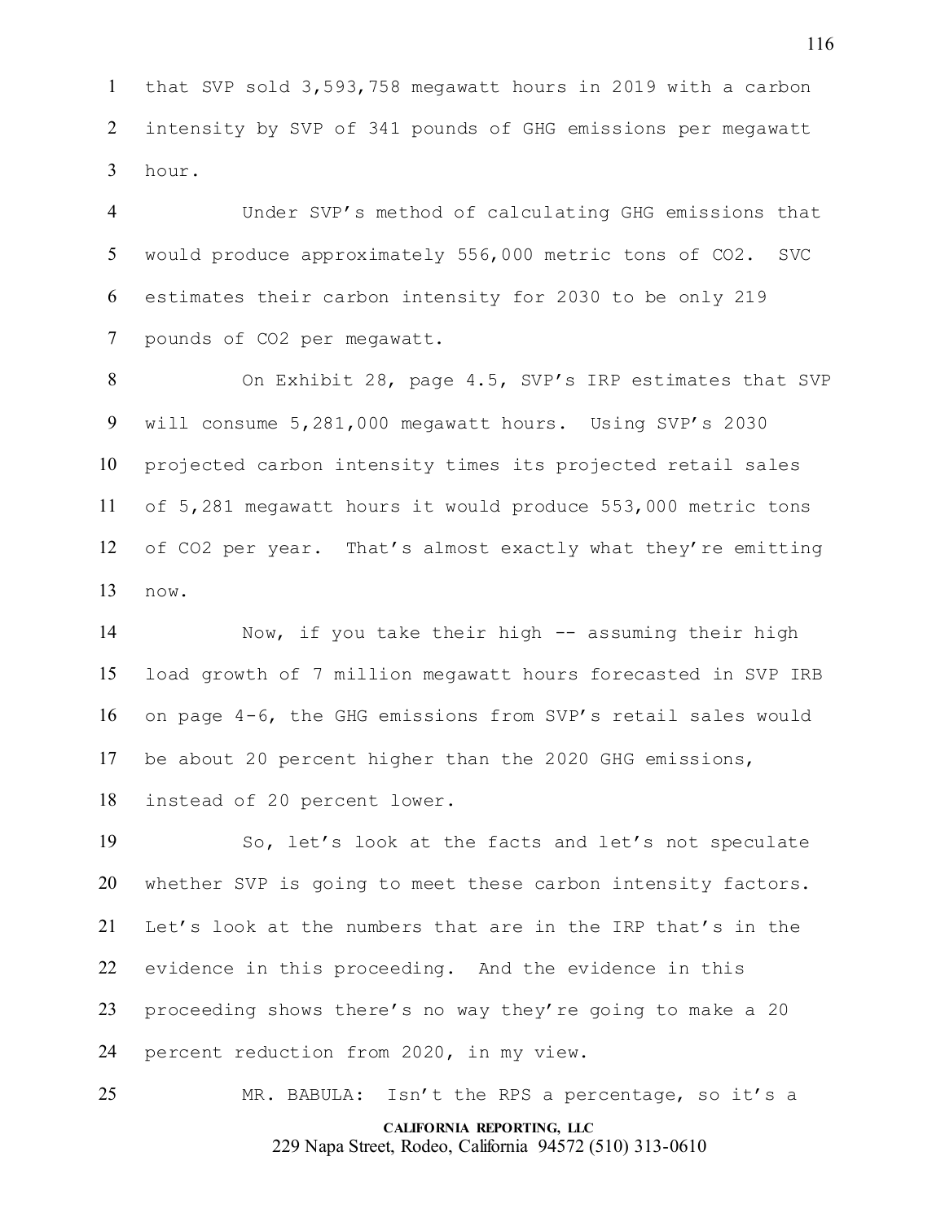1 that SVP sold 3,593,758 megawatt hours in 2019 with a carbon
2 intensity by SVP of 341 pounds of GHG emissions per megawatt
3 hour.

4 Under SVP's method of calculating GHG emissions that
5 would produce approximately 556,000 metric tons of $CO_2$. SVC
6 estimates their carbon intensity for 2030 to be only 219
7 pounds of $CO_2$ per megawatt.

8 On Exhibit 28, page 4.5, SVP's IRP estimates that SVP
9 will consume 5,281,000 megawatt hours. Using SVP's 2030
10 projected carbon intensity times its projected retail sales
11 of 5,281 megawatt hours it would produce 553,000 metric tons
12 of $CO_2$ per year. That's almost exactly what they're emitting
13 now.

14 Now, if you take their high -- assuming their high
15 load growth of 7 million megawatt hours forecasted in SVP IRB
16 on page 4-6, the GHG emissions from SVP's retail sales would
17 be about 20 percent higher than the 2020 GHG emissions,
18 instead of 20 percent lower.

19 So, let's look at the facts and let's not speculate
20 whether SVP is going to meet these carbon intensity factors.
21 Let's look at the numbers that are in the IRP that's in the
22 evidence in this proceeding. And the evidence in this
23 proceeding shows there's no way they're going to make a 20
24 percent reduction from 2020, in my view.

25 MR. BABULA: Isn't the RPS a percentage, so it's a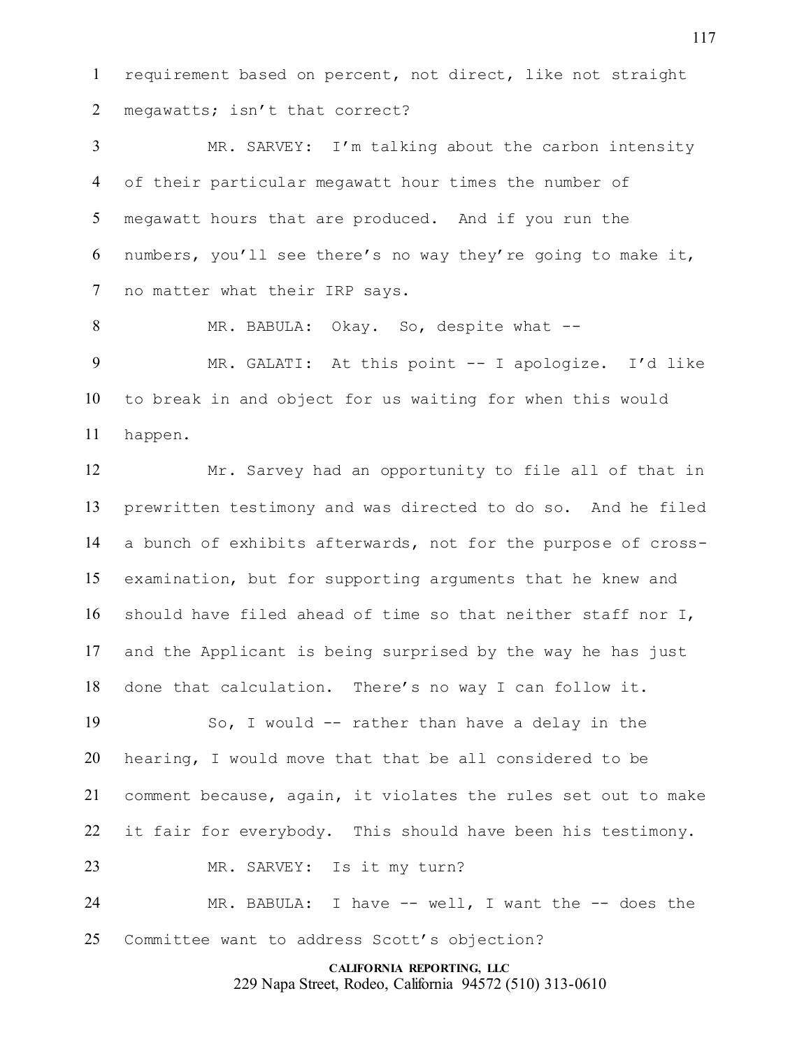requirement based on percent, not direct, like not straight megawatts; isn't that correct?

MR. SARVEY: I'm talking about the carbon intensity of their particular megawatt hour times the number of megawatt hours that are produced. And if you run the numbers, you'll see there's no way they're going to make it, no matter what their IRP says.

MR. BABULA: Okay. So, despite what --

MR. GALATI: At this point -- I apologize. I'd like to break in and object for us waiting for when this would happen.

Mr. Sarvey had an opportunity to file all of that in prewritten testimony and was directed to do so. And he filed a bunch of exhibits afterwards, not for the purpose of cross-examination, but for supporting arguments that he knew and should have filed ahead of time so that neither staff nor I, and the Applicant is being surprised by the way he has just done that calculation. There's no way I can follow it.

So, I would -- rather than have a delay in the hearing, I would move that that be all considered to be comment because, again, it violates the rules set out to make it fair for everybody. This should have been his testimony.

MR. SARVEY: Is it my turn?

MR. BABULA: I have -- well, I want the -- does the Committee want to address Scott's objection?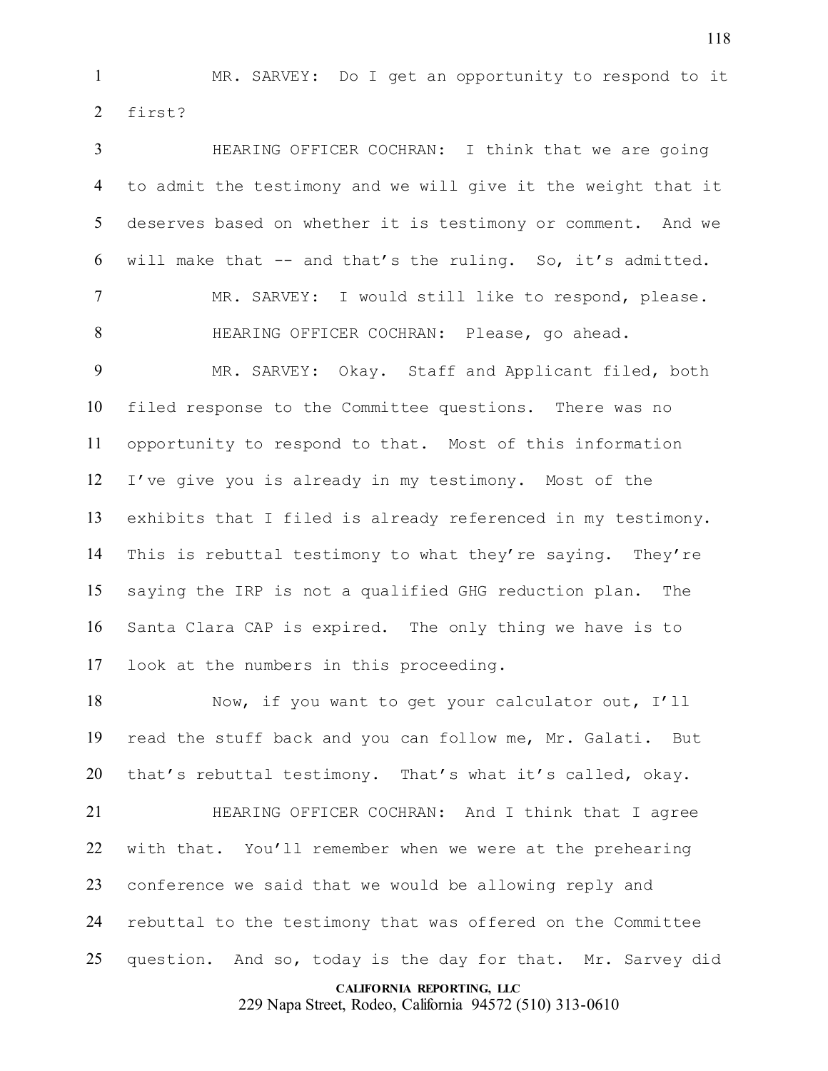MR. SARVEY: Do I get an opportunity to respond to it first?

HEARING OFFICER COCHRAN: I think that we are going to admit the testimony and we will give it the weight that it deserves based on whether it is testimony or comment. And we will make that -- and that's the ruling. So, it's admitted.

MR. SARVEY: I would still like to respond, please.

HEARING OFFICER COCHRAN: Please, go ahead.

MR. SARVEY: Okay. Staff and Applicant filed, both filed response to the Committee questions. There was no opportunity to respond to that. Most of this information I've give you is already in my testimony. Most of the exhibits that I filed is already referenced in my testimony. This is rebuttal testimony to what they're saying. They're saying the IRP is not a qualified GHG reduction plan. The Santa Clara CAP is expired. The only thing we have is to look at the numbers in this proceeding.

Now, if you want to get your calculator out, I'll read the stuff back and you can follow me, Mr. Galati. But that's rebuttal testimony. That's what it's called, okay.

HEARING OFFICER COCHRAN: And I think that I agree with that. You'll remember when we were at the prehearing conference we said that we would be allowing reply and rebuttal to the testimony that was offered on the Committee question. And so, today is the day for that. Mr. Sarvey did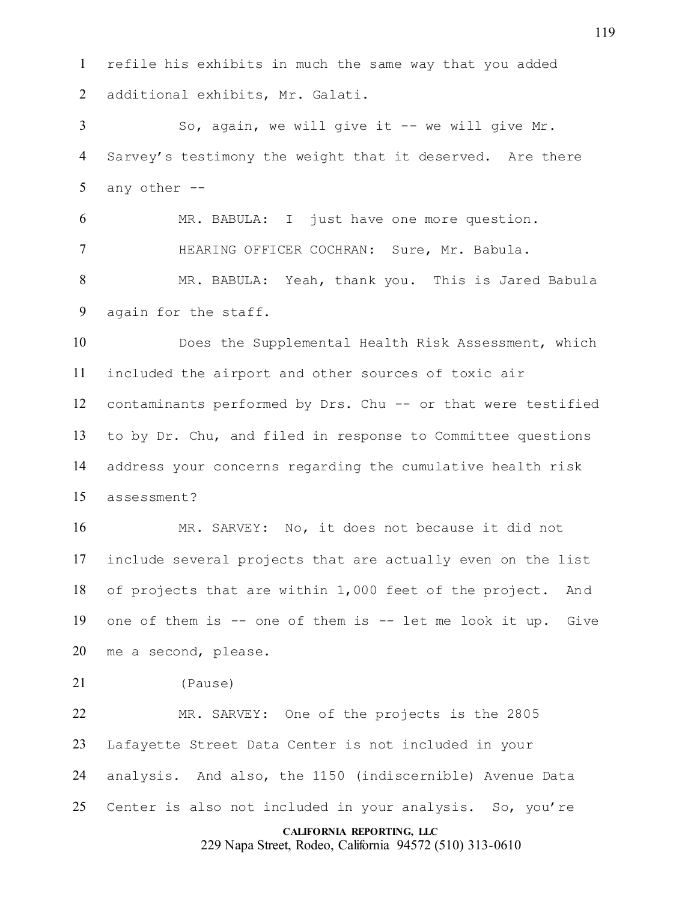refile his exhibits in much the same way that you added additional exhibits, Mr. Galati.

So, again, we will give it -- we will give Mr. Sarvey's testimony the weight that it deserved. Are there any other --

MR. BABULA: I just have one more question.

HEARING OFFICER COCHRAN: Sure, Mr. Babula.

MR. BABULA: Yeah, thank you. This is Jared Babula again for the staff.

Does the Supplemental Health Risk Assessment, which included the airport and other sources of toxic air contaminants performed by Drs. Chu -- or that were testified to by Dr. Chu, and filed in response to Committee questions address your concerns regarding the cumulative health risk assessment?

MR. SARVEY: No, it does not because it did not include several projects that are actually even on the list of projects that are within 1,000 feet of the project. And one of them is -- one of them is -- let me look it up. Give me a second, please.

(Pause)

MR. SARVEY: One of the projects is the 2805 Lafayette Street Data Center is not included in your analysis. And also, the 1150 (indiscernible) Avenue Data Center is also not included in your analysis. So, you're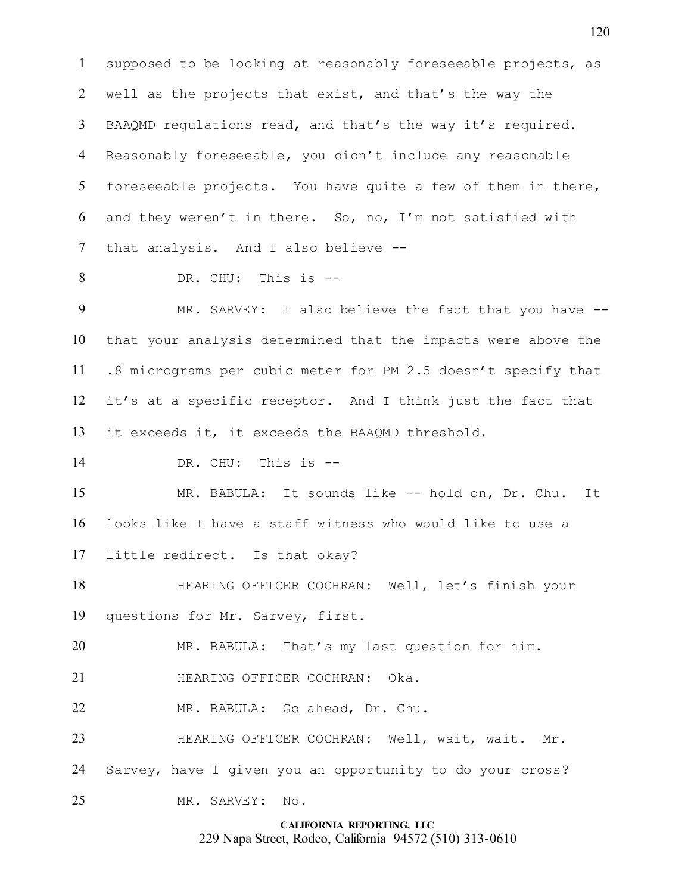supposed to be looking at reasonably foreseeable projects, as well as the projects that exist, and that's the way the BAAQMD regulations read, and that's the way it's required. Reasonably foreseeable, you didn't include any reasonable foreseeable projects. You have quite a few of them in there, and they weren't in there. So, no, I'm not satisfied with that analysis. And I also believe --

DR. CHU: This is --

MR. SARVEY: I also believe the fact that you have -- that your analysis determined that the impacts were above the .8 micrograms per cubic meter for PM 2.5 doesn't specify that it's at a specific receptor. And I think just the fact that it exceeds it, it exceeds the BAAQMD threshold.

DR. CHU: This is --

MR. BABULA: It sounds like -- hold on, Dr. Chu. It looks like I have a staff witness who would like to use a little redirect. Is that okay?

HEARING OFFICER COCHRAN: Well, let's finish your questions for Mr. Sarvey, first.

MR. BABULA: That's my last question for him.

HEARING OFFICER COCHRAN: Oka.

MR. BABULA: Go ahead, Dr. Chu.

HEARING OFFICER COCHRAN: Well, wait, wait. Mr. Sarvey, have I given you an opportunity to do your cross?

MR. SARVEY: No.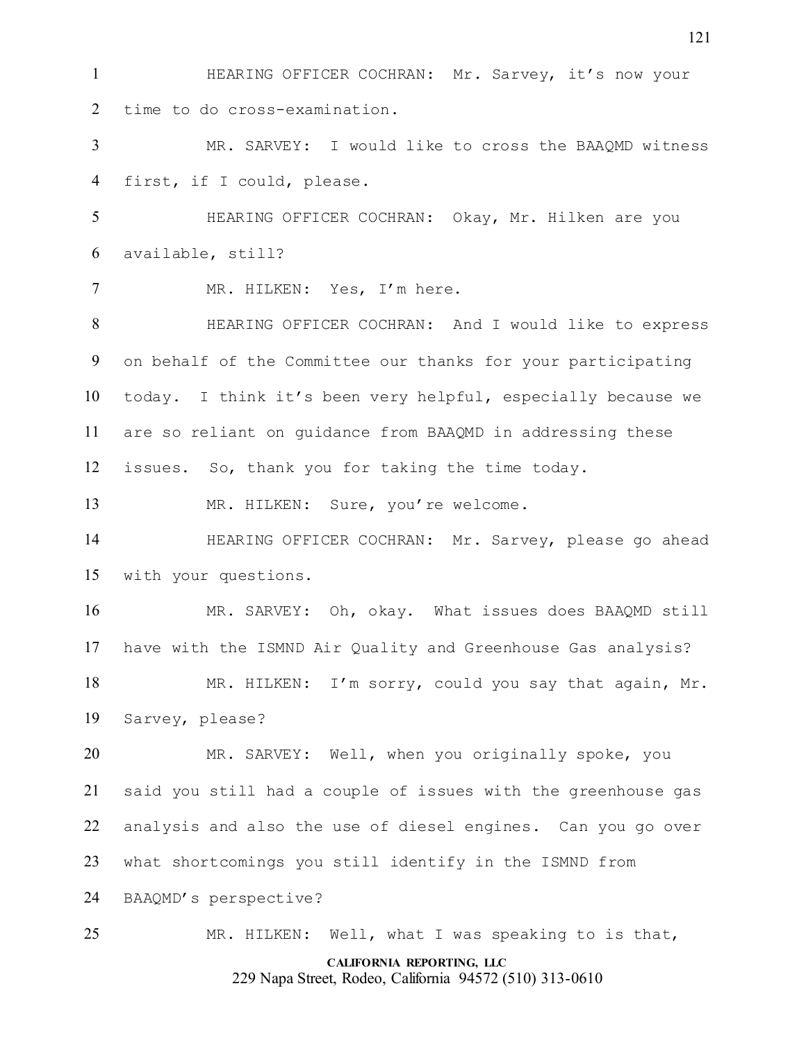HEARING OFFICER COCHRAN: Mr. Sarvey, it's now your time to do cross-examination.

MR. SARVEY: I would like to cross the BAAQMD witness first, if I could, please.

HEARING OFFICER COCHRAN: Okay, Mr. Hilken are you available, still?

MR. HILKEN: Yes, I'm here.

HEARING OFFICER COCHRAN: And I would like to express on behalf of the Committee our thanks for your participating today. I think it's been very helpful, especially because we are so reliant on guidance from BAAQMD in addressing these issues. So, thank you for taking the time today.

MR. HILKEN: Sure, you're welcome.

HEARING OFFICER COCHRAN: Mr. Sarvey, please go ahead with your questions.

MR. SARVEY: Oh, okay. What issues does BAAQMD still have with the ISMND Air Quality and Greenhouse Gas analysis?

MR. HILKEN: I'm sorry, could you say that again, Mr. Sarvey, please?

MR. SARVEY: Well, when you originally spoke, you said you still had a couple of issues with the greenhouse gas analysis and also the use of diesel engines. Can you go over what shortcomings you still identify in the ISMND from BAAQMD's perspective?

MR. HILKEN: Well, what I was speaking to is that,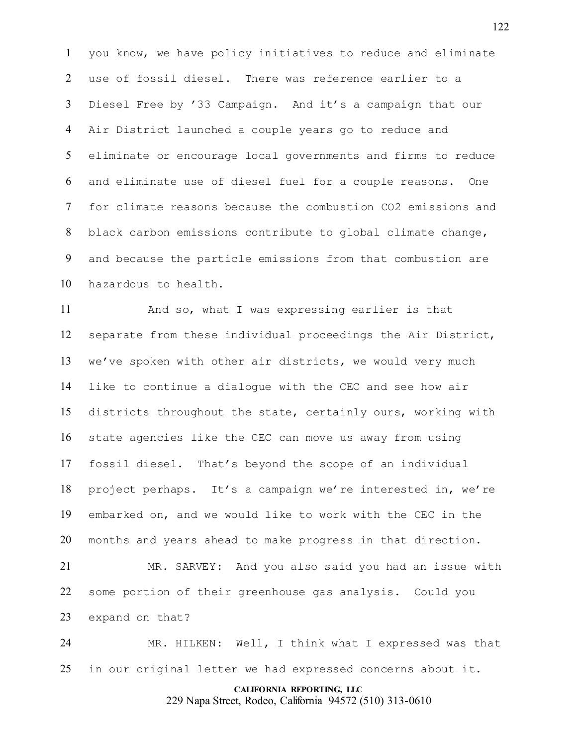you know, we have policy initiatives to reduce and eliminate use of fossil diesel. There was reference earlier to a Diesel Free by '33 Campaign. And it's a campaign that our Air District launched a couple years go to reduce and eliminate or encourage local governments and firms to reduce and eliminate use of diesel fuel for a couple reasons. One for climate reasons because the combustion $CO_2$ emissions and black carbon emissions contribute to global climate change, and because the particle emissions from that combustion are hazardous to health.

And so, what I was expressing earlier is that separate from these individual proceedings the Air District, we've spoken with other air districts, we would very much like to continue a dialogue with the CEC and see how air districts throughout the state, certainly ours, working with state agencies like the CEC can move us away from using fossil diesel. That's beyond the scope of an individual project perhaps. It's a campaign we're interested in, we're embarked on, and we would like to work with the CEC in the months and years ahead to make progress in that direction.

MR. SARVEY: And you also said you had an issue with some portion of their greenhouse gas analysis. Could you expand on that?

MR. HILKEN: Well, I think what I expressed was that in our original letter we had expressed concerns about it.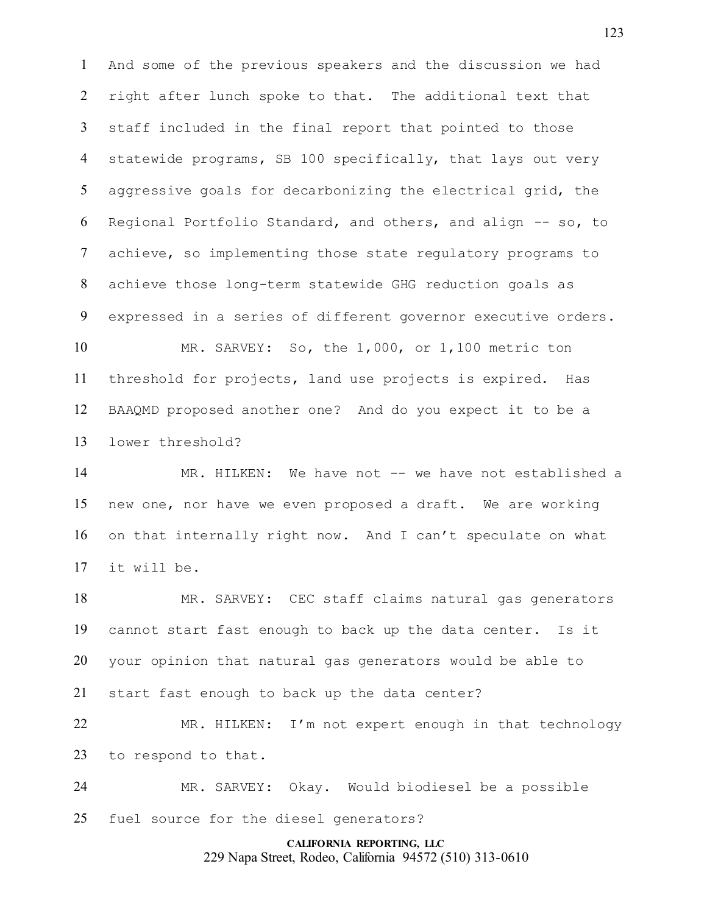And some of the previous speakers and the discussion we had right after lunch spoke to that. The additional text that staff included in the final report that pointed to those statewide programs, SB 100 specifically, that lays out very aggressive goals for decarbonizing the electrical grid, the Regional Portfolio Standard, and others, and align -- so, to achieve, so implementing those state regulatory programs to achieve those long-term statewide GHG reduction goals as expressed in a series of different governor executive orders.

MR. SARVEY: So, the 1,000, or 1,100 metric ton threshold for projects, land use projects is expired. Has BAAQMD proposed another one? And do you expect it to be a lower threshold?

MR. HILKEN: We have not -- we have not established a new one, nor have we even proposed a draft. We are working on that internally right now. And I can't speculate on what it will be.

MR. SARVEY: CEC staff claims natural gas generators cannot start fast enough to back up the data center. Is it your opinion that natural gas generators would be able to start fast enough to back up the data center?

MR. HILKEN: I'm not expert enough in that technology to respond to that.

MR. SARVEY: Okay. Would biodiesel be a possible fuel source for the diesel generators?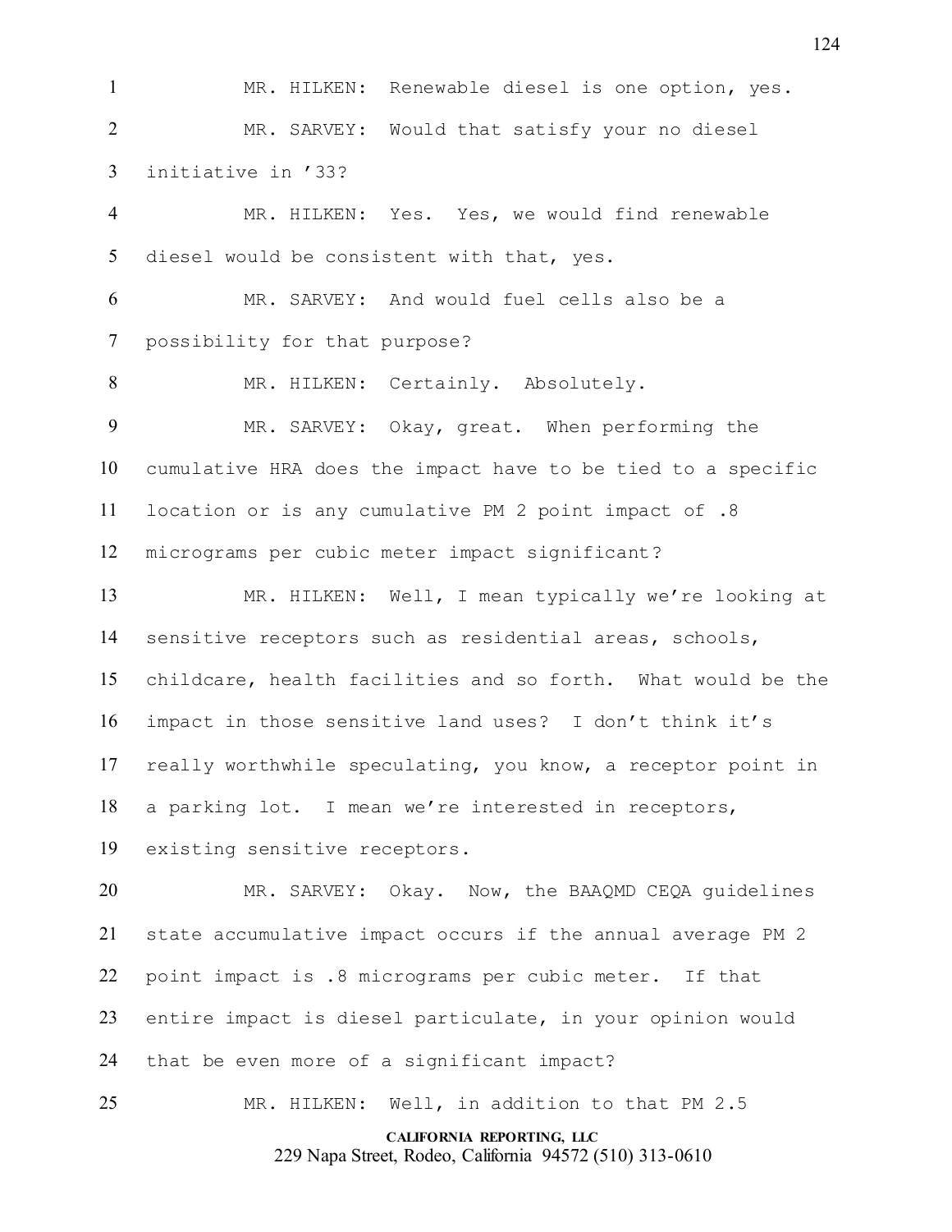MR. HILKEN: Renewable diesel is one option, yes.

MR. SARVEY: Would that satisfy your no diesel initiative in '33?

MR. HILKEN: Yes. Yes, we would find renewable diesel would be consistent with that, yes.

MR. SARVEY: And would fuel cells also be a possibility for that purpose?

MR. HILKEN: Certainly. Absolutely.

MR. SARVEY: Okay, great. When performing the cumulative HRA does the impact have to be tied to a specific location or is any cumulative PM 2 point impact of .8 micrograms per cubic meter impact significant?

MR. HILKEN: Well, I mean typically we're looking at sensitive receptors such as residential areas, schools, childcare, health facilities and so forth. What would be the impact in those sensitive land uses? I don't think it's really worthwhile speculating, you know, a receptor point in a parking lot. I mean we're interested in receptors, existing sensitive receptors.

MR. SARVEY: Okay. Now, the BAAQMD CEQA guidelines state accumulative impact occurs if the annual average PM 2 point impact is .8 micrograms per cubic meter. If that entire impact is diesel particulate, in your opinion would that be even more of a significant impact?

MR. HILKEN: Well, in addition to that PM 2.5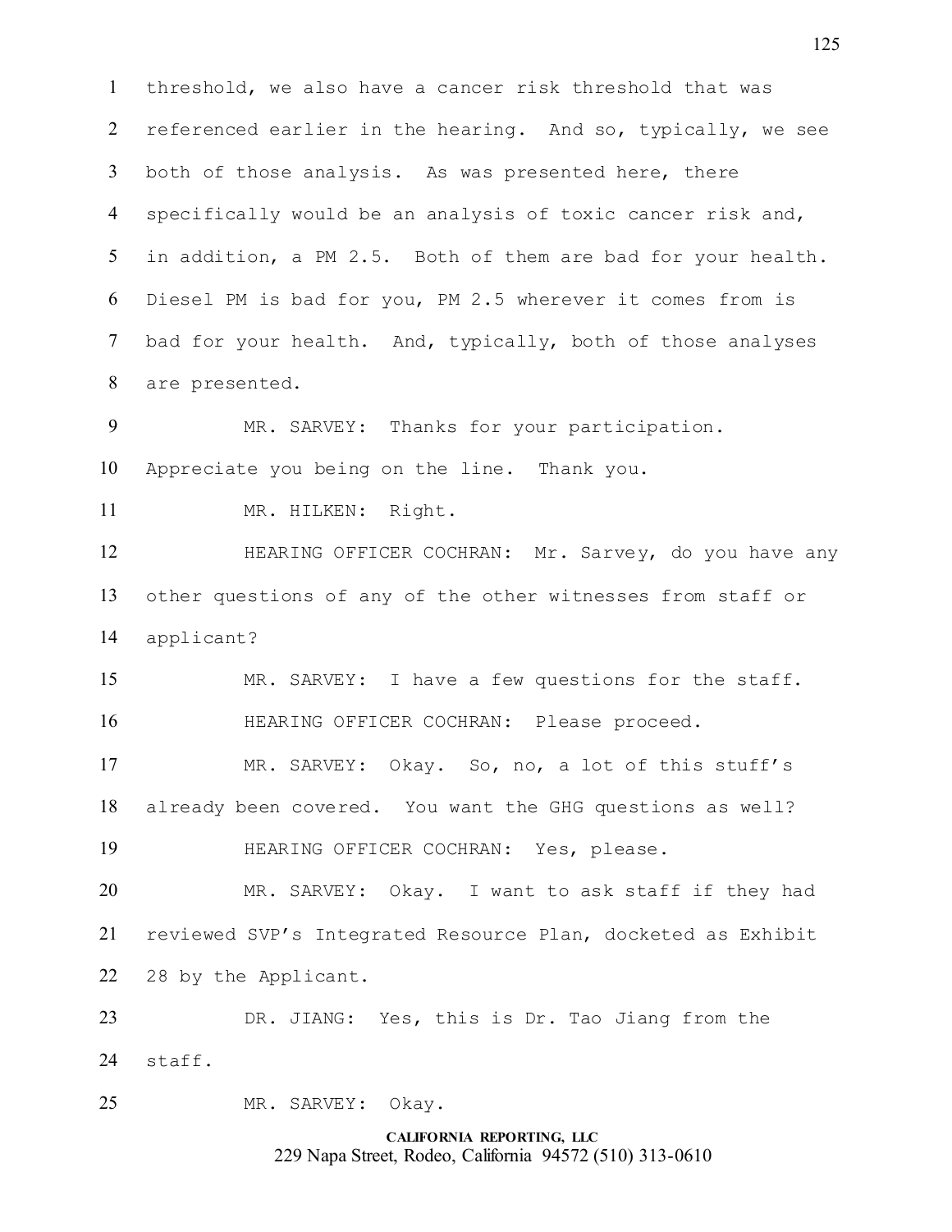threshold, we also have a cancer risk threshold that was referenced earlier in the hearing. And so, typically, we see both of those analysis. As was presented here, there specifically would be an analysis of toxic cancer risk and, in addition, a PM 2.5. Both of them are bad for your health. Diesel PM is bad for you, PM 2.5 wherever it comes from is bad for your health. And, typically, both of those analyses are presented.

MR. SARVEY: Thanks for your participation. Appreciate you being on the line. Thank you.

MR. HILKEN: Right.

HEARING OFFICER COCHRAN: Mr. Sarvey, do you have any other questions of any of the other witnesses from staff or applicant?

MR. SARVEY: I have a few questions for the staff.

HEARING OFFICER COCHRAN: Please proceed.

MR. SARVEY: Okay. So, no, a lot of this stuff's already been covered. You want the GHG questions as well?

HEARING OFFICER COCHRAN: Yes, please.

MR. SARVEY: Okay. I want to ask staff if they had reviewed SVP's Integrated Resource Plan, docketed as Exhibit 28 by the Applicant.

DR. JIANG: Yes, this is Dr. Tao Jiang from the staff.

MR. SARVEY: Okay.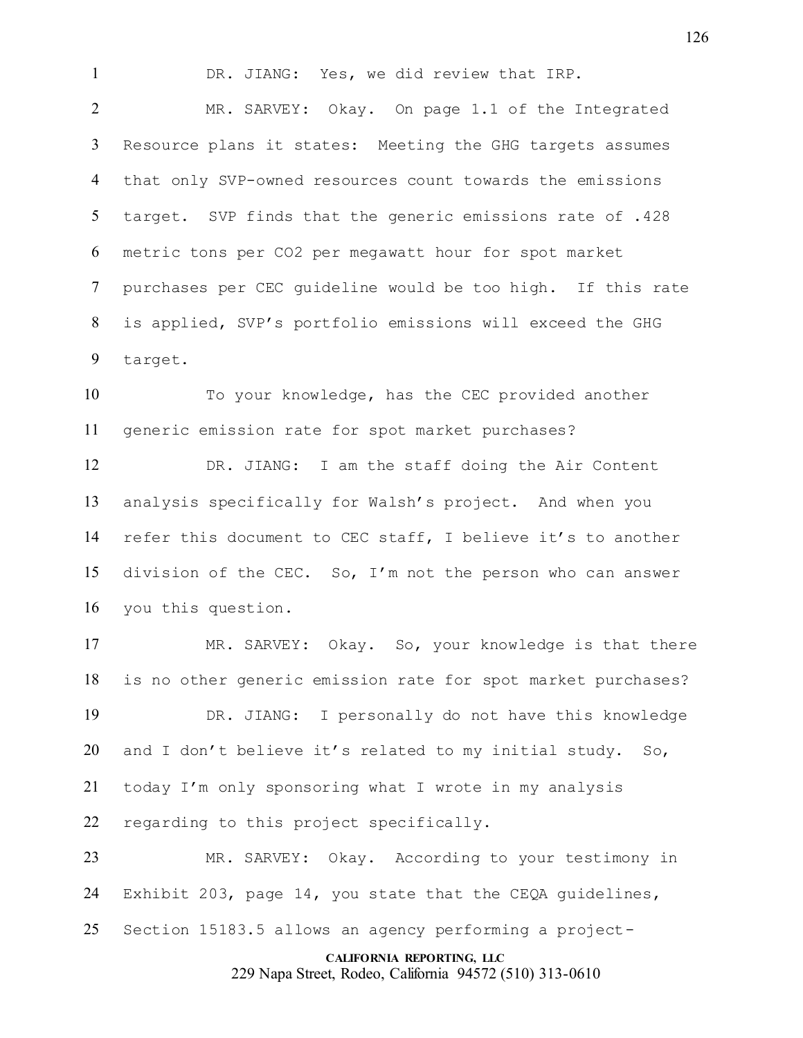DR. JIANG: Yes, we did review that IRP.

MR. SARVEY: Okay. On page 1.1 of the Integrated Resource plans it states: Meeting the GHG targets assumes that only SVP-owned resources count towards the emissions target. SVP finds that the generic emissions rate of .428 metric tons per CO2 per megawatt hour for spot market purchases per CEC guideline would be too high. If this rate is applied, SVP's portfolio emissions will exceed the GHG target.

To your knowledge, has the CEC provided another generic emission rate for spot market purchases?

DR. JIANG: I am the staff doing the Air Content analysis specifically for Walsh's project. And when you refer this document to CEC staff, I believe it's to another division of the CEC. So, I'm not the person who can answer you this question.

MR. SARVEY: Okay. So, your knowledge is that there is no other generic emission rate for spot market purchases?

DR. JIANG: I personally do not have this knowledge and I don't believe it's related to my initial study. So, today I'm only sponsoring what I wrote in my analysis regarding to this project specifically.

MR. SARVEY: Okay. According to your testimony in Exhibit 203, page 14, you state that the CEQA guidelines, Section 15183.5 allows an agency performing a project-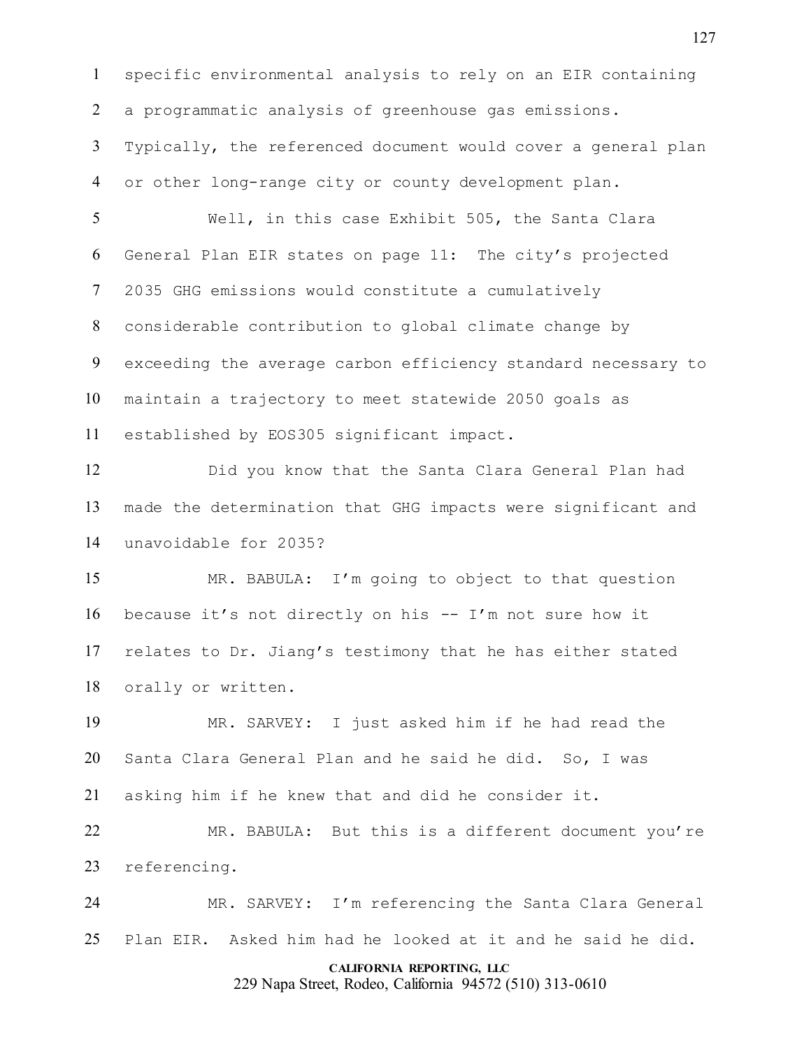1 specific environmental analysis to rely on an EIR containing
2 a programmatic analysis of greenhouse gas emissions.
3 Typically, the referenced document would cover a general plan
4 or other long-range city or county development plan.

5 Well, in this case Exhibit 505, the Santa Clara
6 General Plan EIR states on page 11: The city's projected
7 2035 GHG emissions would constitute a cumulatively
8 considerable contribution to global climate change by
9 exceeding the average carbon efficiency standard necessary to
10 maintain a trajectory to meet statewide 2050 goals as
11 established by EOS305 significant impact.

12 Did you know that the Santa Clara General Plan had
13 made the determination that GHG impacts were significant and
14 unavoidable for 2035?

15 MR. BABULA: I'm going to object to that question
16 because it's not directly on his -- I'm not sure how it
17 relates to Dr. Jiang's testimony that he has either stated
18 orally or written.

19 MR. SARVEY: I just asked him if he had read the
20 Santa Clara General Plan and he said he did. So, I was
21 asking him if he knew that and did he consider it.

22 MR. BABULA: But this is a different document you're
23 referencing.

24 MR. SARVEY: I'm referencing the Santa Clara General
25 Plan EIR. Asked him had he looked at it and he said he did.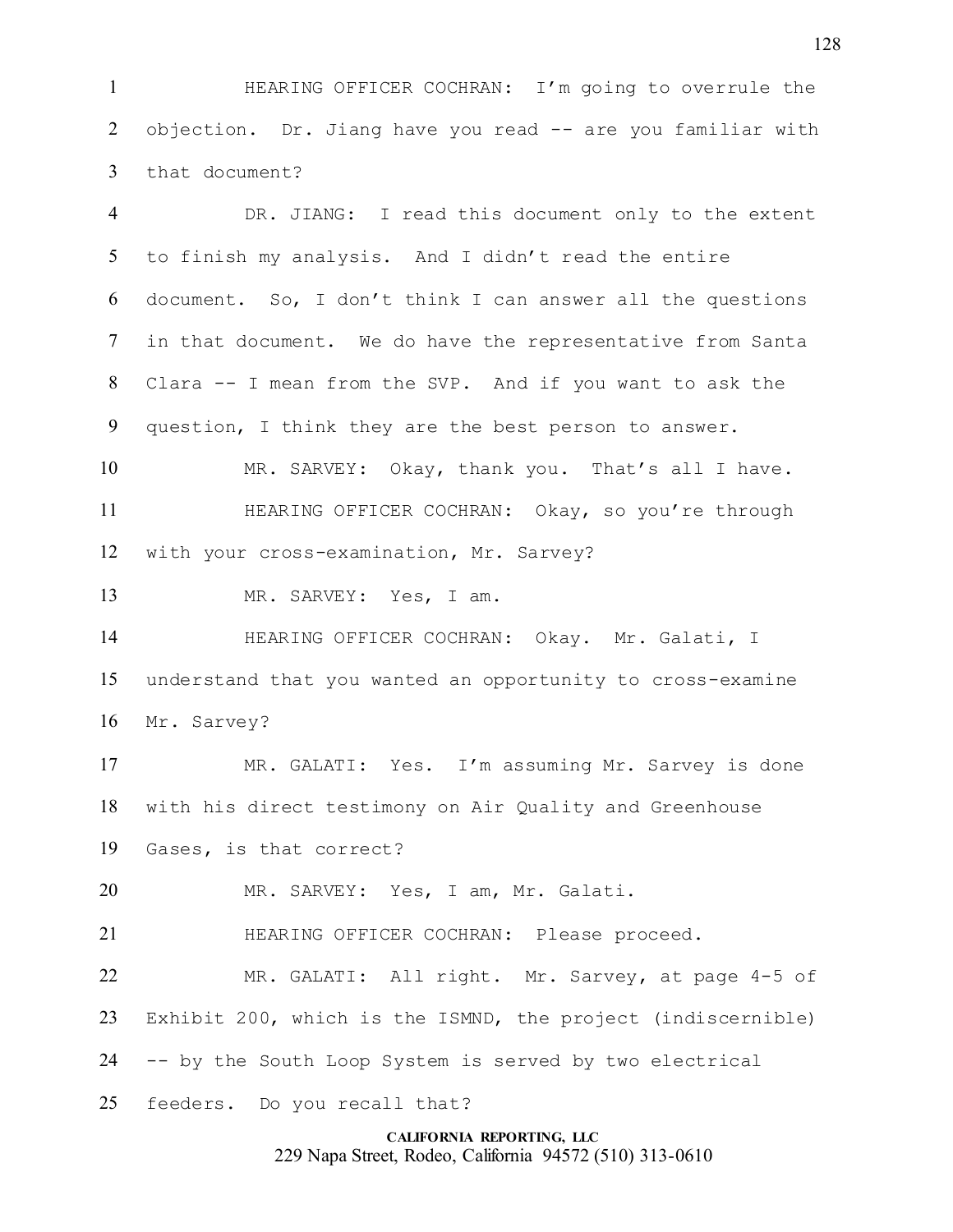HEARING OFFICER COCHRAN: I'm going to overrule the objection. Dr. Jiang have you read -- are you familiar with that document?

DR. JIANG: I read this document only to the extent to finish my analysis. And I didn't read the entire document. So, I don't think I can answer all the questions in that document. We do have the representative from Santa Clara -- I mean from the SVP. And if you want to ask the question, I think they are the best person to answer.

MR. SARVEY: Okay, thank you. That's all I have.

HEARING OFFICER COCHRAN: Okay, so you're through with your cross-examination, Mr. Sarvey?

MR. SARVEY: Yes, I am.

HEARING OFFICER COCHRAN: Okay. Mr. Galati, I understand that you wanted an opportunity to cross-examine Mr. Sarvey?

MR. GALATI: Yes. I'm assuming Mr. Sarvey is done with his direct testimony on Air Quality and Greenhouse Gases, is that correct?

MR. SARVEY: Yes, I am, Mr. Galati.

HEARING OFFICER COCHRAN: Please proceed.

MR. GALATI: All right. Mr. Sarvey, at page 4-5 of Exhibit 200, which is the ISMND, the project (indiscernible) -- by the South Loop System is served by two electrical feeders. Do you recall that?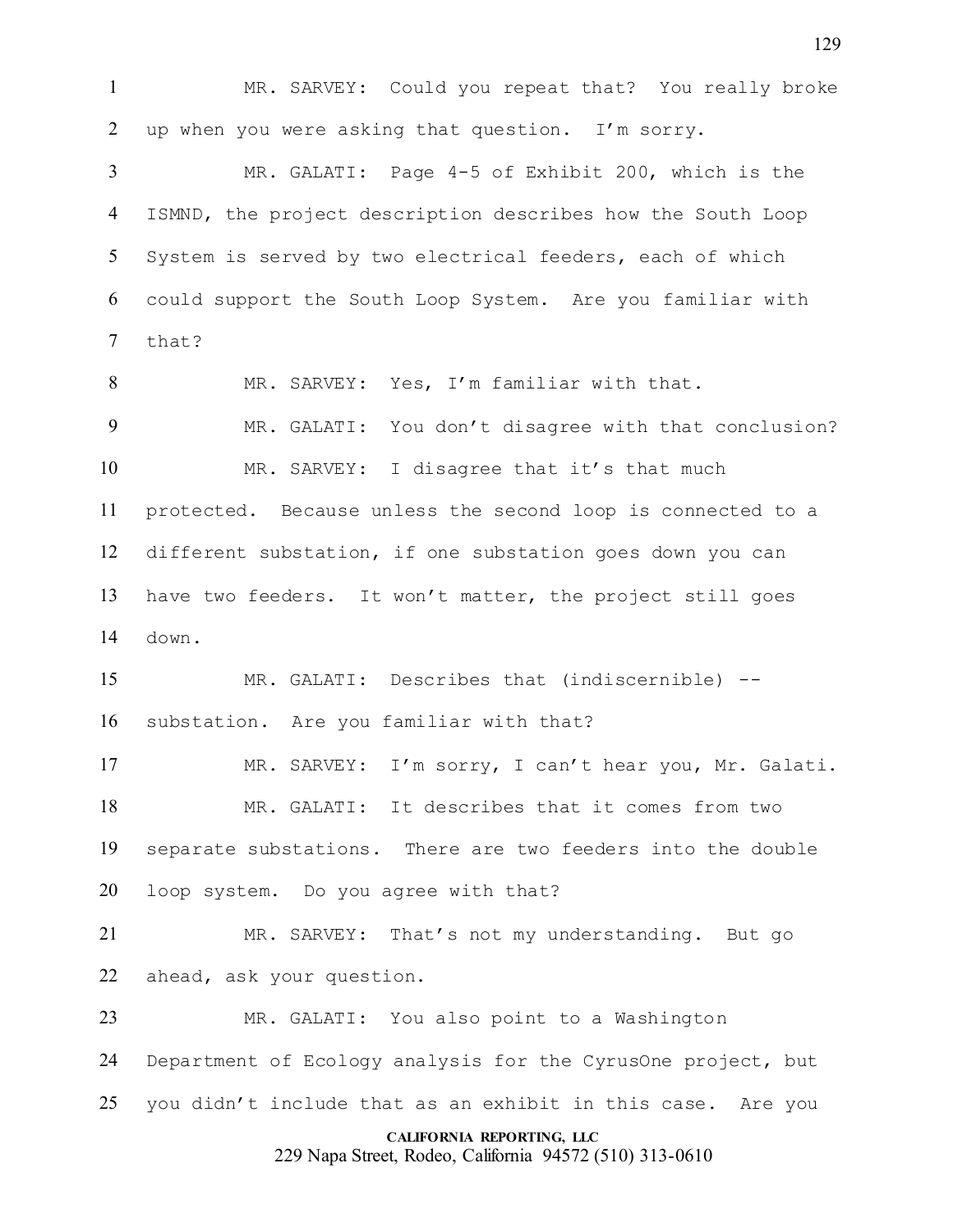MR. SARVEY: Could you repeat that? You really broke up when you were asking that question. I'm sorry.

MR. GALATI: Page 4-5 of Exhibit 200, which is the ISMND, the project description describes how the South Loop System is served by two electrical feeders, each of which could support the South Loop System. Are you familiar with that?

MR. SARVEY: Yes, I'm familiar with that.

MR. GALATI: You don't disagree with that conclusion?

MR. SARVEY: I disagree that it's that much protected. Because unless the second loop is connected to a different substation, if one substation goes down you can have two feeders. It won't matter, the project still goes down.

MR. GALATI: Describes that (indiscernible) -- substation. Are you familiar with that?

MR. SARVEY: I'm sorry, I can't hear you, Mr. Galati.

MR. GALATI: It describes that it comes from two separate substations. There are two feeders into the double loop system. Do you agree with that?

MR. SARVEY: That's not my understanding. But go ahead, ask your question.

MR. GALATI: You also point to a Washington Department of Ecology analysis for the CyrusOne project, but you didn't include that as an exhibit in this case. Are you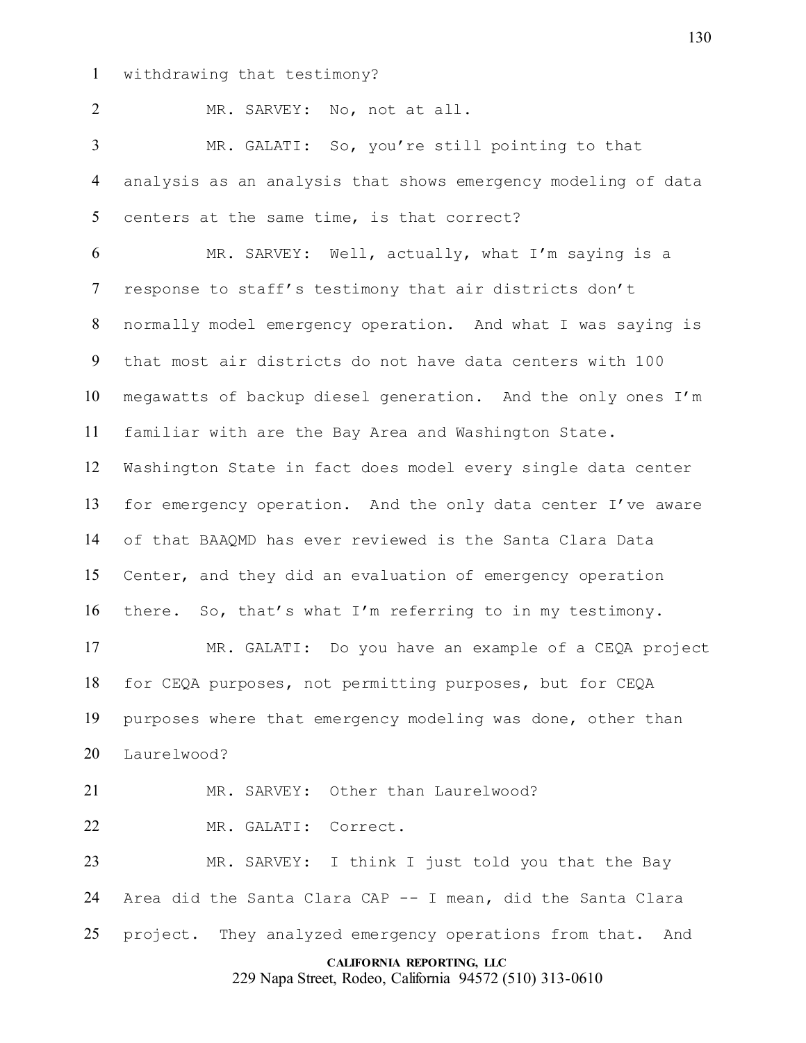withdrawing that testimony?

MR. SARVEY: No, not at all.

MR. GALATI: So, you're still pointing to that analysis as an analysis that shows emergency modeling of data centers at the same time, is that correct?

MR. SARVEY: Well, actually, what I'm saying is a response to staff's testimony that air districts don't normally model emergency operation. And what I was saying is that most air districts do not have data centers with 100 megawatts of backup diesel generation. And the only ones I'm familiar with are the Bay Area and Washington State. Washington State in fact does model every single data center for emergency operation. And the only data center I've aware of that BAAQMD has ever reviewed is the Santa Clara Data Center, and they did an evaluation of emergency operation there. So, that's what I'm referring to in my testimony.

MR. GALATI: Do you have an example of a CEQA project for CEQA purposes, not permitting purposes, but for CEQA purposes where that emergency modeling was done, other than Laurelwood?

MR. SARVEY: Other than Laurelwood?

MR. GALATI: Correct.

MR. SARVEY: I think I just told you that the Bay Area did the Santa Clara CAP -- I mean, did the Santa Clara project. They analyzed emergency operations from that. And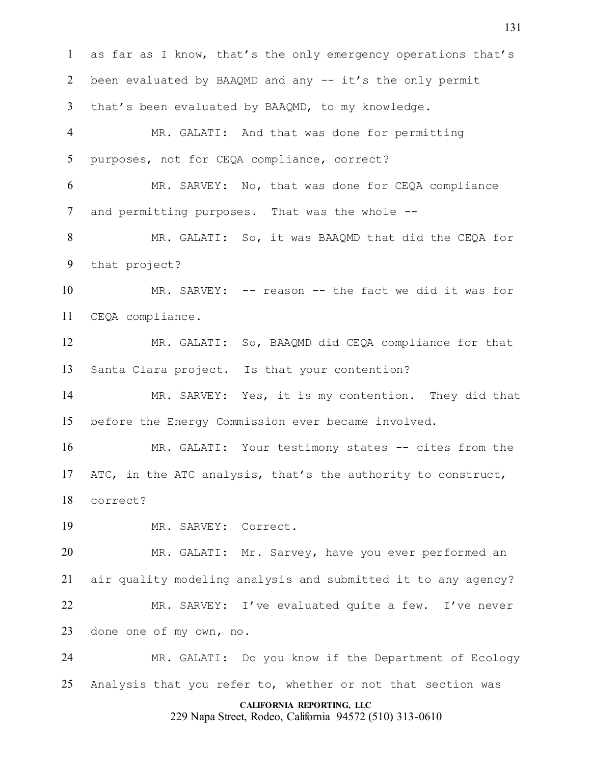as far as I know, that's the only emergency operations that's been evaluated by BAAQMD and any -- it's the only permit that's been evaluated by BAAQMD, to my knowledge.

MR. GALATI: And that was done for permitting purposes, not for CEQA compliance, correct?

MR. SARVEY: No, that was done for CEQA compliance and permitting purposes. That was the whole --

MR. GALATI: So, it was BAAQMD that did the CEQA for that project?

MR. SARVEY: -- reason -- the fact we did it was for CEQA compliance.

MR. GALATI: So, BAAQMD did CEQA compliance for that Santa Clara project. Is that your contention?

MR. SARVEY: Yes, it is my contention. They did that before the Energy Commission ever became involved.

MR. GALATI: Your testimony states -- cites from the ATC, in the ATC analysis, that's the authority to construct, correct?

MR. SARVEY: Correct.

MR. GALATI: Mr. Sarvey, have you ever performed an air quality modeling analysis and submitted it to any agency?

MR. SARVEY: I've evaluated quite a few. I've never done one of my own, no.

MR. GALATI: Do you know if the Department of Ecology Analysis that you refer to, whether or not that section was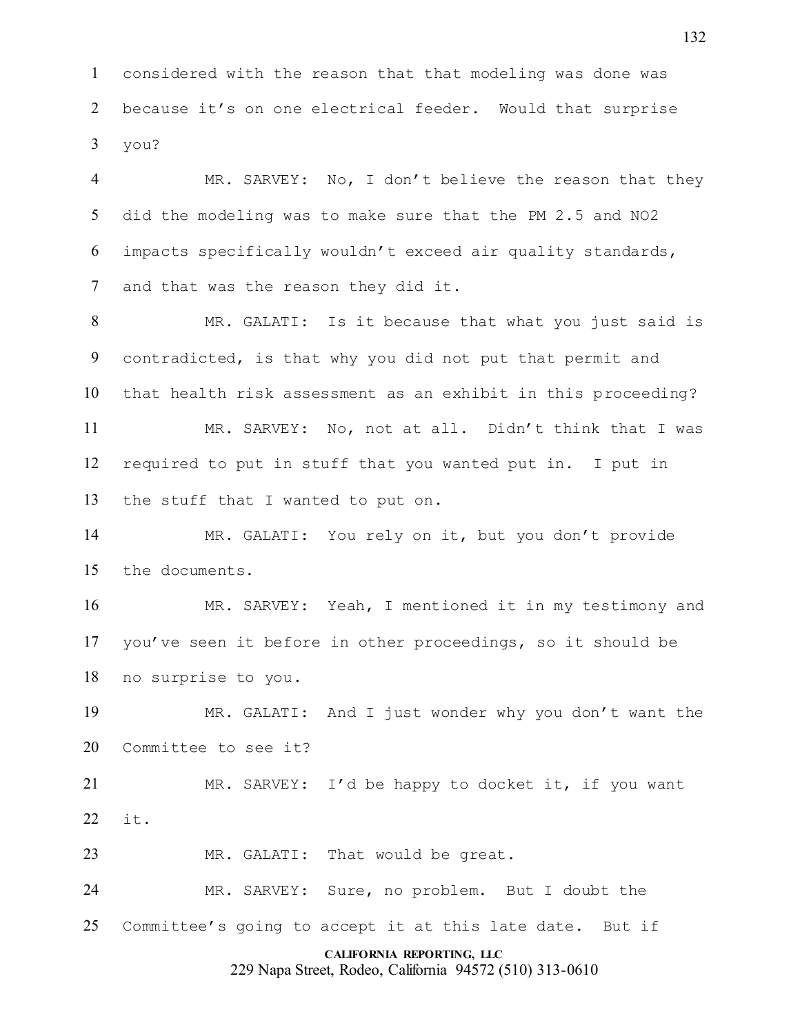considered with the reason that that modeling was done was because it's on one electrical feeder. Would that surprise you?

MR. SARVEY: No, I don't believe the reason that they did the modeling was to make sure that the PM 2.5 and NO2 impacts specifically wouldn't exceed air quality standards, and that was the reason they did it.

MR. GALATI: Is it because that what you just said is contradicted, is that why you did not put that permit and that health risk assessment as an exhibit in this proceeding?

MR. SARVEY: No, not at all. Didn't think that I was required to put in stuff that you wanted put in. I put in the stuff that I wanted to put on.

MR. GALATI: You rely on it, but you don't provide the documents.

MR. SARVEY: Yeah, I mentioned it in my testimony and you've seen it before in other proceedings, so it should be no surprise to you.

MR. GALATI: And I just wonder why you don't want the Committee to see it?

MR. SARVEY: I'd be happy to docket it, if you want it.

MR. GALATI: That would be great.

MR. SARVEY: Sure, no problem. But I doubt the Committee's going to accept it at this late date. But if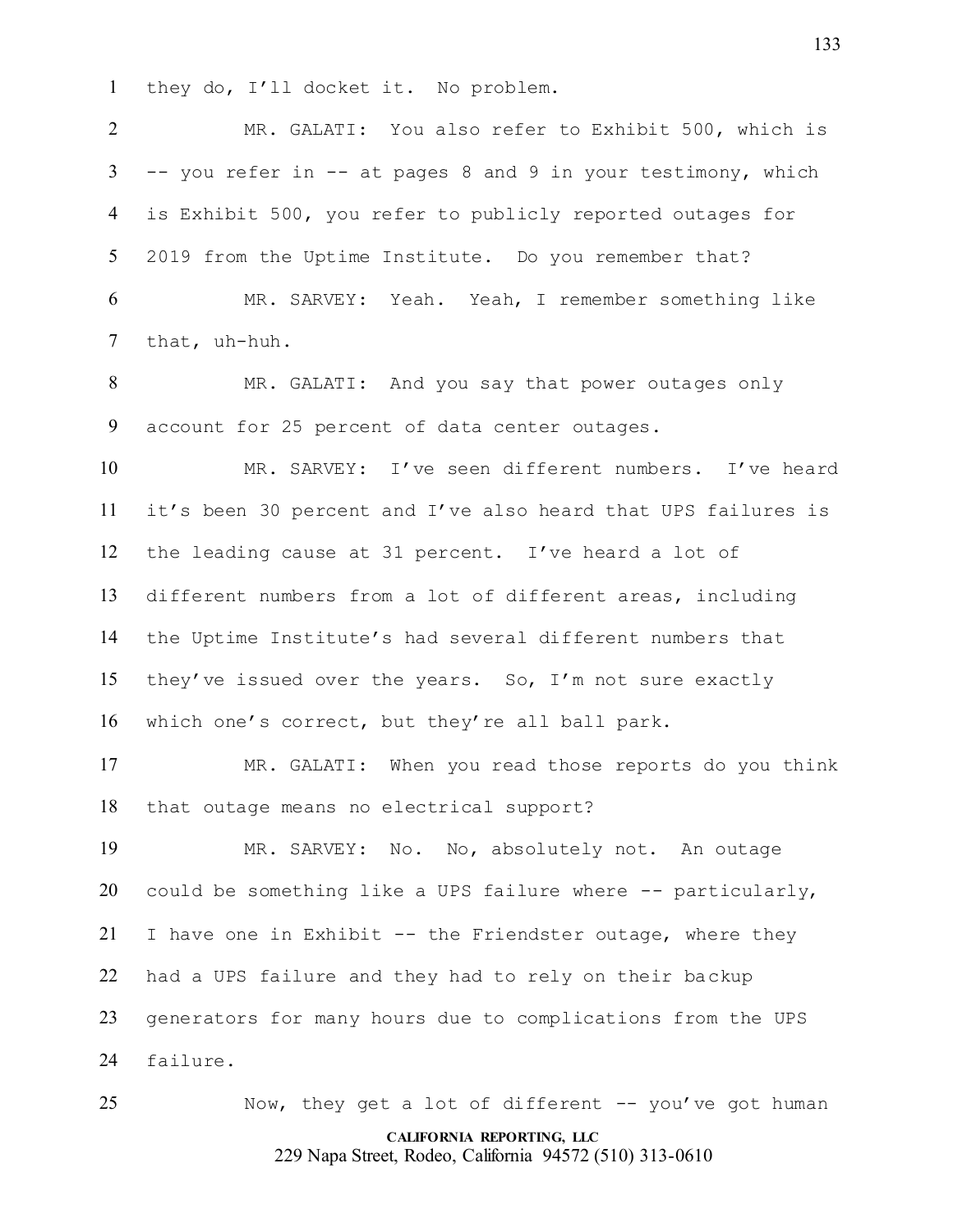they do, I'll docket it. No problem.

MR. GALATI: You also refer to Exhibit 500, which is -- you refer in -- at pages 8 and 9 in your testimony, which is Exhibit 500, you refer to publicly reported outages for 2019 from the Uptime Institute. Do you remember that?

MR. SARVEY: Yeah. Yeah, I remember something like that, uh-huh.

MR. GALATI: And you say that power outages only account for 25 percent of data center outages.

MR. SARVEY: I've seen different numbers. I've heard it's been 30 percent and I've also heard that UPS failures is the leading cause at 31 percent. I've heard a lot of different numbers from a lot of different areas, including the Uptime Institute's had several different numbers that they've issued over the years. So, I'm not sure exactly which one's correct, but they're all ball park.

MR. GALATI: When you read those reports do you think that outage means no electrical support?

MR. SARVEY: No. No, absolutely not. An outage could be something like a UPS failure where -- particularly, I have one in Exhibit -- the Friendster outage, where they had a UPS failure and they had to rely on their backup generators for many hours due to complications from the UPS failure.

Now, they get a lot of different -- you've got human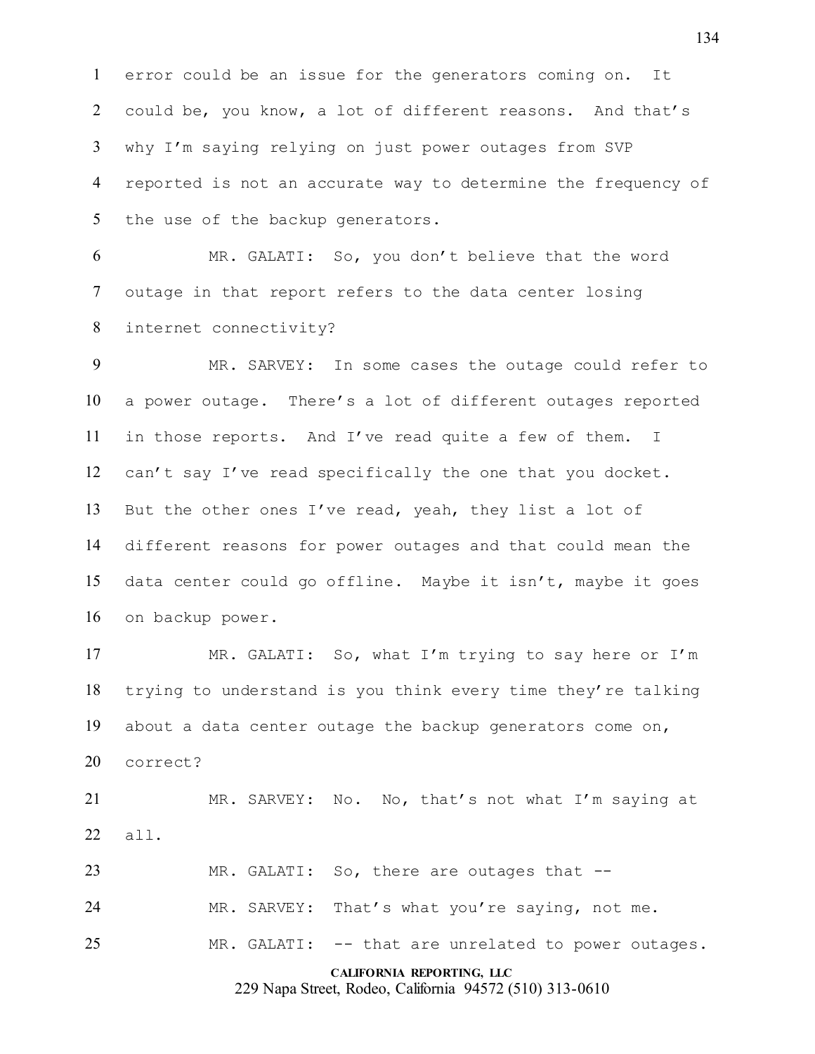error could be an issue for the generators coming on. It could be, you know, a lot of different reasons. And that's why I'm saying relying on just power outages from SVP reported is not an accurate way to determine the frequency of the use of the backup generators.

MR. GALATI: So, you don't believe that the word outage in that report refers to the data center losing internet connectivity?

MR. SARVEY: In some cases the outage could refer to a power outage. There's a lot of different outages reported in those reports. And I've read quite a few of them. I can't say I've read specifically the one that you docket. But the other ones I've read, yeah, they list a lot of different reasons for power outages and that could mean the data center could go offline. Maybe it isn't, maybe it goes on backup power.

MR. GALATI: So, what I'm trying to say here or I'm trying to understand is you think every time they're talking about a data center outage the backup generators come on, correct?

MR. SARVEY: No. No, that's not what I'm saying at all.

MR. GALATI: So, there are outages that --

MR. SARVEY: That's what you're saying, not me.

MR. GALATI: -- that are unrelated to power outages.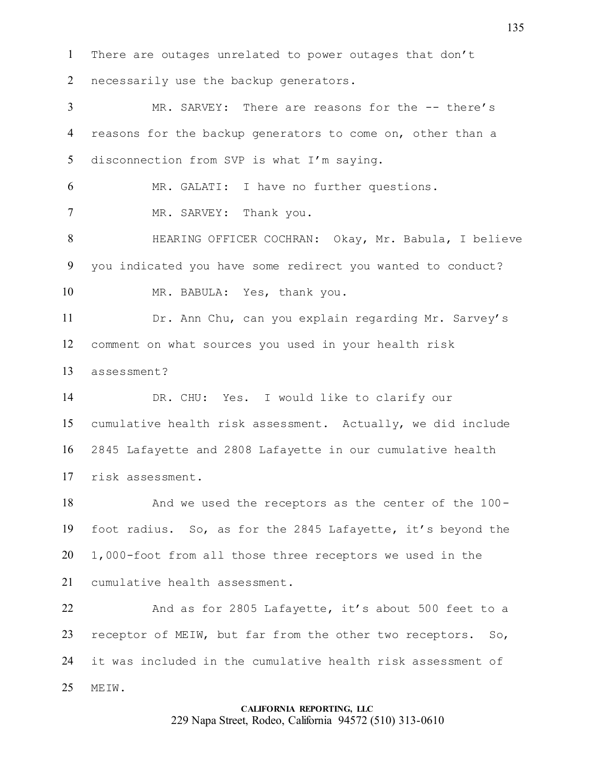There are outages unrelated to power outages that don't necessarily use the backup generators.

MR. SARVEY: There are reasons for the -- there's reasons for the backup generators to come on, other than a disconnection from SVP is what I'm saying.

MR. GALATI: I have no further questions.

MR. SARVEY: Thank you.

HEARING OFFICER COCHRAN: Okay, Mr. Babula, I believe you indicated you have some redirect you wanted to conduct?

MR. BABULA: Yes, thank you.

Dr. Ann Chu, can you explain regarding Mr. Sarvey's comment on what sources you used in your health risk assessment?

DR. CHU: Yes. I would like to clarify our cumulative health risk assessment. Actually, we did include 2845 Lafayette and 2808 Lafayette in our cumulative health risk assessment.

And we used the receptors as the center of the 100-foot radius. So, as for the 2845 Lafayette, it's beyond the 1,000-foot from all those three receptors we used in the cumulative health assessment.

And as for 2805 Lafayette, it's about 500 feet to a receptor of MEIW, but far from the other two receptors. So, it was included in the cumulative health risk assessment of MEIW.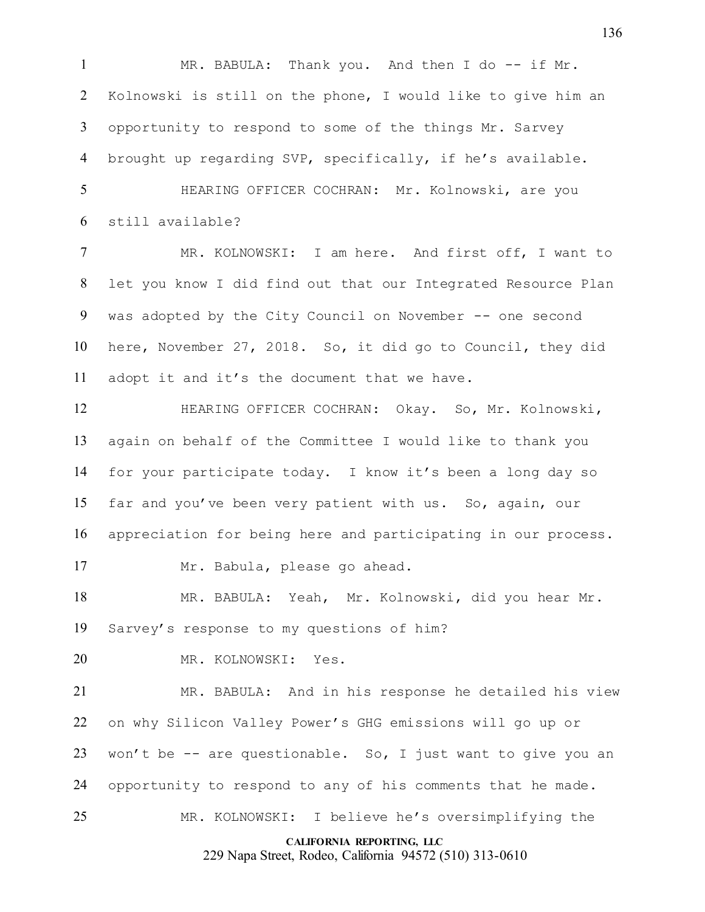MR. BABULA: Thank you. And then I do -- if Mr. Kolnowski is still on the phone, I would like to give him an opportunity to respond to some of the things Mr. Sarvey brought up regarding SVP, specifically, if he's available.

HEARING OFFICER COCHRAN: Mr. Kolnowski, are you still available?

MR. KOLNOWSKI: I am here. And first off, I want to let you know I did find out that our Integrated Resource Plan was adopted by the City Council on November -- one second here, November 27, 2018. So, it did go to Council, they did adopt it and it's the document that we have.

HEARING OFFICER COCHRAN: Okay. So, Mr. Kolnowski, again on behalf of the Committee I would like to thank you for your participate today. I know it's been a long day so far and you've been very patient with us. So, again, our appreciation for being here and participating in our process.

Mr. Babula, please go ahead.

MR. BABULA: Yeah, Mr. Kolnowski, did you hear Mr. Sarvey's response to my questions of him?

MR. KOLNOWSKI: Yes.

MR. BABULA: And in his response he detailed his view on why Silicon Valley Power's GHG emissions will go up or won't be -- are questionable. So, I just want to give you an opportunity to respond to any of his comments that he made.

MR. KOLNOWSKI: I believe he's oversimplifying the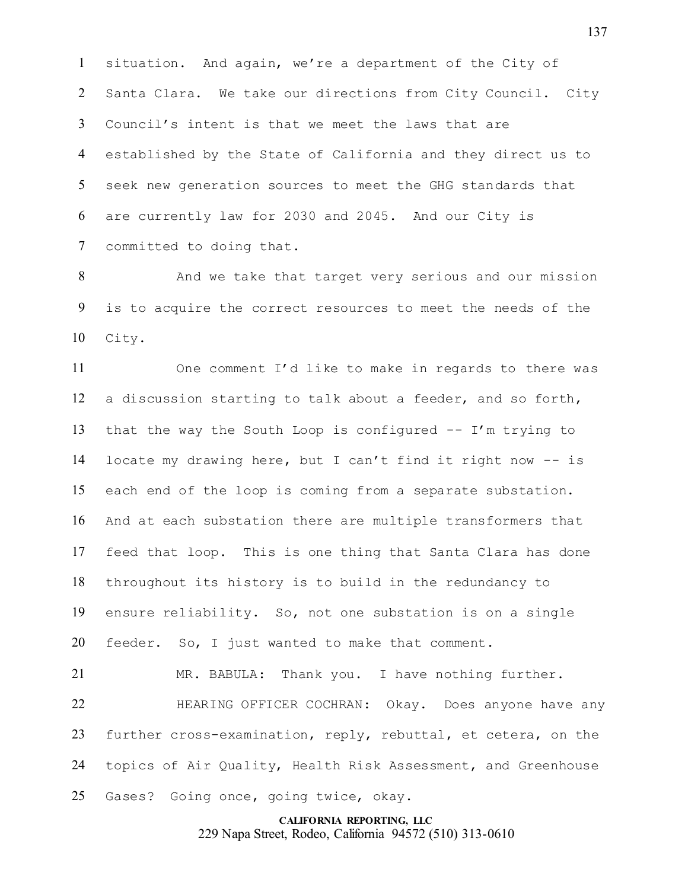situation. And again, we're a department of the City of Santa Clara. We take our directions from City Council. City Council's intent is that we meet the laws that are established by the State of California and they direct us to seek new generation sources to meet the GHG standards that are currently law for 2030 and 2045. And our City is committed to doing that.

And we take that target very serious and our mission is to acquire the correct resources to meet the needs of the City.

One comment I'd like to make in regards to there was a discussion starting to talk about a feeder, and so forth, that the way the South Loop is configured -- I'm trying to locate my drawing here, but I can't find it right now -- is each end of the loop is coming from a separate substation. And at each substation there are multiple transformers that feed that loop. This is one thing that Santa Clara has done throughout its history is to build in the redundancy to ensure reliability. So, not one substation is on a single feeder. So, I just wanted to make that comment.

MR. BABULA: Thank you. I have nothing further.

HEARING OFFICER COCHRAN: Okay. Does anyone have any further cross-examination, reply, rebuttal, et cetera, on the topics of Air Quality, Health Risk Assessment, and Greenhouse Gases? Going once, going twice, okay.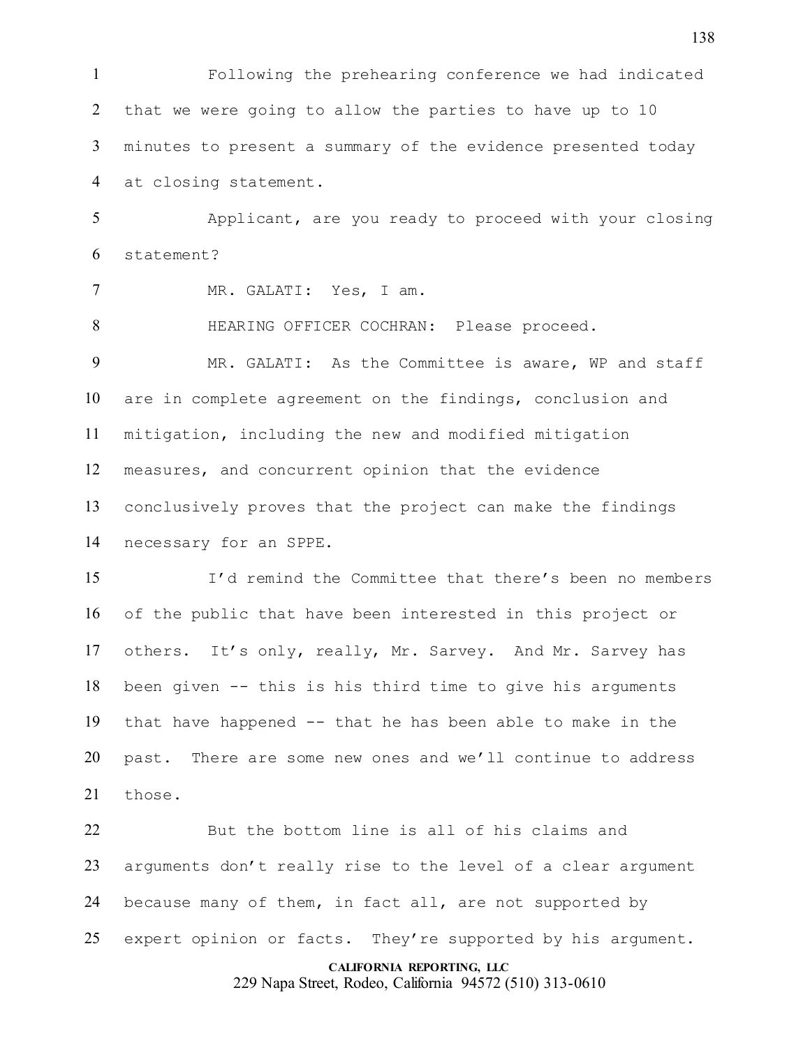Following the prehearing conference we had indicated that we were going to allow the parties to have up to 10 minutes to present a summary of the evidence presented today at closing statement.

Applicant, are you ready to proceed with your closing statement?

MR. GALATI: Yes, I am.

HEARING OFFICER COCHRAN: Please proceed.

MR. GALATI: As the Committee is aware, WP and staff are in complete agreement on the findings, conclusion and mitigation, including the new and modified mitigation measures, and concurrent opinion that the evidence conclusively proves that the project can make the findings necessary for an SPPE.

I'd remind the Committee that there's been no members of the public that have been interested in this project or others. It's only, really, Mr. Sarvey. And Mr. Sarvey has been given -- this is his third time to give his arguments that have happened -- that he has been able to make in the past. There are some new ones and we'll continue to address those.

But the bottom line is all of his claims and arguments don't really rise to the level of a clear argument because many of them, in fact all, are not supported by expert opinion or facts. They're supported by his argument.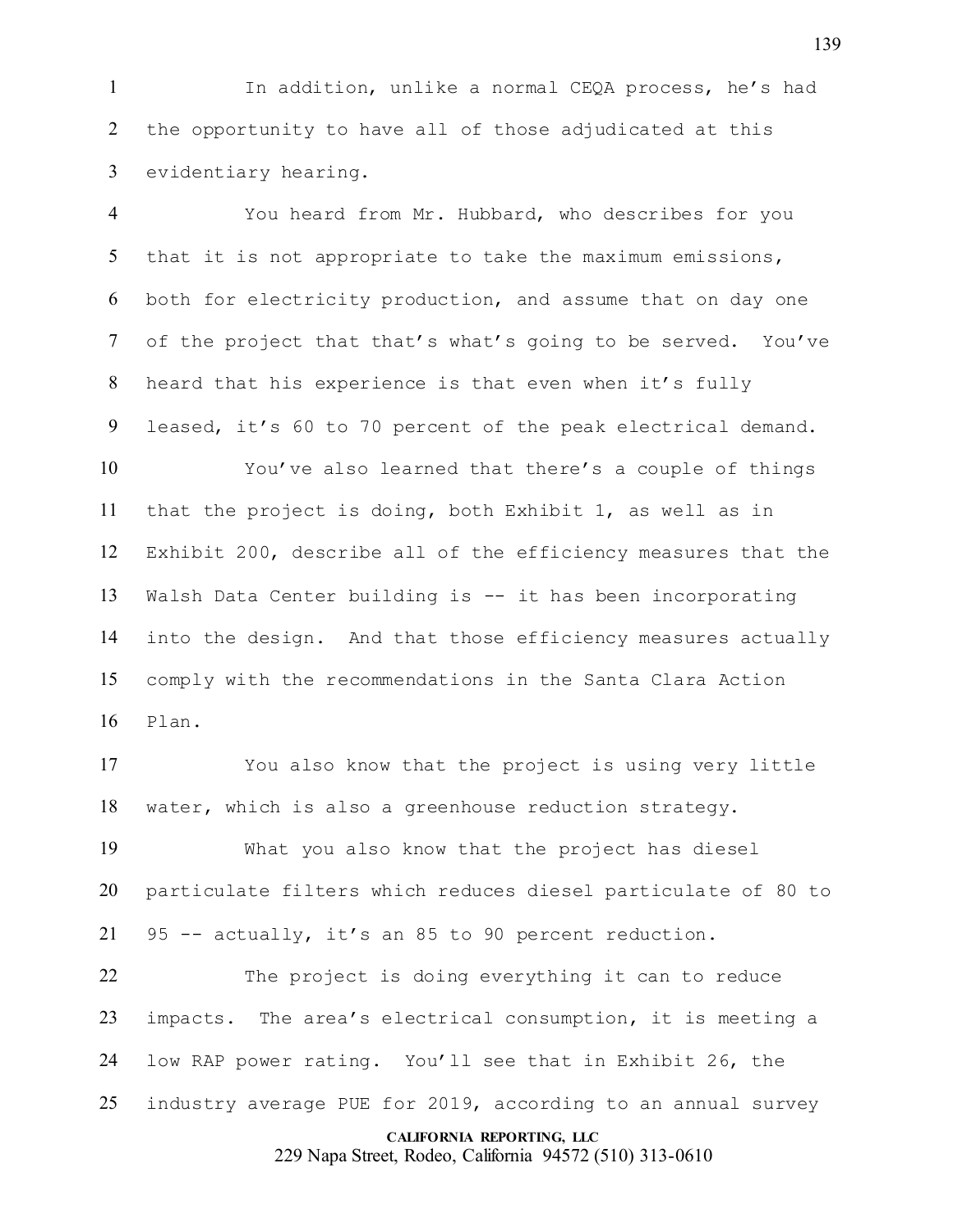In addition, unlike a normal CEQA process, he's had the opportunity to have all of those adjudicated at this evidentiary hearing.

You heard from Mr. Hubbard, who describes for you that it is not appropriate to take the maximum emissions, both for electricity production, and assume that on day one of the project that that's what's going to be served. You've heard that his experience is that even when it's fully leased, it's 60 to 70 percent of the peak electrical demand.

You've also learned that there's a couple of things that the project is doing, both Exhibit 1, as well as in Exhibit 200, describe all of the efficiency measures that the Walsh Data Center building is -- it has been incorporating into the design. And that those efficiency measures actually comply with the recommendations in the Santa Clara Action Plan.

You also know that the project is using very little water, which is also a greenhouse reduction strategy.

What you also know that the project has diesel particulate filters which reduces diesel particulate of 80 to 95 -- actually, it's an 85 to 90 percent reduction.

The project is doing everything it can to reduce impacts. The area's electrical consumption, it is meeting a low RAP power rating. You'll see that in Exhibit 26, the industry average PUE for 2019, according to an annual survey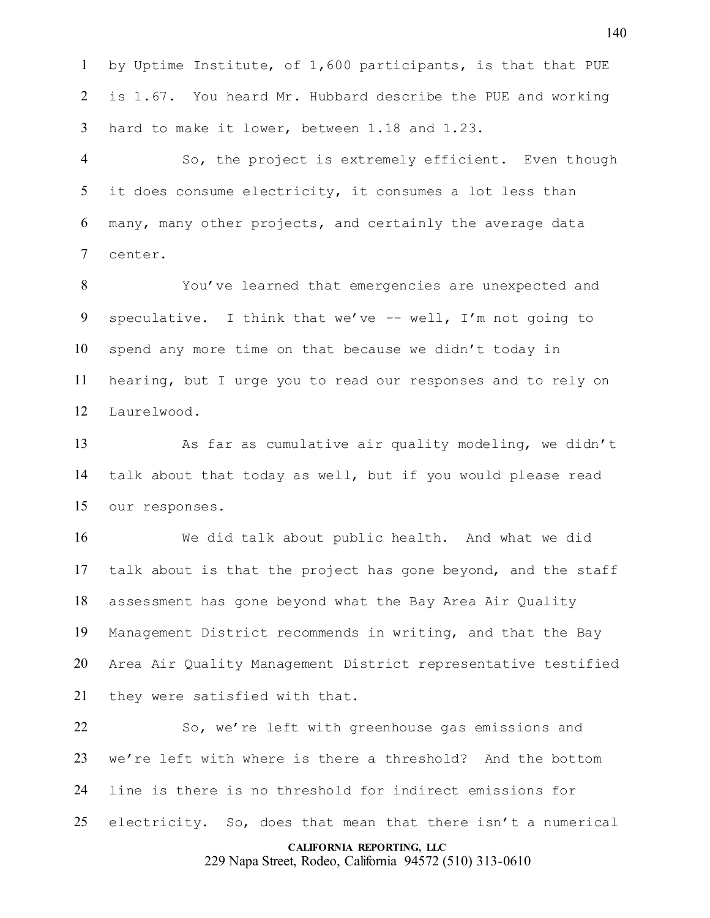by Uptime Institute, of 1,600 participants, is that that PUE is 1.67. You heard Mr. Hubbard describe the PUE and working hard to make it lower, between 1.18 and 1.23.

So, the project is extremely efficient. Even though it does consume electricity, it consumes a lot less than many, many other projects, and certainly the average data center.

You've learned that emergencies are unexpected and speculative. I think that we've -- well, I'm not going to spend any more time on that because we didn't today in hearing, but I urge you to read our responses and to rely on Laurelwood.

As far as cumulative air quality modeling, we didn't talk about that today as well, but if you would please read our responses.

We did talk about public health. And what we did talk about is that the project has gone beyond, and the staff assessment has gone beyond what the Bay Area Air Quality Management District recommends in writing, and that the Bay Area Air Quality Management District representative testified they were satisfied with that.

So, we're left with greenhouse gas emissions and we're left with where is there a threshold? And the bottom line is there is no threshold for indirect emissions for electricity. So, does that mean that there isn't a numerical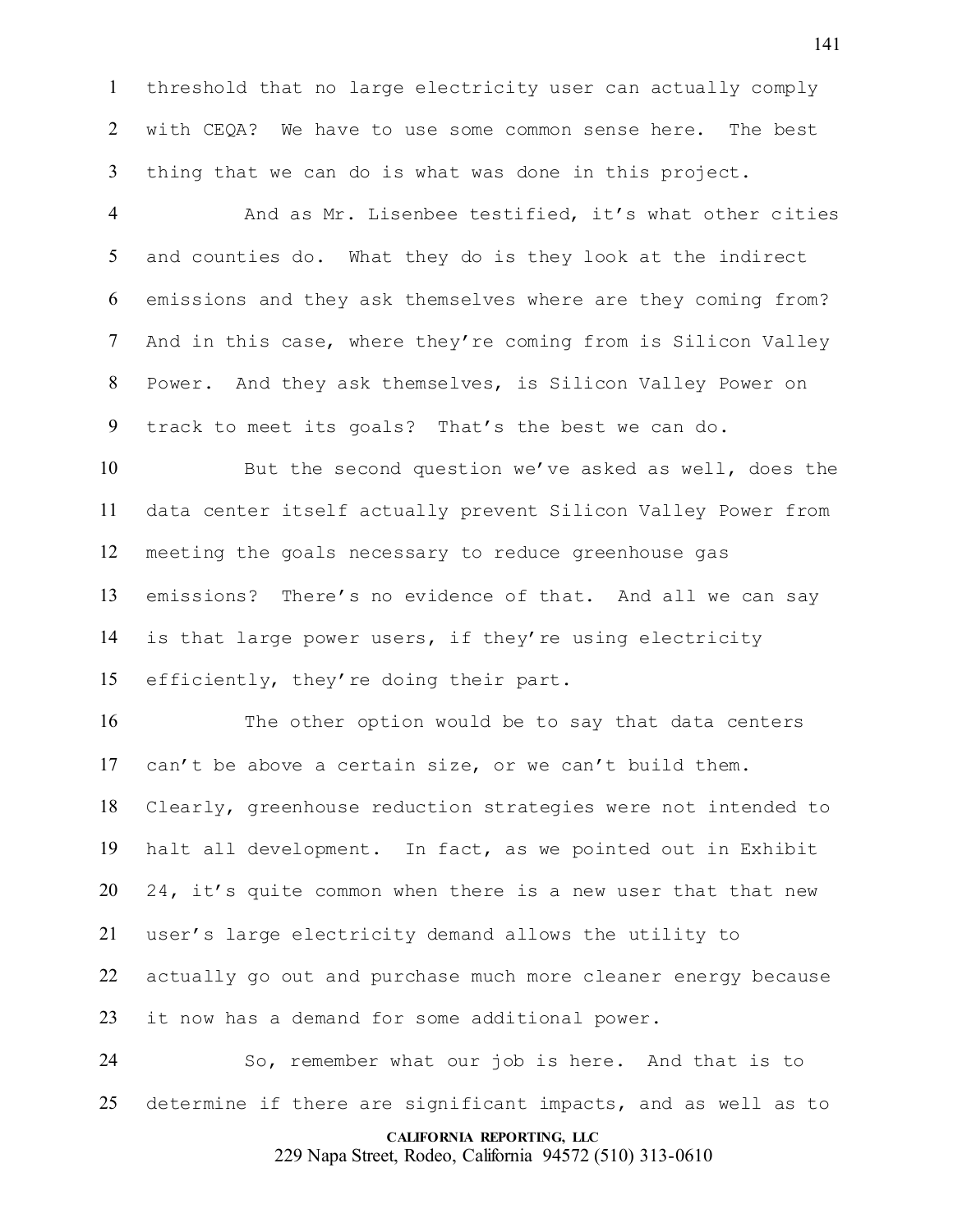threshold that no large electricity user can actually comply with CEQA? We have to use some common sense here. The best thing that we can do is what was done in this project.

And as Mr. Lisenbee testified, it's what other cities and counties do. What they do is they look at the indirect emissions and they ask themselves where are they coming from? And in this case, where they're coming from is Silicon Valley Power. And they ask themselves, is Silicon Valley Power on track to meet its goals? That's the best we can do.

But the second question we've asked as well, does the data center itself actually prevent Silicon Valley Power from meeting the goals necessary to reduce greenhouse gas emissions? There's no evidence of that. And all we can say is that large power users, if they're using electricity efficiently, they're doing their part.

The other option would be to say that data centers can't be above a certain size, or we can't build them. Clearly, greenhouse reduction strategies were not intended to halt all development. In fact, as we pointed out in Exhibit 24, it's quite common when there is a new user that that new user's large electricity demand allows the utility to actually go out and purchase much more cleaner energy because it now has a demand for some additional power.

So, remember what our job is here. And that is to determine if there are significant impacts, and as well as to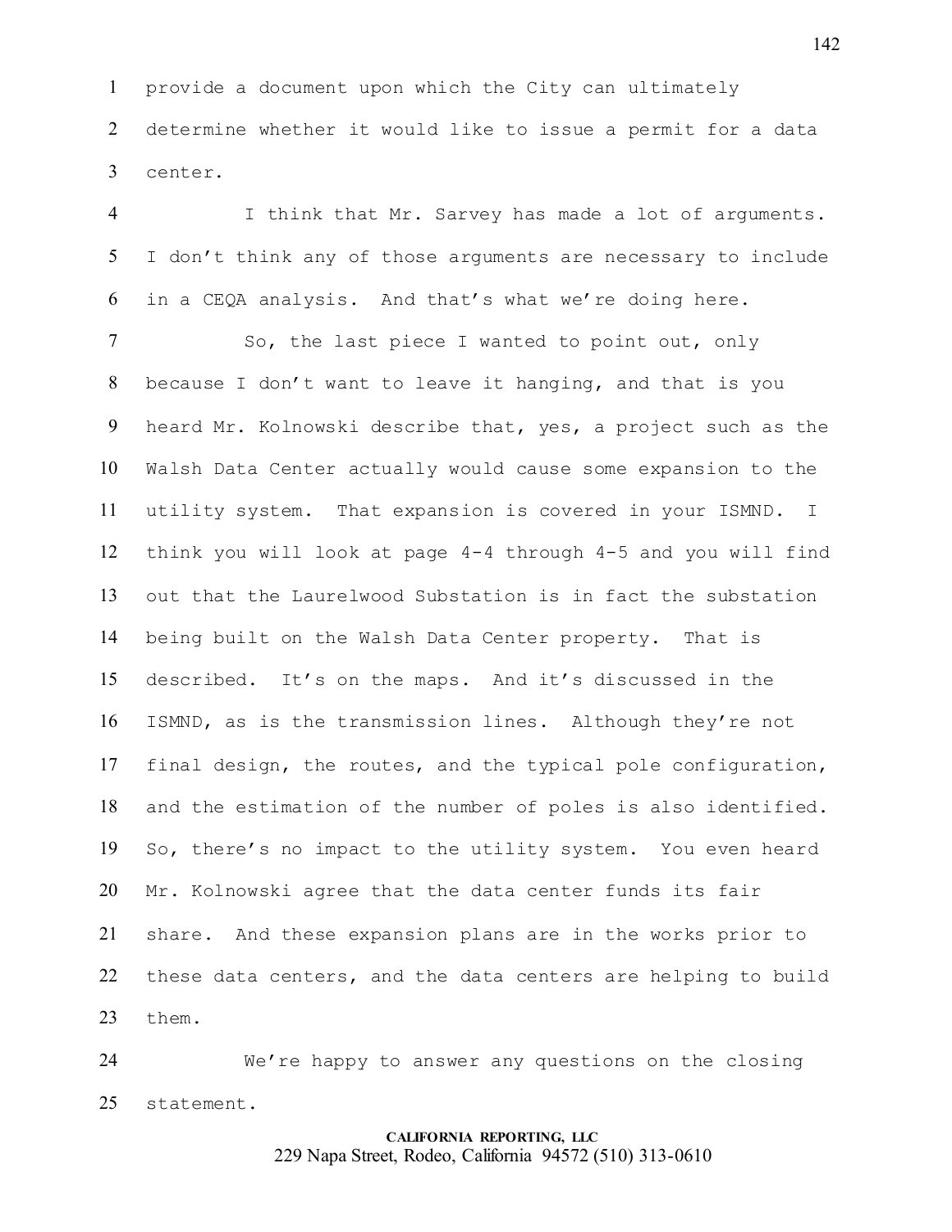provide a document upon which the City can ultimately determine whether it would like to issue a permit for a data center.

I think that Mr. Sarvey has made a lot of arguments. I don't think any of those arguments are necessary to include in a CEQA analysis. And that's what we're doing here.

So, the last piece I wanted to point out, only because I don't want to leave it hanging, and that is you heard Mr. Kolnowski describe that, yes, a project such as the Walsh Data Center actually would cause some expansion to the utility system. That expansion is covered in your ISMND. I think you will look at page 4-4 through 4-5 and you will find out that the Laurelwood Substation is in fact the substation being built on the Walsh Data Center property. That is described. It's on the maps. And it's discussed in the ISMND, as is the transmission lines. Although they're not final design, the routes, and the typical pole configuration, and the estimation of the number of poles is also identified. So, there's no impact to the utility system. You even heard Mr. Kolnowski agree that the data center funds its fair share. And these expansion plans are in the works prior to these data centers, and the data centers are helping to build them.

We're happy to answer any questions on the closing statement.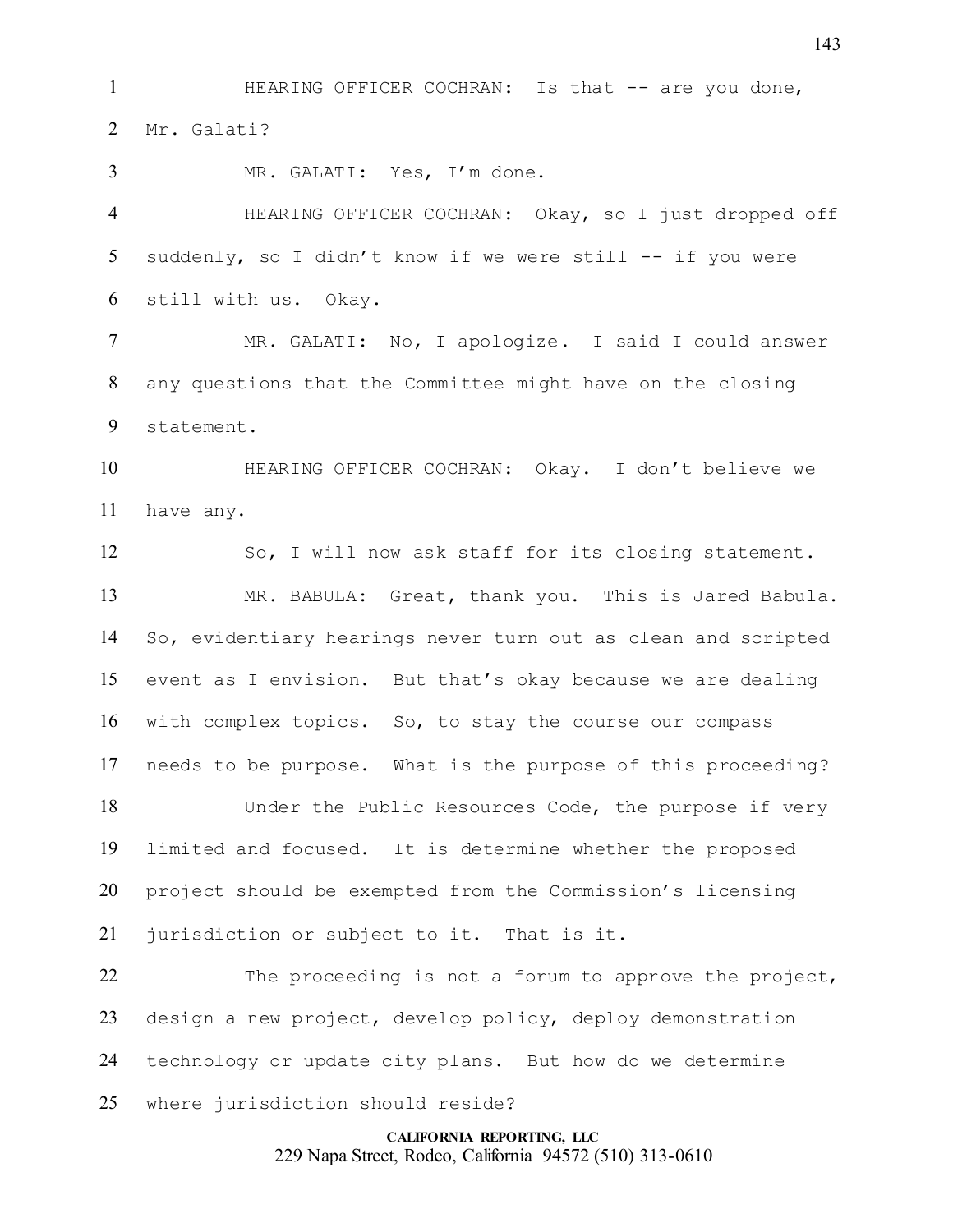HEARING OFFICER COCHRAN: Is that -- are you done, Mr. Galati?

MR. GALATI: Yes, I'm done.

HEARING OFFICER COCHRAN: Okay, so I just dropped off suddenly, so I didn't know if we were still -- if you were still with us. Okay.

MR. GALATI: No, I apologize. I said I could answer any questions that the Committee might have on the closing statement.

HEARING OFFICER COCHRAN: Okay. I don't believe we have any.

So, I will now ask staff for its closing statement.

MR. BABULA: Great, thank you. This is Jared Babula. So, evidentiary hearings never turn out as clean and scripted event as I envision. But that's okay because we are dealing with complex topics. So, to stay the course our compass needs to be purpose. What is the purpose of this proceeding?

Under the Public Resources Code, the purpose if very limited and focused. It is determine whether the proposed project should be exempted from the Commission's licensing jurisdiction or subject to it. That is it.

The proceeding is not a forum to approve the project, design a new project, develop policy, deploy demonstration technology or update city plans. But how do we determine where jurisdiction should reside?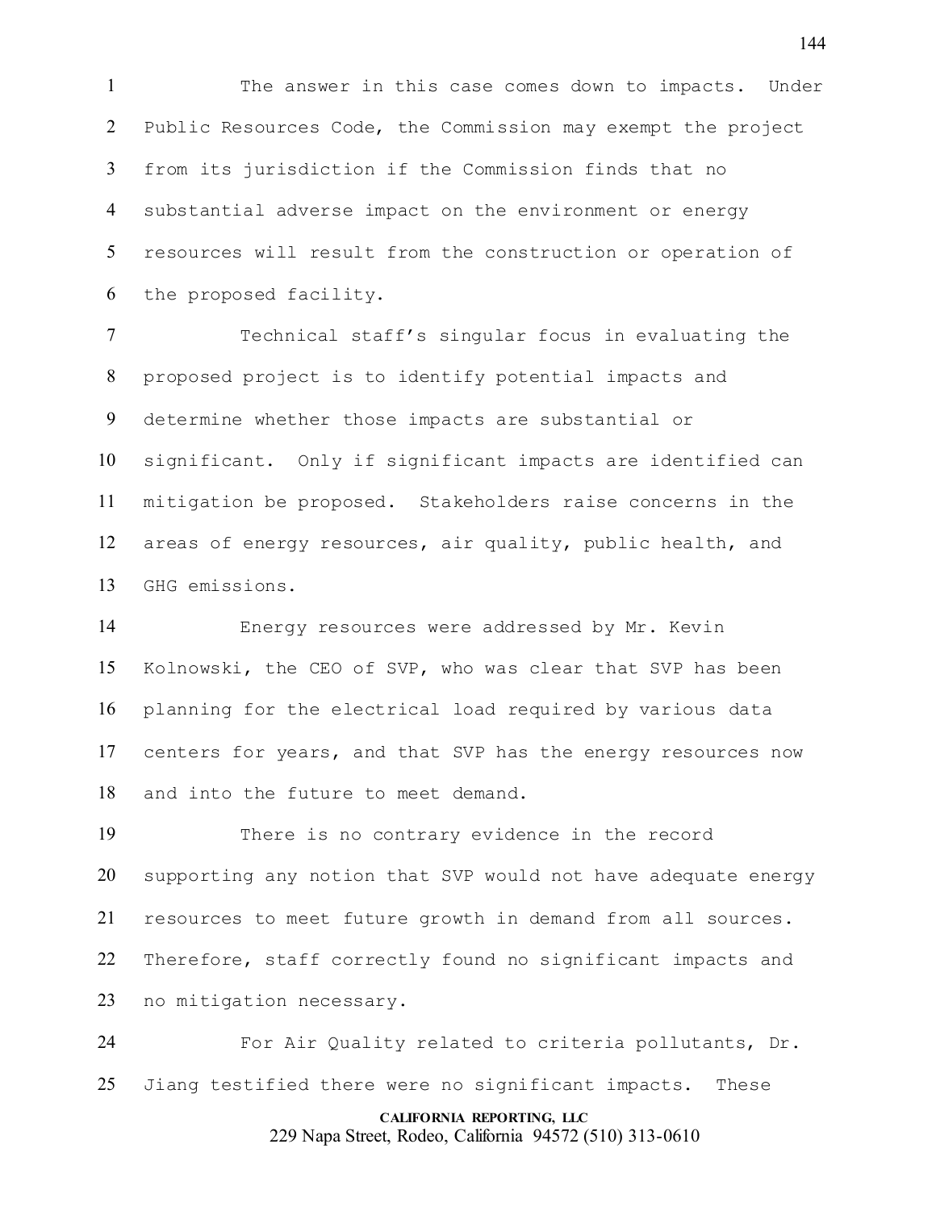The answer in this case comes down to impacts. Under Public Resources Code, the Commission may exempt the project from its jurisdiction if the Commission finds that no substantial adverse impact on the environment or energy resources will result from the construction or operation of the proposed facility.

Technical staff's singular focus in evaluating the proposed project is to identify potential impacts and determine whether those impacts are substantial or significant. Only if significant impacts are identified can mitigation be proposed. Stakeholders raise concerns in the areas of energy resources, air quality, public health, and GHG emissions.

Energy resources were addressed by Mr. Kevin Kolnowski, the CEO of SVP, who was clear that SVP has been planning for the electrical load required by various data centers for years, and that SVP has the energy resources now and into the future to meet demand.

There is no contrary evidence in the record supporting any notion that SVP would not have adequate energy resources to meet future growth in demand from all sources. Therefore, staff correctly found no significant impacts and no mitigation necessary.

For Air Quality related to criteria pollutants, Dr. Jiang testified there were no significant impacts. These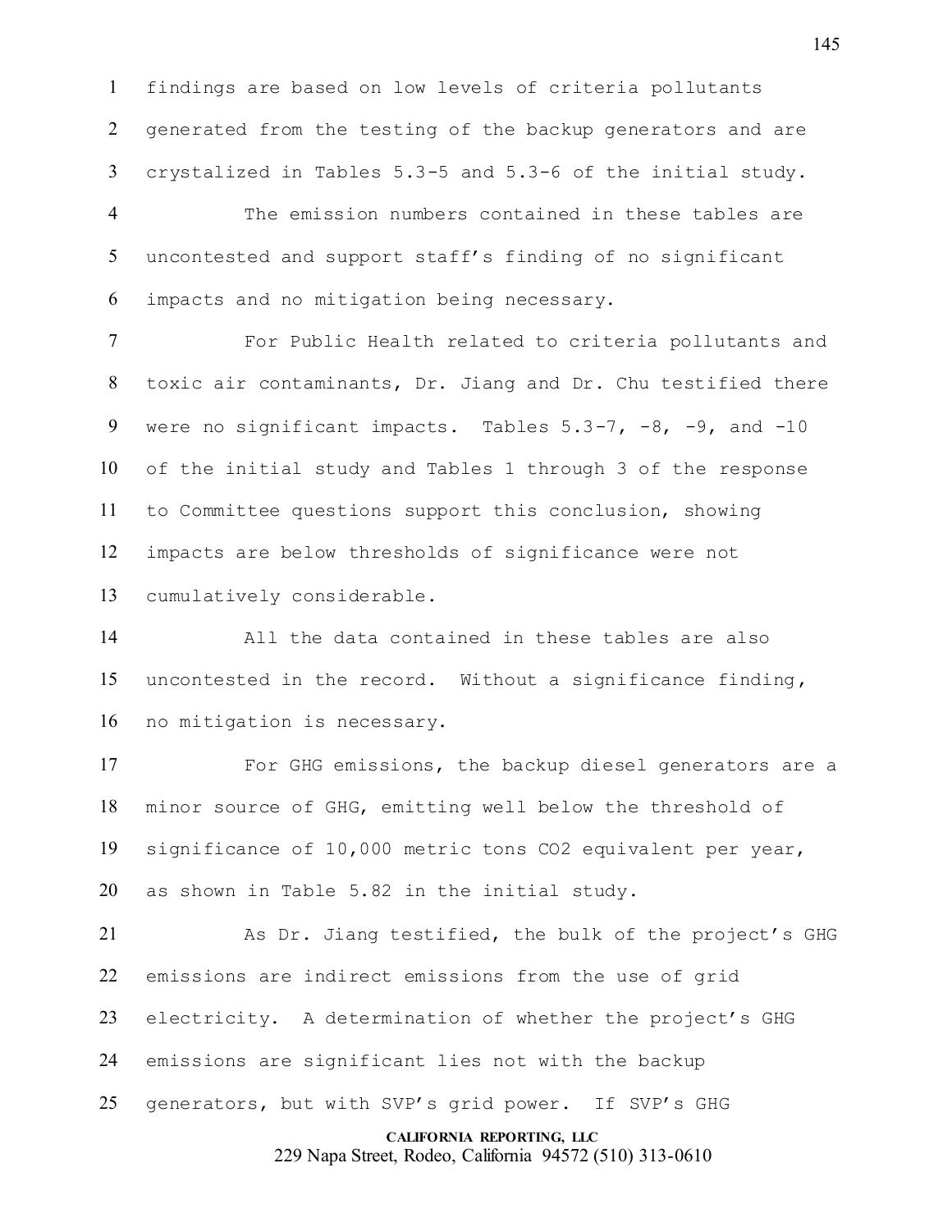findings are based on low levels of criteria pollutants generated from the testing of the backup generators and are crystalized in Tables 5.3-5 and 5.3-6 of the initial study.

The emission numbers contained in these tables are uncontested and support staff's finding of no significant impacts and no mitigation being necessary.

For Public Health related to criteria pollutants and toxic air contaminants, Dr. Jiang and Dr. Chu testified there were no significant impacts. Tables 5.3-7, -8, -9, and -10 of the initial study and Tables 1 through 3 of the response to Committee questions support this conclusion, showing impacts are below thresholds of significance were not cumulatively considerable.

All the data contained in these tables are also uncontested in the record. Without a significance finding, no mitigation is necessary.

For GHG emissions, the backup diesel generators are a minor source of GHG, emitting well below the threshold of significance of 10,000 metric tons $CO_2$ equivalent per year, as shown in Table 5.82 in the initial study.

As Dr. Jiang testified, the bulk of the project's GHG emissions are indirect emissions from the use of grid electricity. A determination of whether the project's GHG emissions are significant lies not with the backup generators, but with SVP's grid power. If SVP's GHG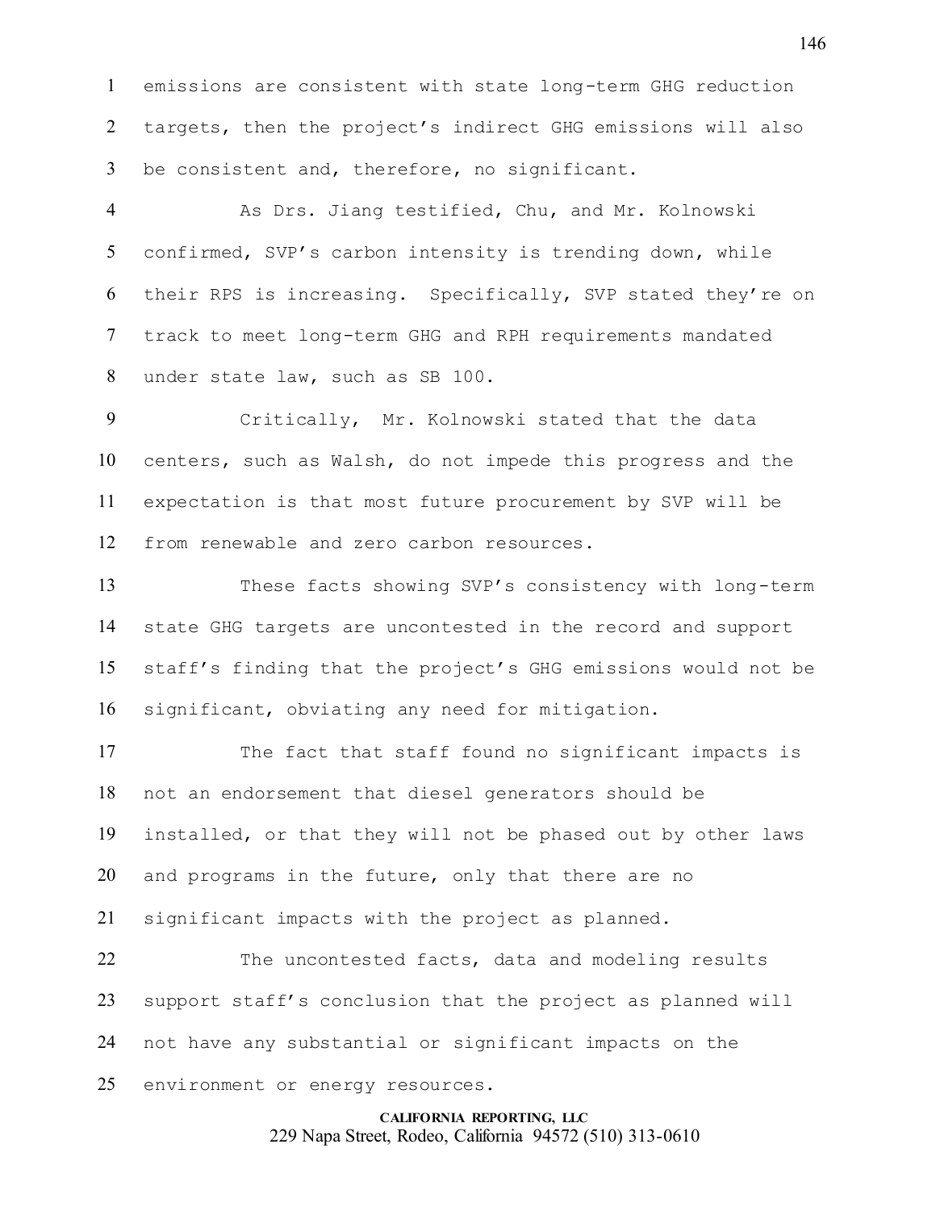emissions are consistent with state long-term GHG reduction targets, then the project's indirect GHG emissions will also be consistent and, therefore, no significant.

As Drs. Jiang testified, Chu, and Mr. Kolnowski confirmed, SVP's carbon intensity is trending down, while their RPS is increasing. Specifically, SVP stated they're on track to meet long-term GHG and RPH requirements mandated under state law, such as SB 100.

Critically, Mr. Kolnowski stated that the data centers, such as Walsh, do not impede this progress and the expectation is that most future procurement by SVP will be from renewable and zero carbon resources.

These facts showing SVP's consistency with long-term state GHG targets are uncontested in the record and support staff's finding that the project's GHG emissions would not be significant, obviating any need for mitigation.

The fact that staff found no significant impacts is not an endorsement that diesel generators should be installed, or that they will not be phased out by other laws and programs in the future, only that there are no significant impacts with the project as planned.

The uncontested facts, data and modeling results support staff's conclusion that the project as planned will not have any substantial or significant impacts on the environment or energy resources.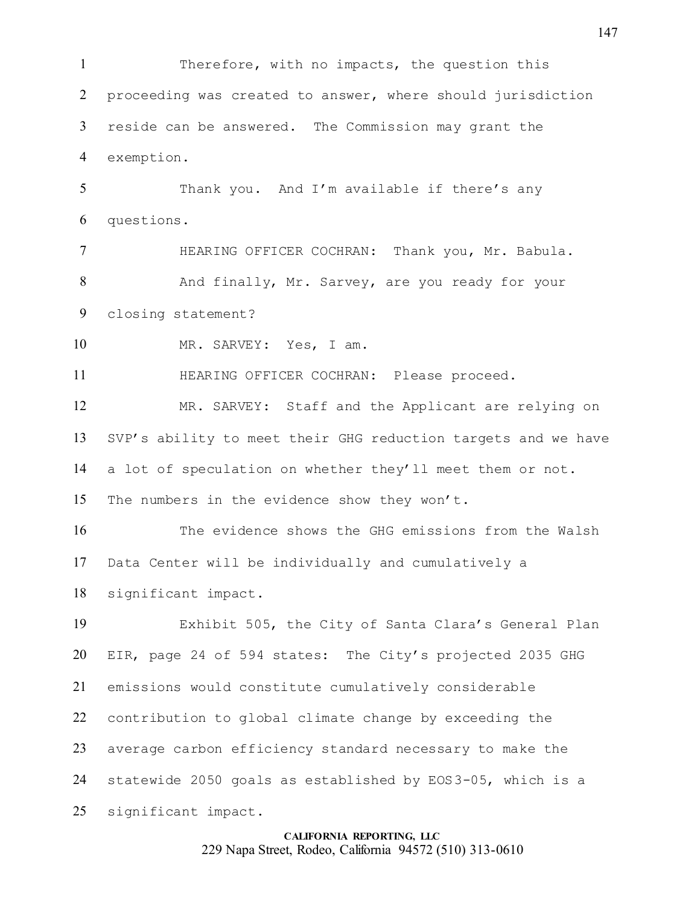Therefore, with no impacts, the question this proceeding was created to answer, where should jurisdiction reside can be answered. The Commission may grant the exemption.

Thank you. And I'm available if there's any questions.

HEARING OFFICER COCHRAN: Thank you, Mr. Babula.

And finally, Mr. Sarvey, are you ready for your closing statement?

MR. SARVEY: Yes, I am.

HEARING OFFICER COCHRAN: Please proceed.

MR. SARVEY: Staff and the Applicant are relying on SVP's ability to meet their GHG reduction targets and we have a lot of speculation on whether they'll meet them or not. The numbers in the evidence show they won't.

The evidence shows the GHG emissions from the Walsh Data Center will be individually and cumulatively a significant impact.

Exhibit 505, the City of Santa Clara's General Plan EIR, page 24 of 594 states: The City's projected 2035 GHG emissions would constitute cumulatively considerable contribution to global climate change by exceeding the average carbon efficiency standard necessary to make the statewide 2050 goals as established by EOS3-05, which is a significant impact.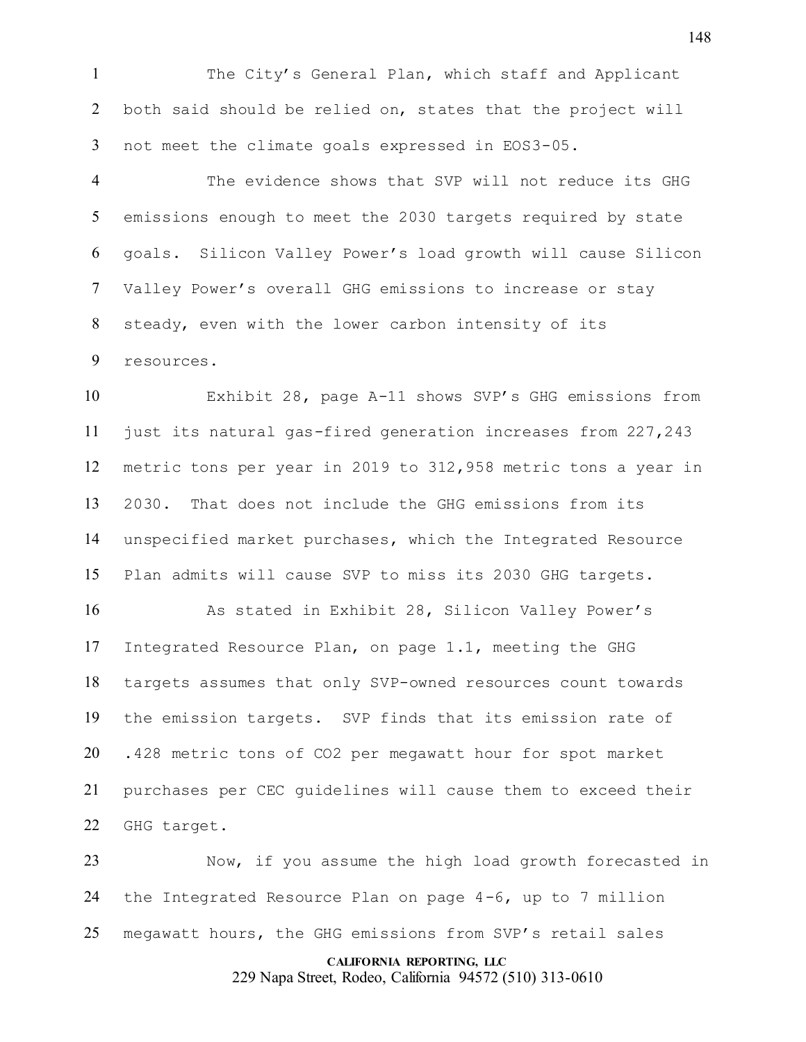The City's General Plan, which staff and Applicant both said should be relied on, states that the project will not meet the climate goals expressed in EOS3-05.

The evidence shows that SVP will not reduce its GHG emissions enough to meet the 2030 targets required by state goals. Silicon Valley Power's load growth will cause Silicon Valley Power's overall GHG emissions to increase or stay steady, even with the lower carbon intensity of its resources.

Exhibit 28, page A-11 shows SVP's GHG emissions from just its natural gas-fired generation increases from 227,243 metric tons per year in 2019 to 312,958 metric tons a year in 2030. That does not include the GHG emissions from its unspecified market purchases, which the Integrated Resource Plan admits will cause SVP to miss its 2030 GHG targets.

As stated in Exhibit 28, Silicon Valley Power's Integrated Resource Plan, on page 1.1, meeting the GHG targets assumes that only SVP-owned resources count towards the emission targets. SVP finds that its emission rate of .428 metric tons of $CO_2$ per megawatt hour for spot market purchases per CEC guidelines will cause them to exceed their GHG target.

Now, if you assume the high load growth forecasted in the Integrated Resource Plan on page 4-6, up to 7 million megawatt hours, the GHG emissions from SVP's retail sales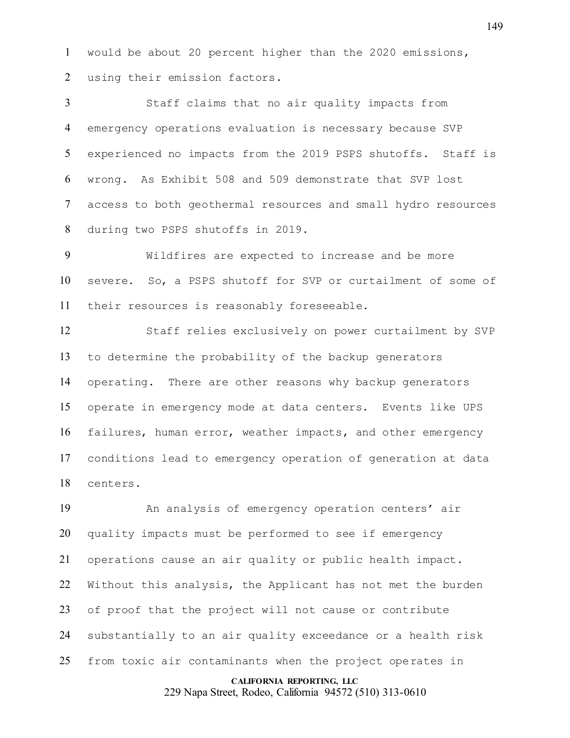would be about 20 percent higher than the 2020 emissions, using their emission factors.

Staff claims that no air quality impacts from emergency operations evaluation is necessary because SVP experienced no impacts from the 2019 PSPS shutoffs. Staff is wrong. As Exhibit 508 and 509 demonstrate that SVP lost access to both geothermal resources and small hydro resources during two PSPS shutoffs in 2019.

Wildfires are expected to increase and be more severe. So, a PSPS shutoff for SVP or curtailment of some of their resources is reasonably foreseeable.

Staff relies exclusively on power curtailment by SVP to determine the probability of the backup generators operating. There are other reasons why backup generators operate in emergency mode at data centers. Events like UPS failures, human error, weather impacts, and other emergency conditions lead to emergency operation of generation at data centers.

An analysis of emergency operation centers' air quality impacts must be performed to see if emergency operations cause an air quality or public health impact. Without this analysis, the Applicant has not met the burden of proof that the project will not cause or contribute substantially to an air quality exceedance or a health risk from toxic air contaminants when the project operates in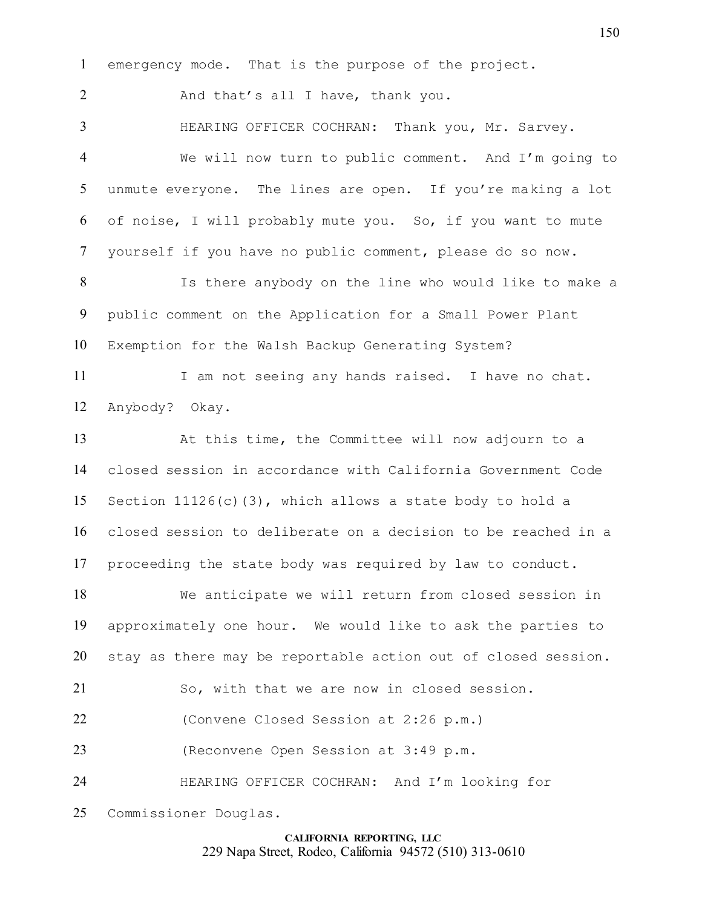emergency mode. That is the purpose of the project.

And that's all I have, thank you.

HEARING OFFICER COCHRAN: Thank you, Mr. Sarvey.

We will now turn to public comment. And I'm going to unmute everyone. The lines are open. If you're making a lot of noise, I will probably mute you. So, if you want to mute yourself if you have no public comment, please do so now.

Is there anybody on the line who would like to make a public comment on the Application for a Small Power Plant Exemption for the Walsh Backup Generating System?

I am not seeing any hands raised. I have no chat. Anybody? Okay.

At this time, the Committee will now adjourn to a closed session in accordance with California Government Code Section 11126(c)(3), which allows a state body to hold a closed session to deliberate on a decision to be reached in a proceeding the state body was required by law to conduct.

We anticipate we will return from closed session in approximately one hour. We would like to ask the parties to stay as there may be reportable action out of closed session.

So, with that we are now in closed session.

(Convene Closed Session at 2:26 p.m.)

(Reconvene Open Session at 3:49 p.m.

HEARING OFFICER COCHRAN: And I'm looking for Commissioner Douglas.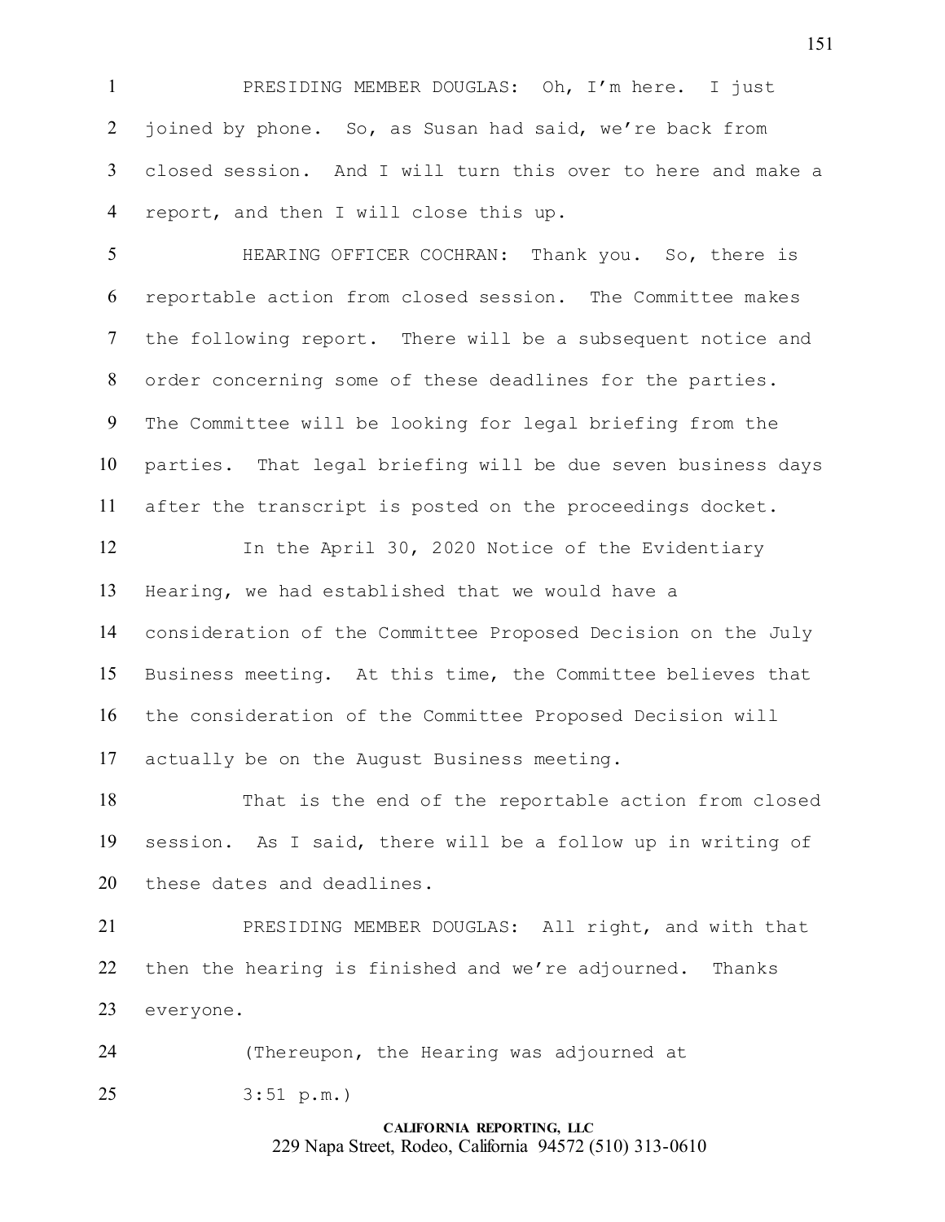PRESIDING MEMBER DOUGLAS: Oh, I'm here. I just joined by phone. So, as Susan had said, we're back from closed session. And I will turn this over to here and make a report, and then I will close this up.

HEARING OFFICER COCHRAN: Thank you. So, there is reportable action from closed session. The Committee makes the following report. There will be a subsequent notice and order concerning some of these deadlines for the parties. The Committee will be looking for legal briefing from the parties. That legal briefing will be due seven business days after the transcript is posted on the proceedings docket.

In the April 30, 2020 Notice of the Evidentiary Hearing, we had established that we would have a consideration of the Committee Proposed Decision on the July Business meeting. At this time, the Committee believes that the consideration of the Committee Proposed Decision will actually be on the August Business meeting.

That is the end of the reportable action from closed session. As I said, there will be a follow up in writing of these dates and deadlines.

PRESIDING MEMBER DOUGLAS: All right, and with that then the hearing is finished and we're adjourned. Thanks everyone.

(Thereupon, the Hearing was adjourned at 3:51 p.m.)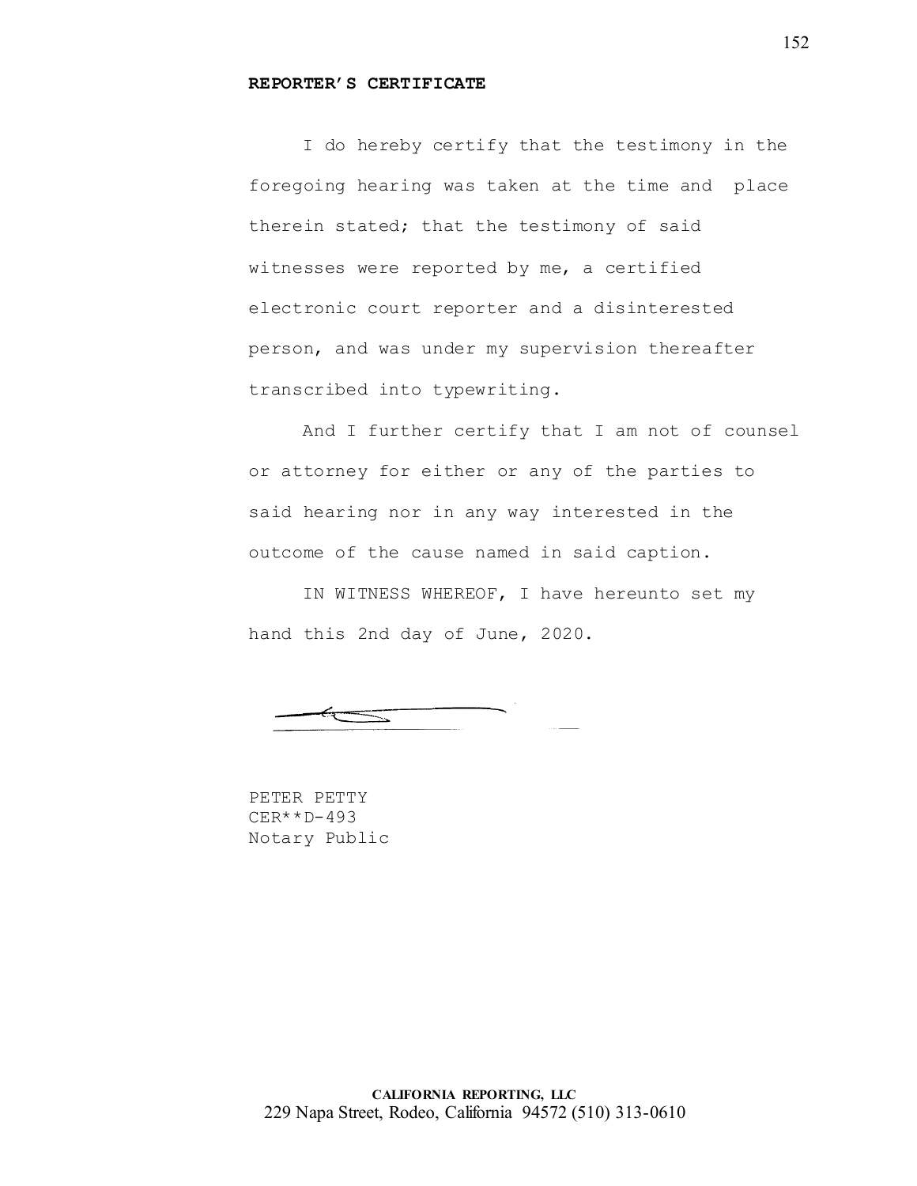**REPORTER'S CERTIFICATE**

I do hereby certify that the testimony in the foregoing hearing was taken at the time and place therein stated; that the testimony of said witnesses were reported by me, a certified electronic court reporter and a disinterested person, and was under my supervision thereafter transcribed into typewriting.

And I further certify that I am not of counsel or attorney for either or any of the parties to said hearing nor in any way interested in the outcome of the cause named in said caption.

IN WITNESS WHEREOF, I have hereunto set my hand this 2nd day of June, 2020.

PETER PETTY
CER**D-493
Notary Public

**CALIFORNIA REPORTING, LLC**
229 Napa Street, Rodeo, California 94572 (510) 313-0610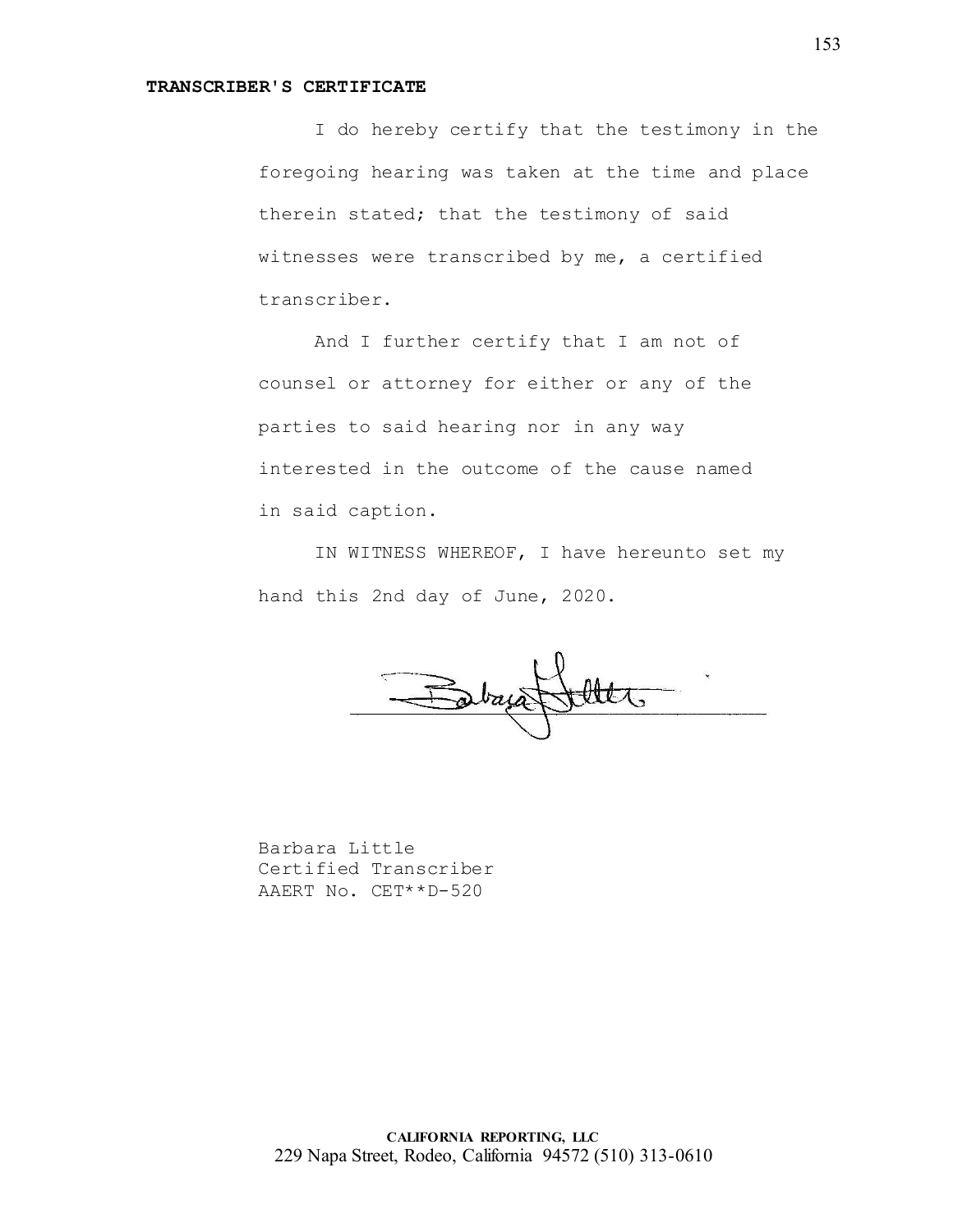**TRANSCRIBER'S CERTIFICATE**

I do hereby certify that the testimony in the foregoing hearing was taken at the time and place therein stated; that the testimony of said witnesses were transcribed by me, a certified transcriber.

And I further certify that I am not of counsel or attorney for either or any of the parties to said hearing nor in any way interested in the outcome of the cause named in said caption.

IN WITNESS WHEREOF, I have hereunto set my hand this 2nd day of June, 2020.

Barbara Little
Certified Transcriber
AAERT No. CET**D-520

**CALIFORNIA REPORTING, LLC**
229 Napa Street, Rodeo, California 94572 (510) 313-0610